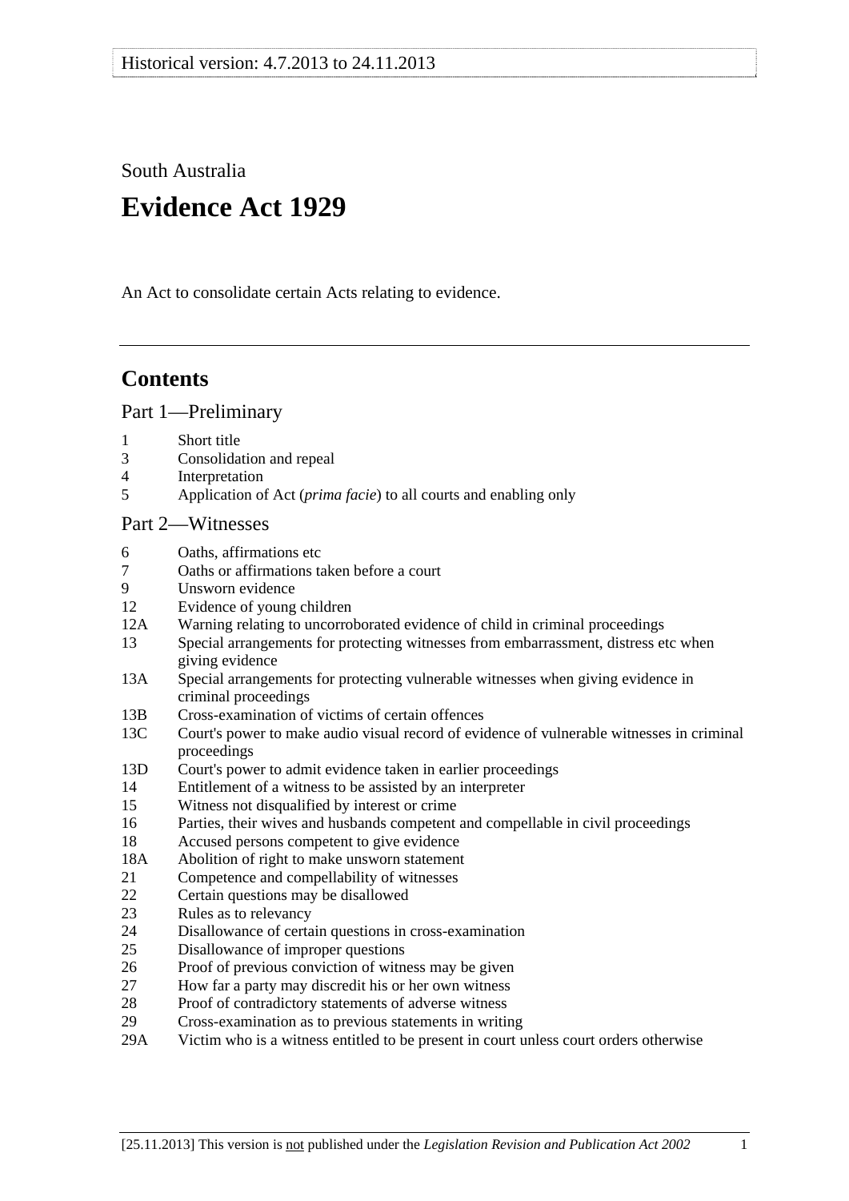Historical version: 4.7.2013 to 24.11.2013

South Australia

# Evidence Act 1929

An Act to consolidate certain Acts relating to evidence.

---

## Contents

### Part 1—Preliminary

1 Short title
3 Consolidation and repeal
4 Interpretation
5 Application of Act (*prima facie*) to all courts and enabling only

### Part 2—Witnesses

6 Oaths, affirmations etc
7 Oaths or affirmations taken before a court
9 Unsworn evidence
12 Evidence of young children
12A Warning relating to uncorroborated evidence of child in criminal proceedings
13 Special arrangements for protecting witnesses from embarrassment, distress etc when giving evidence
13A Special arrangements for protecting vulnerable witnesses when giving evidence in criminal proceedings
13B Cross-examination of victims of certain offences
13C Court's power to make audio visual record of evidence of vulnerable witnesses in criminal proceedings
13D Court's power to admit evidence taken in earlier proceedings
14 Entitlement of a witness to be assisted by an interpreter
15 Witness not disqualified by interest or crime
16 Parties, their wives and husbands competent and compellable in civil proceedings
18 Accused persons competent to give evidence
18A Abolition of right to make unsworn statement
21 Competence and compellability of witnesses
22 Certain questions may be disallowed
23 Rules as to relevancy
24 Disallowance of certain questions in cross-examination
25 Disallowance of improper questions
26 Proof of previous conviction of witness may be given
27 How far a party may discredit his or her own witness
28 Proof of contradictory statements of adverse witness
29 Cross-examination as to previous statements in writing
29A Victim who is a witness entitled to be present in court unless court orders otherwise

[25.11.2013] This version is not published under the *Legislation Revision and Publication Act 2002*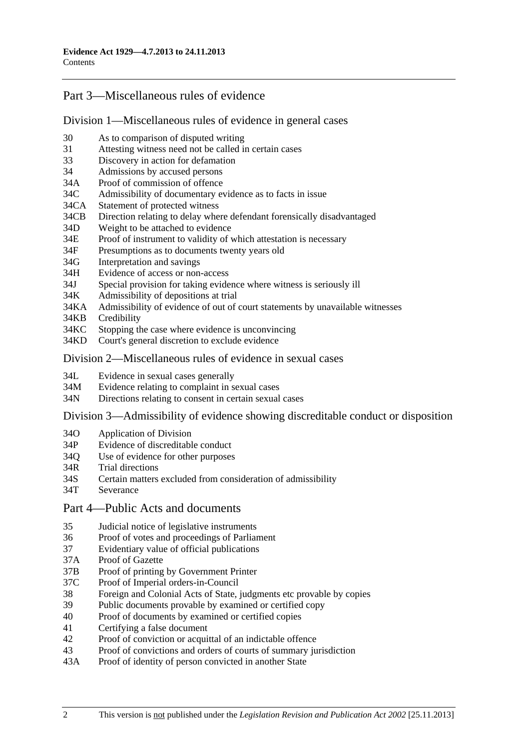## Part 3—Miscellaneous rules of evidence

### Division 1—Miscellaneous rules of evidence in general cases

30 As to comparison of disputed writing
31 Attesting witness need not be called in certain cases
33 Discovery in action for defamation
34 Admissions by accused persons
34A Proof of commission of offence
34C Admissibility of documentary evidence as to facts in issue
34CA Statement of protected witness
34CB Direction relating to delay where defendant forensically disadvantaged
34D Weight to be attached to evidence
34E Proof of instrument to validity of which attestation is necessary
34F Presumptions as to documents twenty years old
34G Interpretation and savings
34H Evidence of access or non-access
34J Special provision for taking evidence where witness is seriously ill
34K Admissibility of depositions at trial
34KA Admissibility of evidence of out of court statements by unavailable witnesses
34KB Credibility
34KC Stopping the case where evidence is unconvincing
34KD Court's general discretion to exclude evidence

### Division 2—Miscellaneous rules of evidence in sexual cases

34L Evidence in sexual cases generally
34M Evidence relating to complaint in sexual cases
34N Directions relating to consent in certain sexual cases

### Division 3—Admissibility of evidence showing discreditable conduct or disposition

34O Application of Division
34P Evidence of discreditable conduct
34Q Use of evidence for other purposes
34R Trial directions
34S Certain matters excluded from consideration of admissibility
34T Severance

## Part 4—Public Acts and documents

35 Judicial notice of legislative instruments
36 Proof of votes and proceedings of Parliament
37 Evidentiary value of official publications
37A Proof of Gazette
37B Proof of printing by Government Printer
37C Proof of Imperial orders-in-Council
38 Foreign and Colonial Acts of State, judgments etc provable by copies
39 Public documents provable by examined or certified copy
40 Proof of documents by examined or certified copies
41 Certifying a false document
42 Proof of conviction or acquittal of an indictable offence
43 Proof of convictions and orders of courts of summary jurisdiction
43A Proof of identity of person convicted in another State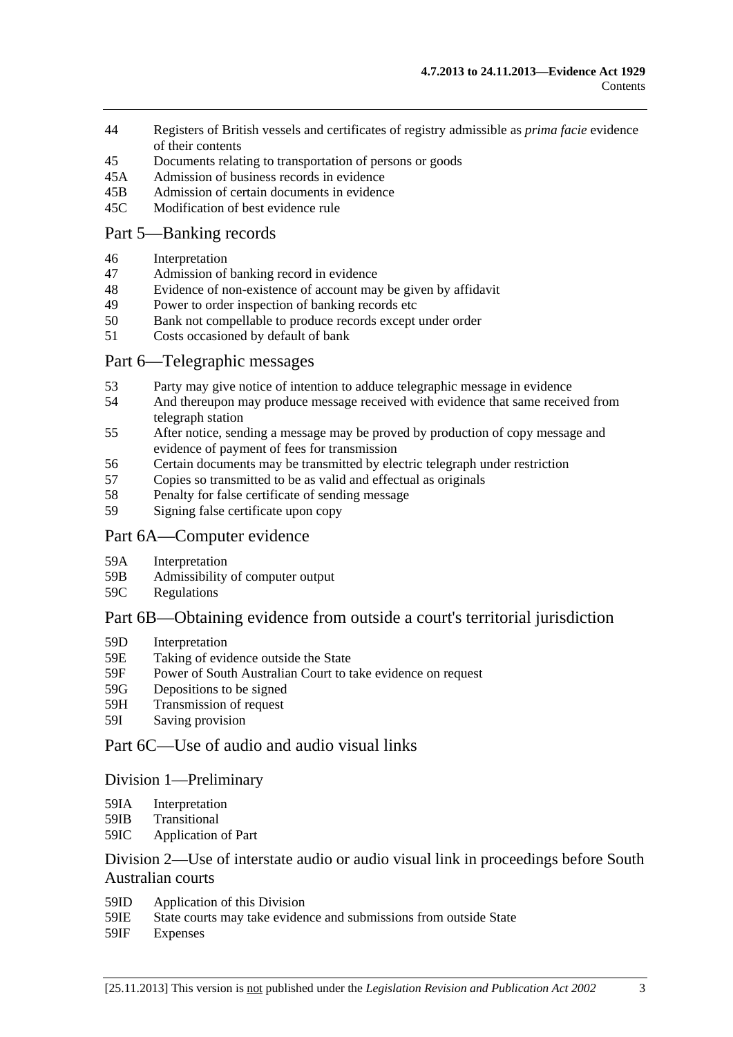44 Registers of British vessels and certificates of registry admissible as *prima facie* evidence of their contents
45 Documents relating to transportation of persons or goods
45A Admission of business records in evidence
45B Admission of certain documents in evidence
45C Modification of best evidence rule

## Part 5—Banking records

46 Interpretation
47 Admission of banking record in evidence
48 Evidence of non-existence of account may be given by affidavit
49 Power to order inspection of banking records etc
50 Bank not compellable to produce records except under order
51 Costs occasioned by default of bank

## Part 6—Telegraphic messages

53 Party may give notice of intention to adduce telegraphic message in evidence
54 And thereupon may produce message received with evidence that same received from telegraph station
55 After notice, sending a message may be proved by production of copy message and evidence of payment of fees for transmission
56 Certain documents may be transmitted by electric telegraph under restriction
57 Copies so transmitted to be as valid and effectual as originals
58 Penalty for false certificate of sending message
59 Signing false certificate upon copy

## Part 6A—Computer evidence

59A Interpretation
59B Admissibility of computer output
59C Regulations

## Part 6B—Obtaining evidence from outside a court's territorial jurisdiction

59D Interpretation
59E Taking of evidence outside the State
59F Power of South Australian Court to take evidence on request
59G Depositions to be signed
59H Transmission of request
59I Saving provision

## Part 6C—Use of audio and audio visual links

### Division 1—Preliminary

59IA Interpretation
59IB Transitional
59IC Application of Part

### Division 2—Use of interstate audio or audio visual link in proceedings before South Australian courts

59ID Application of this Division
59IE State courts may take evidence and submissions from outside State
59IF Expenses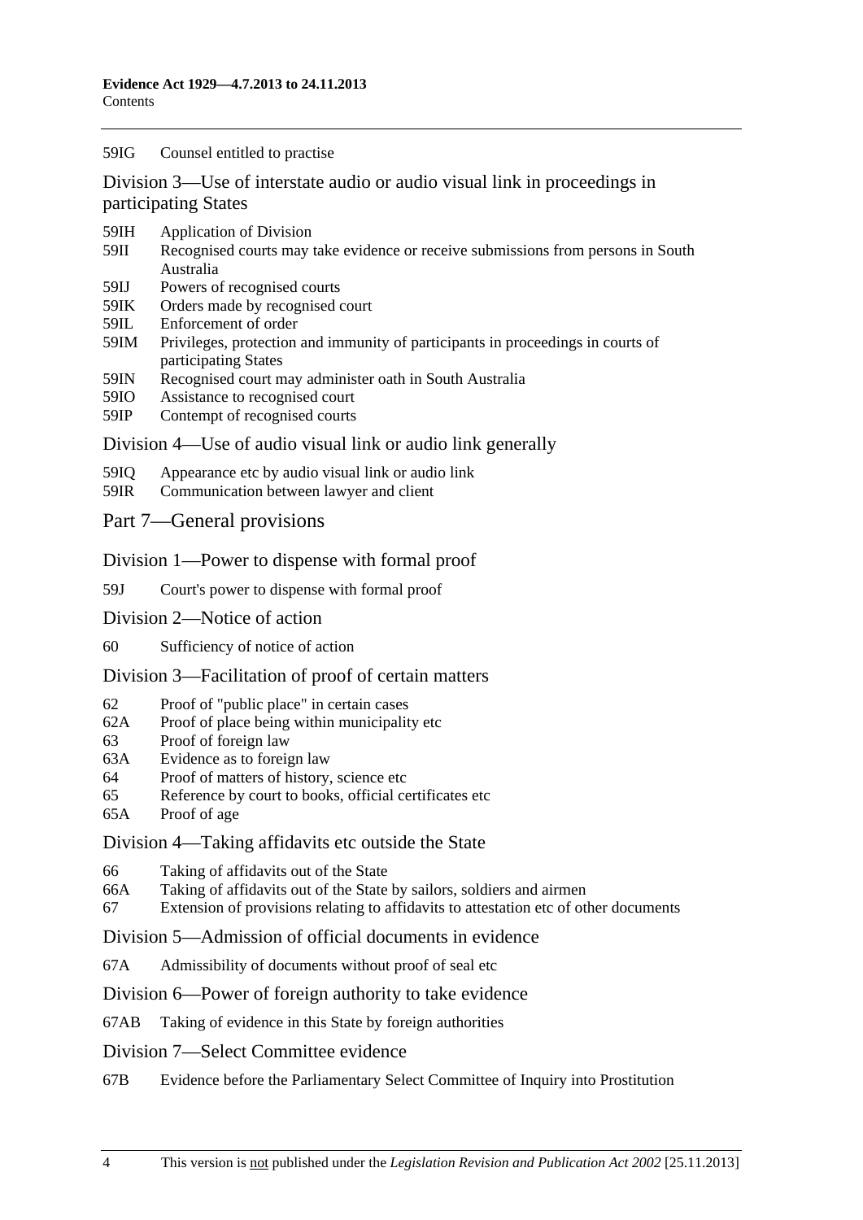59IG Counsel entitled to practise

## Division 3—Use of interstate audio or audio visual link in proceedings in participating States

59IH Application of Division
59II Recognised courts may take evidence or receive submissions from persons in South Australia
59IJ Powers of recognised courts
59IK Orders made by recognised court
59IL Enforcement of order
59IM Privileges, protection and immunity of participants in proceedings in courts of participating States
59IN Recognised court may administer oath in South Australia
59IO Assistance to recognised court
59IP Contempt of recognised courts

## Division 4—Use of audio visual link or audio link generally

59IQ Appearance etc by audio visual link or audio link
59IR Communication between lawyer and client

# Part 7—General provisions

## Division 1—Power to dispense with formal proof

59J Court's power to dispense with formal proof

## Division 2—Notice of action

60 Sufficiency of notice of action

## Division 3—Facilitation of proof of certain matters

62 Proof of "public place" in certain cases
62A Proof of place being within municipality etc
63 Proof of foreign law
63A Evidence as to foreign law
64 Proof of matters of history, science etc
65 Reference by court to books, official certificates etc
65A Proof of age

## Division 4—Taking affidavits etc outside the State

66 Taking of affidavits out of the State
66A Taking of affidavits out of the State by sailors, soldiers and airmen
67 Extension of provisions relating to affidavits to attestation etc of other documents

## Division 5—Admission of official documents in evidence

67A Admissibility of documents without proof of seal etc

## Division 6—Power of foreign authority to take evidence

67AB Taking of evidence in this State by foreign authorities

## Division 7—Select Committee evidence

67B Evidence before the Parliamentary Select Committee of Inquiry into Prostitution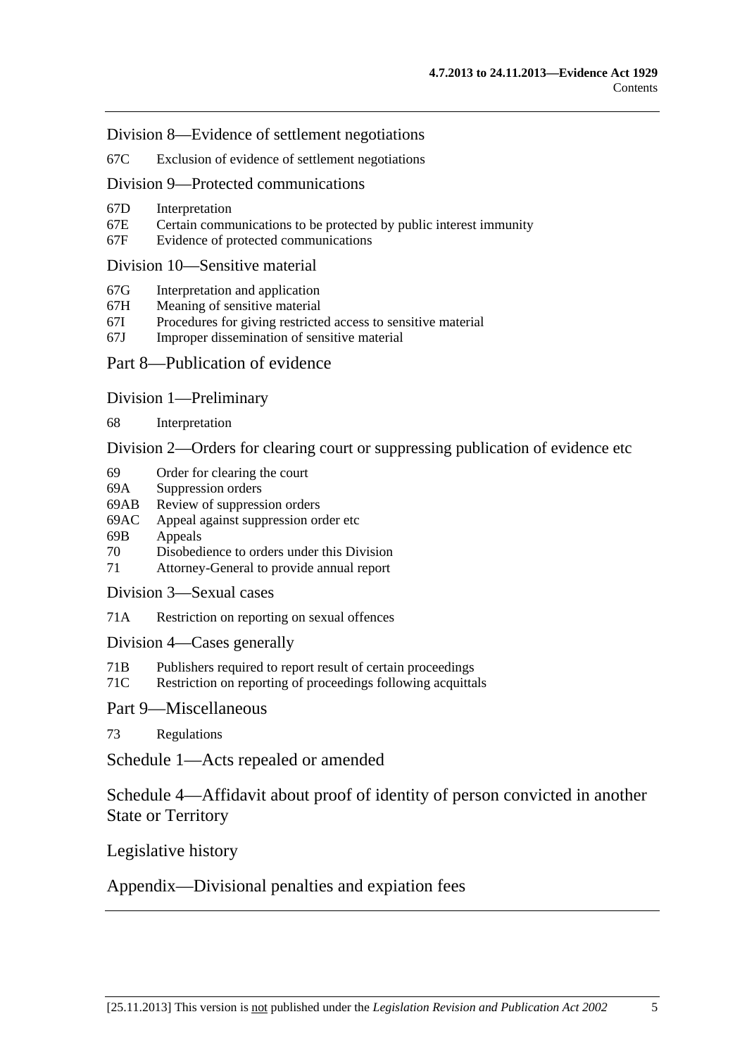Division 8—Evidence of settlement negotiations

67C Exclusion of evidence of settlement negotiations

Division 9—Protected communications

67D Interpretation
67E Certain communications to be protected by public interest immunity
67F Evidence of protected communications

Division 10—Sensitive material

67G Interpretation and application
67H Meaning of sensitive material
67I Procedures for giving restricted access to sensitive material
67J Improper dissemination of sensitive material

Part 8—Publication of evidence

Division 1—Preliminary

68 Interpretation

Division 2—Orders for clearing court or suppressing publication of evidence etc

69 Order for clearing the court
69A Suppression orders
69AB Review of suppression orders
69AC Appeal against suppression order etc
69B Appeals
70 Disobedience to orders under this Division
71 Attorney-General to provide annual report

Division 3—Sexual cases

71A Restriction on reporting on sexual offences

Division 4—Cases generally

71B Publishers required to report result of certain proceedings
71C Restriction on reporting of proceedings following acquittals

Part 9—Miscellaneous

73 Regulations

Schedule 1—Acts repealed or amended

Schedule 4—Affidavit about proof of identity of person convicted in another State or Territory

Legislative history

Appendix—Divisional penalties and expiation fees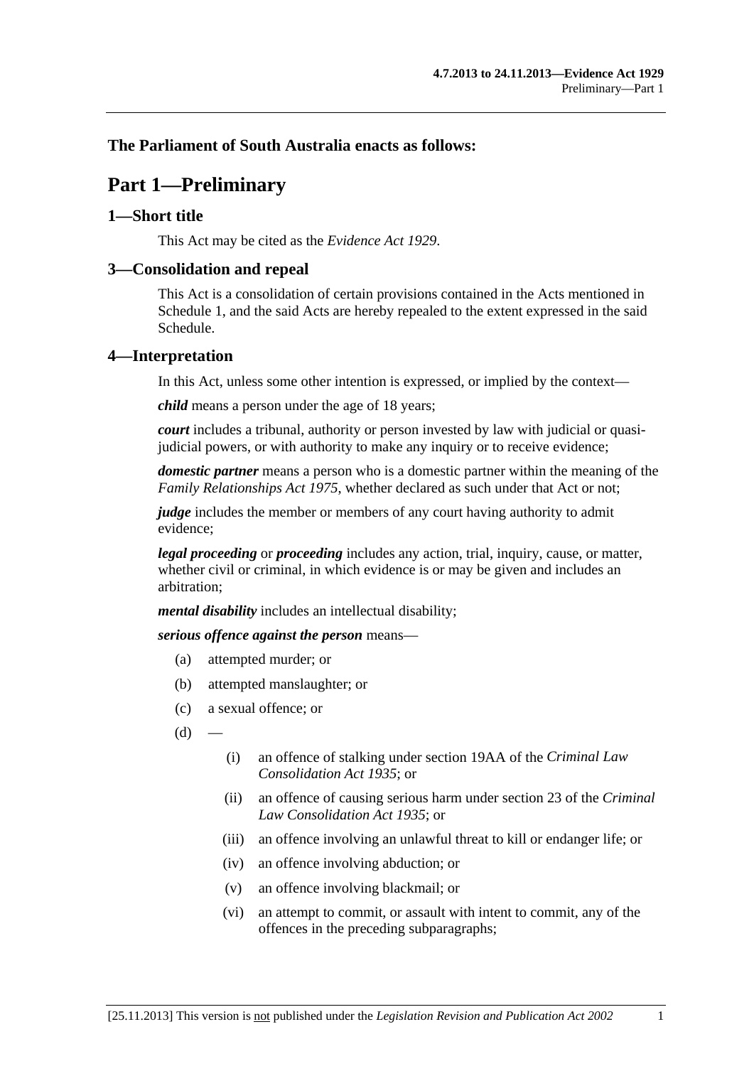## The Parliament of South Australia enacts as follows:

# Part 1—Preliminary

## 1—Short title

This Act may be cited as the *Evidence Act 1929*.

## 3—Consolidation and repeal

This Act is a consolidation of certain provisions contained in the Acts mentioned in Schedule 1, and the said Acts are hereby repealed to the extent expressed in the said Schedule.

## 4—Interpretation

In this Act, unless some other intention is expressed, or implied by the context—

***child*** means a person under the age of 18 years;

***court*** includes a tribunal, authority or person invested by law with judicial or quasi-judicial powers, or with authority to make any inquiry or to receive evidence;

***domestic partner*** means a person who is a domestic partner within the meaning of the *Family Relationships Act 1975*, whether declared as such under that Act or not;

***judge*** includes the member or members of any court having authority to admit evidence;

***legal proceeding*** or ***proceeding*** includes any action, trial, inquiry, cause, or matter, whether civil or criminal, in which evidence is or may be given and includes an arbitration;

***mental disability*** includes an intellectual disability;

***serious offence against the person*** means—

(a) attempted murder; or

(b) attempted manslaughter; or

(c) a sexual offence; or

(d) —

(i) an offence of stalking under section 19AA of the *Criminal Law Consolidation Act 1935*; or

(ii) an offence of causing serious harm under section 23 of the *Criminal Law Consolidation Act 1935*; or

(iii) an offence involving an unlawful threat to kill or endanger life; or

(iv) an offence involving abduction; or

(v) an offence involving blackmail; or

(vi) an attempt to commit, or assault with intent to commit, any of the offences in the preceding subparagraphs;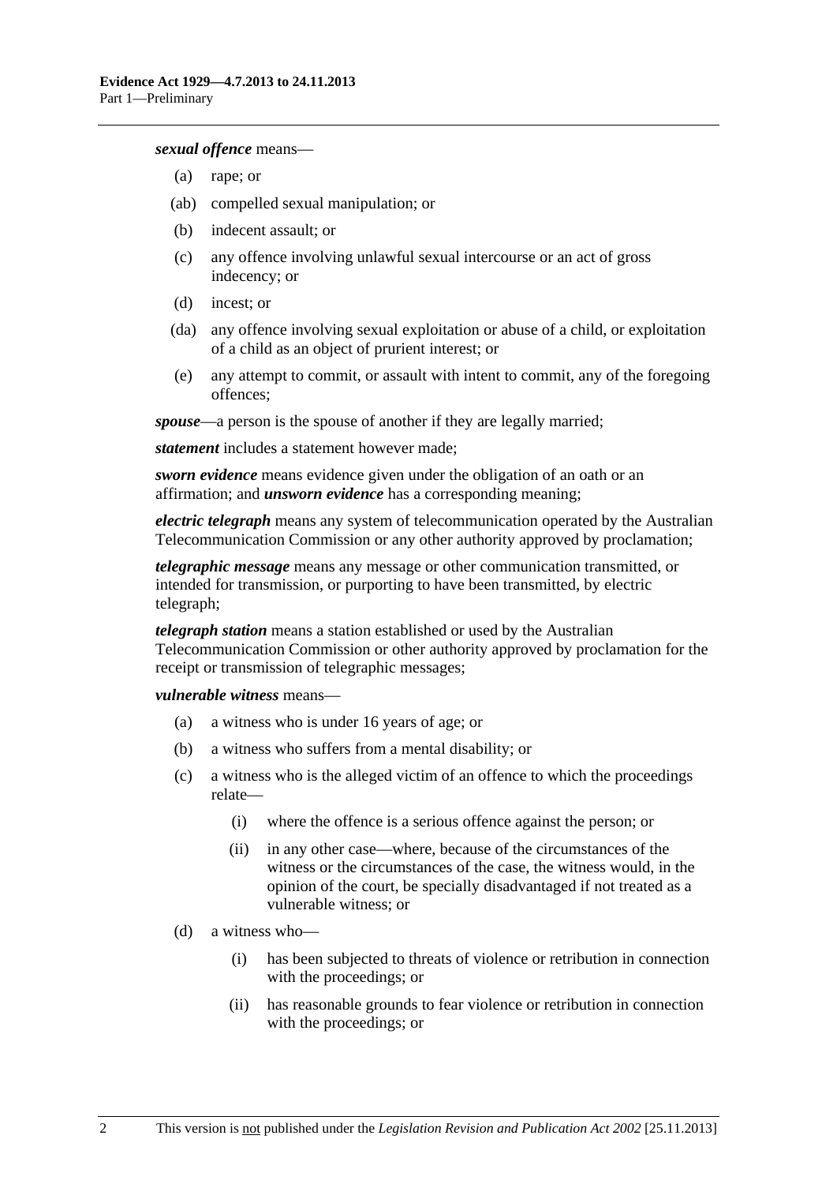***sexual offence*** means—

- (a) rape; or
- (ab) compelled sexual manipulation; or
- (b) indecent assault; or
- (c) any offence involving unlawful sexual intercourse or an act of gross indecency; or
- (d) incest; or
- (da) any offence involving sexual exploitation or abuse of a child, or exploitation of a child as an object of prurient interest; or
- (e) any attempt to commit, or assault with intent to commit, any of the foregoing offences;

***spouse***—a person is the spouse of another if they are legally married;

***statement*** includes a statement however made;

***sworn evidence*** means evidence given under the obligation of an oath or an affirmation; and ***unsworn evidence*** has a corresponding meaning;

***electric telegraph*** means any system of telecommunication operated by the Australian Telecommunication Commission or any other authority approved by proclamation;

***telegraphic message*** means any message or other communication transmitted, or intended for transmission, or purporting to have been transmitted, by electric telegraph;

***telegraph station*** means a station established or used by the Australian Telecommunication Commission or other authority approved by proclamation for the receipt or transmission of telegraphic messages;

***vulnerable witness*** means—

- (a) a witness who is under 16 years of age; or
- (b) a witness who suffers from a mental disability; or
- (c) a witness who is the alleged victim of an offence to which the proceedings relate—
  - (i) where the offence is a serious offence against the person; or
  - (ii) in any other case—where, because of the circumstances of the witness or the circumstances of the case, the witness would, in the opinion of the court, be specially disadvantaged if not treated as a vulnerable witness; or
- (d) a witness who—
  - (i) has been subjected to threats of violence or retribution in connection with the proceedings; or
  - (ii) has reasonable grounds to fear violence or retribution in connection with the proceedings; or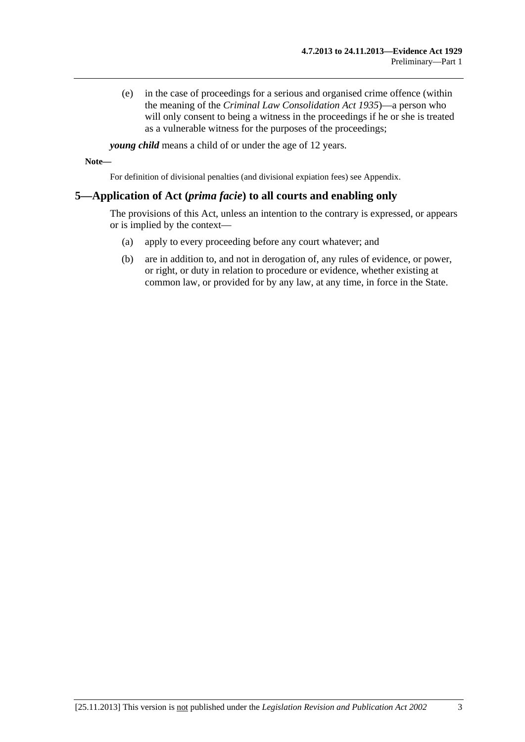(e) in the case of proceedings for a serious and organised crime offence (within the meaning of the *Criminal Law Consolidation Act 1935*)—a person who will only consent to being a witness in the proceedings if he or she is treated as a vulnerable witness for the purposes of the proceedings;

***young child*** means a child of or under the age of 12 years.

**Note—**

For definition of divisional penalties (and divisional expiation fees) see Appendix.

## 5—Application of Act (*prima facie*) to all courts and enabling only

The provisions of this Act, unless an intention to the contrary is expressed, or appears or is implied by the context—

(a) apply to every proceeding before any court whatever; and

(b) are in addition to, and not in derogation of, any rules of evidence, or power, or right, or duty in relation to procedure or evidence, whether existing at common law, or provided for by any law, at any time, in force in the State.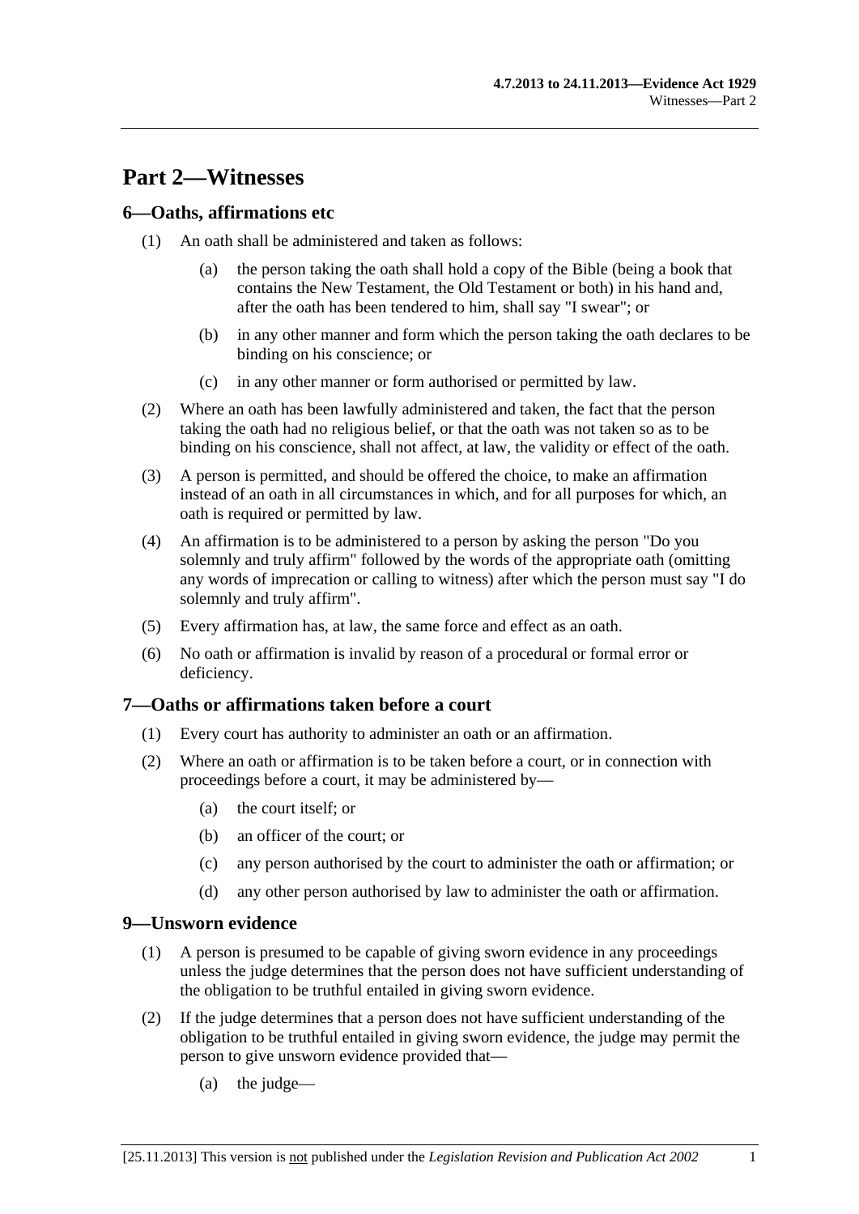# Part 2—Witnesses

## 6—Oaths, affirmations etc

(1) An oath shall be administered and taken as follows:

(a) the person taking the oath shall hold a copy of the Bible (being a book that contains the New Testament, the Old Testament or both) in his hand and, after the oath has been tendered to him, shall say "I swear"; or

(b) in any other manner and form which the person taking the oath declares to be binding on his conscience; or

(c) in any other manner or form authorised or permitted by law.

(2) Where an oath has been lawfully administered and taken, the fact that the person taking the oath had no religious belief, or that the oath was not taken so as to be binding on his conscience, shall not affect, at law, the validity or effect of the oath.

(3) A person is permitted, and should be offered the choice, to make an affirmation instead of an oath in all circumstances in which, and for all purposes for which, an oath is required or permitted by law.

(4) An affirmation is to be administered to a person by asking the person "Do you solemnly and truly affirm" followed by the words of the appropriate oath (omitting any words of imprecation or calling to witness) after which the person must say "I do solemnly and truly affirm".

(5) Every affirmation has, at law, the same force and effect as an oath.

(6) No oath or affirmation is invalid by reason of a procedural or formal error or deficiency.

## 7—Oaths or affirmations taken before a court

(1) Every court has authority to administer an oath or an affirmation.

(2) Where an oath or affirmation is to be taken before a court, or in connection with proceedings before a court, it may be administered by—

(a) the court itself; or

(b) an officer of the court; or

(c) any person authorised by the court to administer the oath or affirmation; or

(d) any other person authorised by law to administer the oath or affirmation.

## 9—Unsworn evidence

(1) A person is presumed to be capable of giving sworn evidence in any proceedings unless the judge determines that the person does not have sufficient understanding of the obligation to be truthful entailed in giving sworn evidence.

(2) If the judge determines that a person does not have sufficient understanding of the obligation to be truthful entailed in giving sworn evidence, the judge may permit the person to give unsworn evidence provided that—

(a) the judge—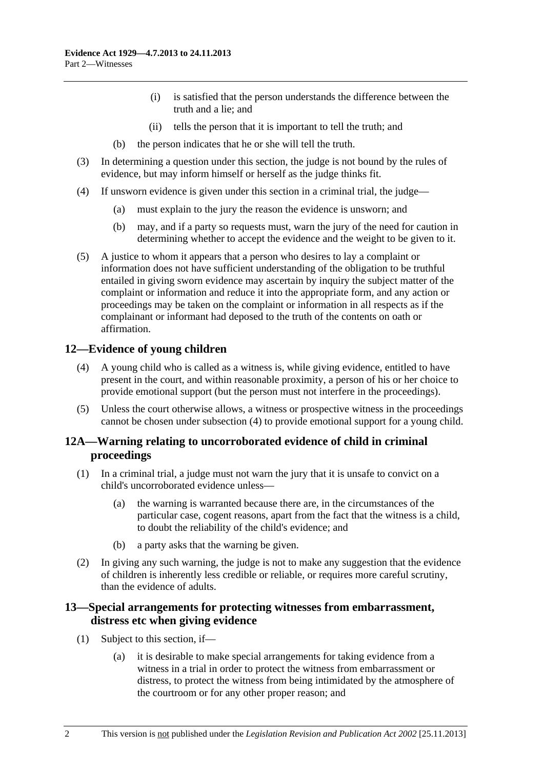(i) is satisfied that the person understands the difference between the truth and a lie; and

(ii) tells the person that it is important to tell the truth; and

(b) the person indicates that he or she will tell the truth.

(3) In determining a question under this section, the judge is not bound by the rules of evidence, but may inform himself or herself as the judge thinks fit.

(4) If unsworn evidence is given under this section in a criminal trial, the judge—

(a) must explain to the jury the reason the evidence is unsworn; and

(b) may, and if a party so requests must, warn the jury of the need for caution in determining whether to accept the evidence and the weight to be given to it.

(5) A justice to whom it appears that a person who desires to lay a complaint or information does not have sufficient understanding of the obligation to be truthful entailed in giving sworn evidence may ascertain by inquiry the subject matter of the complaint or information and reduce it into the appropriate form, and any action or proceedings may be taken on the complaint or information in all respects as if the complainant or informant had deposed to the truth of the contents on oath or affirmation.

## 12—Evidence of young children

(4) A young child who is called as a witness is, while giving evidence, entitled to have present in the court, and within reasonable proximity, a person of his or her choice to provide emotional support (but the person must not interfere in the proceedings).

(5) Unless the court otherwise allows, a witness or prospective witness in the proceedings cannot be chosen under subsection (4) to provide emotional support for a young child.

## 12A—Warning relating to uncorroborated evidence of child in criminal proceedings

(1) In a criminal trial, a judge must not warn the jury that it is unsafe to convict on a child's uncorroborated evidence unless—

(a) the warning is warranted because there are, in the circumstances of the particular case, cogent reasons, apart from the fact that the witness is a child, to doubt the reliability of the child's evidence; and

(b) a party asks that the warning be given.

(2) In giving any such warning, the judge is not to make any suggestion that the evidence of children is inherently less credible or reliable, or requires more careful scrutiny, than the evidence of adults.

## 13—Special arrangements for protecting witnesses from embarrassment, distress etc when giving evidence

(1) Subject to this section, if—

(a) it is desirable to make special arrangements for taking evidence from a witness in a trial in order to protect the witness from embarrassment or distress, to protect the witness from being intimidated by the atmosphere of the courtroom or for any other proper reason; and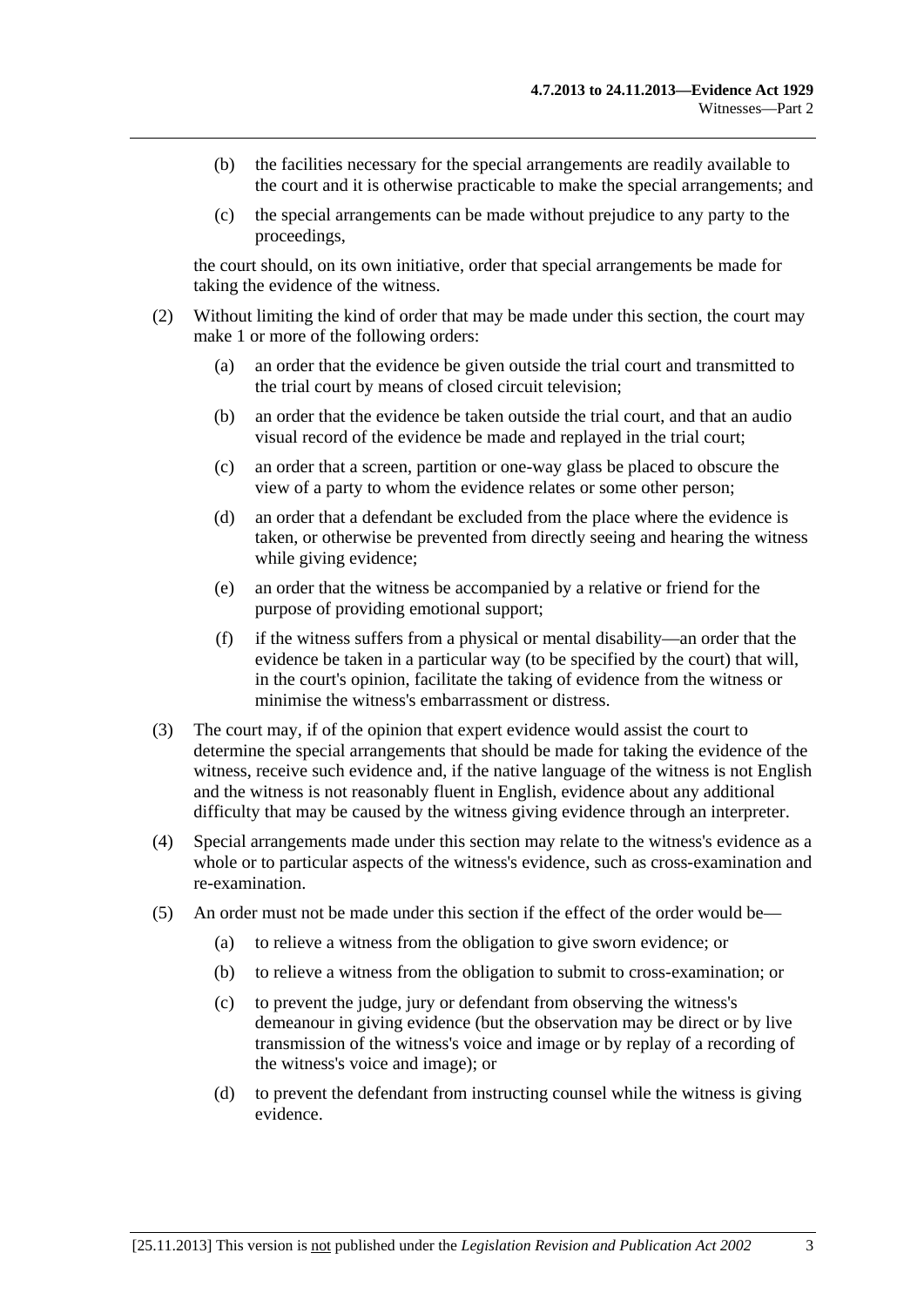(b) the facilities necessary for the special arrangements are readily available to the court and it is otherwise practicable to make the special arrangements; and

(c) the special arrangements can be made without prejudice to any party to the proceedings,

the court should, on its own initiative, order that special arrangements be made for taking the evidence of the witness.

(2) Without limiting the kind of order that may be made under this section, the court may make 1 or more of the following orders:

(a) an order that the evidence be given outside the trial court and transmitted to the trial court by means of closed circuit television;

(b) an order that the evidence be taken outside the trial court, and that an audio visual record of the evidence be made and replayed in the trial court;

(c) an order that a screen, partition or one-way glass be placed to obscure the view of a party to whom the evidence relates or some other person;

(d) an order that a defendant be excluded from the place where the evidence is taken, or otherwise be prevented from directly seeing and hearing the witness while giving evidence;

(e) an order that the witness be accompanied by a relative or friend for the purpose of providing emotional support;

(f) if the witness suffers from a physical or mental disability—an order that the evidence be taken in a particular way (to be specified by the court) that will, in the court's opinion, facilitate the taking of evidence from the witness or minimise the witness's embarrassment or distress.

(3) The court may, if of the opinion that expert evidence would assist the court to determine the special arrangements that should be made for taking the evidence of the witness, receive such evidence and, if the native language of the witness is not English and the witness is not reasonably fluent in English, evidence about any additional difficulty that may be caused by the witness giving evidence through an interpreter.

(4) Special arrangements made under this section may relate to the witness's evidence as a whole or to particular aspects of the witness's evidence, such as cross-examination and re-examination.

(5) An order must not be made under this section if the effect of the order would be—

(a) to relieve a witness from the obligation to give sworn evidence; or

(b) to relieve a witness from the obligation to submit to cross-examination; or

(c) to prevent the judge, jury or defendant from observing the witness's demeanour in giving evidence (but the observation may be direct or by live transmission of the witness's voice and image or by replay of a recording of the witness's voice and image); or

(d) to prevent the defendant from instructing counsel while the witness is giving evidence.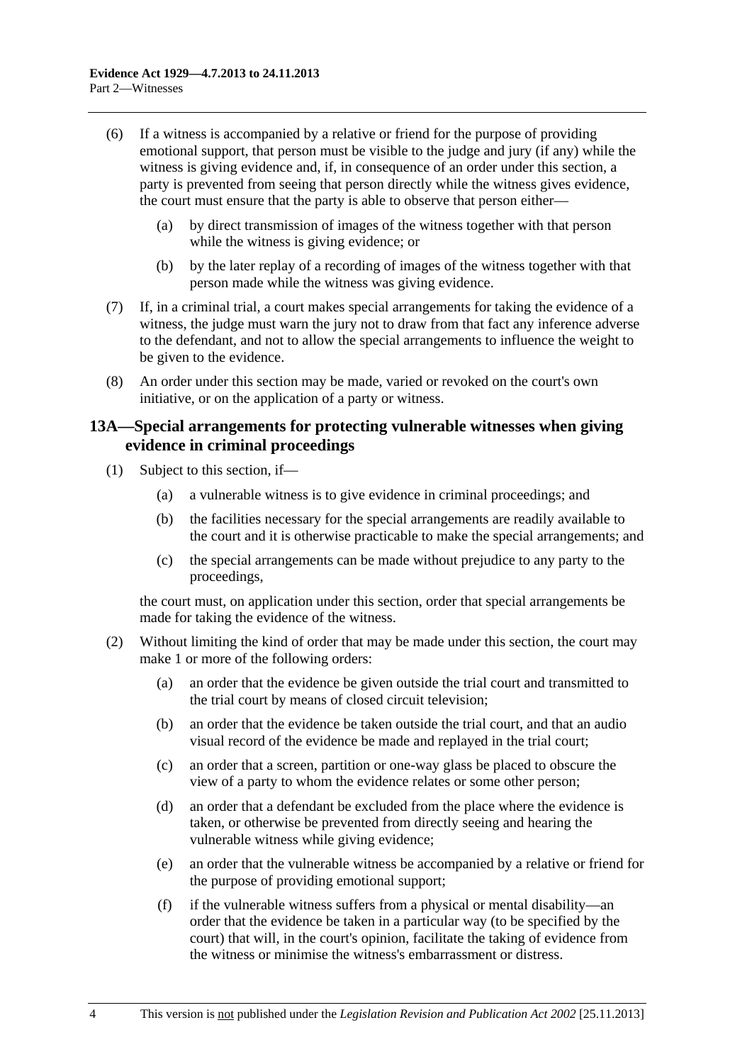(6) If a witness is accompanied by a relative or friend for the purpose of providing emotional support, that person must be visible to the judge and jury (if any) while the witness is giving evidence and, if, in consequence of an order under this section, a party is prevented from seeing that person directly while the witness gives evidence, the court must ensure that the party is able to observe that person either—

(a) by direct transmission of images of the witness together with that person while the witness is giving evidence; or

(b) by the later replay of a recording of images of the witness together with that person made while the witness was giving evidence.

(7) If, in a criminal trial, a court makes special arrangements for taking the evidence of a witness, the judge must warn the jury not to draw from that fact any inference adverse to the defendant, and not to allow the special arrangements to influence the weight to be given to the evidence.

(8) An order under this section may be made, varied or revoked on the court's own initiative, or on the application of a party or witness.

## 13A—Special arrangements for protecting vulnerable witnesses when giving evidence in criminal proceedings

(1) Subject to this section, if—

(a) a vulnerable witness is to give evidence in criminal proceedings; and

(b) the facilities necessary for the special arrangements are readily available to the court and it is otherwise practicable to make the special arrangements; and

(c) the special arrangements can be made without prejudice to any party to the proceedings,

the court must, on application under this section, order that special arrangements be made for taking the evidence of the witness.

(2) Without limiting the kind of order that may be made under this section, the court may make 1 or more of the following orders:

(a) an order that the evidence be given outside the trial court and transmitted to the trial court by means of closed circuit television;

(b) an order that the evidence be taken outside the trial court, and that an audio visual record of the evidence be made and replayed in the trial court;

(c) an order that a screen, partition or one-way glass be placed to obscure the view of a party to whom the evidence relates or some other person;

(d) an order that a defendant be excluded from the place where the evidence is taken, or otherwise be prevented from directly seeing and hearing the vulnerable witness while giving evidence;

(e) an order that the vulnerable witness be accompanied by a relative or friend for the purpose of providing emotional support;

(f) if the vulnerable witness suffers from a physical or mental disability—an order that the evidence be taken in a particular way (to be specified by the court) that will, in the court's opinion, facilitate the taking of evidence from the witness or minimise the witness's embarrassment or distress.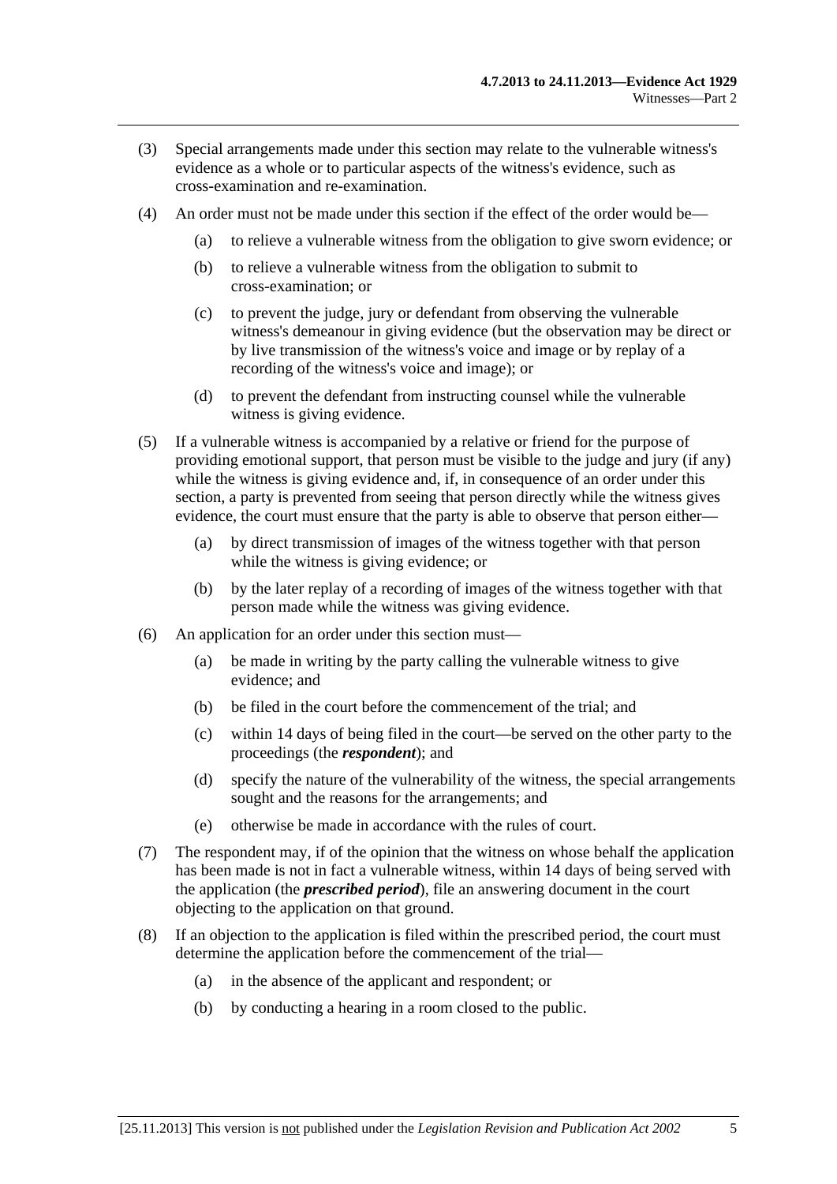(3) Special arrangements made under this section may relate to the vulnerable witness's evidence as a whole or to particular aspects of the witness's evidence, such as cross-examination and re-examination.

(4) An order must not be made under this section if the effect of the order would be—

- (a) to relieve a vulnerable witness from the obligation to give sworn evidence; or
- (b) to relieve a vulnerable witness from the obligation to submit to cross-examination; or
- (c) to prevent the judge, jury or defendant from observing the vulnerable witness's demeanour in giving evidence (but the observation may be direct or by live transmission of the witness's voice and image or by replay of a recording of the witness's voice and image); or
- (d) to prevent the defendant from instructing counsel while the vulnerable witness is giving evidence.

(5) If a vulnerable witness is accompanied by a relative or friend for the purpose of providing emotional support, that person must be visible to the judge and jury (if any) while the witness is giving evidence and, if, in consequence of an order under this section, a party is prevented from seeing that person directly while the witness gives evidence, the court must ensure that the party is able to observe that person either—

- (a) by direct transmission of images of the witness together with that person while the witness is giving evidence; or
- (b) by the later replay of a recording of images of the witness together with that person made while the witness was giving evidence.

(6) An application for an order under this section must—

- (a) be made in writing by the party calling the vulnerable witness to give evidence; and
- (b) be filed in the court before the commencement of the trial; and
- (c) within 14 days of being filed in the court—be served on the other party to the proceedings (the ***respondent***); and
- (d) specify the nature of the vulnerability of the witness, the special arrangements sought and the reasons for the arrangements; and
- (e) otherwise be made in accordance with the rules of court.

(7) The respondent may, if of the opinion that the witness on whose behalf the application has been made is not in fact a vulnerable witness, within 14 days of being served with the application (the ***prescribed period***), file an answering document in the court objecting to the application on that ground.

(8) If an objection to the application is filed within the prescribed period, the court must determine the application before the commencement of the trial—

- (a) in the absence of the applicant and respondent; or
- (b) by conducting a hearing in a room closed to the public.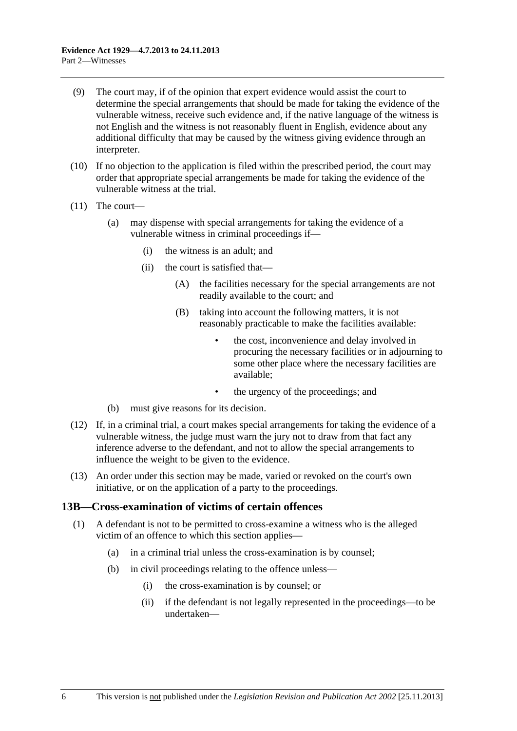(9) The court may, if of the opinion that expert evidence would assist the court to determine the special arrangements that should be made for taking the evidence of the vulnerable witness, receive such evidence and, if the native language of the witness is not English and the witness is not reasonably fluent in English, evidence about any additional difficulty that may be caused by the witness giving evidence through an interpreter.

(10) If no objection to the application is filed within the prescribed period, the court may order that appropriate special arrangements be made for taking the evidence of the vulnerable witness at the trial.

(11) The court—

- (a) may dispense with special arrangements for taking the evidence of a vulnerable witness in criminal proceedings if—
  - (i) the witness is an adult; and
  - (ii) the court is satisfied that—
    - (A) the facilities necessary for the special arrangements are not readily available to the court; and
    - (B) taking into account the following matters, it is not reasonably practicable to make the facilities available:
      - • the cost, inconvenience and delay involved in procuring the necessary facilities or in adjourning to some other place where the necessary facilities are available;
      - • the urgency of the proceedings; and
- (b) must give reasons for its decision.

(12) If, in a criminal trial, a court makes special arrangements for taking the evidence of a vulnerable witness, the judge must warn the jury not to draw from that fact any inference adverse to the defendant, and not to allow the special arrangements to influence the weight to be given to the evidence.

(13) An order under this section may be made, varied or revoked on the court's own initiative, or on the application of a party to the proceedings.

## 13B—Cross-examination of victims of certain offences

(1) A defendant is not to be permitted to cross-examine a witness who is the alleged victim of an offence to which this section applies—

- (a) in a criminal trial unless the cross-examination is by counsel;
- (b) in civil proceedings relating to the offence unless—
  - (i) the cross-examination is by counsel; or
  - (ii) if the defendant is not legally represented in the proceedings—to be undertaken—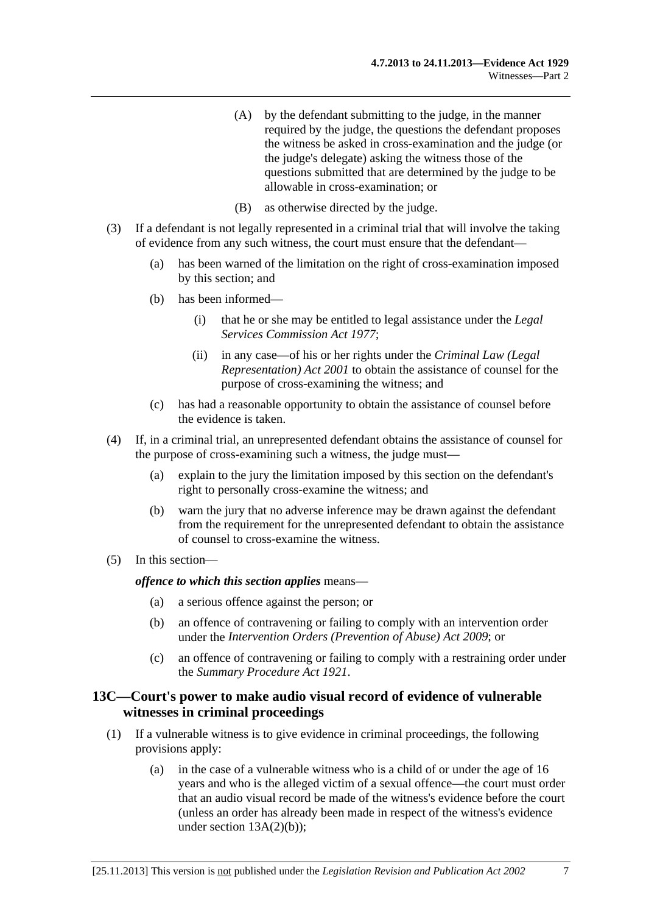(A) by the defendant submitting to the judge, in the manner required by the judge, the questions the defendant proposes the witness be asked in cross-examination and the judge (or the judge's delegate) asking the witness those of the questions submitted that are determined by the judge to be allowable in cross-examination; or

(B) as otherwise directed by the judge.

(3) If a defendant is not legally represented in a criminal trial that will involve the taking of evidence from any such witness, the court must ensure that the defendant—

(a) has been warned of the limitation on the right of cross-examination imposed by this section; and

(b) has been informed—

(i) that he or she may be entitled to legal assistance under the *Legal Services Commission Act 1977*;

(ii) in any case—of his or her rights under the *Criminal Law (Legal Representation) Act 2001* to obtain the assistance of counsel for the purpose of cross-examining the witness; and

(c) has had a reasonable opportunity to obtain the assistance of counsel before the evidence is taken.

(4) If, in a criminal trial, an unrepresented defendant obtains the assistance of counsel for the purpose of cross-examining such a witness, the judge must—

(a) explain to the jury the limitation imposed by this section on the defendant's right to personally cross-examine the witness; and

(b) warn the jury that no adverse inference may be drawn against the defendant from the requirement for the unrepresented defendant to obtain the assistance of counsel to cross-examine the witness.

(5) In this section—

***offence to which this section applies*** means—

(a) a serious offence against the person; or

(b) an offence of contravening or failing to comply with an intervention order under the *Intervention Orders (Prevention of Abuse) Act 2009*; or

(c) an offence of contravening or failing to comply with a restraining order under the *Summary Procedure Act 1921*.

## 13C—Court's power to make audio visual record of evidence of vulnerable witnesses in criminal proceedings

(1) If a vulnerable witness is to give evidence in criminal proceedings, the following provisions apply:

(a) in the case of a vulnerable witness who is a child of or under the age of 16 years and who is the alleged victim of a sexual offence—the court must order that an audio visual record be made of the witness's evidence before the court (unless an order has already been made in respect of the witness's evidence under section 13A(2)(b));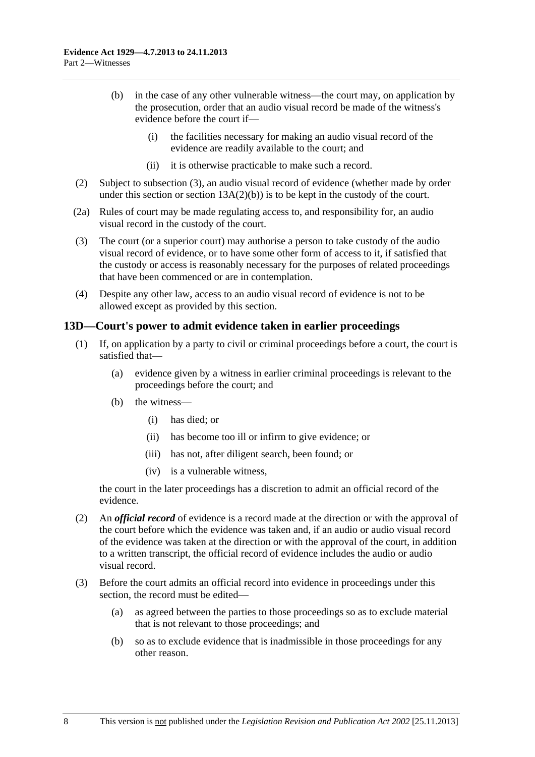(b) in the case of any other vulnerable witness—the court may, on application by the prosecution, order that an audio visual record be made of the witness's evidence before the court if—

(i) the facilities necessary for making an audio visual record of the evidence are readily available to the court; and

(ii) it is otherwise practicable to make such a record.

(2) Subject to subsection (3), an audio visual record of evidence (whether made by order under this section or section 13A(2)(b)) is to be kept in the custody of the court.

(2a) Rules of court may be made regulating access to, and responsibility for, an audio visual record in the custody of the court.

(3) The court (or a superior court) may authorise a person to take custody of the audio visual record of evidence, or to have some other form of access to it, if satisfied that the custody or access is reasonably necessary for the purposes of related proceedings that have been commenced or are in contemplation.

(4) Despite any other law, access to an audio visual record of evidence is not to be allowed except as provided by this section.

## 13D—Court's power to admit evidence taken in earlier proceedings

(1) If, on application by a party to civil or criminal proceedings before a court, the court is satisfied that—

(a) evidence given by a witness in earlier criminal proceedings is relevant to the proceedings before the court; and

(b) the witness—

(i) has died; or

(ii) has become too ill or infirm to give evidence; or

(iii) has not, after diligent search, been found; or

(iv) is a vulnerable witness,

the court in the later proceedings has a discretion to admit an official record of the evidence.

(2) An ***official record*** of evidence is a record made at the direction or with the approval of the court before which the evidence was taken and, if an audio or audio visual record of the evidence was taken at the direction or with the approval of the court, in addition to a written transcript, the official record of evidence includes the audio or audio visual record.

(3) Before the court admits an official record into evidence in proceedings under this section, the record must be edited—

(a) as agreed between the parties to those proceedings so as to exclude material that is not relevant to those proceedings; and

(b) so as to exclude evidence that is inadmissible in those proceedings for any other reason.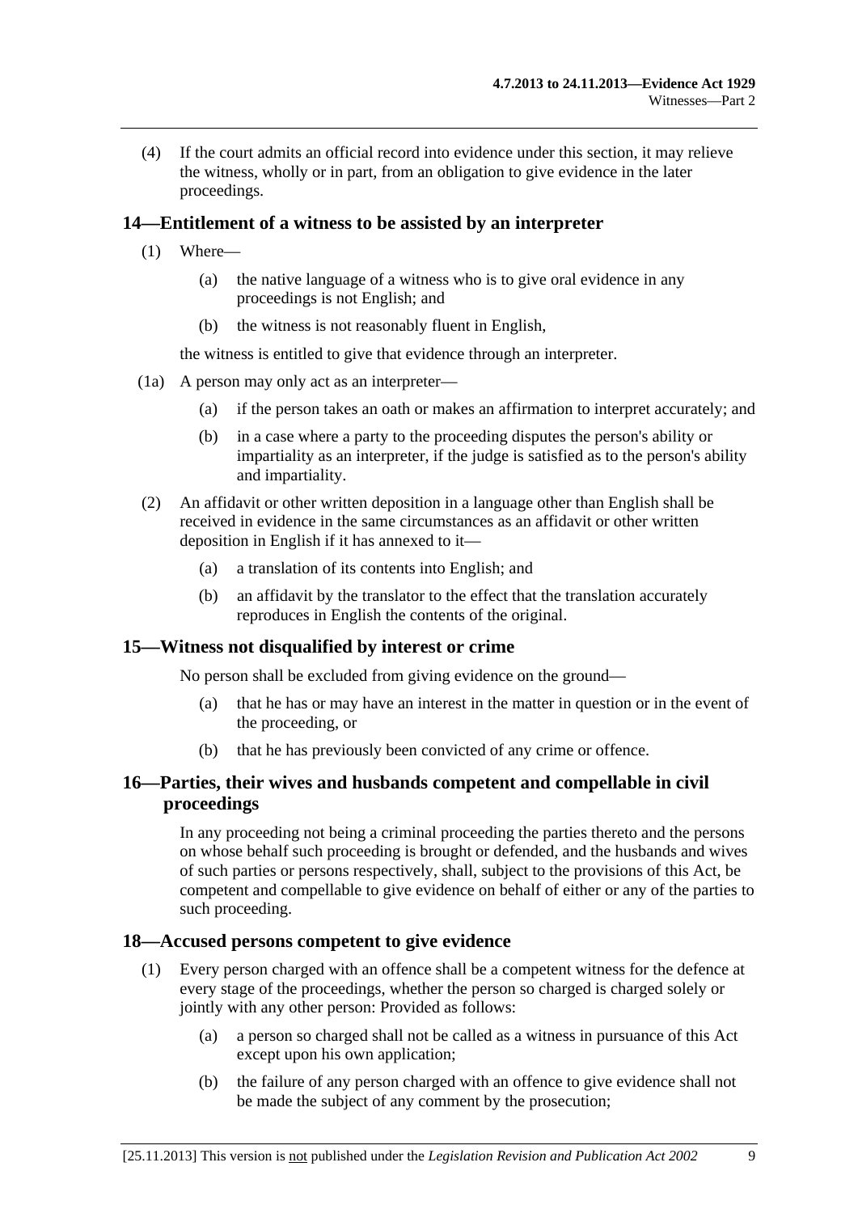(4) If the court admits an official record into evidence under this section, it may relieve the witness, wholly or in part, from an obligation to give evidence in the later proceedings.

## 14—Entitlement of a witness to be assisted by an interpreter

(1) Where—

(a) the native language of a witness who is to give oral evidence in any proceedings is not English; and

(b) the witness is not reasonably fluent in English,

the witness is entitled to give that evidence through an interpreter.

(1a) A person may only act as an interpreter—

(a) if the person takes an oath or makes an affirmation to interpret accurately; and

(b) in a case where a party to the proceeding disputes the person's ability or impartiality as an interpreter, if the judge is satisfied as to the person's ability and impartiality.

(2) An affidavit or other written deposition in a language other than English shall be received in evidence in the same circumstances as an affidavit or other written deposition in English if it has annexed to it—

(a) a translation of its contents into English; and

(b) an affidavit by the translator to the effect that the translation accurately reproduces in English the contents of the original.

## 15—Witness not disqualified by interest or crime

No person shall be excluded from giving evidence on the ground—

(a) that he has or may have an interest in the matter in question or in the event of the proceeding, or

(b) that he has previously been convicted of any crime or offence.

## 16—Parties, their wives and husbands competent and compellable in civil proceedings

In any proceeding not being a criminal proceeding the parties thereto and the persons on whose behalf such proceeding is brought or defended, and the husbands and wives of such parties or persons respectively, shall, subject to the provisions of this Act, be competent and compellable to give evidence on behalf of either or any of the parties to such proceeding.

## 18—Accused persons competent to give evidence

(1) Every person charged with an offence shall be a competent witness for the defence at every stage of the proceedings, whether the person so charged is charged solely or jointly with any other person: Provided as follows:

(a) a person so charged shall not be called as a witness in pursuance of this Act except upon his own application;

(b) the failure of any person charged with an offence to give evidence shall not be made the subject of any comment by the prosecution;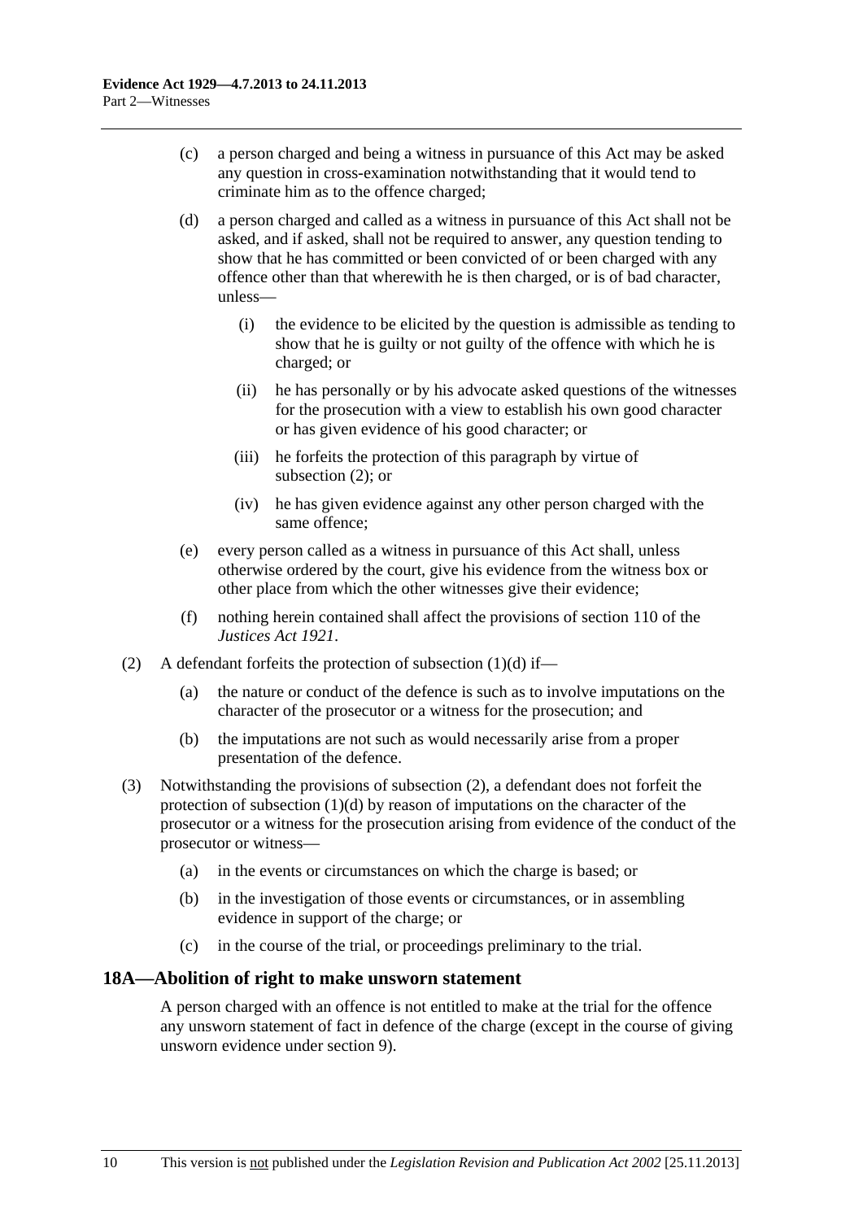(c) a person charged and being a witness in pursuance of this Act may be asked any question in cross-examination notwithstanding that it would tend to criminate him as to the offence charged;

(d) a person charged and called as a witness in pursuance of this Act shall not be asked, and if asked, shall not be required to answer, any question tending to show that he has committed or been convicted of or been charged with any offence other than that wherewith he is then charged, or is of bad character, unless—

(i) the evidence to be elicited by the question is admissible as tending to show that he is guilty or not guilty of the offence with which he is charged; or

(ii) he has personally or by his advocate asked questions of the witnesses for the prosecution with a view to establish his own good character or has given evidence of his good character; or

(iii) he forfeits the protection of this paragraph by virtue of subsection (2); or

(iv) he has given evidence against any other person charged with the same offence;

(e) every person called as a witness in pursuance of this Act shall, unless otherwise ordered by the court, give his evidence from the witness box or other place from which the other witnesses give their evidence;

(f) nothing herein contained shall affect the provisions of section 110 of the *Justices Act 1921*.

(2) A defendant forfeits the protection of subsection (1)(d) if—

(a) the nature or conduct of the defence is such as to involve imputations on the character of the prosecutor or a witness for the prosecution; and

(b) the imputations are not such as would necessarily arise from a proper presentation of the defence.

(3) Notwithstanding the provisions of subsection (2), a defendant does not forfeit the protection of subsection (1)(d) by reason of imputations on the character of the prosecutor or a witness for the prosecution arising from evidence of the conduct of the prosecutor or witness—

(a) in the events or circumstances on which the charge is based; or

(b) in the investigation of those events or circumstances, or in assembling evidence in support of the charge; or

(c) in the course of the trial, or proceedings preliminary to the trial.

## 18A—Abolition of right to make unsworn statement

A person charged with an offence is not entitled to make at the trial for the offence any unsworn statement of fact in defence of the charge (except in the course of giving unsworn evidence under section 9).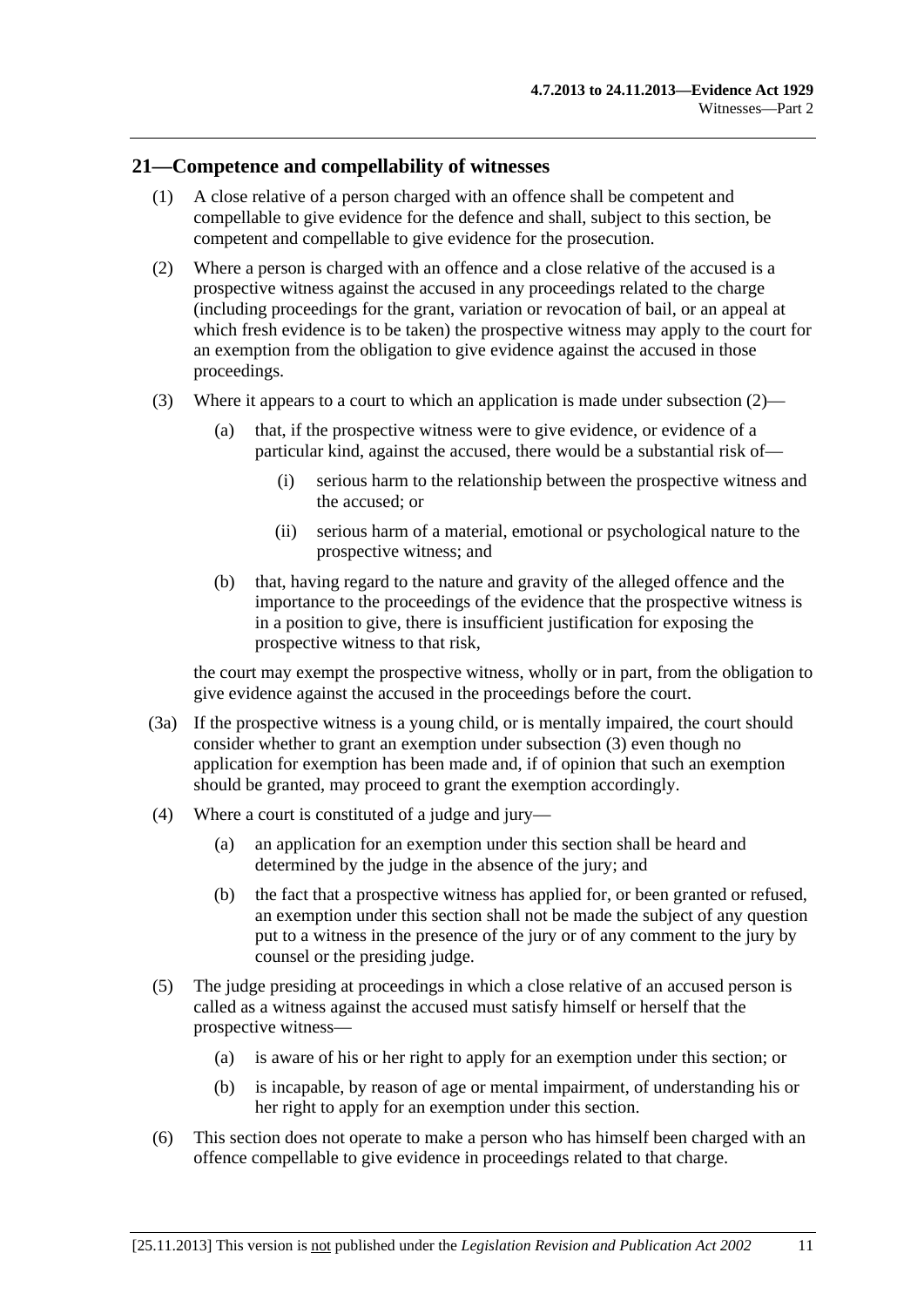## 21—Competence and compellability of witnesses

(1) A close relative of a person charged with an offence shall be competent and compellable to give evidence for the defence and shall, subject to this section, be competent and compellable to give evidence for the prosecution.

(2) Where a person is charged with an offence and a close relative of the accused is a prospective witness against the accused in any proceedings related to the charge (including proceedings for the grant, variation or revocation of bail, or an appeal at which fresh evidence is to be taken) the prospective witness may apply to the court for an exemption from the obligation to give evidence against the accused in those proceedings.

(3) Where it appears to a court to which an application is made under subsection (2)—

(a) that, if the prospective witness were to give evidence, or evidence of a particular kind, against the accused, there would be a substantial risk of—

(i) serious harm to the relationship between the prospective witness and the accused; or

(ii) serious harm of a material, emotional or psychological nature to the prospective witness; and

(b) that, having regard to the nature and gravity of the alleged offence and the importance to the proceedings of the evidence that the prospective witness is in a position to give, there is insufficient justification for exposing the prospective witness to that risk,

the court may exempt the prospective witness, wholly or in part, from the obligation to give evidence against the accused in the proceedings before the court.

(3a) If the prospective witness is a young child, or is mentally impaired, the court should consider whether to grant an exemption under subsection (3) even though no application for exemption has been made and, if of opinion that such an exemption should be granted, may proceed to grant the exemption accordingly.

(4) Where a court is constituted of a judge and jury—

(a) an application for an exemption under this section shall be heard and determined by the judge in the absence of the jury; and

(b) the fact that a prospective witness has applied for, or been granted or refused, an exemption under this section shall not be made the subject of any question put to a witness in the presence of the jury or of any comment to the jury by counsel or the presiding judge.

(5) The judge presiding at proceedings in which a close relative of an accused person is called as a witness against the accused must satisfy himself or herself that the prospective witness—

(a) is aware of his or her right to apply for an exemption under this section; or

(b) is incapable, by reason of age or mental impairment, of understanding his or her right to apply for an exemption under this section.

(6) This section does not operate to make a person who has himself been charged with an offence compellable to give evidence in proceedings related to that charge.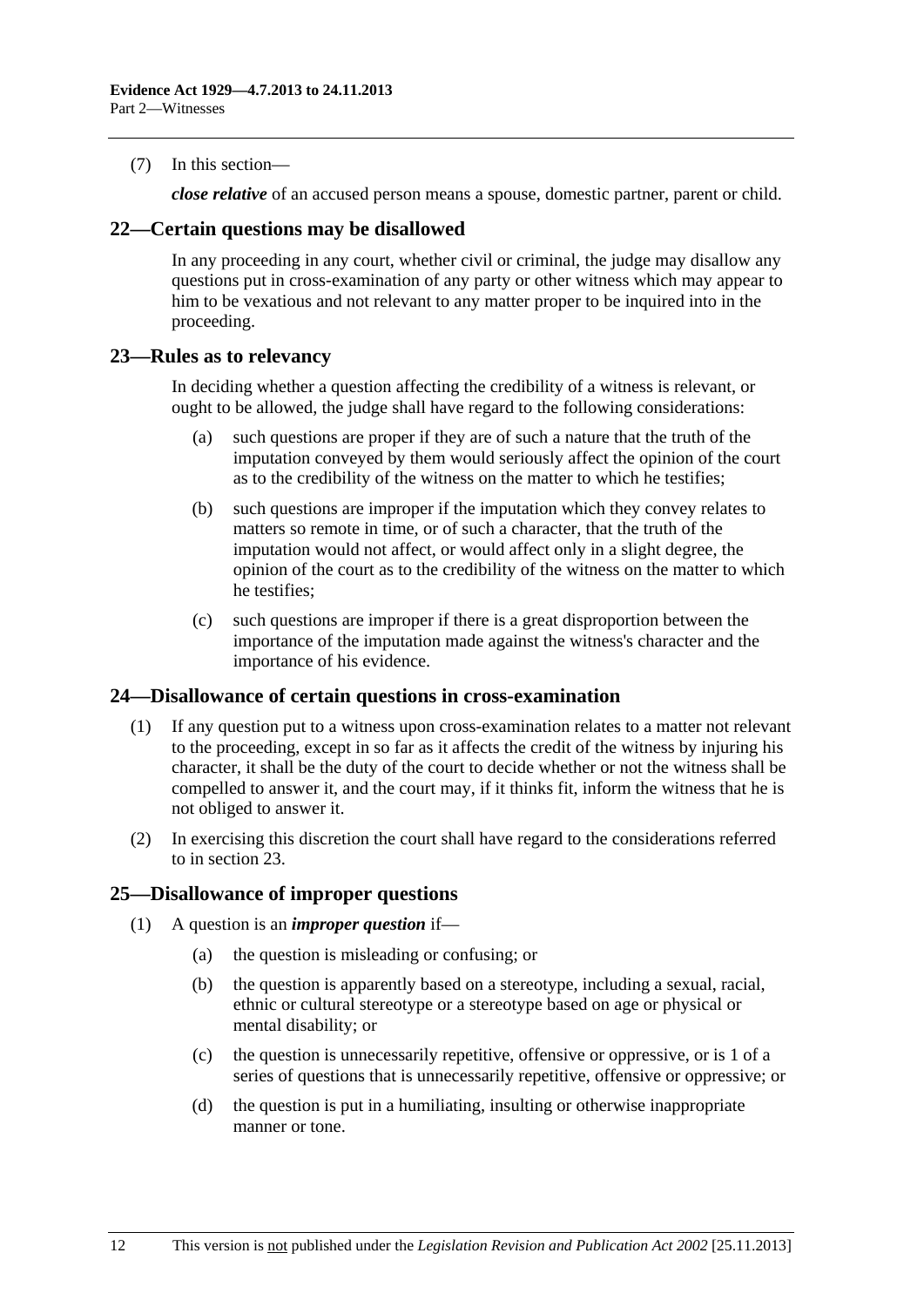(7) In this section—

***close relative*** of an accused person means a spouse, domestic partner, parent or child.

## 22—Certain questions may be disallowed

In any proceeding in any court, whether civil or criminal, the judge may disallow any questions put in cross-examination of any party or other witness which may appear to him to be vexatious and not relevant to any matter proper to be inquired into in the proceeding.

## 23—Rules as to relevancy

In deciding whether a question affecting the credibility of a witness is relevant, or ought to be allowed, the judge shall have regard to the following considerations:

(a) such questions are proper if they are of such a nature that the truth of the imputation conveyed by them would seriously affect the opinion of the court as to the credibility of the witness on the matter to which he testifies;

(b) such questions are improper if the imputation which they convey relates to matters so remote in time, or of such a character, that the truth of the imputation would not affect, or would affect only in a slight degree, the opinion of the court as to the credibility of the witness on the matter to which he testifies;

(c) such questions are improper if there is a great disproportion between the importance of the imputation made against the witness's character and the importance of his evidence.

## 24—Disallowance of certain questions in cross-examination

(1) If any question put to a witness upon cross-examination relates to a matter not relevant to the proceeding, except in so far as it affects the credit of the witness by injuring his character, it shall be the duty of the court to decide whether or not the witness shall be compelled to answer it, and the court may, if it thinks fit, inform the witness that he is not obliged to answer it.

(2) In exercising this discretion the court shall have regard to the considerations referred to in section 23.

## 25—Disallowance of improper questions

(1) A question is an ***improper question*** if—

(a) the question is misleading or confusing; or

(b) the question is apparently based on a stereotype, including a sexual, racial, ethnic or cultural stereotype or a stereotype based on age or physical or mental disability; or

(c) the question is unnecessarily repetitive, offensive or oppressive, or is 1 of a series of questions that is unnecessarily repetitive, offensive or oppressive; or

(d) the question is put in a humiliating, insulting or otherwise inappropriate manner or tone.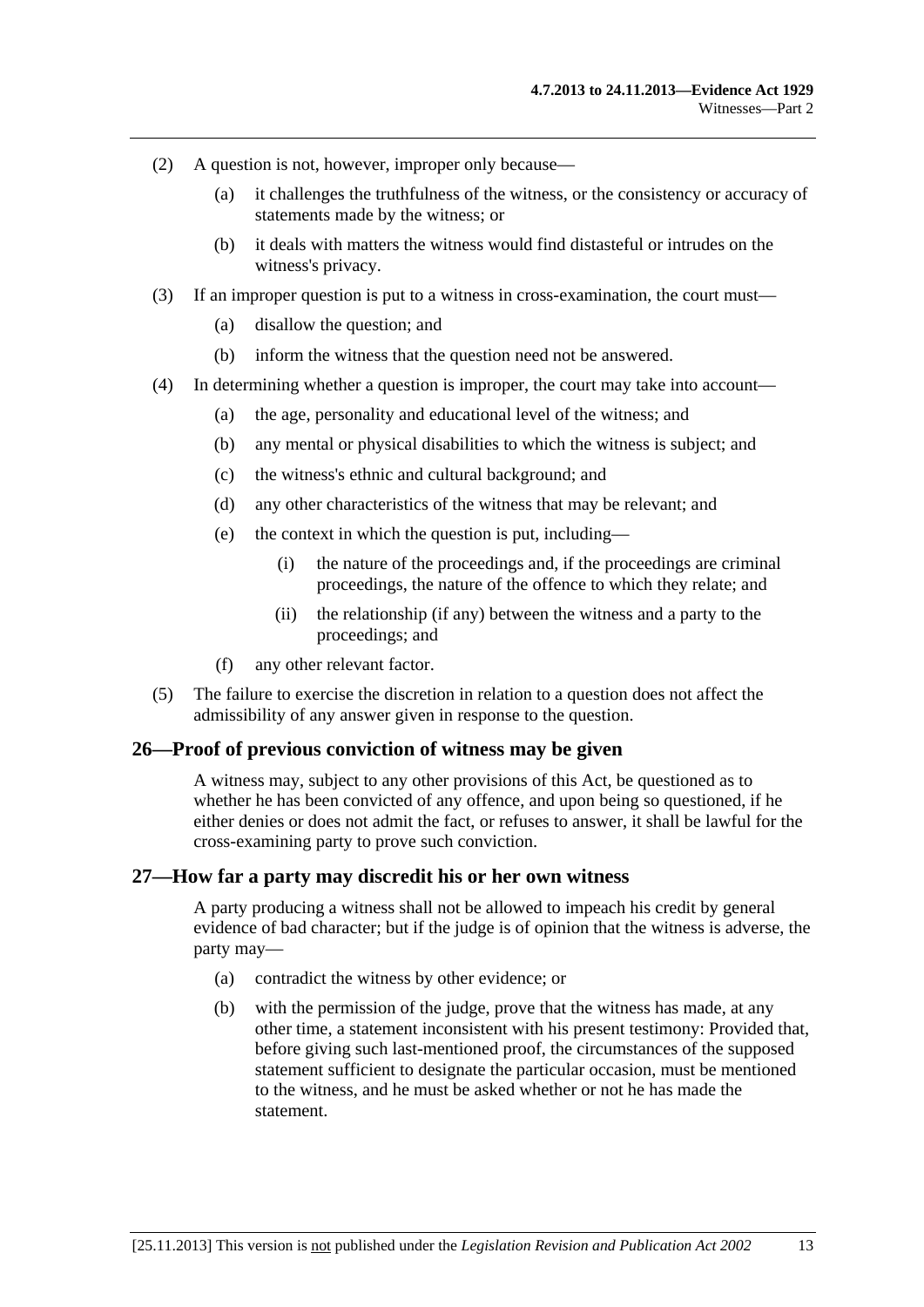(2) A question is not, however, improper only because—

(a) it challenges the truthfulness of the witness, or the consistency or accuracy of statements made by the witness; or

(b) it deals with matters the witness would find distasteful or intrudes on the witness's privacy.

(3) If an improper question is put to a witness in cross-examination, the court must—

(a) disallow the question; and

(b) inform the witness that the question need not be answered.

(4) In determining whether a question is improper, the court may take into account—

(a) the age, personality and educational level of the witness; and

(b) any mental or physical disabilities to which the witness is subject; and

(c) the witness's ethnic and cultural background; and

(d) any other characteristics of the witness that may be relevant; and

(e) the context in which the question is put, including—

(i) the nature of the proceedings and, if the proceedings are criminal proceedings, the nature of the offence to which they relate; and

(ii) the relationship (if any) between the witness and a party to the proceedings; and

(f) any other relevant factor.

(5) The failure to exercise the discretion in relation to a question does not affect the admissibility of any answer given in response to the question.

## 26—Proof of previous conviction of witness may be given

A witness may, subject to any other provisions of this Act, be questioned as to whether he has been convicted of any offence, and upon being so questioned, if he either denies or does not admit the fact, or refuses to answer, it shall be lawful for the cross-examining party to prove such conviction.

## 27—How far a party may discredit his or her own witness

A party producing a witness shall not be allowed to impeach his credit by general evidence of bad character; but if the judge is of opinion that the witness is adverse, the party may—

(a) contradict the witness by other evidence; or

(b) with the permission of the judge, prove that the witness has made, at any other time, a statement inconsistent with his present testimony: Provided that, before giving such last-mentioned proof, the circumstances of the supposed statement sufficient to designate the particular occasion, must be mentioned to the witness, and he must be asked whether or not he has made the statement.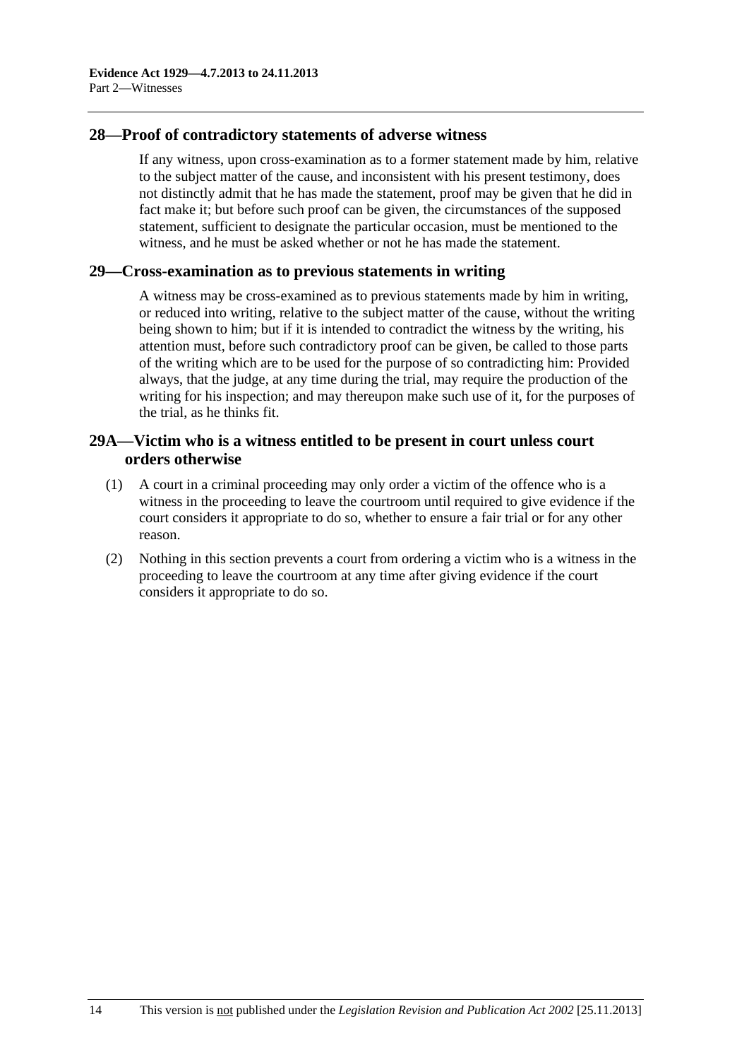## 28—Proof of contradictory statements of adverse witness

If any witness, upon cross-examination as to a former statement made by him, relative to the subject matter of the cause, and inconsistent with his present testimony, does not distinctly admit that he has made the statement, proof may be given that he did in fact make it; but before such proof can be given, the circumstances of the supposed statement, sufficient to designate the particular occasion, must be mentioned to the witness, and he must be asked whether or not he has made the statement.

## 29—Cross-examination as to previous statements in writing

A witness may be cross-examined as to previous statements made by him in writing, or reduced into writing, relative to the subject matter of the cause, without the writing being shown to him; but if it is intended to contradict the witness by the writing, his attention must, before such contradictory proof can be given, be called to those parts of the writing which are to be used for the purpose of so contradicting him: Provided always, that the judge, at any time during the trial, may require the production of the writing for his inspection; and may thereupon make such use of it, for the purposes of the trial, as he thinks fit.

## 29A—Victim who is a witness entitled to be present in court unless court orders otherwise

(1) A court in a criminal proceeding may only order a victim of the offence who is a witness in the proceeding to leave the courtroom until required to give evidence if the court considers it appropriate to do so, whether to ensure a fair trial or for any other reason.

(2) Nothing in this section prevents a court from ordering a victim who is a witness in the proceeding to leave the courtroom at any time after giving evidence if the court considers it appropriate to do so.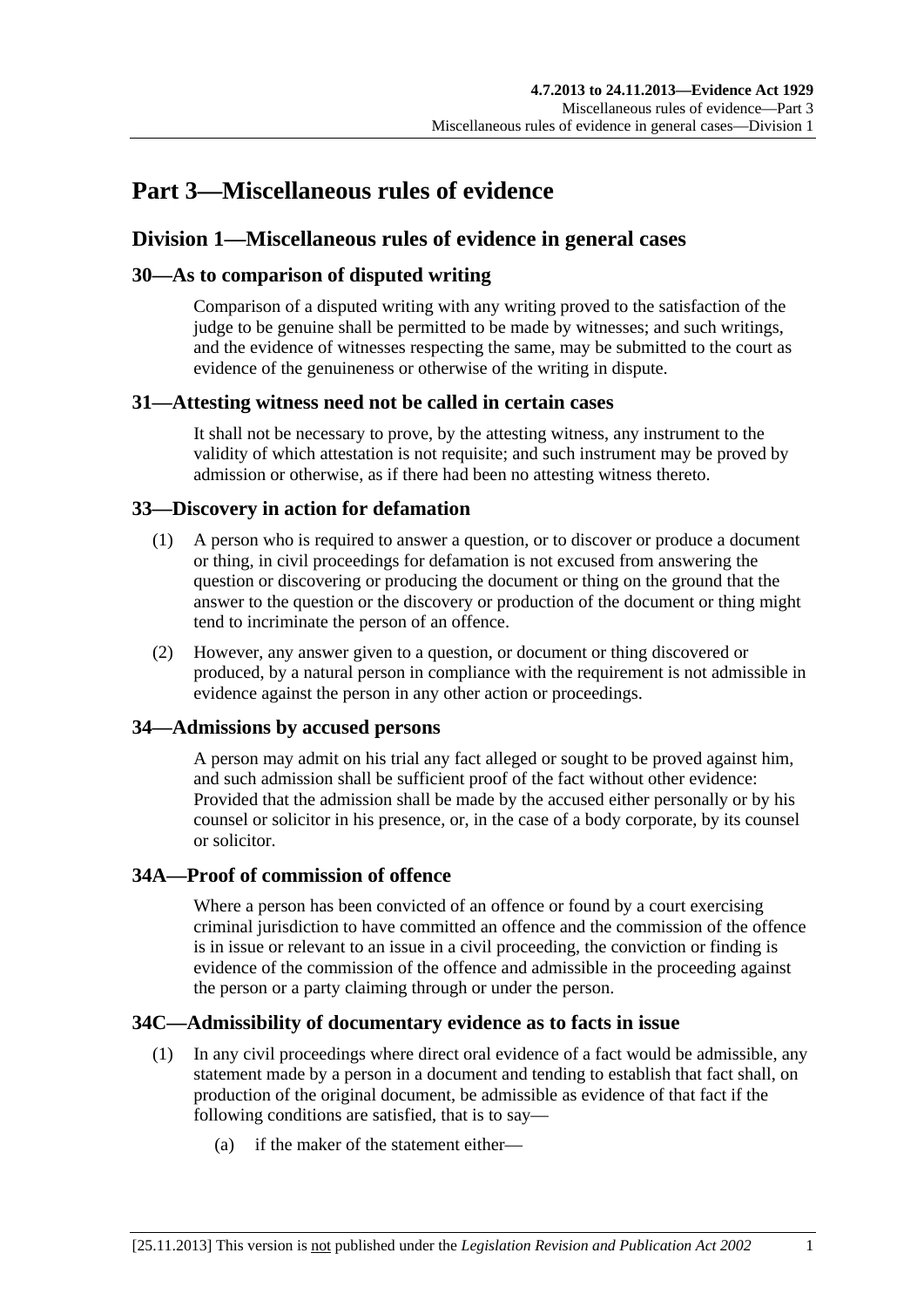# Part 3—Miscellaneous rules of evidence

## Division 1—Miscellaneous rules of evidence in general cases

### 30—As to comparison of disputed writing

Comparison of a disputed writing with any writing proved to the satisfaction of the judge to be genuine shall be permitted to be made by witnesses; and such writings, and the evidence of witnesses respecting the same, may be submitted to the court as evidence of the genuineness or otherwise of the writing in dispute.

### 31—Attesting witness need not be called in certain cases

It shall not be necessary to prove, by the attesting witness, any instrument to the validity of which attestation is not requisite; and such instrument may be proved by admission or otherwise, as if there had been no attesting witness thereto.

### 33—Discovery in action for defamation

(1) A person who is required to answer a question, or to discover or produce a document or thing, in civil proceedings for defamation is not excused from answering the question or discovering or producing the document or thing on the ground that the answer to the question or the discovery or production of the document or thing might tend to incriminate the person of an offence.

(2) However, any answer given to a question, or document or thing discovered or produced, by a natural person in compliance with the requirement is not admissible in evidence against the person in any other action or proceedings.

### 34—Admissions by accused persons

A person may admit on his trial any fact alleged or sought to be proved against him, and such admission shall be sufficient proof of the fact without other evidence: Provided that the admission shall be made by the accused either personally or by his counsel or solicitor in his presence, or, in the case of a body corporate, by its counsel or solicitor.

### 34A—Proof of commission of offence

Where a person has been convicted of an offence or found by a court exercising criminal jurisdiction to have committed an offence and the commission of the offence is in issue or relevant to an issue in a civil proceeding, the conviction or finding is evidence of the commission of the offence and admissible in the proceeding against the person or a party claiming through or under the person.

### 34C—Admissibility of documentary evidence as to facts in issue

(1) In any civil proceedings where direct oral evidence of a fact would be admissible, any statement made by a person in a document and tending to establish that fact shall, on production of the original document, be admissible as evidence of that fact if the following conditions are satisfied, that is to say—

(a) if the maker of the statement either—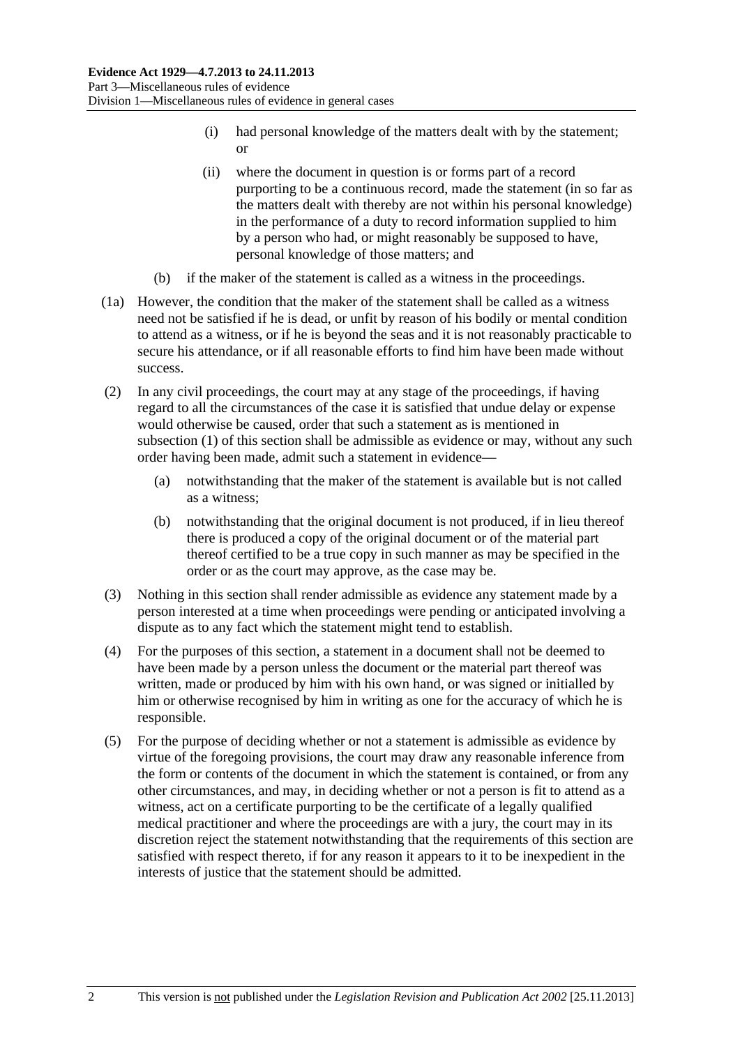(i) had personal knowledge of the matters dealt with by the statement; or

(ii) where the document in question is or forms part of a record purporting to be a continuous record, made the statement (in so far as the matters dealt with thereby are not within his personal knowledge) in the performance of a duty to record information supplied to him by a person who had, or might reasonably be supposed to have, personal knowledge of those matters; and

(b) if the maker of the statement is called as a witness in the proceedings.

(1a) However, the condition that the maker of the statement shall be called as a witness need not be satisfied if he is dead, or unfit by reason of his bodily or mental condition to attend as a witness, or if he is beyond the seas and it is not reasonably practicable to secure his attendance, or if all reasonable efforts to find him have been made without success.

(2) In any civil proceedings, the court may at any stage of the proceedings, if having regard to all the circumstances of the case it is satisfied that undue delay or expense would otherwise be caused, order that such a statement as is mentioned in subsection (1) of this section shall be admissible as evidence or may, without any such order having been made, admit such a statement in evidence—

(a) notwithstanding that the maker of the statement is available but is not called as a witness;

(b) notwithstanding that the original document is not produced, if in lieu thereof there is produced a copy of the original document or of the material part thereof certified to be a true copy in such manner as may be specified in the order or as the court may approve, as the case may be.

(3) Nothing in this section shall render admissible as evidence any statement made by a person interested at a time when proceedings were pending or anticipated involving a dispute as to any fact which the statement might tend to establish.

(4) For the purposes of this section, a statement in a document shall not be deemed to have been made by a person unless the document or the material part thereof was written, made or produced by him with his own hand, or was signed or initialled by him or otherwise recognised by him in writing as one for the accuracy of which he is responsible.

(5) For the purpose of deciding whether or not a statement is admissible as evidence by virtue of the foregoing provisions, the court may draw any reasonable inference from the form or contents of the document in which the statement is contained, or from any other circumstances, and may, in deciding whether or not a person is fit to attend as a witness, act on a certificate purporting to be the certificate of a legally qualified medical practitioner and where the proceedings are with a jury, the court may in its discretion reject the statement notwithstanding that the requirements of this section are satisfied with respect thereto, if for any reason it appears to it to be inexpedient in the interests of justice that the statement should be admitted.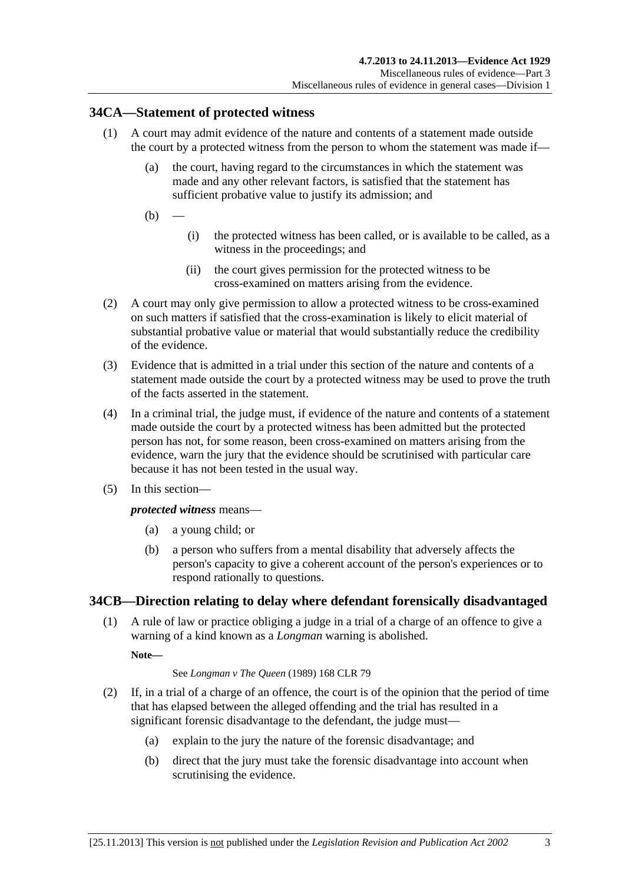## 34CA—Statement of protected witness

(1) A court may admit evidence of the nature and contents of a statement made outside the court by a protected witness from the person to whom the statement was made if—

  (a) the court, having regard to the circumstances in which the statement was made and any other relevant factors, is satisfied that the statement has sufficient probative value to justify its admission; and

  (b) —

    (i) the protected witness has been called, or is available to be called, as a witness in the proceedings; and

    (ii) the court gives permission for the protected witness to be cross-examined on matters arising from the evidence.

(2) A court may only give permission to allow a protected witness to be cross-examined on such matters if satisfied that the cross-examination is likely to elicit material of substantial probative value or material that would substantially reduce the credibility of the evidence.

(3) Evidence that is admitted in a trial under this section of the nature and contents of a statement made outside the court by a protected witness may be used to prove the truth of the facts asserted in the statement.

(4) In a criminal trial, the judge must, if evidence of the nature and contents of a statement made outside the court by a protected witness has been admitted but the protected person has not, for some reason, been cross-examined on matters arising from the evidence, warn the jury that the evidence should be scrutinised with particular care because it has not been tested in the usual way.

(5) In this section—

***protected witness*** means—

  (a) a young child; or

  (b) a person who suffers from a mental disability that adversely affects the person's capacity to give a coherent account of the person's experiences or to respond rationally to questions.

## 34CB—Direction relating to delay where defendant forensically disadvantaged

(1) A rule of law or practice obliging a judge in a trial of a charge of an offence to give a warning of a kind known as a *Longman* warning is abolished.

**Note—**

See *Longman v The Queen* (1989) 168 CLR 79

(2) If, in a trial of a charge of an offence, the court is of the opinion that the period of time that has elapsed between the alleged offending and the trial has resulted in a significant forensic disadvantage to the defendant, the judge must—

  (a) explain to the jury the nature of the forensic disadvantage; and

  (b) direct that the jury must take the forensic disadvantage into account when scrutinising the evidence.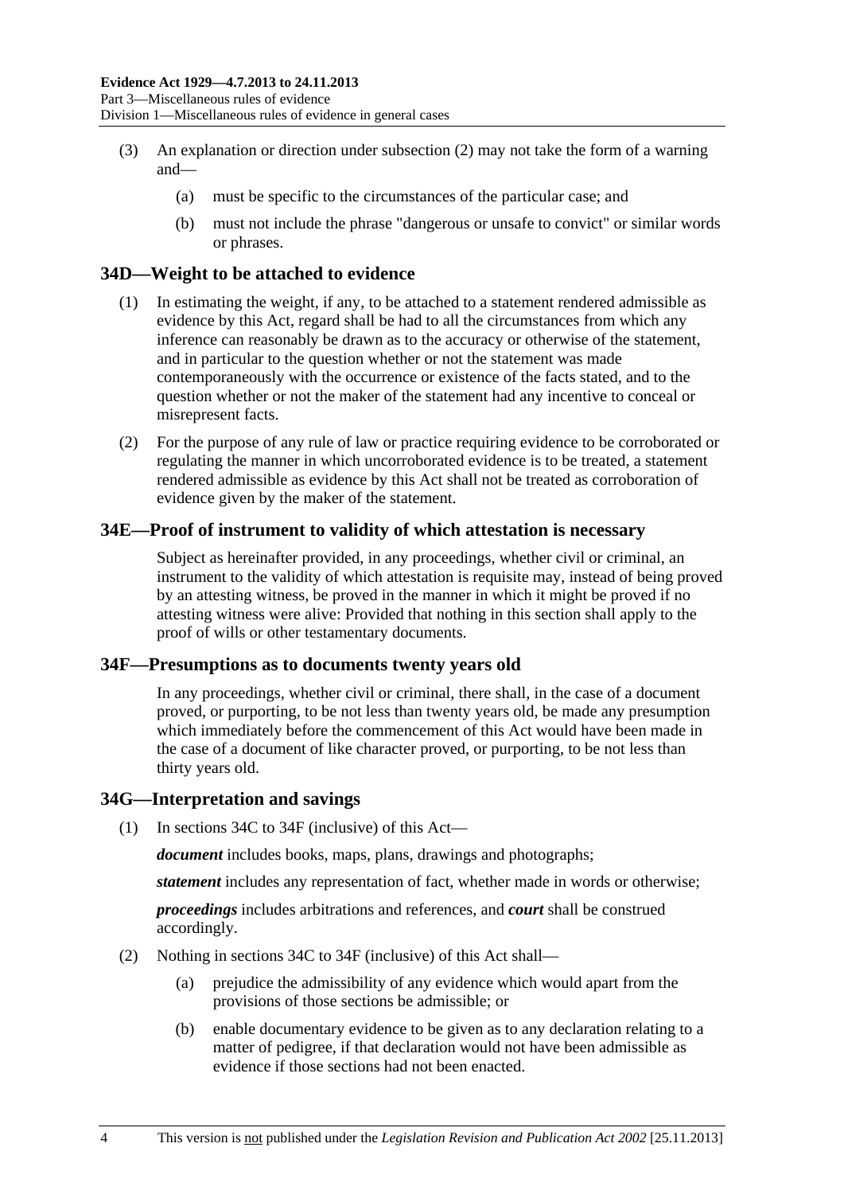(3) An explanation or direction under subsection (2) may not take the form of a warning and—

(a) must be specific to the circumstances of the particular case; and

(b) must not include the phrase "dangerous or unsafe to convict" or similar words or phrases.

## 34D—Weight to be attached to evidence

(1) In estimating the weight, if any, to be attached to a statement rendered admissible as evidence by this Act, regard shall be had to all the circumstances from which any inference can reasonably be drawn as to the accuracy or otherwise of the statement, and in particular to the question whether or not the statement was made contemporaneously with the occurrence or existence of the facts stated, and to the question whether or not the maker of the statement had any incentive to conceal or misrepresent facts.

(2) For the purpose of any rule of law or practice requiring evidence to be corroborated or regulating the manner in which uncorroborated evidence is to be treated, a statement rendered admissible as evidence by this Act shall not be treated as corroboration of evidence given by the maker of the statement.

## 34E—Proof of instrument to validity of which attestation is necessary

Subject as hereinafter provided, in any proceedings, whether civil or criminal, an instrument to the validity of which attestation is requisite may, instead of being proved by an attesting witness, be proved in the manner in which it might be proved if no attesting witness were alive: Provided that nothing in this section shall apply to the proof of wills or other testamentary documents.

## 34F—Presumptions as to documents twenty years old

In any proceedings, whether civil or criminal, there shall, in the case of a document proved, or purporting, to be not less than twenty years old, be made any presumption which immediately before the commencement of this Act would have been made in the case of a document of like character proved, or purporting, to be not less than thirty years old.

## 34G—Interpretation and savings

(1) In sections 34C to 34F (inclusive) of this Act—

***document*** includes books, maps, plans, drawings and photographs;

***statement*** includes any representation of fact, whether made in words or otherwise;

***proceedings*** includes arbitrations and references, and ***court*** shall be construed accordingly.

(2) Nothing in sections 34C to 34F (inclusive) of this Act shall—

(a) prejudice the admissibility of any evidence which would apart from the provisions of those sections be admissible; or

(b) enable documentary evidence to be given as to any declaration relating to a matter of pedigree, if that declaration would not have been admissible as evidence if those sections had not been enacted.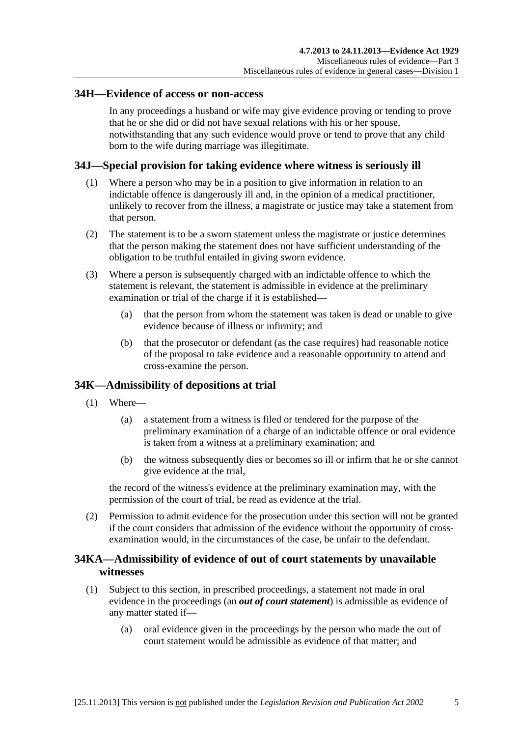## 34H—Evidence of access or non-access

In any proceedings a husband or wife may give evidence proving or tending to prove that he or she did or did not have sexual relations with his or her spouse, notwithstanding that any such evidence would prove or tend to prove that any child born to the wife during marriage was illegitimate.

## 34J—Special provision for taking evidence where witness is seriously ill

(1) Where a person who may be in a position to give information in relation to an indictable offence is dangerously ill and, in the opinion of a medical practitioner, unlikely to recover from the illness, a magistrate or justice may take a statement from that person.

(2) The statement is to be a sworn statement unless the magistrate or justice determines that the person making the statement does not have sufficient understanding of the obligation to be truthful entailed in giving sworn evidence.

(3) Where a person is subsequently charged with an indictable offence to which the statement is relevant, the statement is admissible in evidence at the preliminary examination or trial of the charge if it is established—

(a) that the person from whom the statement was taken is dead or unable to give evidence because of illness or infirmity; and

(b) that the prosecutor or defendant (as the case requires) had reasonable notice of the proposal to take evidence and a reasonable opportunity to attend and cross-examine the person.

## 34K—Admissibility of depositions at trial

(1) Where—

(a) a statement from a witness is filed or tendered for the purpose of the preliminary examination of a charge of an indictable offence or oral evidence is taken from a witness at a preliminary examination; and

(b) the witness subsequently dies or becomes so ill or infirm that he or she cannot give evidence at the trial,

the record of the witness's evidence at the preliminary examination may, with the permission of the court of trial, be read as evidence at the trial.

(2) Permission to admit evidence for the prosecution under this section will not be granted if the court considers that admission of the evidence without the opportunity of cross-examination would, in the circumstances of the case, be unfair to the defendant.

## 34KA—Admissibility of evidence of out of court statements by unavailable witnesses

(1) Subject to this section, in prescribed proceedings, a statement not made in oral evidence in the proceedings (an ***out of court statement***) is admissible as evidence of any matter stated if—

(a) oral evidence given in the proceedings by the person who made the out of court statement would be admissible as evidence of that matter; and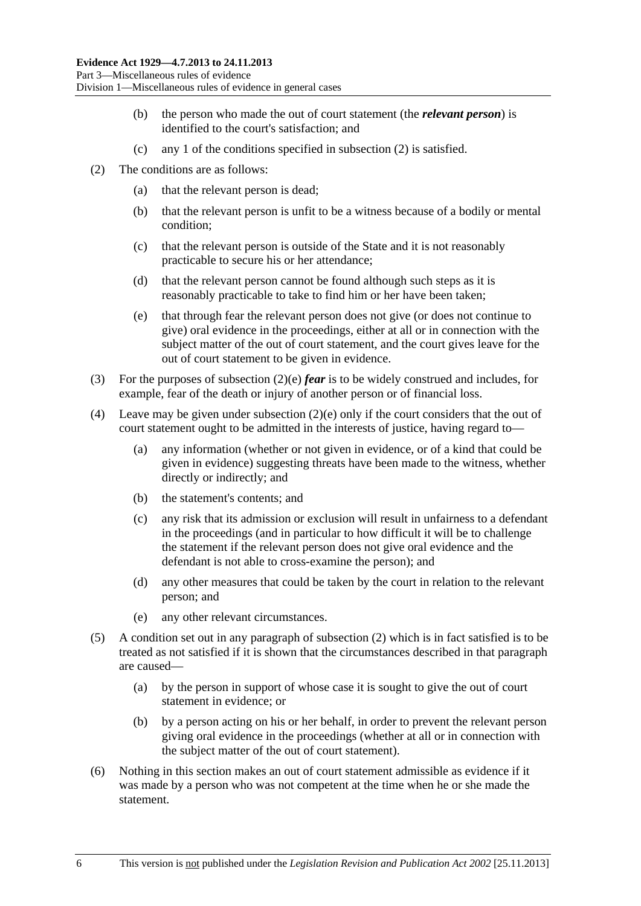(b) the person who made the out of court statement (the ***relevant person***) is identified to the court's satisfaction; and

(c) any 1 of the conditions specified in subsection (2) is satisfied.

(2) The conditions are as follows:

(a) that the relevant person is dead;

(b) that the relevant person is unfit to be a witness because of a bodily or mental condition;

(c) that the relevant person is outside of the State and it is not reasonably practicable to secure his or her attendance;

(d) that the relevant person cannot be found although such steps as it is reasonably practicable to take to find him or her have been taken;

(e) that through fear the relevant person does not give (or does not continue to give) oral evidence in the proceedings, either at all or in connection with the subject matter of the out of court statement, and the court gives leave for the out of court statement to be given in evidence.

(3) For the purposes of subsection (2)(e) ***fear*** is to be widely construed and includes, for example, fear of the death or injury of another person or of financial loss.

(4) Leave may be given under subsection (2)(e) only if the court considers that the out of court statement ought to be admitted in the interests of justice, having regard to—

(a) any information (whether or not given in evidence, or of a kind that could be given in evidence) suggesting threats have been made to the witness, whether directly or indirectly; and

(b) the statement's contents; and

(c) any risk that its admission or exclusion will result in unfairness to a defendant in the proceedings (and in particular to how difficult it will be to challenge the statement if the relevant person does not give oral evidence and the defendant is not able to cross-examine the person); and

(d) any other measures that could be taken by the court in relation to the relevant person; and

(e) any other relevant circumstances.

(5) A condition set out in any paragraph of subsection (2) which is in fact satisfied is to be treated as not satisfied if it is shown that the circumstances described in that paragraph are caused—

(a) by the person in support of whose case it is sought to give the out of court statement in evidence; or

(b) by a person acting on his or her behalf, in order to prevent the relevant person giving oral evidence in the proceedings (whether at all or in connection with the subject matter of the out of court statement).

(6) Nothing in this section makes an out of court statement admissible as evidence if it was made by a person who was not competent at the time when he or she made the statement.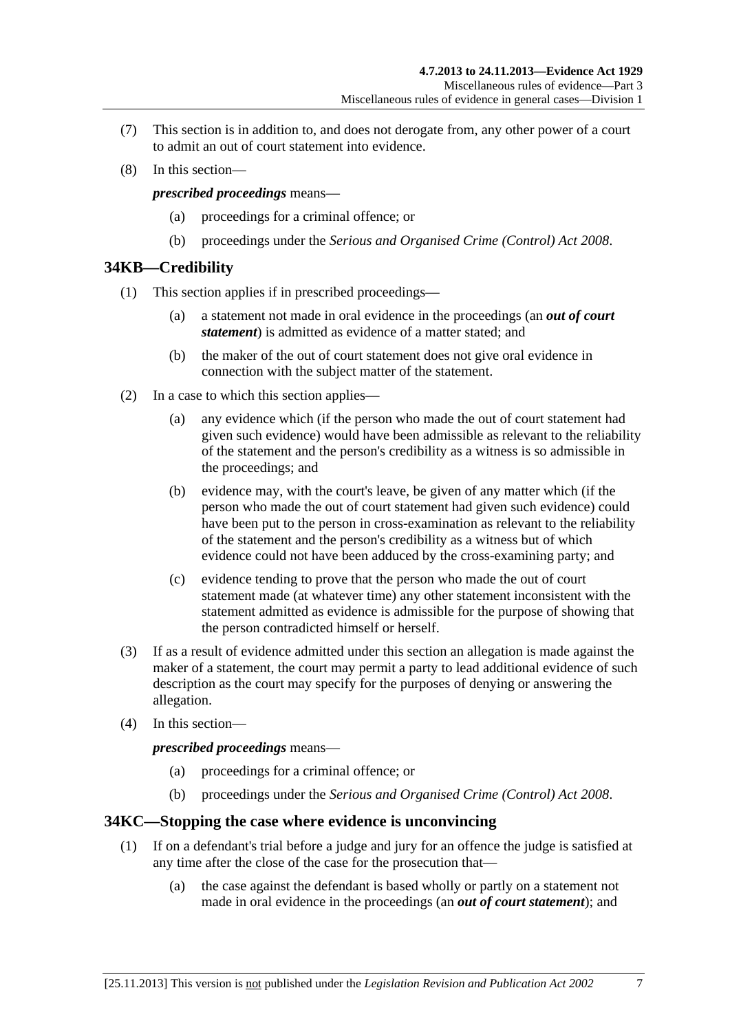(7) This section is in addition to, and does not derogate from, any other power of a court to admit an out of court statement into evidence.

(8) In this section—

***prescribed proceedings*** means—

(a) proceedings for a criminal offence; or

(b) proceedings under the *Serious and Organised Crime (Control) Act 2008*.

## 34KB—Credibility

(1) This section applies if in prescribed proceedings—

(a) a statement not made in oral evidence in the proceedings (an ***out of court statement***) is admitted as evidence of a matter stated; and

(b) the maker of the out of court statement does not give oral evidence in connection with the subject matter of the statement.

(2) In a case to which this section applies—

(a) any evidence which (if the person who made the out of court statement had given such evidence) would have been admissible as relevant to the reliability of the statement and the person's credibility as a witness is so admissible in the proceedings; and

(b) evidence may, with the court's leave, be given of any matter which (if the person who made the out of court statement had given such evidence) could have been put to the person in cross-examination as relevant to the reliability of the statement and the person's credibility as a witness but of which evidence could not have been adduced by the cross-examining party; and

(c) evidence tending to prove that the person who made the out of court statement made (at whatever time) any other statement inconsistent with the statement admitted as evidence is admissible for the purpose of showing that the person contradicted himself or herself.

(3) If as a result of evidence admitted under this section an allegation is made against the maker of a statement, the court may permit a party to lead additional evidence of such description as the court may specify for the purposes of denying or answering the allegation.

(4) In this section—

***prescribed proceedings*** means—

(a) proceedings for a criminal offence; or

(b) proceedings under the *Serious and Organised Crime (Control) Act 2008*.

## 34KC—Stopping the case where evidence is unconvincing

(1) If on a defendant's trial before a judge and jury for an offence the judge is satisfied at any time after the close of the case for the prosecution that—

(a) the case against the defendant is based wholly or partly on a statement not made in oral evidence in the proceedings (an ***out of court statement***); and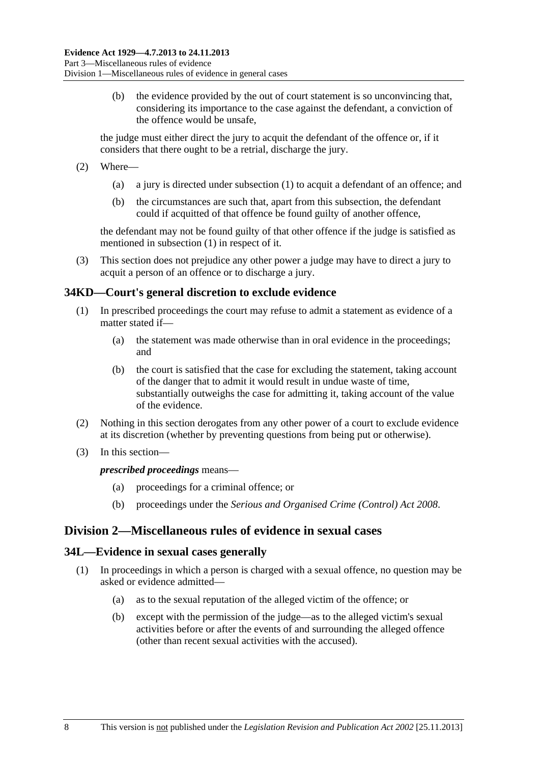(b) the evidence provided by the out of court statement is so unconvincing that, considering its importance to the case against the defendant, a conviction of the offence would be unsafe,

the judge must either direct the jury to acquit the defendant of the offence or, if it considers that there ought to be a retrial, discharge the jury.

(2) Where—

(a) a jury is directed under subsection (1) to acquit a defendant of an offence; and

(b) the circumstances are such that, apart from this subsection, the defendant could if acquitted of that offence be found guilty of another offence,

the defendant may not be found guilty of that other offence if the judge is satisfied as mentioned in subsection (1) in respect of it.

(3) This section does not prejudice any other power a judge may have to direct a jury to acquit a person of an offence or to discharge a jury.

### 34KD—Court's general discretion to exclude evidence

(1) In prescribed proceedings the court may refuse to admit a statement as evidence of a matter stated if—

(a) the statement was made otherwise than in oral evidence in the proceedings; and

(b) the court is satisfied that the case for excluding the statement, taking account of the danger that to admit it would result in undue waste of time, substantially outweighs the case for admitting it, taking account of the value of the evidence.

(2) Nothing in this section derogates from any other power of a court to exclude evidence at its discretion (whether by preventing questions from being put or otherwise).

(3) In this section—

***prescribed proceedings*** means—

(a) proceedings for a criminal offence; or

(b) proceedings under the *Serious and Organised Crime (Control) Act 2008*.

## Division 2—Miscellaneous rules of evidence in sexual cases

### 34L—Evidence in sexual cases generally

(1) In proceedings in which a person is charged with a sexual offence, no question may be asked or evidence admitted—

(a) as to the sexual reputation of the alleged victim of the offence; or

(b) except with the permission of the judge—as to the alleged victim's sexual activities before or after the events of and surrounding the alleged offence (other than recent sexual activities with the accused).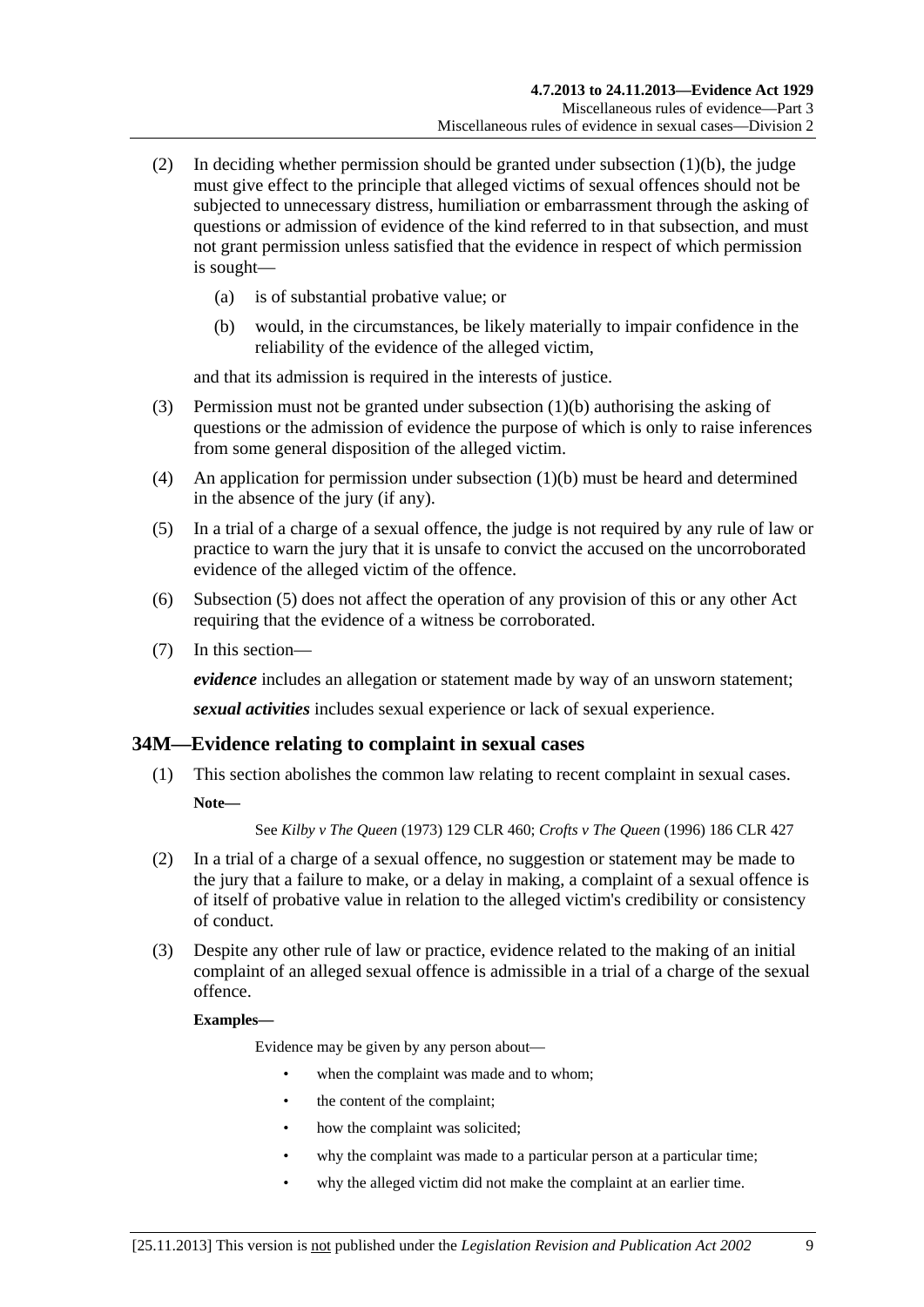(2) In deciding whether permission should be granted under subsection (1)(b), the judge must give effect to the principle that alleged victims of sexual offences should not be subjected to unnecessary distress, humiliation or embarrassment through the asking of questions or admission of evidence of the kind referred to in that subsection, and must not grant permission unless satisfied that the evidence in respect of which permission is sought—

(a) is of substantial probative value; or

(b) would, in the circumstances, be likely materially to impair confidence in the reliability of the evidence of the alleged victim,

and that its admission is required in the interests of justice.

(3) Permission must not be granted under subsection (1)(b) authorising the asking of questions or the admission of evidence the purpose of which is only to raise inferences from some general disposition of the alleged victim.

(4) An application for permission under subsection (1)(b) must be heard and determined in the absence of the jury (if any).

(5) In a trial of a charge of a sexual offence, the judge is not required by any rule of law or practice to warn the jury that it is unsafe to convict the accused on the uncorroborated evidence of the alleged victim of the offence.

(6) Subsection (5) does not affect the operation of any provision of this or any other Act requiring that the evidence of a witness be corroborated.

(7) In this section—

***evidence*** includes an allegation or statement made by way of an unsworn statement;

***sexual activities*** includes sexual experience or lack of sexual experience.

## 34M—Evidence relating to complaint in sexual cases

(1) This section abolishes the common law relating to recent complaint in sexual cases.

**Note—**

See *Kilby v The Queen* (1973) 129 CLR 460; *Crofts v The Queen* (1996) 186 CLR 427

(2) In a trial of a charge of a sexual offence, no suggestion or statement may be made to the jury that a failure to make, or a delay in making, a complaint of a sexual offence is of itself of probative value in relation to the alleged victim's credibility or consistency of conduct.

(3) Despite any other rule of law or practice, evidence related to the making of an initial complaint of an alleged sexual offence is admissible in a trial of a charge of the sexual offence.

**Examples—**

Evidence may be given by any person about—

- when the complaint was made and to whom;
- the content of the complaint;
- how the complaint was solicited;
- why the complaint was made to a particular person at a particular time;
- why the alleged victim did not make the complaint at an earlier time.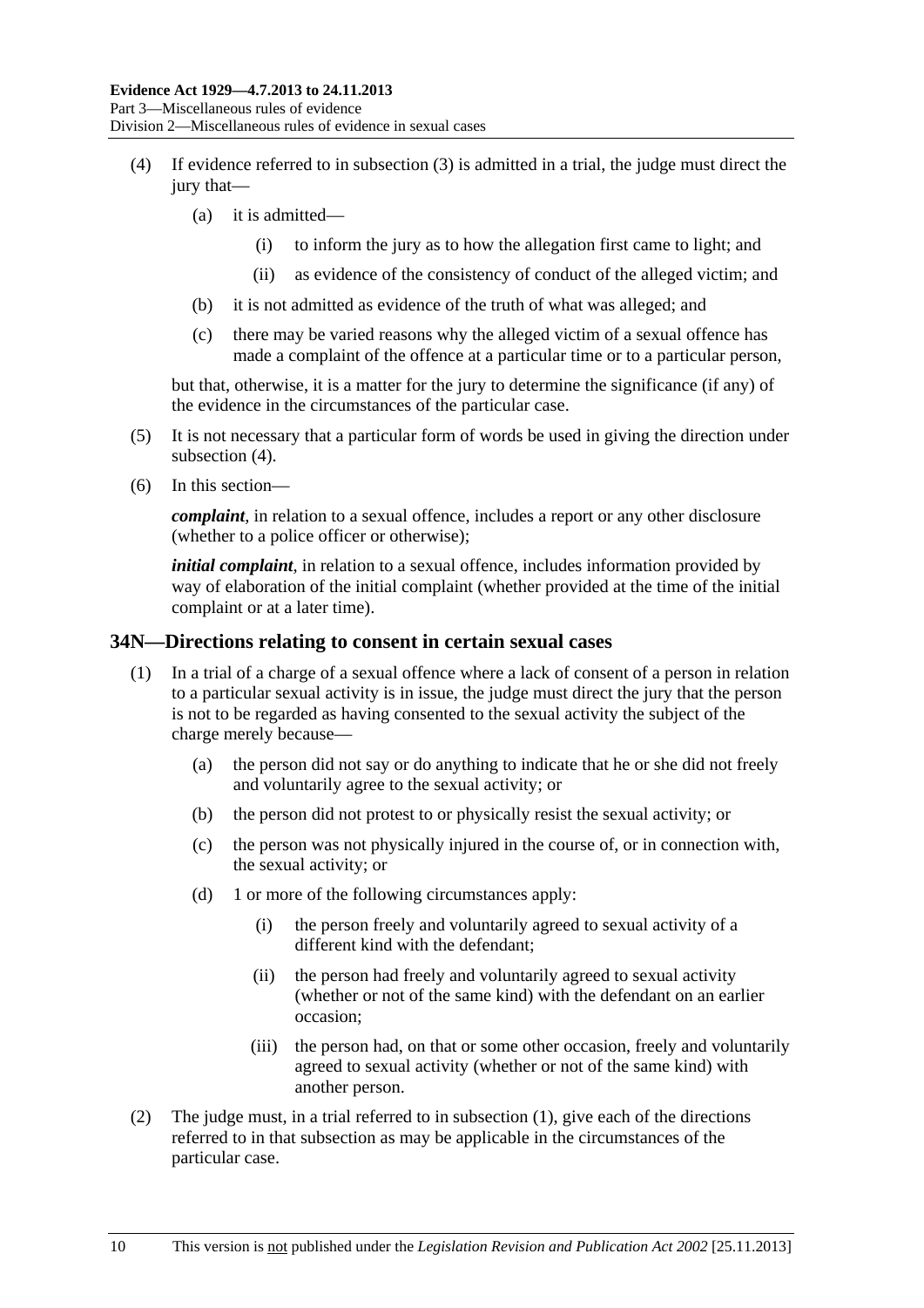(4) If evidence referred to in subsection (3) is admitted in a trial, the judge must direct the jury that—

    (a) it is admitted—

        (i) to inform the jury as to how the allegation first came to light; and

        (ii) as evidence of the consistency of conduct of the alleged victim; and

    (b) it is not admitted as evidence of the truth of what was alleged; and

    (c) there may be varied reasons why the alleged victim of a sexual offence has made a complaint of the offence at a particular time or to a particular person,

but that, otherwise, it is a matter for the jury to determine the significance (if any) of the evidence in the circumstances of the particular case.

(5) It is not necessary that a particular form of words be used in giving the direction under subsection (4).

(6) In this section—

***complaint***, in relation to a sexual offence, includes a report or any other disclosure (whether to a police officer or otherwise);

***initial complaint***, in relation to a sexual offence, includes information provided by way of elaboration of the initial complaint (whether provided at the time of the initial complaint or at a later time).

## 34N—Directions relating to consent in certain sexual cases

(1) In a trial of a charge of a sexual offence where a lack of consent of a person in relation to a particular sexual activity is in issue, the judge must direct the jury that the person is not to be regarded as having consented to the sexual activity the subject of the charge merely because—

    (a) the person did not say or do anything to indicate that he or she did not freely and voluntarily agree to the sexual activity; or

    (b) the person did not protest to or physically resist the sexual activity; or

    (c) the person was not physically injured in the course of, or in connection with, the sexual activity; or

    (d) 1 or more of the following circumstances apply:

        (i) the person freely and voluntarily agreed to sexual activity of a different kind with the defendant;

        (ii) the person had freely and voluntarily agreed to sexual activity (whether or not of the same kind) with the defendant on an earlier occasion;

        (iii) the person had, on that or some other occasion, freely and voluntarily agreed to sexual activity (whether or not of the same kind) with another person.

(2) The judge must, in a trial referred to in subsection (1), give each of the directions referred to in that subsection as may be applicable in the circumstances of the particular case.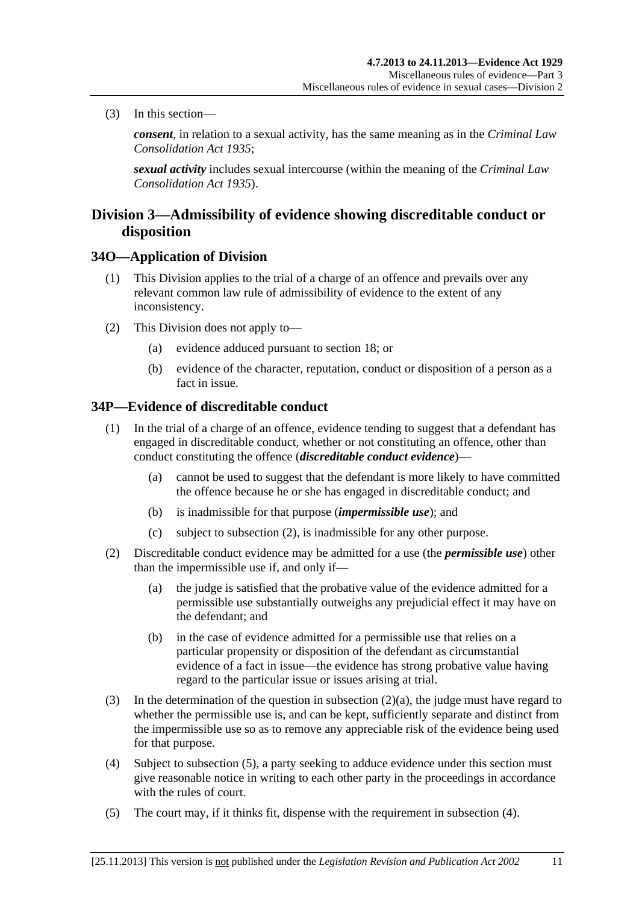(3) In this section—

***consent***, in relation to a sexual activity, has the same meaning as in the *Criminal Law Consolidation Act 1935*;

***sexual activity*** includes sexual intercourse (within the meaning of the *Criminal Law Consolidation Act 1935*).

## Division 3—Admissibility of evidence showing discreditable conduct or disposition

### 34O—Application of Division

(1) This Division applies to the trial of a charge of an offence and prevails over any relevant common law rule of admissibility of evidence to the extent of any inconsistency.

(2) This Division does not apply to—

(a) evidence adduced pursuant to section 18; or

(b) evidence of the character, reputation, conduct or disposition of a person as a fact in issue.

### 34P—Evidence of discreditable conduct

(1) In the trial of a charge of an offence, evidence tending to suggest that a defendant has engaged in discreditable conduct, whether or not constituting an offence, other than conduct constituting the offence (***discreditable conduct evidence***)—

(a) cannot be used to suggest that the defendant is more likely to have committed the offence because he or she has engaged in discreditable conduct; and

(b) is inadmissible for that purpose (***impermissible use***); and

(c) subject to subsection (2), is inadmissible for any other purpose.

(2) Discreditable conduct evidence may be admitted for a use (the ***permissible use***) other than the impermissible use if, and only if—

(a) the judge is satisfied that the probative value of the evidence admitted for a permissible use substantially outweighs any prejudicial effect it may have on the defendant; and

(b) in the case of evidence admitted for a permissible use that relies on a particular propensity or disposition of the defendant as circumstantial evidence of a fact in issue—the evidence has strong probative value having regard to the particular issue or issues arising at trial.

(3) In the determination of the question in subsection (2)(a), the judge must have regard to whether the permissible use is, and can be kept, sufficiently separate and distinct from the impermissible use so as to remove any appreciable risk of the evidence being used for that purpose.

(4) Subject to subsection (5), a party seeking to adduce evidence under this section must give reasonable notice in writing to each other party in the proceedings in accordance with the rules of court.

(5) The court may, if it thinks fit, dispense with the requirement in subsection (4).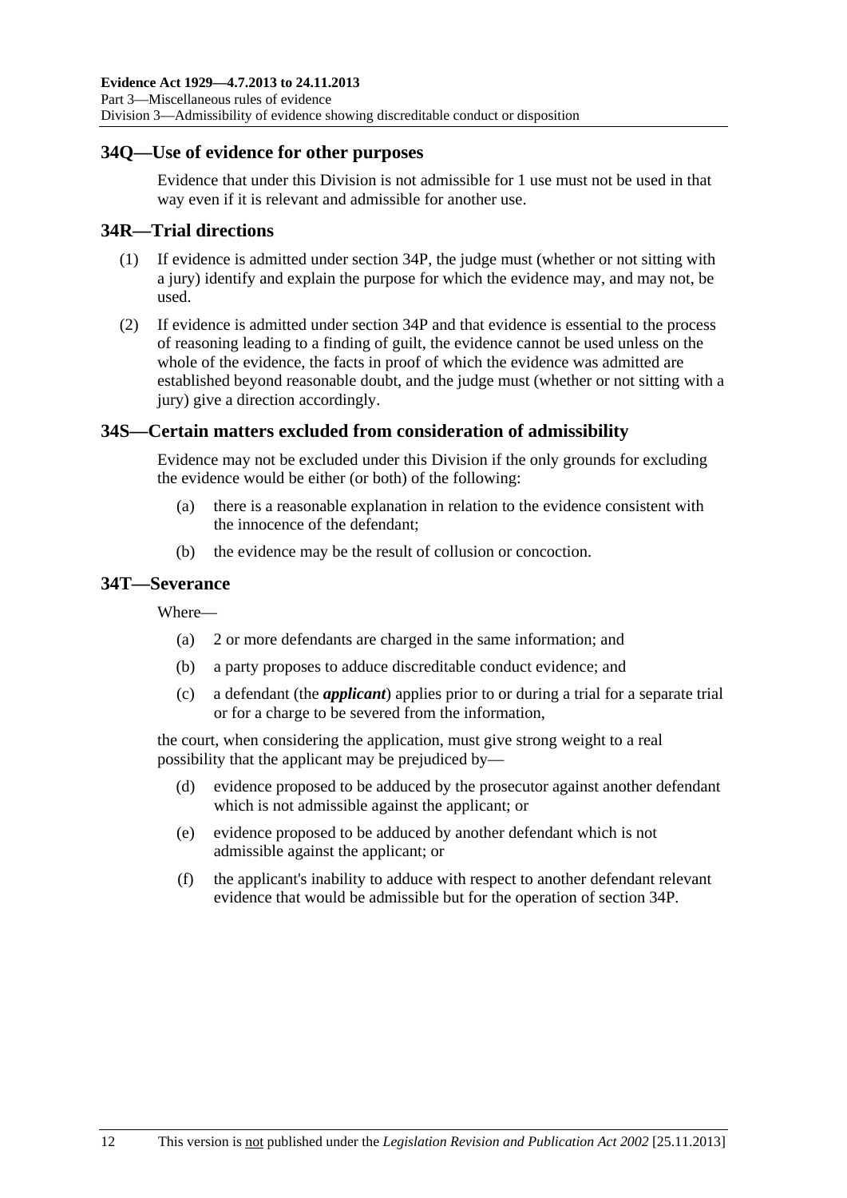## 34Q—Use of evidence for other purposes

Evidence that under this Division is not admissible for 1 use must not be used in that way even if it is relevant and admissible for another use.

## 34R—Trial directions

(1) If evidence is admitted under section 34P, the judge must (whether or not sitting with a jury) identify and explain the purpose for which the evidence may, and may not, be used.

(2) If evidence is admitted under section 34P and that evidence is essential to the process of reasoning leading to a finding of guilt, the evidence cannot be used unless on the whole of the evidence, the facts in proof of which the evidence was admitted are established beyond reasonable doubt, and the judge must (whether or not sitting with a jury) give a direction accordingly.

## 34S—Certain matters excluded from consideration of admissibility

Evidence may not be excluded under this Division if the only grounds for excluding the evidence would be either (or both) of the following:

(a) there is a reasonable explanation in relation to the evidence consistent with the innocence of the defendant;

(b) the evidence may be the result of collusion or concoction.

## 34T—Severance

Where—

(a) 2 or more defendants are charged in the same information; and

(b) a party proposes to adduce discreditable conduct evidence; and

(c) a defendant (the ***applicant***) applies prior to or during a trial for a separate trial or for a charge to be severed from the information,

the court, when considering the application, must give strong weight to a real possibility that the applicant may be prejudiced by—

(d) evidence proposed to be adduced by the prosecutor against another defendant which is not admissible against the applicant; or

(e) evidence proposed to be adduced by another defendant which is not admissible against the applicant; or

(f) the applicant's inability to adduce with respect to another defendant relevant evidence that would be admissible but for the operation of section 34P.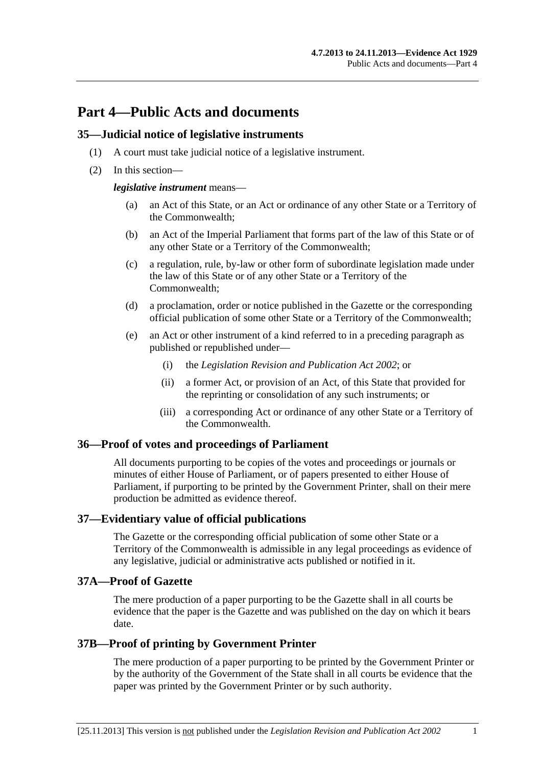# Part 4—Public Acts and documents

## 35—Judicial notice of legislative instruments

(1) A court must take judicial notice of a legislative instrument.

(2) In this section—

***legislative instrument*** means—

(a) an Act of this State, or an Act or ordinance of any other State or a Territory of the Commonwealth;

(b) an Act of the Imperial Parliament that forms part of the law of this State or of any other State or a Territory of the Commonwealth;

(c) a regulation, rule, by-law or other form of subordinate legislation made under the law of this State or of any other State or a Territory of the Commonwealth;

(d) a proclamation, order or notice published in the Gazette or the corresponding official publication of some other State or a Territory of the Commonwealth;

(e) an Act or other instrument of a kind referred to in a preceding paragraph as published or republished under—

(i) the *Legislation Revision and Publication Act 2002*; or

(ii) a former Act, or provision of an Act, of this State that provided for the reprinting or consolidation of any such instruments; or

(iii) a corresponding Act or ordinance of any other State or a Territory of the Commonwealth.

## 36—Proof of votes and proceedings of Parliament

All documents purporting to be copies of the votes and proceedings or journals or minutes of either House of Parliament, or of papers presented to either House of Parliament, if purporting to be printed by the Government Printer, shall on their mere production be admitted as evidence thereof.

## 37—Evidentiary value of official publications

The Gazette or the corresponding official publication of some other State or a Territory of the Commonwealth is admissible in any legal proceedings as evidence of any legislative, judicial or administrative acts published or notified in it.

## 37A—Proof of Gazette

The mere production of a paper purporting to be the Gazette shall in all courts be evidence that the paper is the Gazette and was published on the day on which it bears date.

## 37B—Proof of printing by Government Printer

The mere production of a paper purporting to be printed by the Government Printer or by the authority of the Government of the State shall in all courts be evidence that the paper was printed by the Government Printer or by such authority.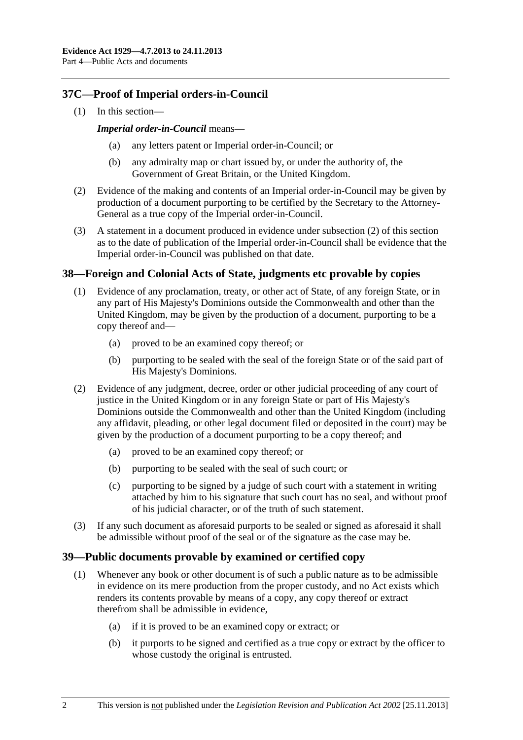## 37C—Proof of Imperial orders-in-Council

(1) In this section—

***Imperial order-in-Council*** means—

(a) any letters patent or Imperial order-in-Council; or

(b) any admiralty map or chart issued by, or under the authority of, the Government of Great Britain, or the United Kingdom.

(2) Evidence of the making and contents of an Imperial order-in-Council may be given by production of a document purporting to be certified by the Secretary to the Attorney-General as a true copy of the Imperial order-in-Council.

(3) A statement in a document produced in evidence under subsection (2) of this section as to the date of publication of the Imperial order-in-Council shall be evidence that the Imperial order-in-Council was published on that date.

## 38—Foreign and Colonial Acts of State, judgments etc provable by copies

(1) Evidence of any proclamation, treaty, or other act of State, of any foreign State, or in any part of His Majesty's Dominions outside the Commonwealth and other than the United Kingdom, may be given by the production of a document, purporting to be a copy thereof and—

(a) proved to be an examined copy thereof; or

(b) purporting to be sealed with the seal of the foreign State or of the said part of His Majesty's Dominions.

(2) Evidence of any judgment, decree, order or other judicial proceeding of any court of justice in the United Kingdom or in any foreign State or part of His Majesty's Dominions outside the Commonwealth and other than the United Kingdom (including any affidavit, pleading, or other legal document filed or deposited in the court) may be given by the production of a document purporting to be a copy thereof; and

(a) proved to be an examined copy thereof; or

(b) purporting to be sealed with the seal of such court; or

(c) purporting to be signed by a judge of such court with a statement in writing attached by him to his signature that such court has no seal, and without proof of his judicial character, or of the truth of such statement.

(3) If any such document as aforesaid purports to be sealed or signed as aforesaid it shall be admissible without proof of the seal or of the signature as the case may be.

## 39—Public documents provable by examined or certified copy

(1) Whenever any book or other document is of such a public nature as to be admissible in evidence on its mere production from the proper custody, and no Act exists which renders its contents provable by means of a copy, any copy thereof or extract therefrom shall be admissible in evidence,

(a) if it is proved to be an examined copy or extract; or

(b) it purports to be signed and certified as a true copy or extract by the officer to whose custody the original is entrusted.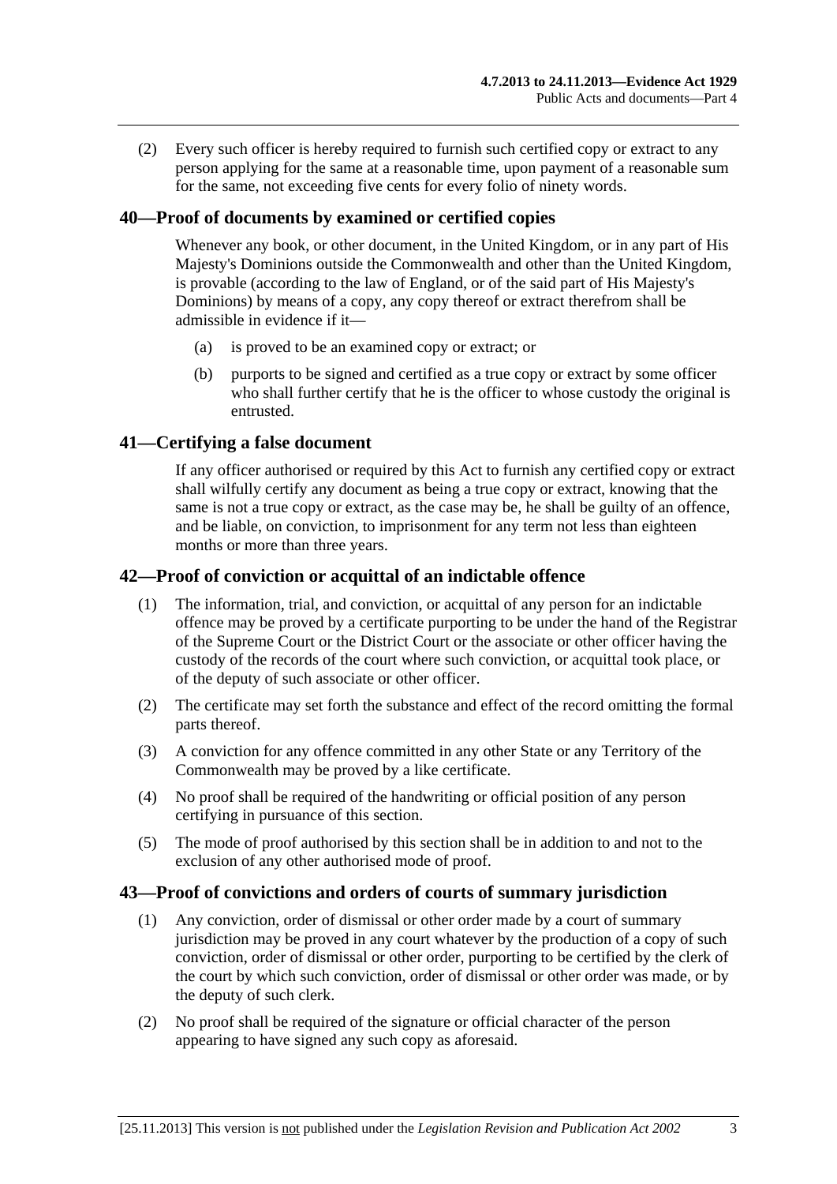(2) Every such officer is hereby required to furnish such certified copy or extract to any person applying for the same at a reasonable time, upon payment of a reasonable sum for the same, not exceeding five cents for every folio of ninety words.

## 40—Proof of documents by examined or certified copies

Whenever any book, or other document, in the United Kingdom, or in any part of His Majesty's Dominions outside the Commonwealth and other than the United Kingdom, is provable (according to the law of England, or of the said part of His Majesty's Dominions) by means of a copy, any copy thereof or extract therefrom shall be admissible in evidence if it—

(a) is proved to be an examined copy or extract; or

(b) purports to be signed and certified as a true copy or extract by some officer who shall further certify that he is the officer to whose custody the original is entrusted.

## 41—Certifying a false document

If any officer authorised or required by this Act to furnish any certified copy or extract shall wilfully certify any document as being a true copy or extract, knowing that the same is not a true copy or extract, as the case may be, he shall be guilty of an offence, and be liable, on conviction, to imprisonment for any term not less than eighteen months or more than three years.

## 42—Proof of conviction or acquittal of an indictable offence

(1) The information, trial, and conviction, or acquittal of any person for an indictable offence may be proved by a certificate purporting to be under the hand of the Registrar of the Supreme Court or the District Court or the associate or other officer having the custody of the records of the court where such conviction, or acquittal took place, or of the deputy of such associate or other officer.

(2) The certificate may set forth the substance and effect of the record omitting the formal parts thereof.

(3) A conviction for any offence committed in any other State or any Territory of the Commonwealth may be proved by a like certificate.

(4) No proof shall be required of the handwriting or official position of any person certifying in pursuance of this section.

(5) The mode of proof authorised by this section shall be in addition to and not to the exclusion of any other authorised mode of proof.

## 43—Proof of convictions and orders of courts of summary jurisdiction

(1) Any conviction, order of dismissal or other order made by a court of summary jurisdiction may be proved in any court whatever by the production of a copy of such conviction, order of dismissal or other order, purporting to be certified by the clerk of the court by which such conviction, order of dismissal or other order was made, or by the deputy of such clerk.

(2) No proof shall be required of the signature or official character of the person appearing to have signed any such copy as aforesaid.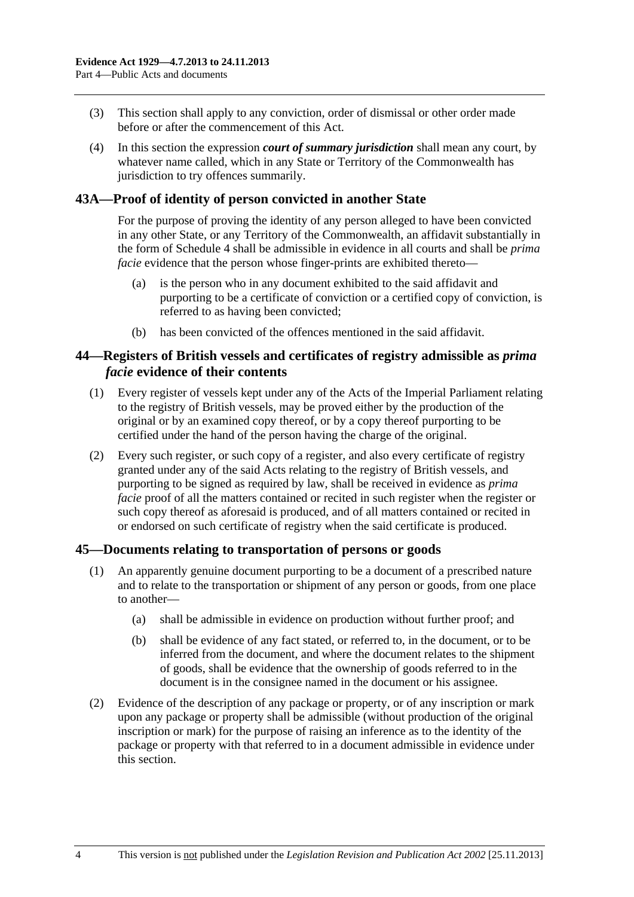(3) This section shall apply to any conviction, order of dismissal or other order made before or after the commencement of this Act.

(4) In this section the expression ***court of summary jurisdiction*** shall mean any court, by whatever name called, which in any State or Territory of the Commonwealth has jurisdiction to try offences summarily.

## 43A—Proof of identity of person convicted in another State

For the purpose of proving the identity of any person alleged to have been convicted in any other State, or any Territory of the Commonwealth, an affidavit substantially in the form of Schedule 4 shall be admissible in evidence in all courts and shall be *prima facie* evidence that the person whose finger-prints are exhibited thereto—

(a) is the person who in any document exhibited to the said affidavit and purporting to be a certificate of conviction or a certified copy of conviction, is referred to as having been convicted;

(b) has been convicted of the offences mentioned in the said affidavit.

## 44—Registers of British vessels and certificates of registry admissible as *prima facie* evidence of their contents

(1) Every register of vessels kept under any of the Acts of the Imperial Parliament relating to the registry of British vessels, may be proved either by the production of the original or by an examined copy thereof, or by a copy thereof purporting to be certified under the hand of the person having the charge of the original.

(2) Every such register, or such copy of a register, and also every certificate of registry granted under any of the said Acts relating to the registry of British vessels, and purporting to be signed as required by law, shall be received in evidence as *prima facie* proof of all the matters contained or recited in such register when the register or such copy thereof as aforesaid is produced, and of all matters contained or recited in or endorsed on such certificate of registry when the said certificate is produced.

## 45—Documents relating to transportation of persons or goods

(1) An apparently genuine document purporting to be a document of a prescribed nature and to relate to the transportation or shipment of any person or goods, from one place to another—

(a) shall be admissible in evidence on production without further proof; and

(b) shall be evidence of any fact stated, or referred to, in the document, or to be inferred from the document, and where the document relates to the shipment of goods, shall be evidence that the ownership of goods referred to in the document is in the consignee named in the document or his assignee.

(2) Evidence of the description of any package or property, or of any inscription or mark upon any package or property shall be admissible (without production of the original inscription or mark) for the purpose of raising an inference as to the identity of the package or property with that referred to in a document admissible in evidence under this section.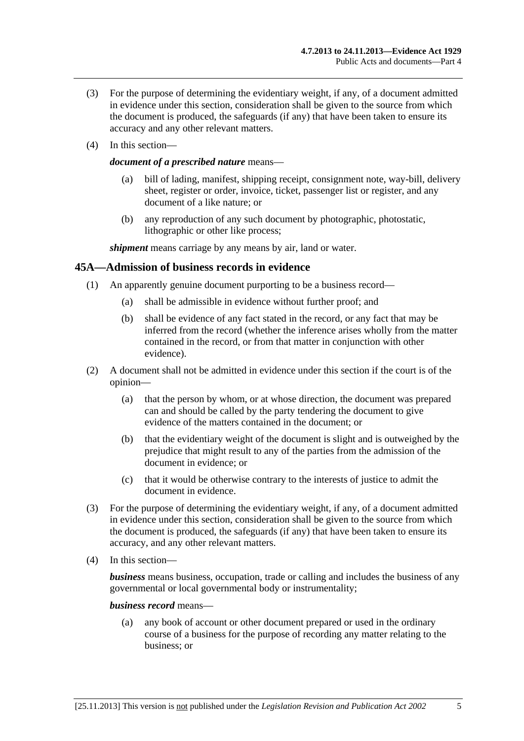(3) For the purpose of determining the evidentiary weight, if any, of a document admitted in evidence under this section, consideration shall be given to the source from which the document is produced, the safeguards (if any) that have been taken to ensure its accuracy and any other relevant matters.

(4) In this section—

***document of a prescribed nature*** means—

(a) bill of lading, manifest, shipping receipt, consignment note, way-bill, delivery sheet, register or order, invoice, ticket, passenger list or register, and any document of a like nature; or

(b) any reproduction of any such document by photographic, photostatic, lithographic or other like process;

***shipment*** means carriage by any means by air, land or water.

## 45A—Admission of business records in evidence

(1) An apparently genuine document purporting to be a business record—

(a) shall be admissible in evidence without further proof; and

(b) shall be evidence of any fact stated in the record, or any fact that may be inferred from the record (whether the inference arises wholly from the matter contained in the record, or from that matter in conjunction with other evidence).

(2) A document shall not be admitted in evidence under this section if the court is of the opinion—

(a) that the person by whom, or at whose direction, the document was prepared can and should be called by the party tendering the document to give evidence of the matters contained in the document; or

(b) that the evidentiary weight of the document is slight and is outweighed by the prejudice that might result to any of the parties from the admission of the document in evidence; or

(c) that it would be otherwise contrary to the interests of justice to admit the document in evidence.

(3) For the purpose of determining the evidentiary weight, if any, of a document admitted in evidence under this section, consideration shall be given to the source from which the document is produced, the safeguards (if any) that have been taken to ensure its accuracy, and any other relevant matters.

(4) In this section—

***business*** means business, occupation, trade or calling and includes the business of any governmental or local governmental body or instrumentality;

***business record*** means—

(a) any book of account or other document prepared or used in the ordinary course of a business for the purpose of recording any matter relating to the business; or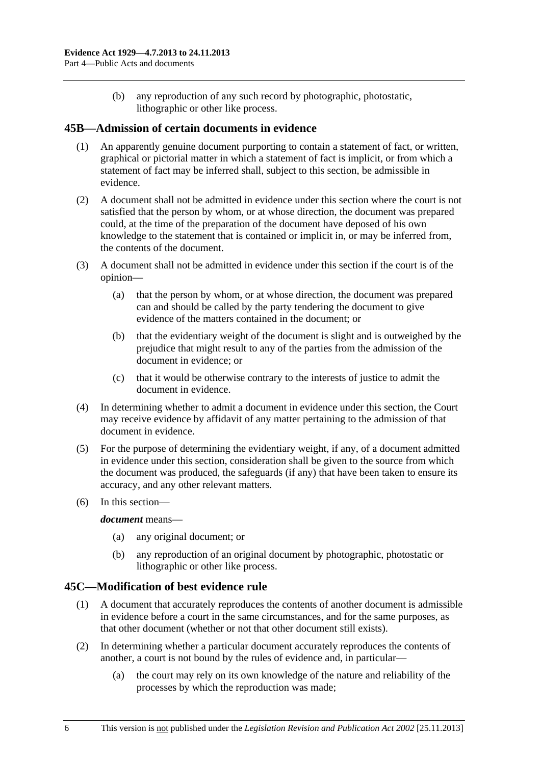(b) any reproduction of any such record by photographic, photostatic, lithographic or other like process.

## 45B—Admission of certain documents in evidence

(1) An apparently genuine document purporting to contain a statement of fact, or written, graphical or pictorial matter in which a statement of fact is implicit, or from which a statement of fact may be inferred shall, subject to this section, be admissible in evidence.

(2) A document shall not be admitted in evidence under this section where the court is not satisfied that the person by whom, or at whose direction, the document was prepared could, at the time of the preparation of the document have deposed of his own knowledge to the statement that is contained or implicit in, or may be inferred from, the contents of the document.

(3) A document shall not be admitted in evidence under this section if the court is of the opinion—

(a) that the person by whom, or at whose direction, the document was prepared can and should be called by the party tendering the document to give evidence of the matters contained in the document; or

(b) that the evidentiary weight of the document is slight and is outweighed by the prejudice that might result to any of the parties from the admission of the document in evidence; or

(c) that it would be otherwise contrary to the interests of justice to admit the document in evidence.

(4) In determining whether to admit a document in evidence under this section, the Court may receive evidence by affidavit of any matter pertaining to the admission of that document in evidence.

(5) For the purpose of determining the evidentiary weight, if any, of a document admitted in evidence under this section, consideration shall be given to the source from which the document was produced, the safeguards (if any) that have been taken to ensure its accuracy, and any other relevant matters.

(6) In this section—

***document*** means—

(a) any original document; or

(b) any reproduction of an original document by photographic, photostatic or lithographic or other like process.

## 45C—Modification of best evidence rule

(1) A document that accurately reproduces the contents of another document is admissible in evidence before a court in the same circumstances, and for the same purposes, as that other document (whether or not that other document still exists).

(2) In determining whether a particular document accurately reproduces the contents of another, a court is not bound by the rules of evidence and, in particular—

(a) the court may rely on its own knowledge of the nature and reliability of the processes by which the reproduction was made;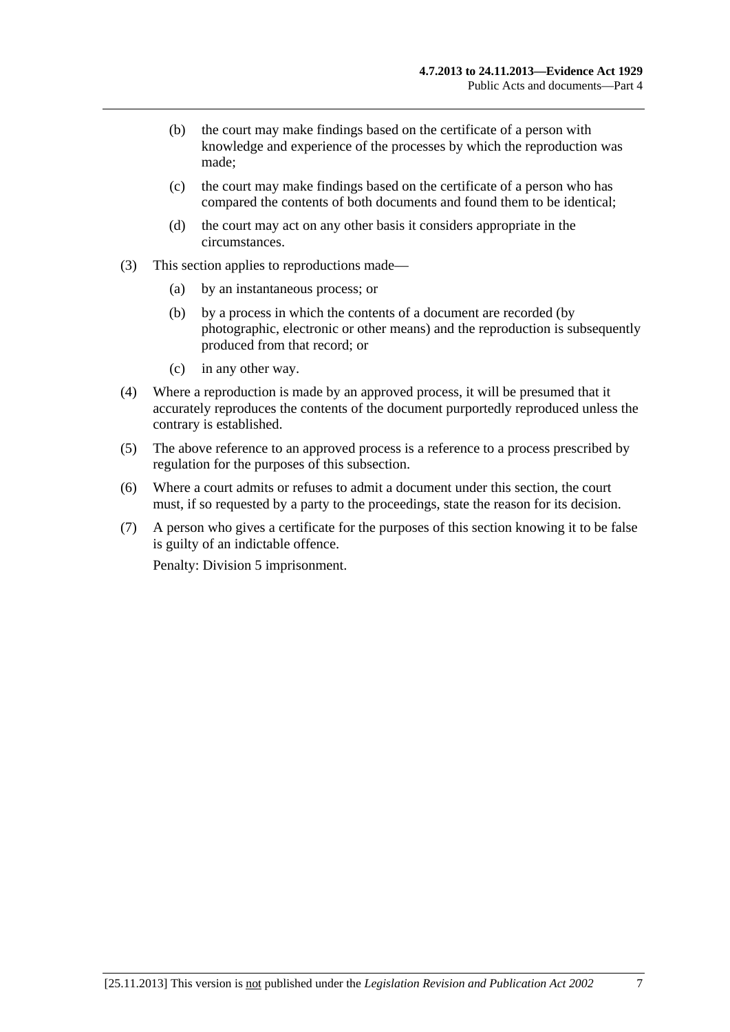(b) the court may make findings based on the certificate of a person with knowledge and experience of the processes by which the reproduction was made;

(c) the court may make findings based on the certificate of a person who has compared the contents of both documents and found them to be identical;

(d) the court may act on any other basis it considers appropriate in the circumstances.

(3) This section applies to reproductions made—

(a) by an instantaneous process; or

(b) by a process in which the contents of a document are recorded (by photographic, electronic or other means) and the reproduction is subsequently produced from that record; or

(c) in any other way.

(4) Where a reproduction is made by an approved process, it will be presumed that it accurately reproduces the contents of the document purportedly reproduced unless the contrary is established.

(5) The above reference to an approved process is a reference to a process prescribed by regulation for the purposes of this subsection.

(6) Where a court admits or refuses to admit a document under this section, the court must, if so requested by a party to the proceedings, state the reason for its decision.

(7) A person who gives a certificate for the purposes of this section knowing it to be false is guilty of an indictable offence.

Penalty: Division 5 imprisonment.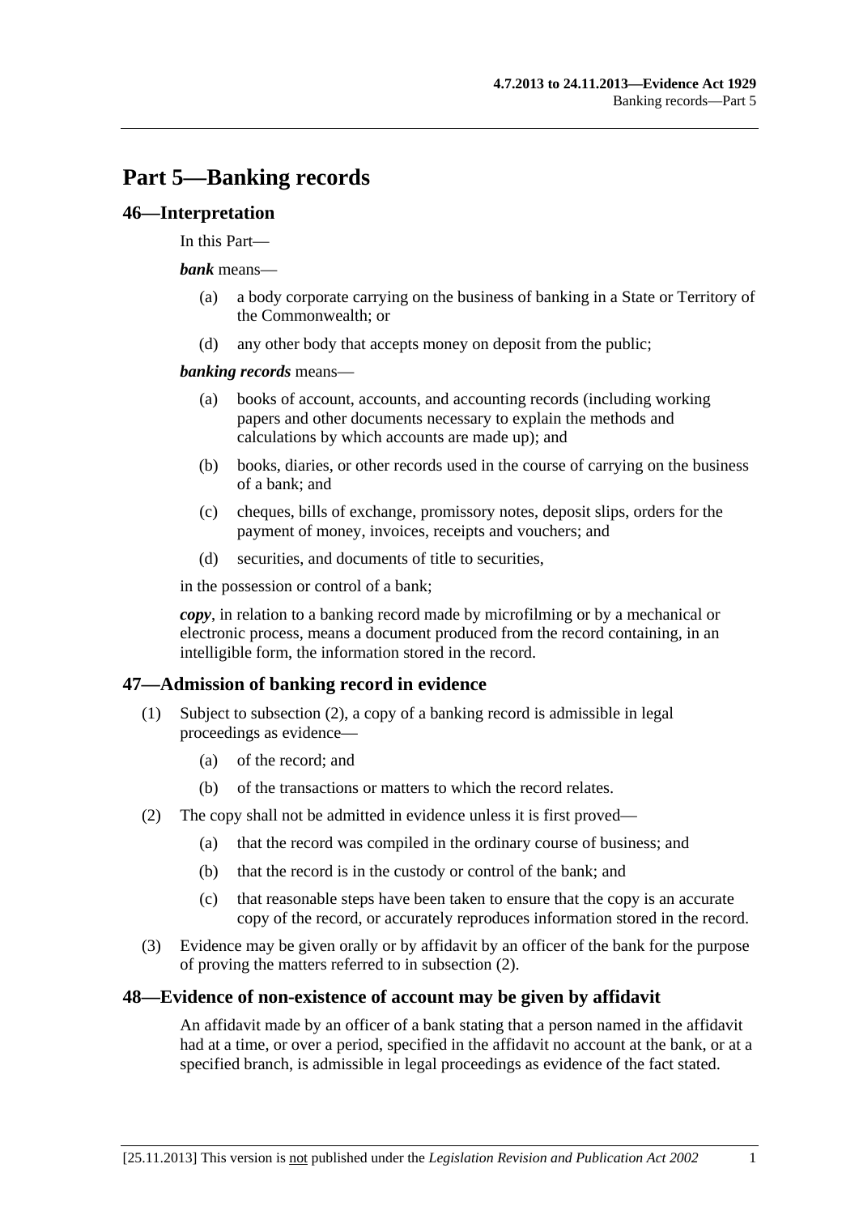# Part 5—Banking records

## 46—Interpretation

In this Part—

***bank*** means—

(a) a body corporate carrying on the business of banking in a State or Territory of the Commonwealth; or

(d) any other body that accepts money on deposit from the public;

***banking records*** means—

(a) books of account, accounts, and accounting records (including working papers and other documents necessary to explain the methods and calculations by which accounts are made up); and

(b) books, diaries, or other records used in the course of carrying on the business of a bank; and

(c) cheques, bills of exchange, promissory notes, deposit slips, orders for the payment of money, invoices, receipts and vouchers; and

(d) securities, and documents of title to securities,

in the possession or control of a bank;

***copy***, in relation to a banking record made by microfilming or by a mechanical or electronic process, means a document produced from the record containing, in an intelligible form, the information stored in the record.

## 47—Admission of banking record in evidence

(1) Subject to subsection (2), a copy of a banking record is admissible in legal proceedings as evidence—

(a) of the record; and

(b) of the transactions or matters to which the record relates.

(2) The copy shall not be admitted in evidence unless it is first proved—

(a) that the record was compiled in the ordinary course of business; and

(b) that the record is in the custody or control of the bank; and

(c) that reasonable steps have been taken to ensure that the copy is an accurate copy of the record, or accurately reproduces information stored in the record.

(3) Evidence may be given orally or by affidavit by an officer of the bank for the purpose of proving the matters referred to in subsection (2).

## 48—Evidence of non-existence of account may be given by affidavit

An affidavit made by an officer of a bank stating that a person named in the affidavit had at a time, or over a period, specified in the affidavit no account at the bank, or at a specified branch, is admissible in legal proceedings as evidence of the fact stated.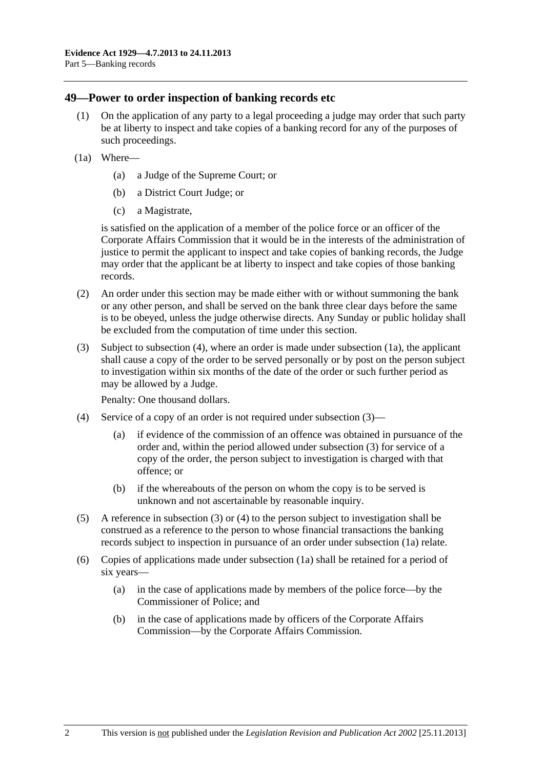## 49—Power to order inspection of banking records etc

(1) On the application of any party to a legal proceeding a judge may order that such party be at liberty to inspect and take copies of a banking record for any of the purposes of such proceedings.

(1a) Where—

- (a) a Judge of the Supreme Court; or
- (b) a District Court Judge; or
- (c) a Magistrate,

is satisfied on the application of a member of the police force or an officer of the Corporate Affairs Commission that it would be in the interests of the administration of justice to permit the applicant to inspect and take copies of banking records, the Judge may order that the applicant be at liberty to inspect and take copies of those banking records.

(2) An order under this section may be made either with or without summoning the bank or any other person, and shall be served on the bank three clear days before the same is to be obeyed, unless the judge otherwise directs. Any Sunday or public holiday shall be excluded from the computation of time under this section.

(3) Subject to subsection (4), where an order is made under subsection (1a), the applicant shall cause a copy of the order to be served personally or by post on the person subject to investigation within six months of the date of the order or such further period as may be allowed by a Judge.

Penalty: One thousand dollars.

(4) Service of a copy of an order is not required under subsection (3)—

- (a) if evidence of the commission of an offence was obtained in pursuance of the order and, within the period allowed under subsection (3) for service of a copy of the order, the person subject to investigation is charged with that offence; or
- (b) if the whereabouts of the person on whom the copy is to be served is unknown and not ascertainable by reasonable inquiry.

(5) A reference in subsection (3) or (4) to the person subject to investigation shall be construed as a reference to the person to whose financial transactions the banking records subject to inspection in pursuance of an order under subsection (1a) relate.

(6) Copies of applications made under subsection (1a) shall be retained for a period of six years—

- (a) in the case of applications made by members of the police force—by the Commissioner of Police; and
- (b) in the case of applications made by officers of the Corporate Affairs Commission—by the Corporate Affairs Commission.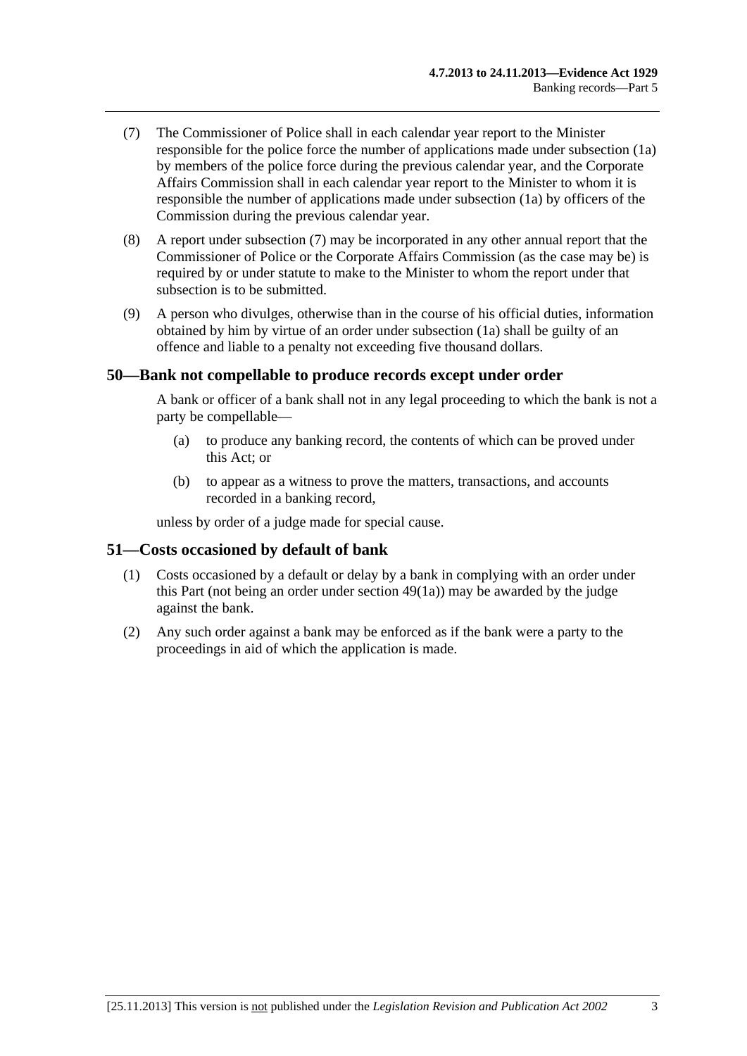(7) The Commissioner of Police shall in each calendar year report to the Minister responsible for the police force the number of applications made under subsection (1a) by members of the police force during the previous calendar year, and the Corporate Affairs Commission shall in each calendar year report to the Minister to whom it is responsible the number of applications made under subsection (1a) by officers of the Commission during the previous calendar year.

(8) A report under subsection (7) may be incorporated in any other annual report that the Commissioner of Police or the Corporate Affairs Commission (as the case may be) is required by or under statute to make to the Minister to whom the report under that subsection is to be submitted.

(9) A person who divulges, otherwise than in the course of his official duties, information obtained by him by virtue of an order under subsection (1a) shall be guilty of an offence and liable to a penalty not exceeding five thousand dollars.

## 50—Bank not compellable to produce records except under order

A bank or officer of a bank shall not in any legal proceeding to which the bank is not a party be compellable—

(a) to produce any banking record, the contents of which can be proved under this Act; or

(b) to appear as a witness to prove the matters, transactions, and accounts recorded in a banking record,

unless by order of a judge made for special cause.

## 51—Costs occasioned by default of bank

(1) Costs occasioned by a default or delay by a bank in complying with an order under this Part (not being an order under section 49(1a)) may be awarded by the judge against the bank.

(2) Any such order against a bank may be enforced as if the bank were a party to the proceedings in aid of which the application is made.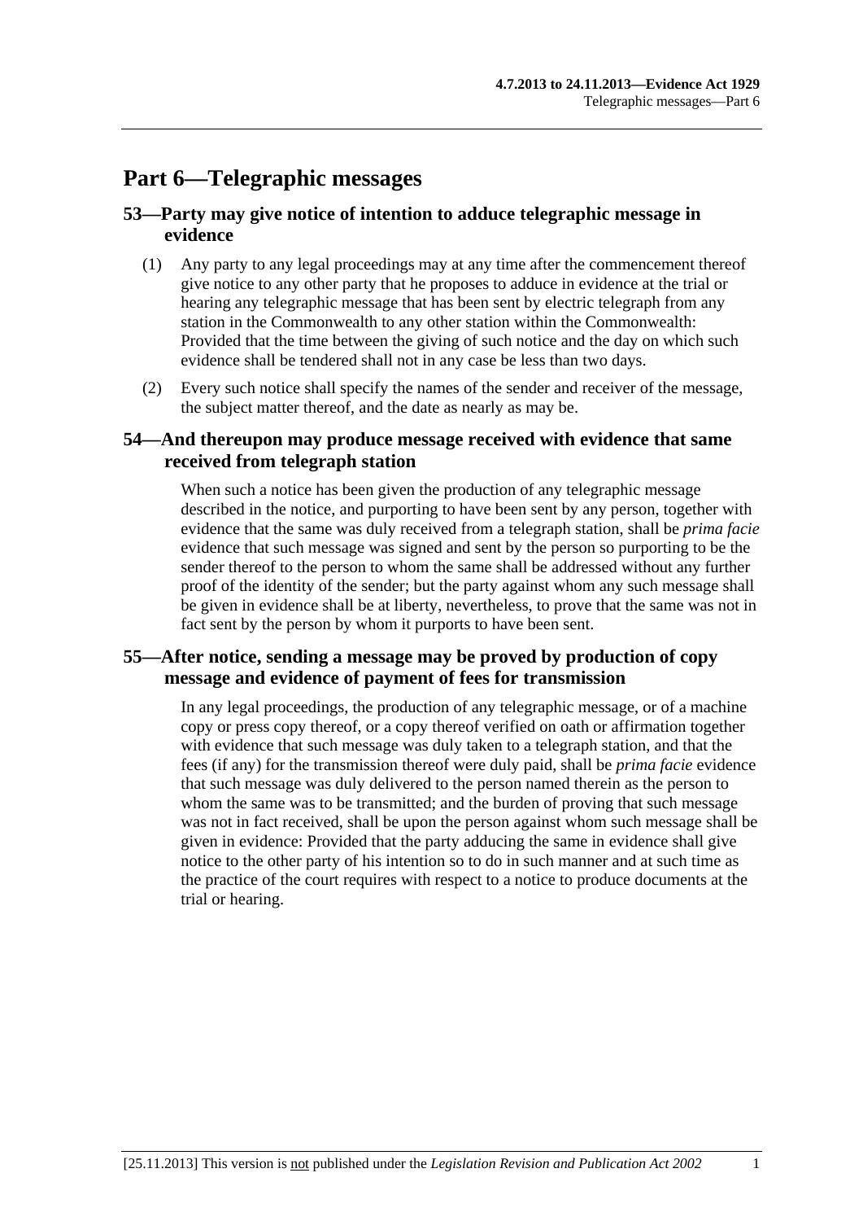# Part 6—Telegraphic messages

## 53—Party may give notice of intention to adduce telegraphic message in evidence

(1) Any party to any legal proceedings may at any time after the commencement thereof give notice to any other party that he proposes to adduce in evidence at the trial or hearing any telegraphic message that has been sent by electric telegraph from any station in the Commonwealth to any other station within the Commonwealth: Provided that the time between the giving of such notice and the day on which such evidence shall be tendered shall not in any case be less than two days.

(2) Every such notice shall specify the names of the sender and receiver of the message, the subject matter thereof, and the date as nearly as may be.

## 54—And thereupon may produce message received with evidence that same received from telegraph station

When such a notice has been given the production of any telegraphic message described in the notice, and purporting to have been sent by any person, together with evidence that the same was duly received from a telegraph station, shall be *prima facie* evidence that such message was signed and sent by the person so purporting to be the sender thereof to the person to whom the same shall be addressed without any further proof of the identity of the sender; but the party against whom any such message shall be given in evidence shall be at liberty, nevertheless, to prove that the same was not in fact sent by the person by whom it purports to have been sent.

## 55—After notice, sending a message may be proved by production of copy message and evidence of payment of fees for transmission

In any legal proceedings, the production of any telegraphic message, or of a machine copy or press copy thereof, or a copy thereof verified on oath or affirmation together with evidence that such message was duly taken to a telegraph station, and that the fees (if any) for the transmission thereof were duly paid, shall be *prima facie* evidence that such message was duly delivered to the person named therein as the person to whom the same was to be transmitted; and the burden of proving that such message was not in fact received, shall be upon the person against whom such message shall be given in evidence: Provided that the party adducing the same in evidence shall give notice to the other party of his intention so to do in such manner and at such time as the practice of the court requires with respect to a notice to produce documents at the trial or hearing.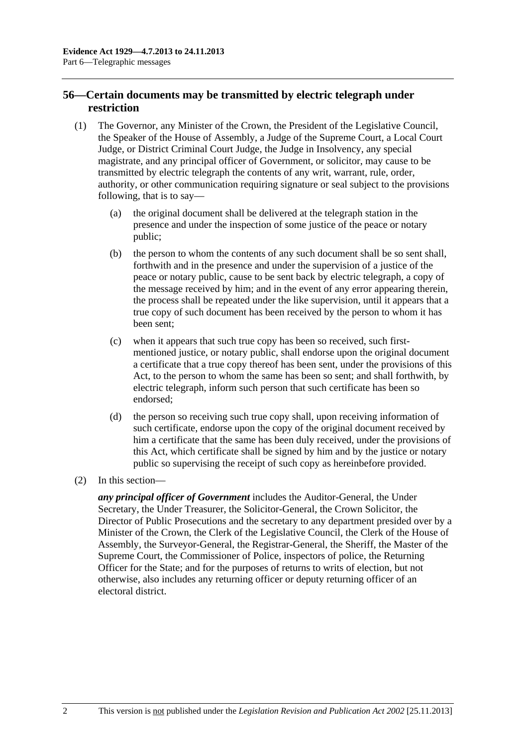## 56—Certain documents may be transmitted by electric telegraph under restriction

(1) The Governor, any Minister of the Crown, the President of the Legislative Council, the Speaker of the House of Assembly, a Judge of the Supreme Court, a Local Court Judge, or District Criminal Court Judge, the Judge in Insolvency, any special magistrate, and any principal officer of Government, or solicitor, may cause to be transmitted by electric telegraph the contents of any writ, warrant, rule, order, authority, or other communication requiring signature or seal subject to the provisions following, that is to say—

(a) the original document shall be delivered at the telegraph station in the presence and under the inspection of some justice of the peace or notary public;

(b) the person to whom the contents of any such document shall be so sent shall, forthwith and in the presence and under the supervision of a justice of the peace or notary public, cause to be sent back by electric telegraph, a copy of the message received by him; and in the event of any error appearing therein, the process shall be repeated under the like supervision, until it appears that a true copy of such document has been received by the person to whom it has been sent;

(c) when it appears that such true copy has been so received, such first-mentioned justice, or notary public, shall endorse upon the original document a certificate that a true copy thereof has been sent, under the provisions of this Act, to the person to whom the same has been so sent; and shall forthwith, by electric telegraph, inform such person that such certificate has been so endorsed;

(d) the person so receiving such true copy shall, upon receiving information of such certificate, endorse upon the copy of the original document received by him a certificate that the same has been duly received, under the provisions of this Act, which certificate shall be signed by him and by the justice or notary public so supervising the receipt of such copy as hereinbefore provided.

(2) In this section—

***any principal officer of Government*** includes the Auditor-General, the Under Secretary, the Under Treasurer, the Solicitor-General, the Crown Solicitor, the Director of Public Prosecutions and the secretary to any department presided over by a Minister of the Crown, the Clerk of the Legislative Council, the Clerk of the House of Assembly, the Surveyor-General, the Registrar-General, the Sheriff, the Master of the Supreme Court, the Commissioner of Police, inspectors of police, the Returning Officer for the State; and for the purposes of returns to writs of election, but not otherwise, also includes any returning officer or deputy returning officer of an electoral district.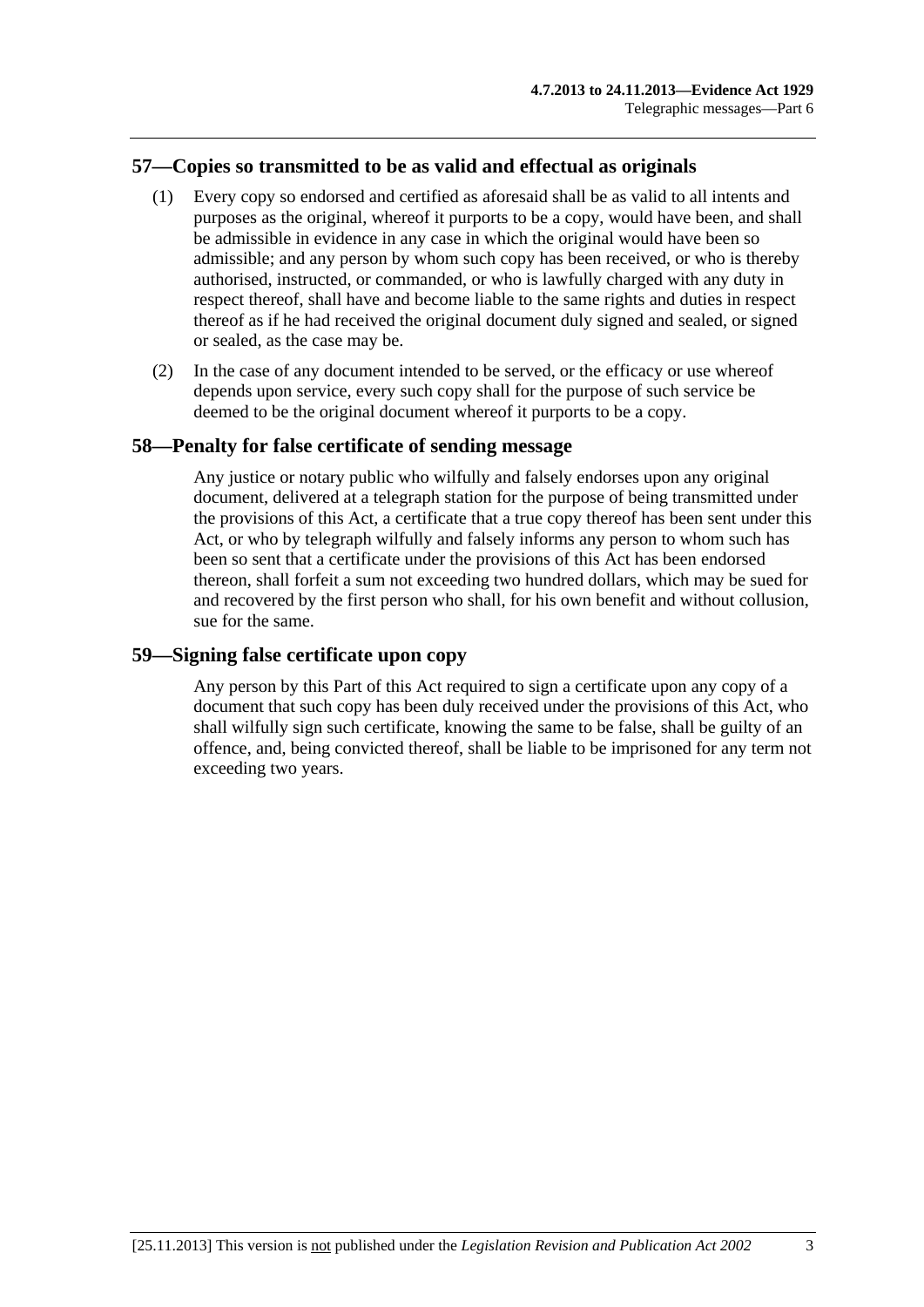## 57—Copies so transmitted to be as valid and effectual as originals

(1) Every copy so endorsed and certified as aforesaid shall be as valid to all intents and purposes as the original, whereof it purports to be a copy, would have been, and shall be admissible in evidence in any case in which the original would have been so admissible; and any person by whom such copy has been received, or who is thereby authorised, instructed, or commanded, or who is lawfully charged with any duty in respect thereof, shall have and become liable to the same rights and duties in respect thereof as if he had received the original document duly signed and sealed, or signed or sealed, as the case may be.

(2) In the case of any document intended to be served, or the efficacy or use whereof depends upon service, every such copy shall for the purpose of such service be deemed to be the original document whereof it purports to be a copy.

## 58—Penalty for false certificate of sending message

Any justice or notary public who wilfully and falsely endorses upon any original document, delivered at a telegraph station for the purpose of being transmitted under the provisions of this Act, a certificate that a true copy thereof has been sent under this Act, or who by telegraph wilfully and falsely informs any person to whom such has been so sent that a certificate under the provisions of this Act has been endorsed thereon, shall forfeit a sum not exceeding two hundred dollars, which may be sued for and recovered by the first person who shall, for his own benefit and without collusion, sue for the same.

## 59—Signing false certificate upon copy

Any person by this Part of this Act required to sign a certificate upon any copy of a document that such copy has been duly received under the provisions of this Act, who shall wilfully sign such certificate, knowing the same to be false, shall be guilty of an offence, and, being convicted thereof, shall be liable to be imprisoned for any term not exceeding two years.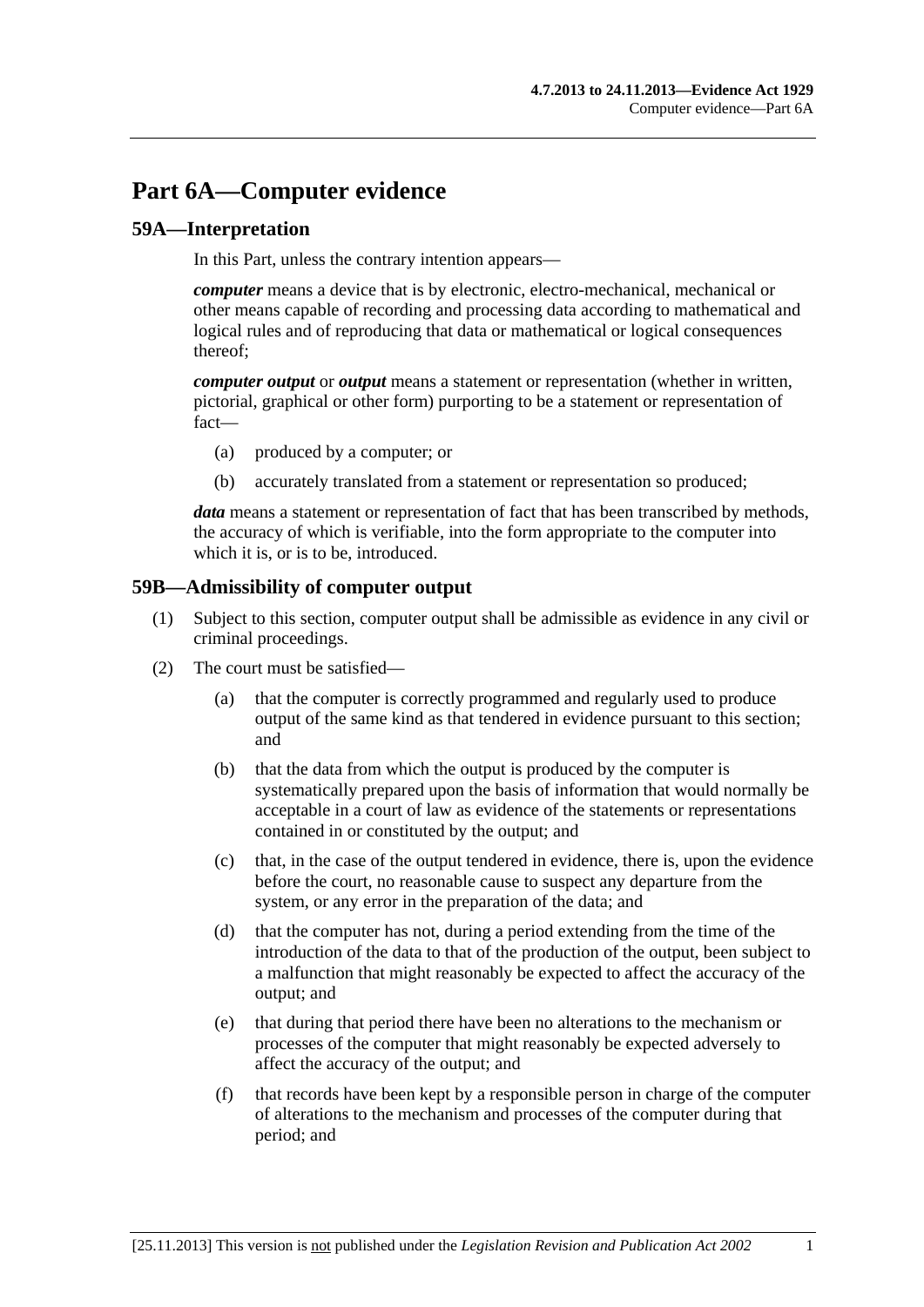# Part 6A—Computer evidence

## 59A—Interpretation

In this Part, unless the contrary intention appears—

***computer*** means a device that is by electronic, electro-mechanical, mechanical or other means capable of recording and processing data according to mathematical and logical rules and of reproducing that data or mathematical or logical consequences thereof;

***computer output*** or ***output*** means a statement or representation (whether in written, pictorial, graphical or other form) purporting to be a statement or representation of fact—

- (a) produced by a computer; or
- (b) accurately translated from a statement or representation so produced;

***data*** means a statement or representation of fact that has been transcribed by methods, the accuracy of which is verifiable, into the form appropriate to the computer into which it is, or is to be, introduced.

## 59B—Admissibility of computer output

(1) Subject to this section, computer output shall be admissible as evidence in any civil or criminal proceedings.

(2) The court must be satisfied—

- (a) that the computer is correctly programmed and regularly used to produce output of the same kind as that tendered in evidence pursuant to this section; and
- (b) that the data from which the output is produced by the computer is systematically prepared upon the basis of information that would normally be acceptable in a court of law as evidence of the statements or representations contained in or constituted by the output; and
- (c) that, in the case of the output tendered in evidence, there is, upon the evidence before the court, no reasonable cause to suspect any departure from the system, or any error in the preparation of the data; and
- (d) that the computer has not, during a period extending from the time of the introduction of the data to that of the production of the output, been subject to a malfunction that might reasonably be expected to affect the accuracy of the output; and
- (e) that during that period there have been no alterations to the mechanism or processes of the computer that might reasonably be expected adversely to affect the accuracy of the output; and
- (f) that records have been kept by a responsible person in charge of the computer of alterations to the mechanism and processes of the computer during that period; and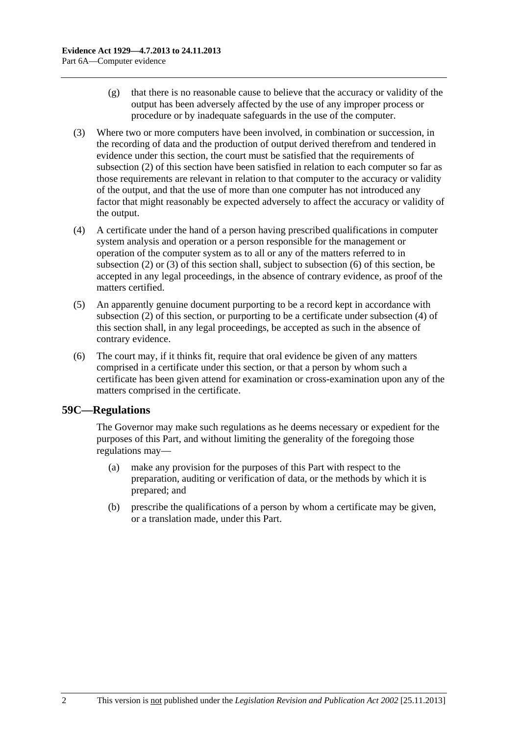(g) that there is no reasonable cause to believe that the accuracy or validity of the output has been adversely affected by the use of any improper process or procedure or by inadequate safeguards in the use of the computer.

(3) Where two or more computers have been involved, in combination or succession, in the recording of data and the production of output derived therefrom and tendered in evidence under this section, the court must be satisfied that the requirements of subsection (2) of this section have been satisfied in relation to each computer so far as those requirements are relevant in relation to that computer to the accuracy or validity of the output, and that the use of more than one computer has not introduced any factor that might reasonably be expected adversely to affect the accuracy or validity of the output.

(4) A certificate under the hand of a person having prescribed qualifications in computer system analysis and operation or a person responsible for the management or operation of the computer system as to all or any of the matters referred to in subsection (2) or (3) of this section shall, subject to subsection (6) of this section, be accepted in any legal proceedings, in the absence of contrary evidence, as proof of the matters certified.

(5) An apparently genuine document purporting to be a record kept in accordance with subsection (2) of this section, or purporting to be a certificate under subsection (4) of this section shall, in any legal proceedings, be accepted as such in the absence of contrary evidence.

(6) The court may, if it thinks fit, require that oral evidence be given of any matters comprised in a certificate under this section, or that a person by whom such a certificate has been given attend for examination or cross-examination upon any of the matters comprised in the certificate.

## 59C—Regulations

The Governor may make such regulations as he deems necessary or expedient for the purposes of this Part, and without limiting the generality of the foregoing those regulations may—

(a) make any provision for the purposes of this Part with respect to the preparation, auditing or verification of data, or the methods by which it is prepared; and

(b) prescribe the qualifications of a person by whom a certificate may be given, or a translation made, under this Part.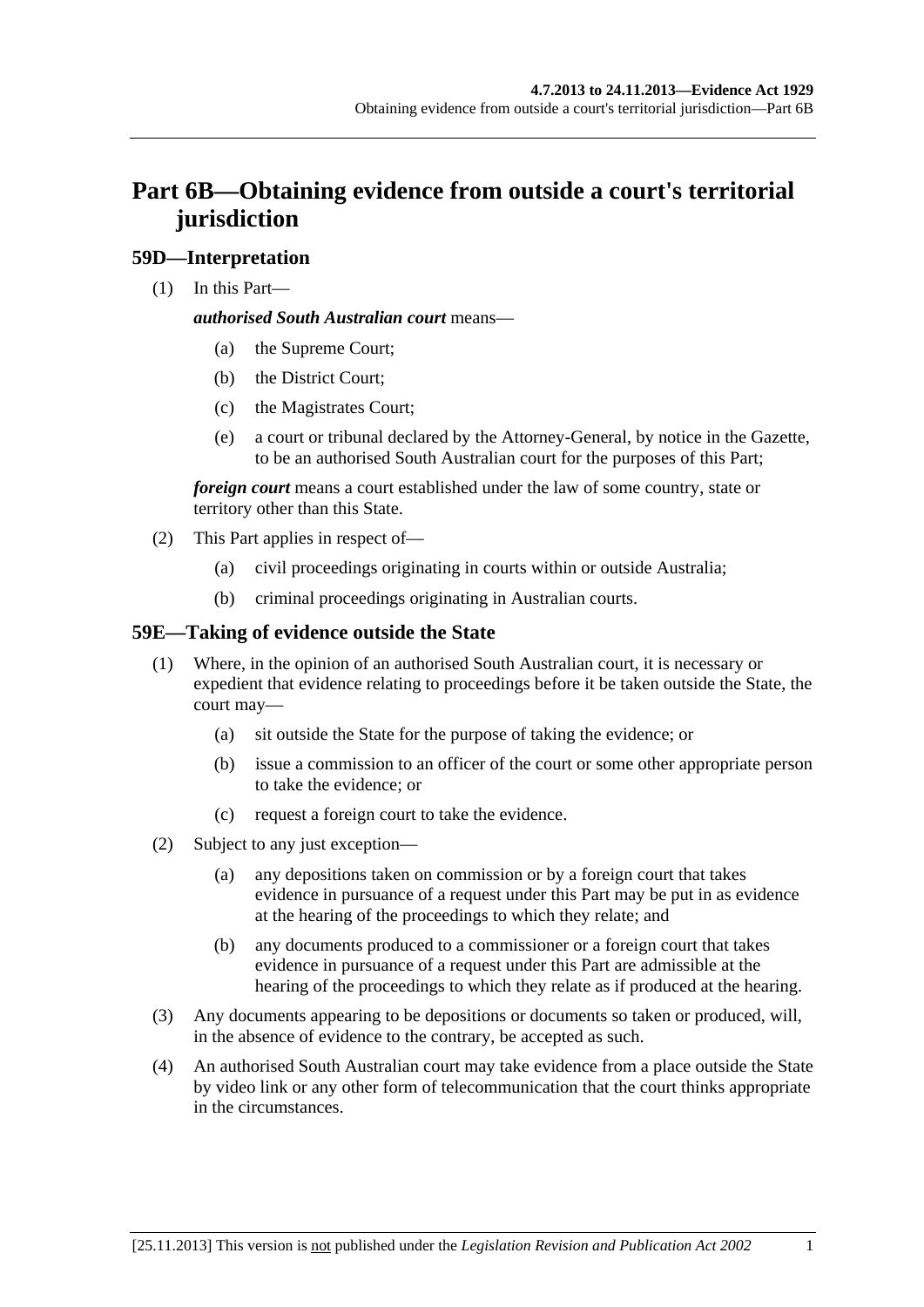# Part 6B—Obtaining evidence from outside a court's territorial jurisdiction

## 59D—Interpretation

(1) In this Part—

***authorised South Australian court*** means—

(a) the Supreme Court;

(b) the District Court;

(c) the Magistrates Court;

(e) a court or tribunal declared by the Attorney-General, by notice in the Gazette, to be an authorised South Australian court for the purposes of this Part;

***foreign court*** means a court established under the law of some country, state or territory other than this State.

(2) This Part applies in respect of—

(a) civil proceedings originating in courts within or outside Australia;

(b) criminal proceedings originating in Australian courts.

## 59E—Taking of evidence outside the State

(1) Where, in the opinion of an authorised South Australian court, it is necessary or expedient that evidence relating to proceedings before it be taken outside the State, the court may—

(a) sit outside the State for the purpose of taking the evidence; or

(b) issue a commission to an officer of the court or some other appropriate person to take the evidence; or

(c) request a foreign court to take the evidence.

(2) Subject to any just exception—

(a) any depositions taken on commission or by a foreign court that takes evidence in pursuance of a request under this Part may be put in as evidence at the hearing of the proceedings to which they relate; and

(b) any documents produced to a commissioner or a foreign court that takes evidence in pursuance of a request under this Part are admissible at the hearing of the proceedings to which they relate as if produced at the hearing.

(3) Any documents appearing to be depositions or documents so taken or produced, will, in the absence of evidence to the contrary, be accepted as such.

(4) An authorised South Australian court may take evidence from a place outside the State by video link or any other form of telecommunication that the court thinks appropriate in the circumstances.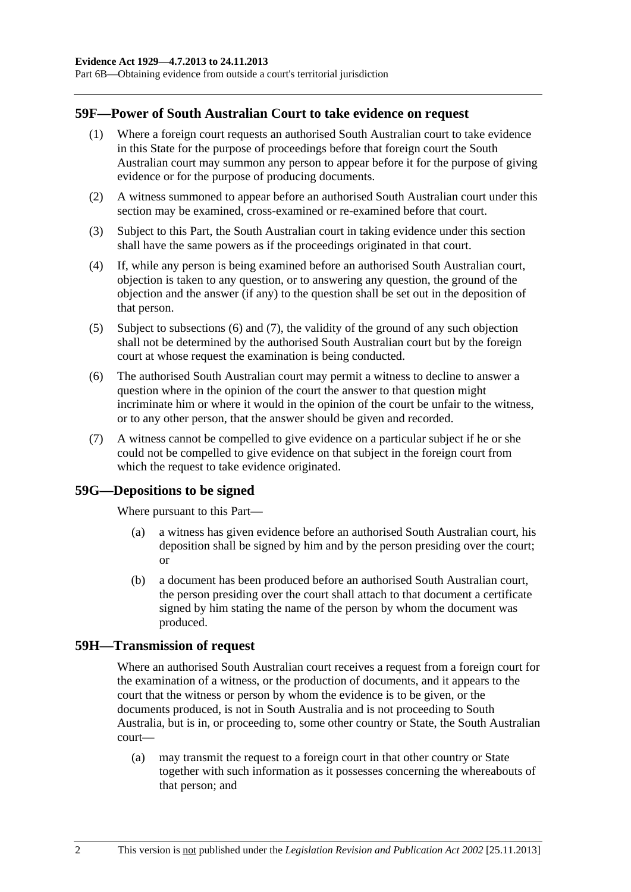## 59F—Power of South Australian Court to take evidence on request

(1) Where a foreign court requests an authorised South Australian court to take evidence in this State for the purpose of proceedings before that foreign court the South Australian court may summon any person to appear before it for the purpose of giving evidence or for the purpose of producing documents.

(2) A witness summoned to appear before an authorised South Australian court under this section may be examined, cross-examined or re-examined before that court.

(3) Subject to this Part, the South Australian court in taking evidence under this section shall have the same powers as if the proceedings originated in that court.

(4) If, while any person is being examined before an authorised South Australian court, objection is taken to any question, or to answering any question, the ground of the objection and the answer (if any) to the question shall be set out in the deposition of that person.

(5) Subject to subsections (6) and (7), the validity of the ground of any such objection shall not be determined by the authorised South Australian court but by the foreign court at whose request the examination is being conducted.

(6) The authorised South Australian court may permit a witness to decline to answer a question where in the opinion of the court the answer to that question might incriminate him or where it would in the opinion of the court be unfair to the witness, or to any other person, that the answer should be given and recorded.

(7) A witness cannot be compelled to give evidence on a particular subject if he or she could not be compelled to give evidence on that subject in the foreign court from which the request to take evidence originated.

## 59G—Depositions to be signed

Where pursuant to this Part—

(a) a witness has given evidence before an authorised South Australian court, his deposition shall be signed by him and by the person presiding over the court; or

(b) a document has been produced before an authorised South Australian court, the person presiding over the court shall attach to that document a certificate signed by him stating the name of the person by whom the document was produced.

## 59H—Transmission of request

Where an authorised South Australian court receives a request from a foreign court for the examination of a witness, or the production of documents, and it appears to the court that the witness or person by whom the evidence is to be given, or the documents produced, is not in South Australia and is not proceeding to South Australia, but is in, or proceeding to, some other country or State, the South Australian court—

(a) may transmit the request to a foreign court in that other country or State together with such information as it possesses concerning the whereabouts of that person; and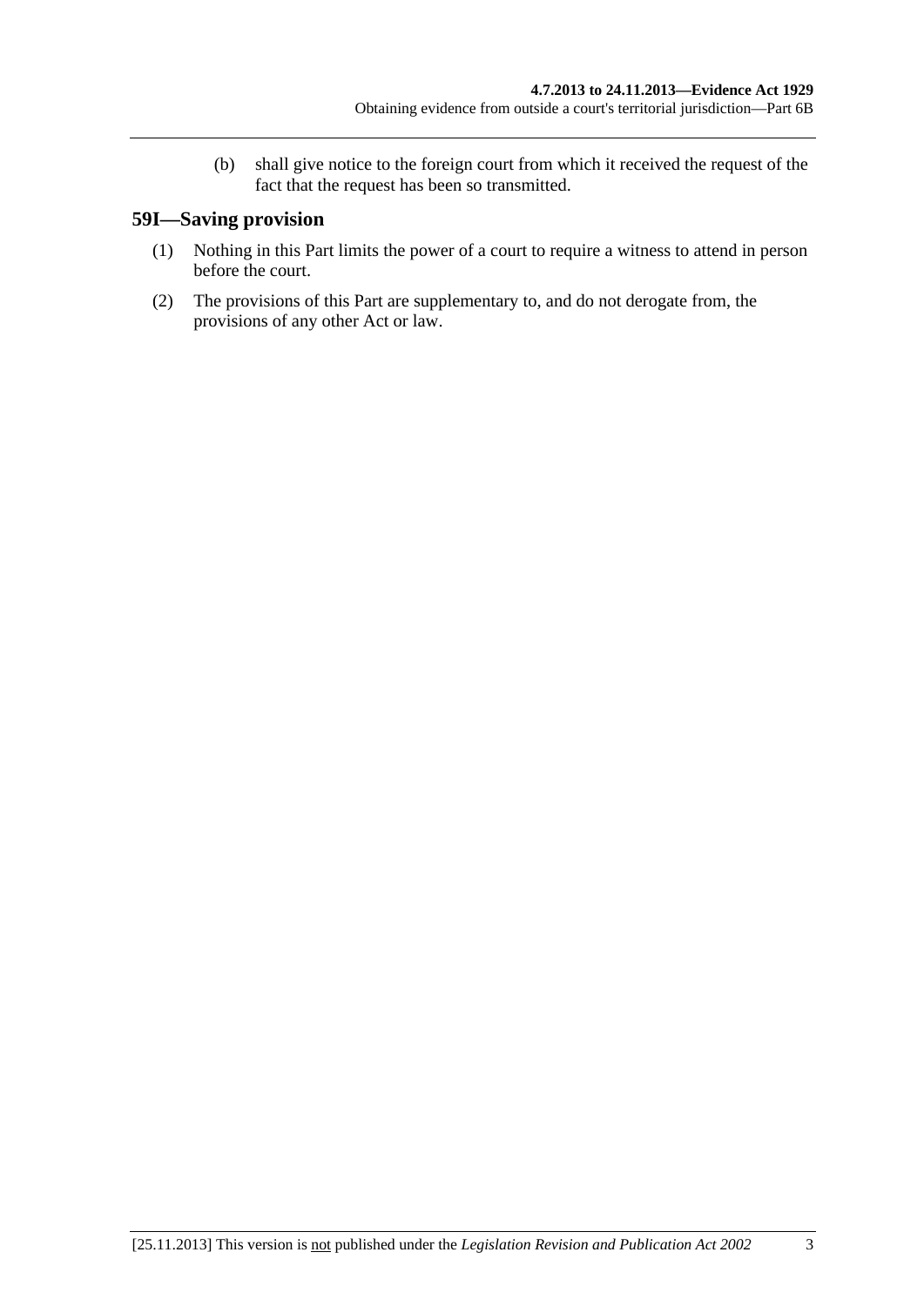(b) shall give notice to the foreign court from which it received the request of the fact that the request has been so transmitted.

## 59I—Saving provision

(1) Nothing in this Part limits the power of a court to require a witness to attend in person before the court.

(2) The provisions of this Part are supplementary to, and do not derogate from, the provisions of any other Act or law.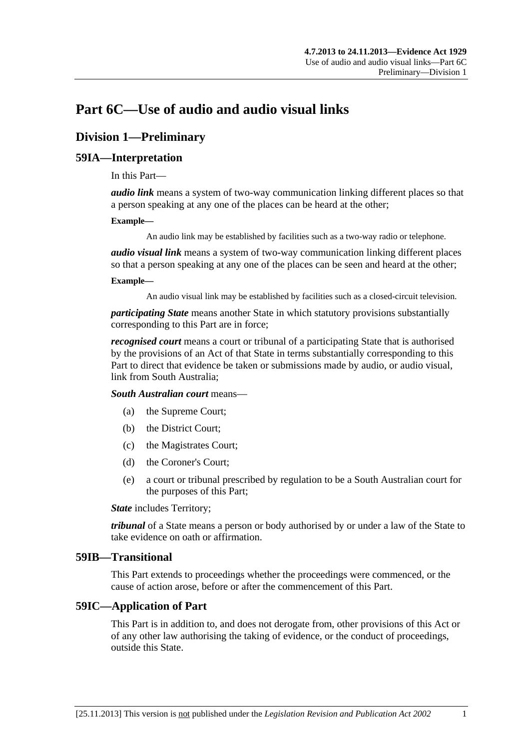# Part 6C—Use of audio and audio visual links

## Division 1—Preliminary

### 59IA—Interpretation

In this Part—

***audio link*** means a system of two-way communication linking different places so that a person speaking at any one of the places can be heard at the other;

**Example—**

An audio link may be established by facilities such as a two-way radio or telephone.

***audio visual link*** means a system of two-way communication linking different places so that a person speaking at any one of the places can be seen and heard at the other;

**Example—**

An audio visual link may be established by facilities such as a closed-circuit television.

***participating State*** means another State in which statutory provisions substantially corresponding to this Part are in force;

***recognised court*** means a court or tribunal of a participating State that is authorised by the provisions of an Act of that State in terms substantially corresponding to this Part to direct that evidence be taken or submissions made by audio, or audio visual, link from South Australia;

***South Australian court*** means—

(a) the Supreme Court;

(b) the District Court;

(c) the Magistrates Court;

(d) the Coroner's Court;

(e) a court or tribunal prescribed by regulation to be a South Australian court for the purposes of this Part;

***State*** includes Territory;

***tribunal*** of a State means a person or body authorised by or under a law of the State to take evidence on oath or affirmation.

### 59IB—Transitional

This Part extends to proceedings whether the proceedings were commenced, or the cause of action arose, before or after the commencement of this Part.

### 59IC—Application of Part

This Part is in addition to, and does not derogate from, other provisions of this Act or of any other law authorising the taking of evidence, or the conduct of proceedings, outside this State.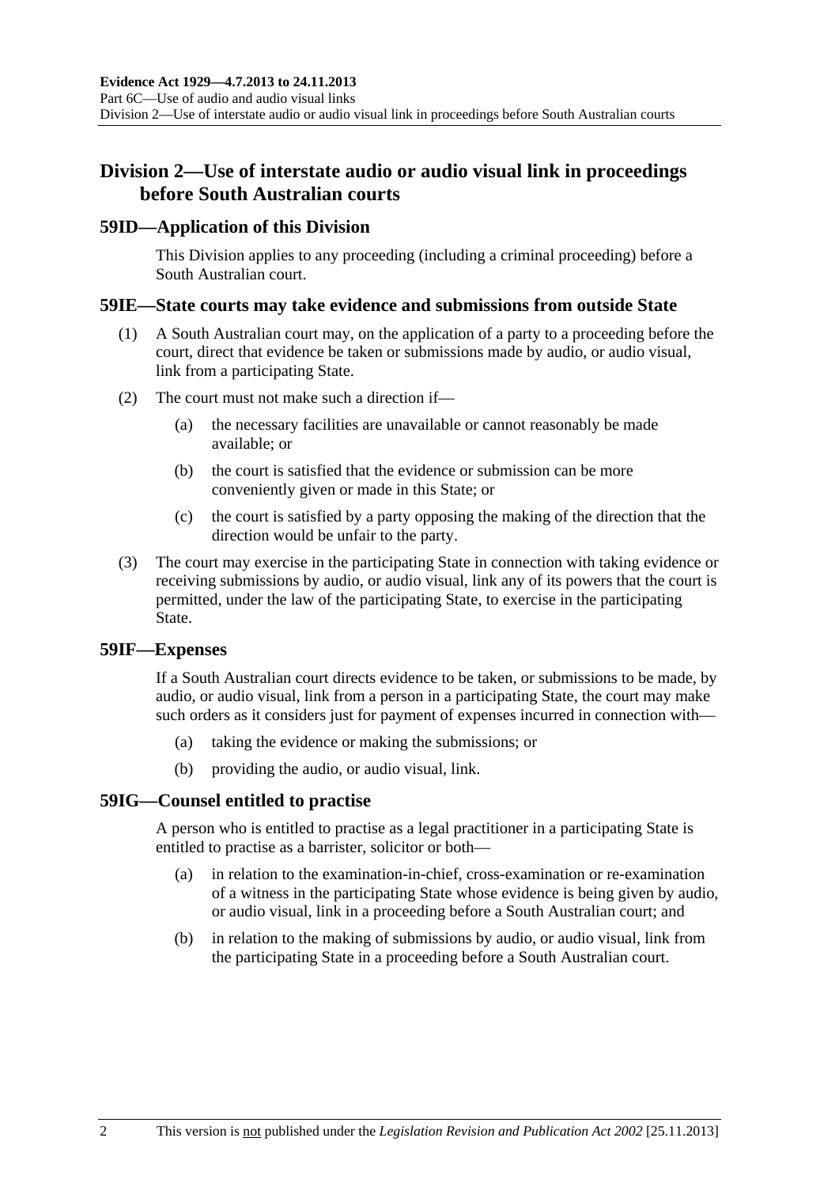## Division 2—Use of interstate audio or audio visual link in proceedings before South Australian courts

### 59ID—Application of this Division

This Division applies to any proceeding (including a criminal proceeding) before a South Australian court.

### 59IE—State courts may take evidence and submissions from outside State

(1) A South Australian court may, on the application of a party to a proceeding before the court, direct that evidence be taken or submissions made by audio, or audio visual, link from a participating State.

(2) The court must not make such a direction if—

(a) the necessary facilities are unavailable or cannot reasonably be made available; or

(b) the court is satisfied that the evidence or submission can be more conveniently given or made in this State; or

(c) the court is satisfied by a party opposing the making of the direction that the direction would be unfair to the party.

(3) The court may exercise in the participating State in connection with taking evidence or receiving submissions by audio, or audio visual, link any of its powers that the court is permitted, under the law of the participating State, to exercise in the participating State.

### 59IF—Expenses

If a South Australian court directs evidence to be taken, or submissions to be made, by audio, or audio visual, link from a person in a participating State, the court may make such orders as it considers just for payment of expenses incurred in connection with—

(a) taking the evidence or making the submissions; or

(b) providing the audio, or audio visual, link.

### 59IG—Counsel entitled to practise

A person who is entitled to practise as a legal practitioner in a participating State is entitled to practise as a barrister, solicitor or both—

(a) in relation to the examination-in-chief, cross-examination or re-examination of a witness in the participating State whose evidence is being given by audio, or audio visual, link in a proceeding before a South Australian court; and

(b) in relation to the making of submissions by audio, or audio visual, link from the participating State in a proceeding before a South Australian court.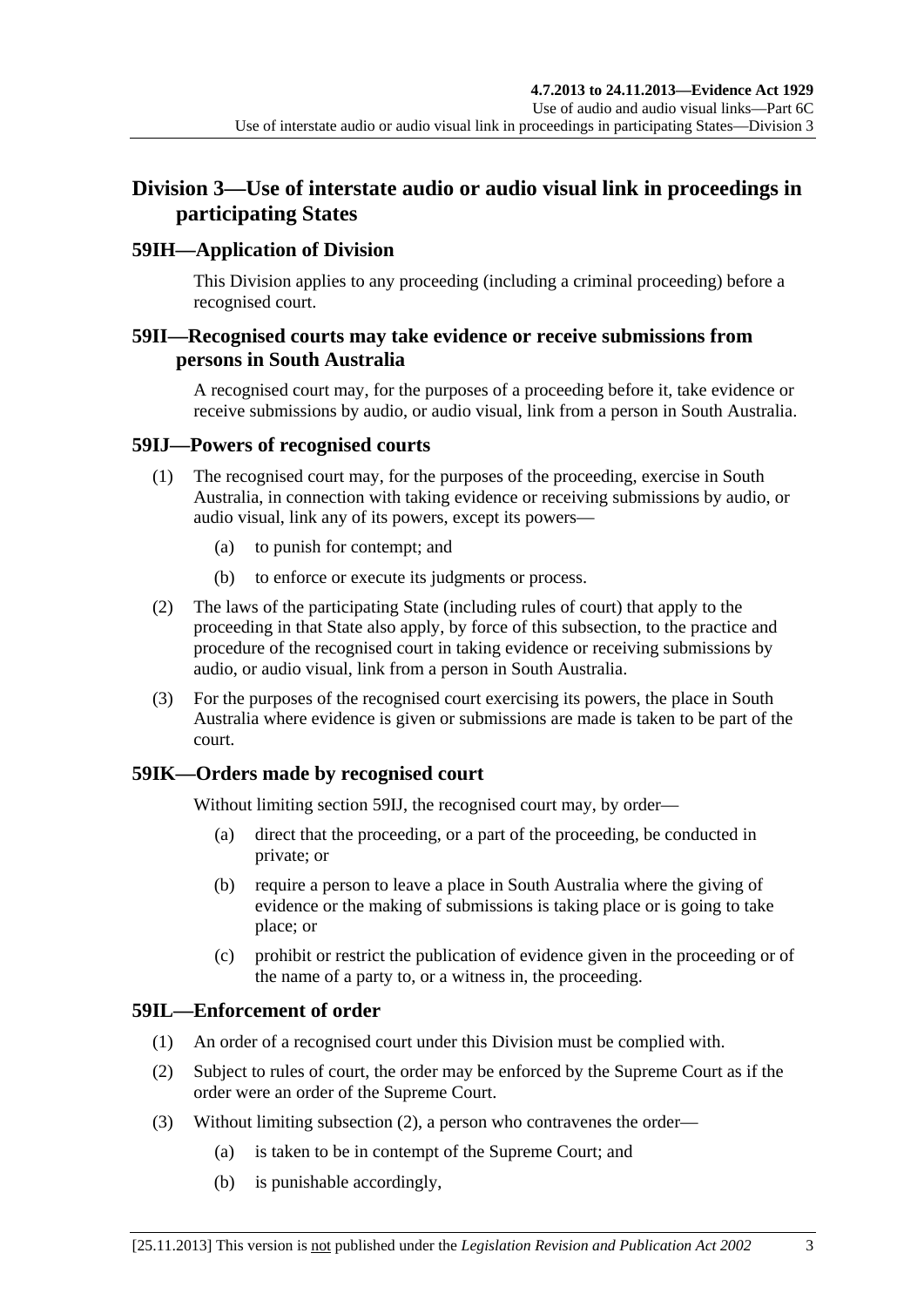## Division 3—Use of interstate audio or audio visual link in proceedings in participating States

### 59IH—Application of Division

This Division applies to any proceeding (including a criminal proceeding) before a recognised court.

### 59II—Recognised courts may take evidence or receive submissions from persons in South Australia

A recognised court may, for the purposes of a proceeding before it, take evidence or receive submissions by audio, or audio visual, link from a person in South Australia.

### 59IJ—Powers of recognised courts

(1) The recognised court may, for the purposes of the proceeding, exercise in South Australia, in connection with taking evidence or receiving submissions by audio, or audio visual, link any of its powers, except its powers—

(a) to punish for contempt; and

(b) to enforce or execute its judgments or process.

(2) The laws of the participating State (including rules of court) that apply to the proceeding in that State also apply, by force of this subsection, to the practice and procedure of the recognised court in taking evidence or receiving submissions by audio, or audio visual, link from a person in South Australia.

(3) For the purposes of the recognised court exercising its powers, the place in South Australia where evidence is given or submissions are made is taken to be part of the court.

### 59IK—Orders made by recognised court

Without limiting section 59IJ, the recognised court may, by order—

(a) direct that the proceeding, or a part of the proceeding, be conducted in private; or

(b) require a person to leave a place in South Australia where the giving of evidence or the making of submissions is taking place or is going to take place; or

(c) prohibit or restrict the publication of evidence given in the proceeding or of the name of a party to, or a witness in, the proceeding.

### 59IL—Enforcement of order

(1) An order of a recognised court under this Division must be complied with.

(2) Subject to rules of court, the order may be enforced by the Supreme Court as if the order were an order of the Supreme Court.

(3) Without limiting subsection (2), a person who contravenes the order—

(a) is taken to be in contempt of the Supreme Court; and

(b) is punishable accordingly,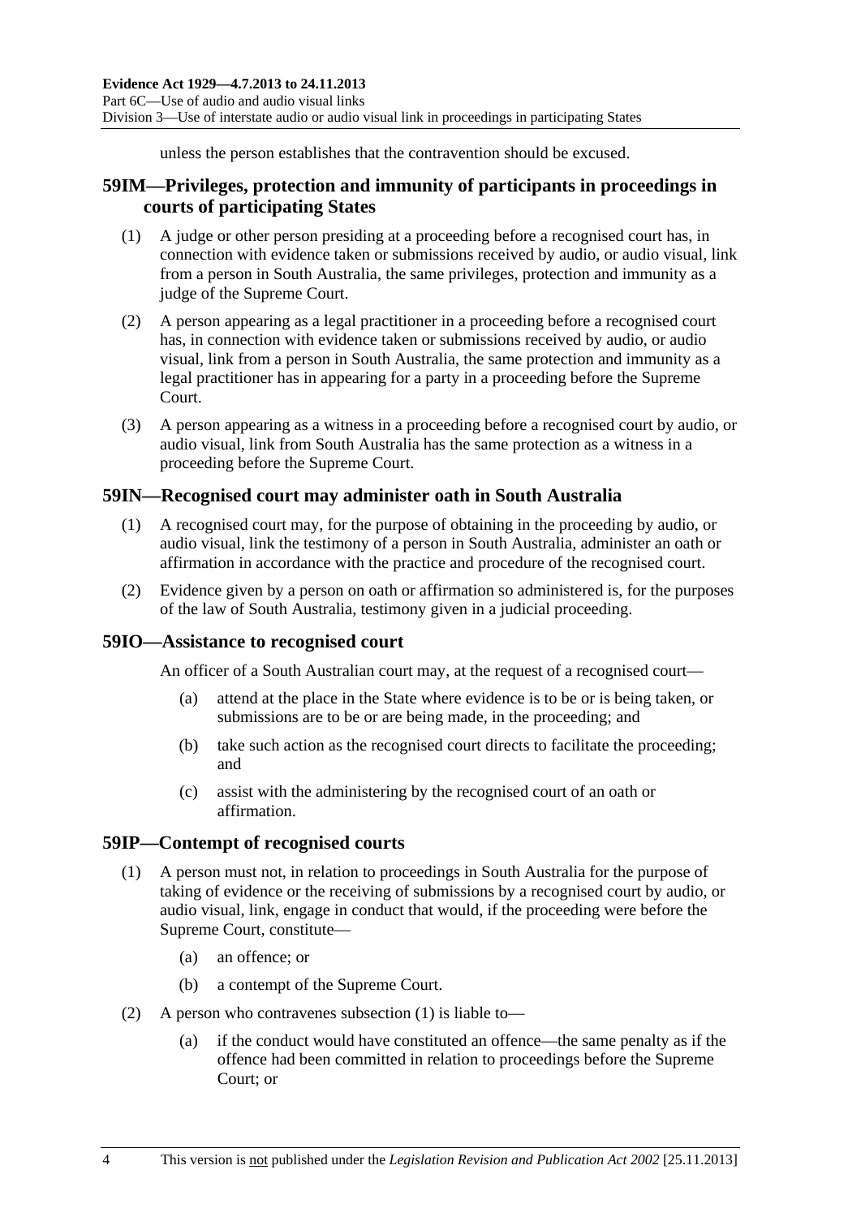unless the person establishes that the contravention should be excused.

## 59IM—Privileges, protection and immunity of participants in proceedings in courts of participating States

(1) A judge or other person presiding at a proceeding before a recognised court has, in connection with evidence taken or submissions received by audio, or audio visual, link from a person in South Australia, the same privileges, protection and immunity as a judge of the Supreme Court.

(2) A person appearing as a legal practitioner in a proceeding before a recognised court has, in connection with evidence taken or submissions received by audio, or audio visual, link from a person in South Australia, the same protection and immunity as a legal practitioner has in appearing for a party in a proceeding before the Supreme Court.

(3) A person appearing as a witness in a proceeding before a recognised court by audio, or audio visual, link from South Australia has the same protection as a witness in a proceeding before the Supreme Court.

## 59IN—Recognised court may administer oath in South Australia

(1) A recognised court may, for the purpose of obtaining in the proceeding by audio, or audio visual, link the testimony of a person in South Australia, administer an oath or affirmation in accordance with the practice and procedure of the recognised court.

(2) Evidence given by a person on oath or affirmation so administered is, for the purposes of the law of South Australia, testimony given in a judicial proceeding.

## 59IO—Assistance to recognised court

An officer of a South Australian court may, at the request of a recognised court—

(a) attend at the place in the State where evidence is to be or is being taken, or submissions are to be or are being made, in the proceeding; and

(b) take such action as the recognised court directs to facilitate the proceeding; and

(c) assist with the administering by the recognised court of an oath or affirmation.

## 59IP—Contempt of recognised courts

(1) A person must not, in relation to proceedings in South Australia for the purpose of taking of evidence or the receiving of submissions by a recognised court by audio, or audio visual, link, engage in conduct that would, if the proceeding were before the Supreme Court, constitute—

(a) an offence; or

(b) a contempt of the Supreme Court.

(2) A person who contravenes subsection (1) is liable to—

(a) if the conduct would have constituted an offence—the same penalty as if the offence had been committed in relation to proceedings before the Supreme Court; or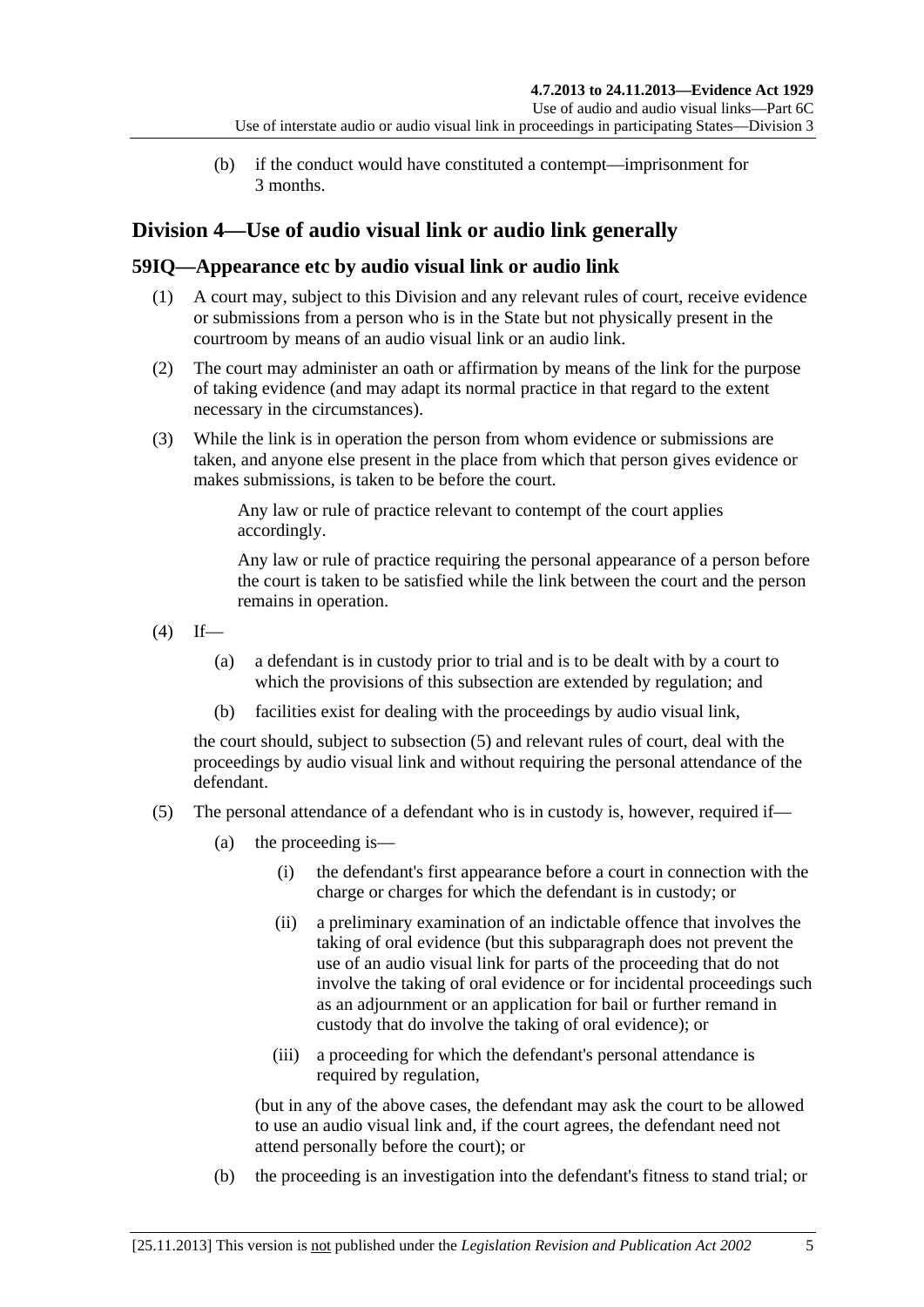(b) if the conduct would have constituted a contempt—imprisonment for 3 months.

## Division 4—Use of audio visual link or audio link generally

### 59IQ—Appearance etc by audio visual link or audio link

(1) A court may, subject to this Division and any relevant rules of court, receive evidence or submissions from a person who is in the State but not physically present in the courtroom by means of an audio visual link or an audio link.

(2) The court may administer an oath or affirmation by means of the link for the purpose of taking evidence (and may adapt its normal practice in that regard to the extent necessary in the circumstances).

(3) While the link is in operation the person from whom evidence or submissions are taken, and anyone else present in the place from which that person gives evidence or makes submissions, is taken to be before the court.

Any law or rule of practice relevant to contempt of the court applies accordingly.

Any law or rule of practice requiring the personal appearance of a person before the court is taken to be satisfied while the link between the court and the person remains in operation.

(4) If—

- (a) a defendant is in custody prior to trial and is to be dealt with by a court to which the provisions of this subsection are extended by regulation; and
- (b) facilities exist for dealing with the proceedings by audio visual link,

the court should, subject to subsection (5) and relevant rules of court, deal with the proceedings by audio visual link and without requiring the personal attendance of the defendant.

(5) The personal attendance of a defendant who is in custody is, however, required if—

- (a) the proceeding is—
  - (i) the defendant's first appearance before a court in connection with the charge or charges for which the defendant is in custody; or
  - (ii) a preliminary examination of an indictable offence that involves the taking of oral evidence (but this subparagraph does not prevent the use of an audio visual link for parts of the proceeding that do not involve the taking of oral evidence or for incidental proceedings such as an adjournment or an application for bail or further remand in custody that do involve the taking of oral evidence); or
  - (iii) a proceeding for which the defendant's personal attendance is required by regulation,

  (but in any of the above cases, the defendant may ask the court to be allowed to use an audio visual link and, if the court agrees, the defendant need not attend personally before the court); or
- (b) the proceeding is an investigation into the defendant's fitness to stand trial; or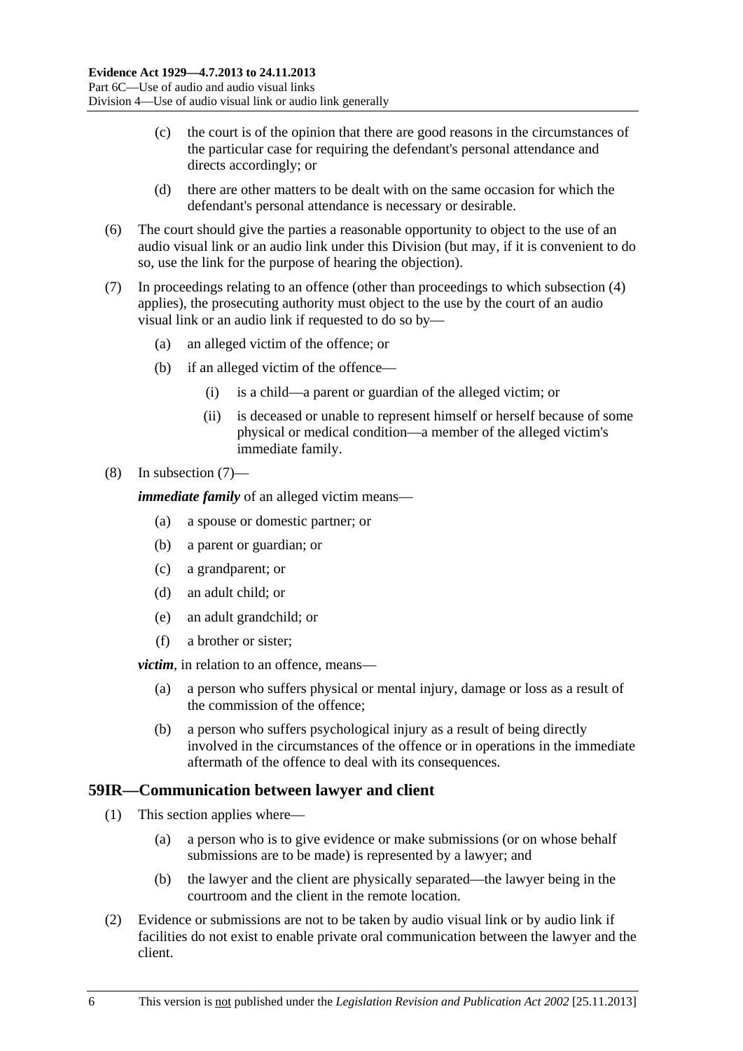(c) the court is of the opinion that there are good reasons in the circumstances of the particular case for requiring the defendant's personal attendance and directs accordingly; or

(d) there are other matters to be dealt with on the same occasion for which the defendant's personal attendance is necessary or desirable.

(6) The court should give the parties a reasonable opportunity to object to the use of an audio visual link or an audio link under this Division (but may, if it is convenient to do so, use the link for the purpose of hearing the objection).

(7) In proceedings relating to an offence (other than proceedings to which subsection (4) applies), the prosecuting authority must object to the use by the court of an audio visual link or an audio link if requested to do so by—

(a) an alleged victim of the offence; or

(b) if an alleged victim of the offence—

(i) is a child—a parent or guardian of the alleged victim; or

(ii) is deceased or unable to represent himself or herself because of some physical or medical condition—a member of the alleged victim's immediate family.

(8) In subsection (7)—

***immediate family*** of an alleged victim means—

(a) a spouse or domestic partner; or

(b) a parent or guardian; or

(c) a grandparent; or

(d) an adult child; or

(e) an adult grandchild; or

(f) a brother or sister;

***victim***, in relation to an offence, means—

(a) a person who suffers physical or mental injury, damage or loss as a result of the commission of the offence;

(b) a person who suffers psychological injury as a result of being directly involved in the circumstances of the offence or in operations in the immediate aftermath of the offence to deal with its consequences.

## 59IR—Communication between lawyer and client

(1) This section applies where—

(a) a person who is to give evidence or make submissions (or on whose behalf submissions are to be made) is represented by a lawyer; and

(b) the lawyer and the client are physically separated—the lawyer being in the courtroom and the client in the remote location.

(2) Evidence or submissions are not to be taken by audio visual link or by audio link if facilities do not exist to enable private oral communication between the lawyer and the client.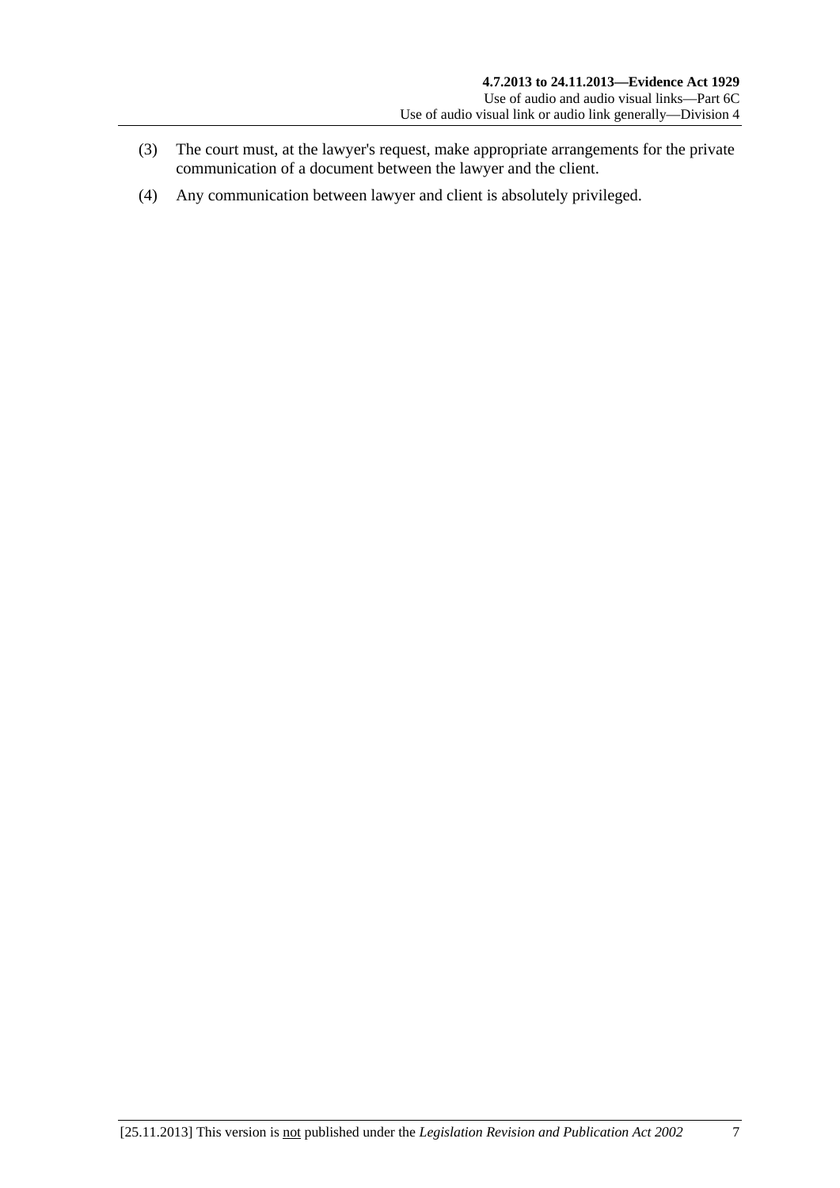(3) The court must, at the lawyer's request, make appropriate arrangements for the private communication of a document between the lawyer and the client.

(4) Any communication between lawyer and client is absolutely privileged.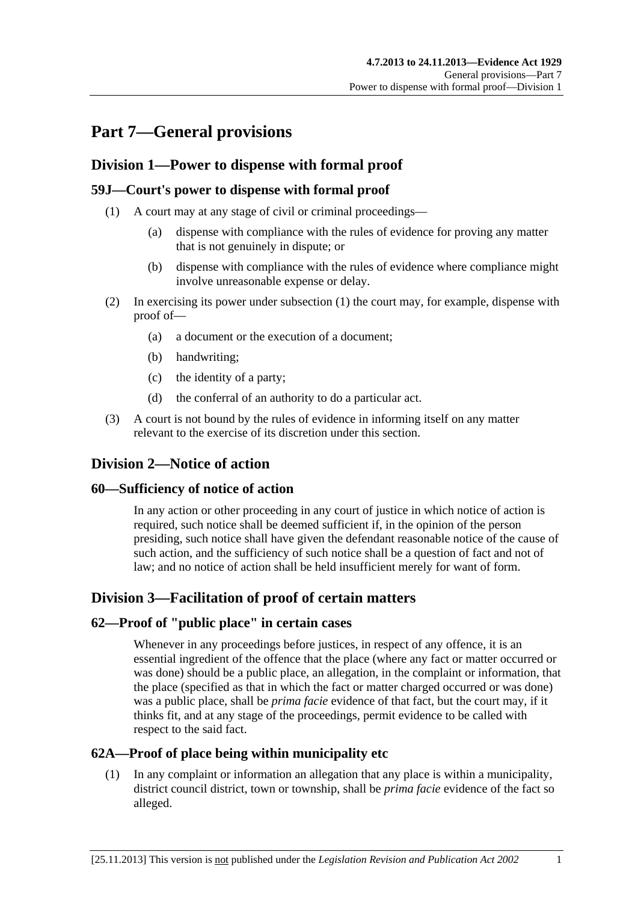# Part 7—General provisions

## Division 1—Power to dispense with formal proof

### 59J—Court's power to dispense with formal proof

(1) A court may at any stage of civil or criminal proceedings—

(a) dispense with compliance with the rules of evidence for proving any matter that is not genuinely in dispute; or

(b) dispense with compliance with the rules of evidence where compliance might involve unreasonable expense or delay.

(2) In exercising its power under subsection (1) the court may, for example, dispense with proof of—

(a) a document or the execution of a document;

(b) handwriting;

(c) the identity of a party;

(d) the conferral of an authority to do a particular act.

(3) A court is not bound by the rules of evidence in informing itself on any matter relevant to the exercise of its discretion under this section.

## Division 2—Notice of action

### 60—Sufficiency of notice of action

In any action or other proceeding in any court of justice in which notice of action is required, such notice shall be deemed sufficient if, in the opinion of the person presiding, such notice shall have given the defendant reasonable notice of the cause of such action, and the sufficiency of such notice shall be a question of fact and not of law; and no notice of action shall be held insufficient merely for want of form.

## Division 3—Facilitation of proof of certain matters

### 62—Proof of "public place" in certain cases

Whenever in any proceedings before justices, in respect of any offence, it is an essential ingredient of the offence that the place (where any fact or matter occurred or was done) should be a public place, an allegation, in the complaint or information, that the place (specified as that in which the fact or matter charged occurred or was done) was a public place, shall be *prima facie* evidence of that fact, but the court may, if it thinks fit, and at any stage of the proceedings, permit evidence to be called with respect to the said fact.

### 62A—Proof of place being within municipality etc

(1) In any complaint or information an allegation that any place is within a municipality, district council district, town or township, shall be *prima facie* evidence of the fact so alleged.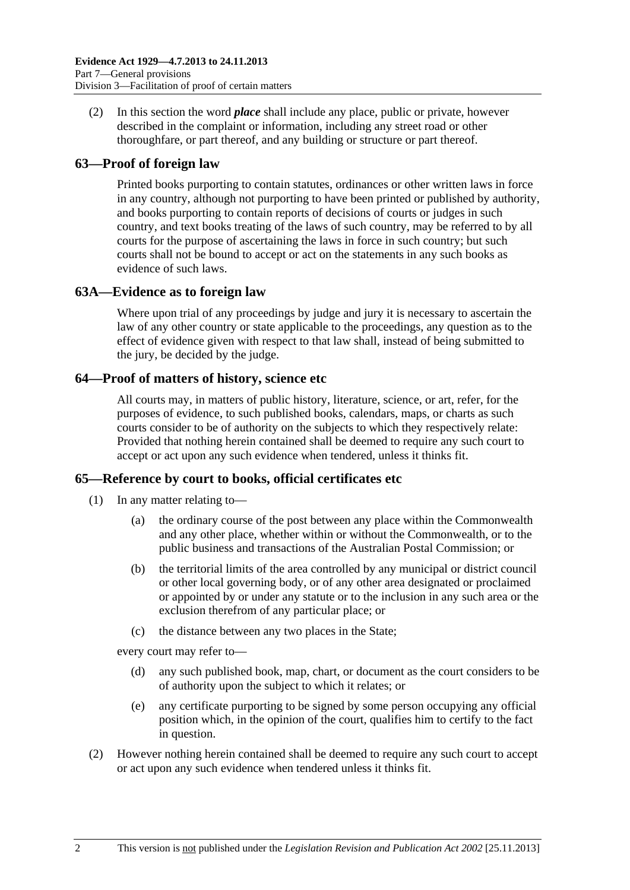(2) In this section the word ***place*** shall include any place, public or private, however described in the complaint or information, including any street road or other thoroughfare, or part thereof, and any building or structure or part thereof.

## 63—Proof of foreign law

Printed books purporting to contain statutes, ordinances or other written laws in force in any country, although not purporting to have been printed or published by authority, and books purporting to contain reports of decisions of courts or judges in such country, and text books treating of the laws of such country, may be referred to by all courts for the purpose of ascertaining the laws in force in such country; but such courts shall not be bound to accept or act on the statements in any such books as evidence of such laws.

## 63A—Evidence as to foreign law

Where upon trial of any proceedings by judge and jury it is necessary to ascertain the law of any other country or state applicable to the proceedings, any question as to the effect of evidence given with respect to that law shall, instead of being submitted to the jury, be decided by the judge.

## 64—Proof of matters of history, science etc

All courts may, in matters of public history, literature, science, or art, refer, for the purposes of evidence, to such published books, calendars, maps, or charts as such courts consider to be of authority on the subjects to which they respectively relate: Provided that nothing herein contained shall be deemed to require any such court to accept or act upon any such evidence when tendered, unless it thinks fit.

## 65—Reference by court to books, official certificates etc

(1) In any matter relating to—

(a) the ordinary course of the post between any place within the Commonwealth and any other place, whether within or without the Commonwealth, or to the public business and transactions of the Australian Postal Commission; or

(b) the territorial limits of the area controlled by any municipal or district council or other local governing body, or of any other area designated or proclaimed or appointed by or under any statute or to the inclusion in any such area or the exclusion therefrom of any particular place; or

(c) the distance between any two places in the State;

every court may refer to—

(d) any such published book, map, chart, or document as the court considers to be of authority upon the subject to which it relates; or

(e) any certificate purporting to be signed by some person occupying any official position which, in the opinion of the court, qualifies him to certify to the fact in question.

(2) However nothing herein contained shall be deemed to require any such court to accept or act upon any such evidence when tendered unless it thinks fit.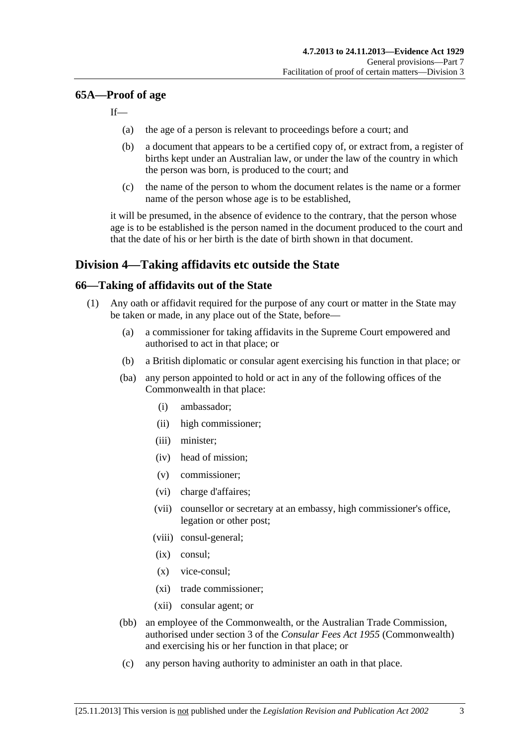## 65A—Proof of age

If—

(a) the age of a person is relevant to proceedings before a court; and

(b) a document that appears to be a certified copy of, or extract from, a register of births kept under an Australian law, or under the law of the country in which the person was born, is produced to the court; and

(c) the name of the person to whom the document relates is the name or a former name of the person whose age is to be established,

it will be presumed, in the absence of evidence to the contrary, that the person whose age is to be established is the person named in the document produced to the court and that the date of his or her birth is the date of birth shown in that document.

# Division 4—Taking affidavits etc outside the State

## 66—Taking of affidavits out of the State

(1) Any oath or affidavit required for the purpose of any court or matter in the State may be taken or made, in any place out of the State, before—

(a) a commissioner for taking affidavits in the Supreme Court empowered and authorised to act in that place; or

(b) a British diplomatic or consular agent exercising his function in that place; or

(ba) any person appointed to hold or act in any of the following offices of the Commonwealth in that place:

(i) ambassador;

(ii) high commissioner;

(iii) minister;

(iv) head of mission;

(v) commissioner;

(vi) charge d'affaires;

(vii) counsellor or secretary at an embassy, high commissioner's office, legation or other post;

(viii) consul-general;

(ix) consul;

(x) vice-consul;

(xi) trade commissioner;

(xii) consular agent; or

(bb) an employee of the Commonwealth, or the Australian Trade Commission, authorised under section 3 of the *Consular Fees Act 1955* (Commonwealth) and exercising his or her function in that place; or

(c) any person having authority to administer an oath in that place.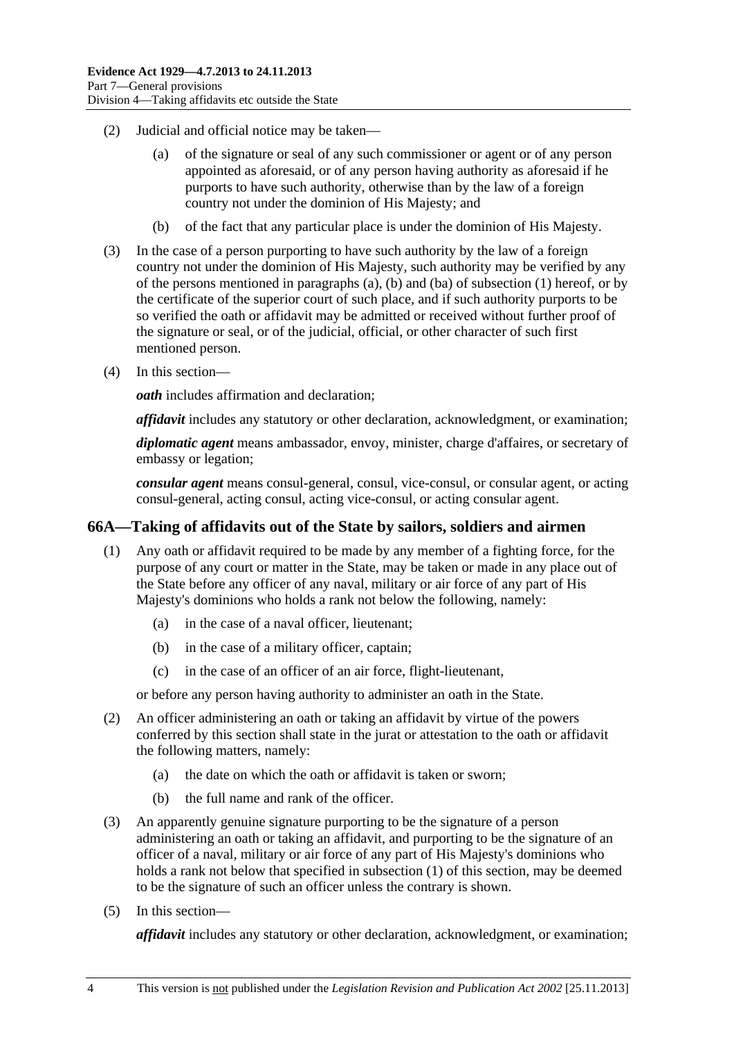(2) Judicial and official notice may be taken—

(a) of the signature or seal of any such commissioner or agent or of any person appointed as aforesaid, or of any person having authority as aforesaid if he purports to have such authority, otherwise than by the law of a foreign country not under the dominion of His Majesty; and

(b) of the fact that any particular place is under the dominion of His Majesty.

(3) In the case of a person purporting to have such authority by the law of a foreign country not under the dominion of His Majesty, such authority may be verified by any of the persons mentioned in paragraphs (a), (b) and (ba) of subsection (1) hereof, or by the certificate of the superior court of such place, and if such authority purports to be so verified the oath or affidavit may be admitted or received without further proof of the signature or seal, or of the judicial, official, or other character of such first mentioned person.

(4) In this section—

***oath*** includes affirmation and declaration;

***affidavit*** includes any statutory or other declaration, acknowledgment, or examination;

***diplomatic agent*** means ambassador, envoy, minister, charge d'affaires, or secretary of embassy or legation;

***consular agent*** means consul-general, consul, vice-consul, or consular agent, or acting consul-general, acting consul, acting vice-consul, or acting consular agent.

## 66A—Taking of affidavits out of the State by sailors, soldiers and airmen

(1) Any oath or affidavit required to be made by any member of a fighting force, for the purpose of any court or matter in the State, may be taken or made in any place out of the State before any officer of any naval, military or air force of any part of His Majesty's dominions who holds a rank not below the following, namely:

(a) in the case of a naval officer, lieutenant;

(b) in the case of a military officer, captain;

(c) in the case of an officer of an air force, flight-lieutenant,

or before any person having authority to administer an oath in the State.

(2) An officer administering an oath or taking an affidavit by virtue of the powers conferred by this section shall state in the jurat or attestation to the oath or affidavit the following matters, namely:

(a) the date on which the oath or affidavit is taken or sworn;

(b) the full name and rank of the officer.

(3) An apparently genuine signature purporting to be the signature of a person administering an oath or taking an affidavit, and purporting to be the signature of an officer of a naval, military or air force of any part of His Majesty's dominions who holds a rank not below that specified in subsection (1) of this section, may be deemed to be the signature of such an officer unless the contrary is shown.

(5) In this section—

***affidavit*** includes any statutory or other declaration, acknowledgment, or examination;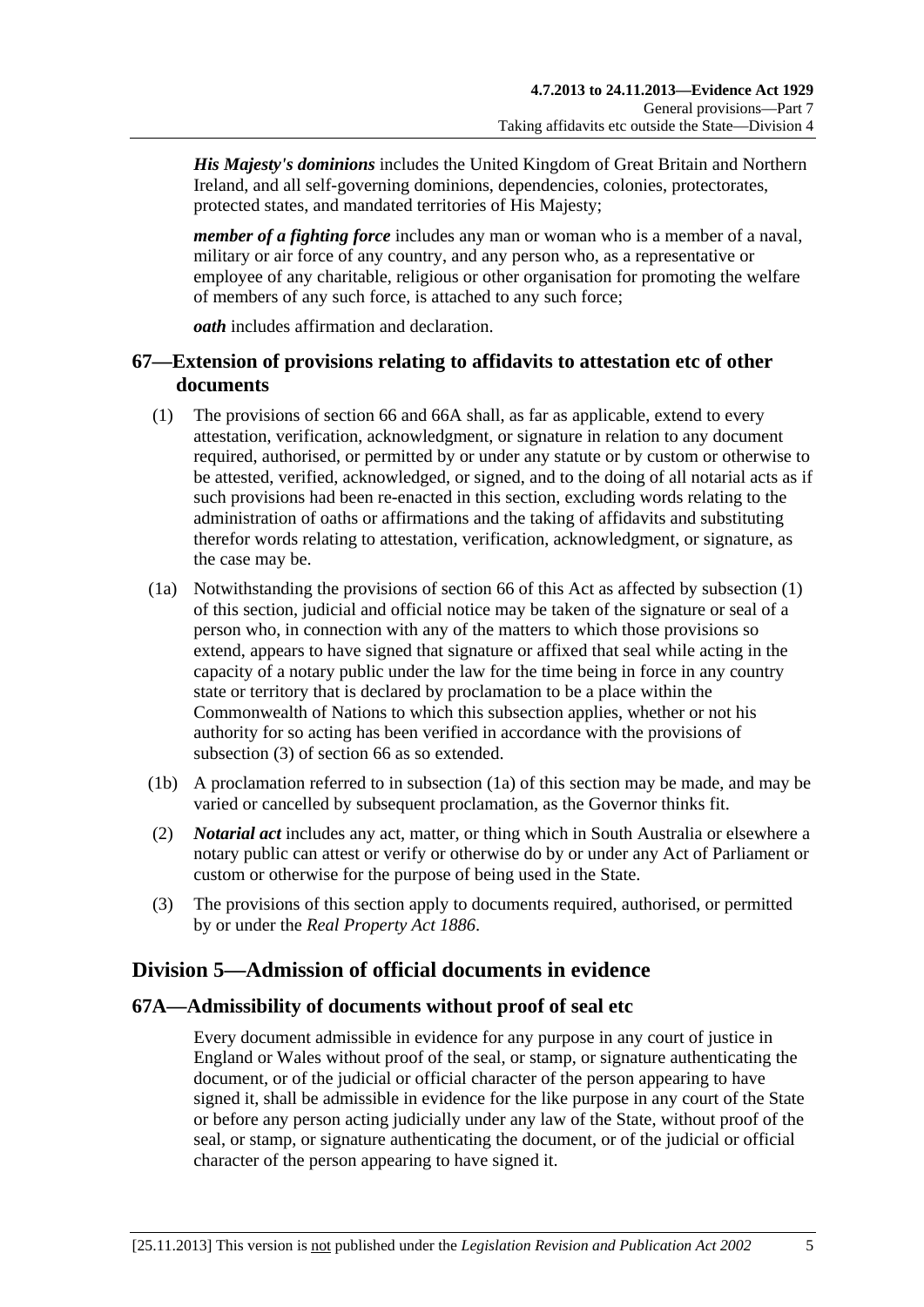***His Majesty's dominions*** includes the United Kingdom of Great Britain and Northern Ireland, and all self-governing dominions, dependencies, colonies, protectorates, protected states, and mandated territories of His Majesty;

***member of a fighting force*** includes any man or woman who is a member of a naval, military or air force of any country, and any person who, as a representative or employee of any charitable, religious or other organisation for promoting the welfare of members of any such force, is attached to any such force;

***oath*** includes affirmation and declaration.

### 67—Extension of provisions relating to affidavits to attestation etc of other documents

(1) The provisions of section 66 and 66A shall, as far as applicable, extend to every attestation, verification, acknowledgment, or signature in relation to any document required, authorised, or permitted by or under any statute or by custom or otherwise to be attested, verified, acknowledged, or signed, and to the doing of all notarial acts as if such provisions had been re-enacted in this section, excluding words relating to the administration of oaths or affirmations and the taking of affidavits and substituting therefor words relating to attestation, verification, acknowledgment, or signature, as the case may be.

(1a) Notwithstanding the provisions of section 66 of this Act as affected by subsection (1) of this section, judicial and official notice may be taken of the signature or seal of a person who, in connection with any of the matters to which those provisions so extend, appears to have signed that signature or affixed that seal while acting in the capacity of a notary public under the law for the time being in force in any country state or territory that is declared by proclamation to be a place within the Commonwealth of Nations to which this subsection applies, whether or not his authority for so acting has been verified in accordance with the provisions of subsection (3) of section 66 as so extended.

(1b) A proclamation referred to in subsection (1a) of this section may be made, and may be varied or cancelled by subsequent proclamation, as the Governor thinks fit.

(2) ***Notarial act*** includes any act, matter, or thing which in South Australia or elsewhere a notary public can attest or verify or otherwise do by or under any Act of Parliament or custom or otherwise for the purpose of being used in the State.

(3) The provisions of this section apply to documents required, authorised, or permitted by or under the *Real Property Act 1886*.

## Division 5—Admission of official documents in evidence

### 67A—Admissibility of documents without proof of seal etc

Every document admissible in evidence for any purpose in any court of justice in England or Wales without proof of the seal, or stamp, or signature authenticating the document, or of the judicial or official character of the person appearing to have signed it, shall be admissible in evidence for the like purpose in any court of the State or before any person acting judicially under any law of the State, without proof of the seal, or stamp, or signature authenticating the document, or of the judicial or official character of the person appearing to have signed it.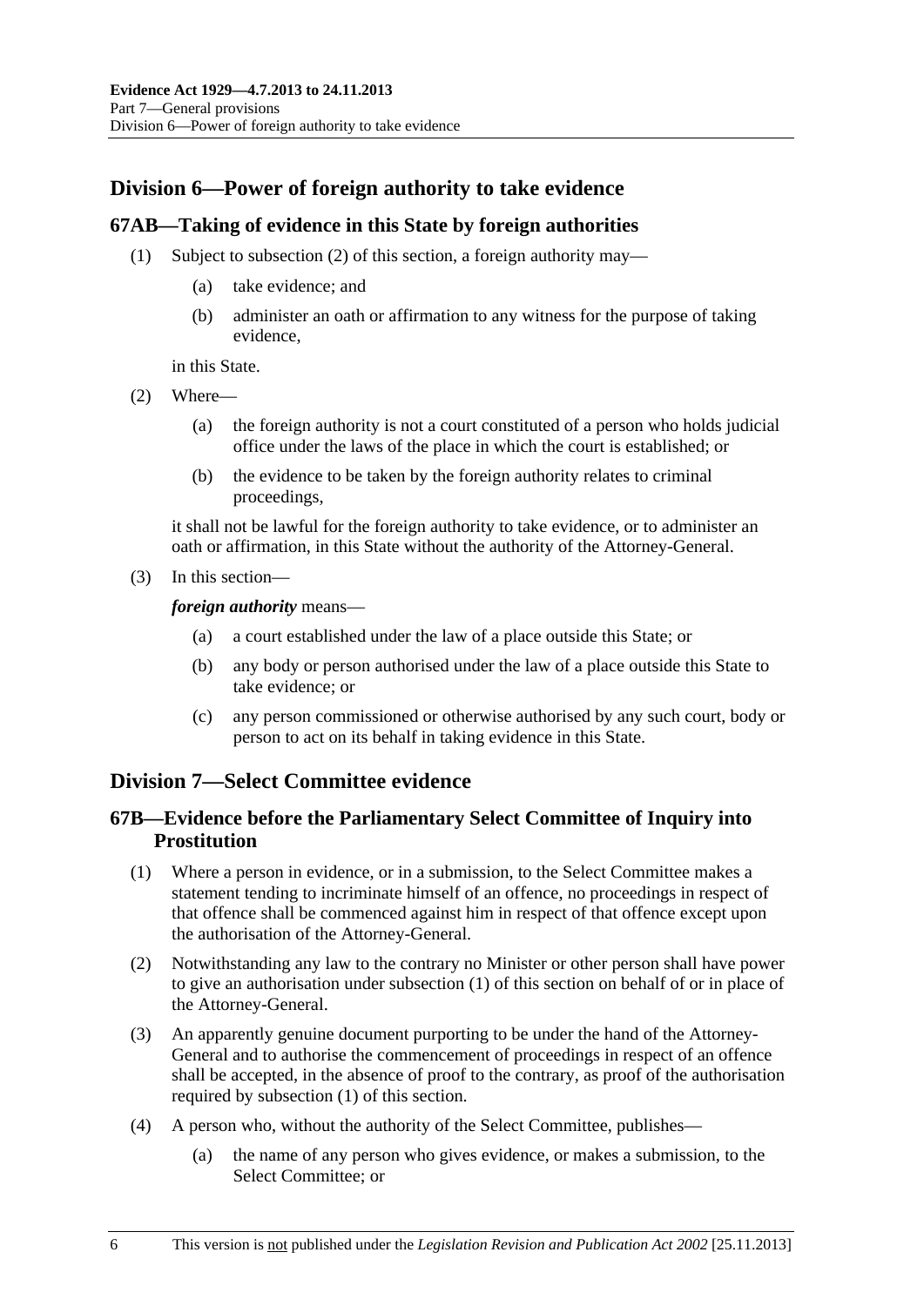## Division 6—Power of foreign authority to take evidence

### 67AB—Taking of evidence in this State by foreign authorities

(1) Subject to subsection (2) of this section, a foreign authority may—

(a) take evidence; and

(b) administer an oath or affirmation to any witness for the purpose of taking evidence,

in this State.

(2) Where—

(a) the foreign authority is not a court constituted of a person who holds judicial office under the laws of the place in which the court is established; or

(b) the evidence to be taken by the foreign authority relates to criminal proceedings,

it shall not be lawful for the foreign authority to take evidence, or to administer an oath or affirmation, in this State without the authority of the Attorney-General.

(3) In this section—

***foreign authority*** means—

(a) a court established under the law of a place outside this State; or

(b) any body or person authorised under the law of a place outside this State to take evidence; or

(c) any person commissioned or otherwise authorised by any such court, body or person to act on its behalf in taking evidence in this State.

## Division 7—Select Committee evidence

### 67B—Evidence before the Parliamentary Select Committee of Inquiry into Prostitution

(1) Where a person in evidence, or in a submission, to the Select Committee makes a statement tending to incriminate himself of an offence, no proceedings in respect of that offence shall be commenced against him in respect of that offence except upon the authorisation of the Attorney-General.

(2) Notwithstanding any law to the contrary no Minister or other person shall have power to give an authorisation under subsection (1) of this section on behalf of or in place of the Attorney-General.

(3) An apparently genuine document purporting to be under the hand of the Attorney-General and to authorise the commencement of proceedings in respect of an offence shall be accepted, in the absence of proof to the contrary, as proof of the authorisation required by subsection (1) of this section.

(4) A person who, without the authority of the Select Committee, publishes—

(a) the name of any person who gives evidence, or makes a submission, to the Select Committee; or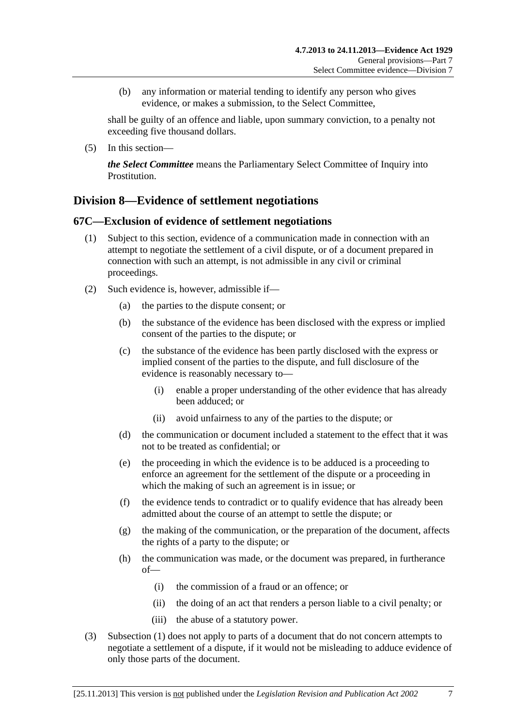(b) any information or material tending to identify any person who gives evidence, or makes a submission, to the Select Committee,

shall be guilty of an offence and liable, upon summary conviction, to a penalty not exceeding five thousand dollars.

(5) In this section—

***the Select Committee*** means the Parliamentary Select Committee of Inquiry into Prostitution.

## Division 8—Evidence of settlement negotiations

### 67C—Exclusion of evidence of settlement negotiations

(1) Subject to this section, evidence of a communication made in connection with an attempt to negotiate the settlement of a civil dispute, or of a document prepared in connection with such an attempt, is not admissible in any civil or criminal proceedings.

(2) Such evidence is, however, admissible if—

(a) the parties to the dispute consent; or

(b) the substance of the evidence has been disclosed with the express or implied consent of the parties to the dispute; or

(c) the substance of the evidence has been partly disclosed with the express or implied consent of the parties to the dispute, and full disclosure of the evidence is reasonably necessary to—

(i) enable a proper understanding of the other evidence that has already been adduced; or

(ii) avoid unfairness to any of the parties to the dispute; or

(d) the communication or document included a statement to the effect that it was not to be treated as confidential; or

(e) the proceeding in which the evidence is to be adduced is a proceeding to enforce an agreement for the settlement of the dispute or a proceeding in which the making of such an agreement is in issue; or

(f) the evidence tends to contradict or to qualify evidence that has already been admitted about the course of an attempt to settle the dispute; or

(g) the making of the communication, or the preparation of the document, affects the rights of a party to the dispute; or

(h) the communication was made, or the document was prepared, in furtherance of—

(i) the commission of a fraud or an offence; or

(ii) the doing of an act that renders a person liable to a civil penalty; or

(iii) the abuse of a statutory power.

(3) Subsection (1) does not apply to parts of a document that do not concern attempts to negotiate a settlement of a dispute, if it would not be misleading to adduce evidence of only those parts of the document.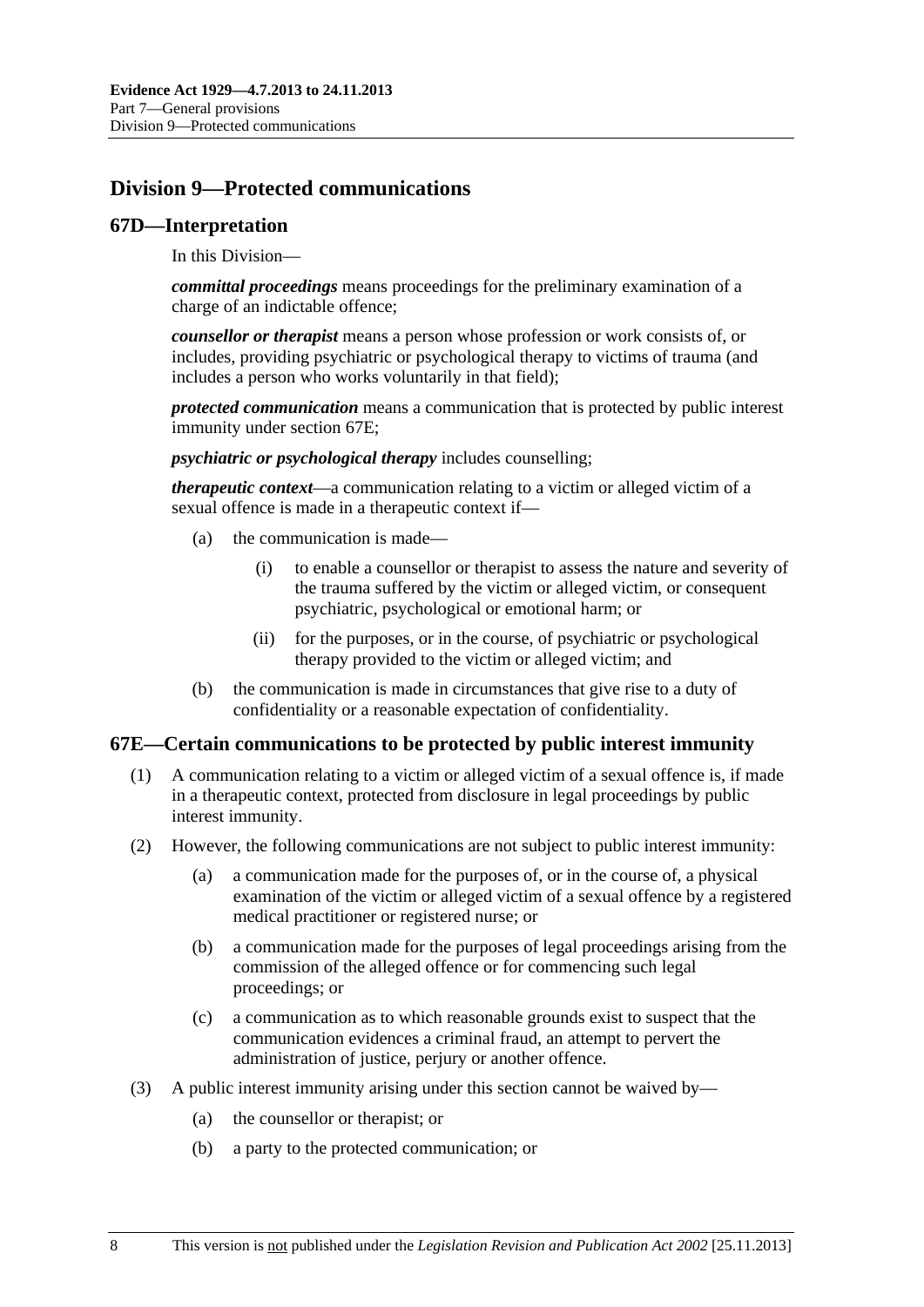## Division 9—Protected communications

### 67D—Interpretation

In this Division—

***committal proceedings*** means proceedings for the preliminary examination of a charge of an indictable offence;

***counsellor or therapist*** means a person whose profession or work consists of, or includes, providing psychiatric or psychological therapy to victims of trauma (and includes a person who works voluntarily in that field);

***protected communication*** means a communication that is protected by public interest immunity under section 67E;

***psychiatric or psychological therapy*** includes counselling;

***therapeutic context***—a communication relating to a victim or alleged victim of a sexual offence is made in a therapeutic context if—

- (a) the communication is made—
  - (i) to enable a counsellor or therapist to assess the nature and severity of the trauma suffered by the victim or alleged victim, or consequent psychiatric, psychological or emotional harm; or
  - (ii) for the purposes, or in the course, of psychiatric or psychological therapy provided to the victim or alleged victim; and
- (b) the communication is made in circumstances that give rise to a duty of confidentiality or a reasonable expectation of confidentiality.

### 67E—Certain communications to be protected by public interest immunity

(1) A communication relating to a victim or alleged victim of a sexual offence is, if made in a therapeutic context, protected from disclosure in legal proceedings by public interest immunity.

(2) However, the following communications are not subject to public interest immunity:

- (a) a communication made for the purposes of, or in the course of, a physical examination of the victim or alleged victim of a sexual offence by a registered medical practitioner or registered nurse; or
- (b) a communication made for the purposes of legal proceedings arising from the commission of the alleged offence or for commencing such legal proceedings; or
- (c) a communication as to which reasonable grounds exist to suspect that the communication evidences a criminal fraud, an attempt to pervert the administration of justice, perjury or another offence.

(3) A public interest immunity arising under this section cannot be waived by—

- (a) the counsellor or therapist; or
- (b) a party to the protected communication; or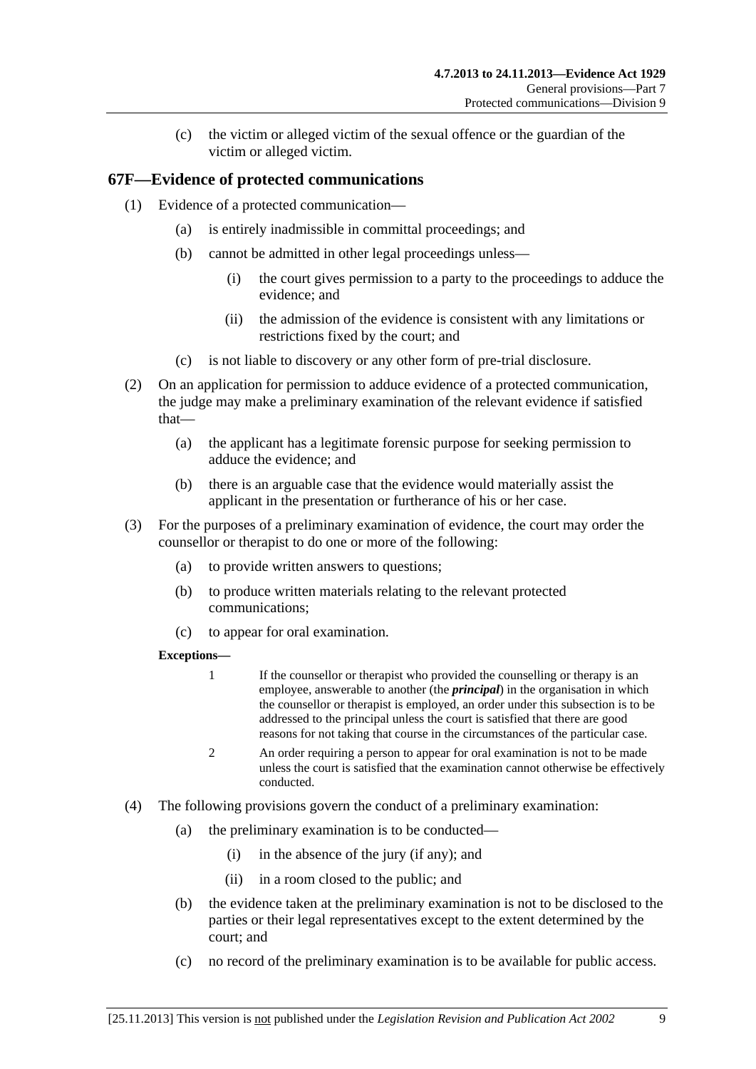(c) the victim or alleged victim of the sexual offence or the guardian of the victim or alleged victim.

## 67F—Evidence of protected communications

(1) Evidence of a protected communication—

(a) is entirely inadmissible in committal proceedings; and

(b) cannot be admitted in other legal proceedings unless—

(i) the court gives permission to a party to the proceedings to adduce the evidence; and

(ii) the admission of the evidence is consistent with any limitations or restrictions fixed by the court; and

(c) is not liable to discovery or any other form of pre-trial disclosure.

(2) On an application for permission to adduce evidence of a protected communication, the judge may make a preliminary examination of the relevant evidence if satisfied that—

(a) the applicant has a legitimate forensic purpose for seeking permission to adduce the evidence; and

(b) there is an arguable case that the evidence would materially assist the applicant in the presentation or furtherance of his or her case.

(3) For the purposes of a preliminary examination of evidence, the court may order the counsellor or therapist to do one or more of the following:

(a) to provide written answers to questions;

(b) to produce written materials relating to the relevant protected communications;

(c) to appear for oral examination.

**Exceptions—**

1 If the counsellor or therapist who provided the counselling or therapy is an employee, answerable to another (the ***principal***) in the organisation in which the counsellor or therapist is employed, an order under this subsection is to be addressed to the principal unless the court is satisfied that there are good reasons for not taking that course in the circumstances of the particular case.

2 An order requiring a person to appear for oral examination is not to be made unless the court is satisfied that the examination cannot otherwise be effectively conducted.

(4) The following provisions govern the conduct of a preliminary examination:

(a) the preliminary examination is to be conducted—

(i) in the absence of the jury (if any); and

(ii) in a room closed to the public; and

(b) the evidence taken at the preliminary examination is not to be disclosed to the parties or their legal representatives except to the extent determined by the court; and

(c) no record of the preliminary examination is to be available for public access.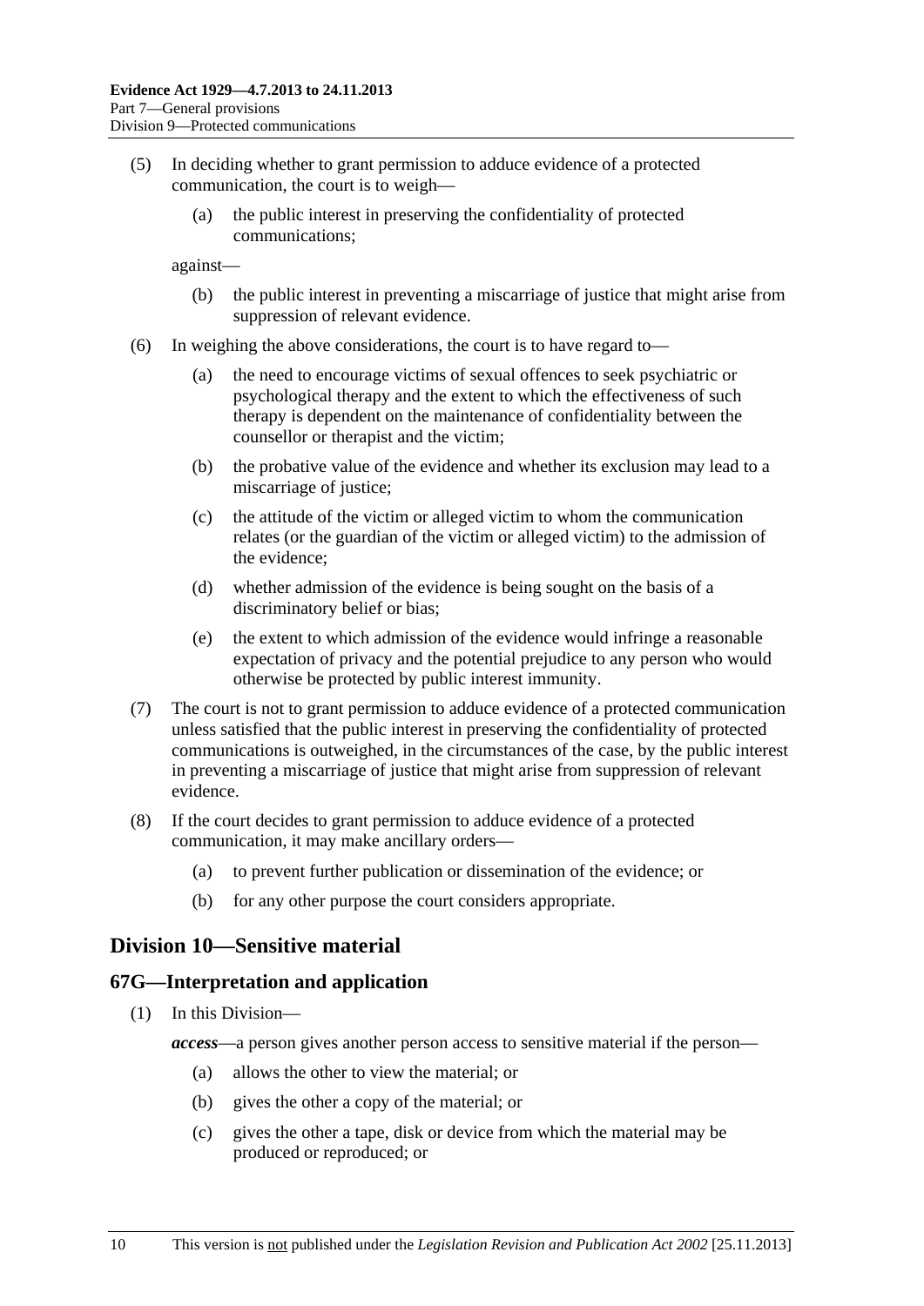(5) In deciding whether to grant permission to adduce evidence of a protected communication, the court is to weigh—

  (a) the public interest in preserving the confidentiality of protected communications;

against—

  (b) the public interest in preventing a miscarriage of justice that might arise from suppression of relevant evidence.

(6) In weighing the above considerations, the court is to have regard to—

  (a) the need to encourage victims of sexual offences to seek psychiatric or psychological therapy and the extent to which the effectiveness of such therapy is dependent on the maintenance of confidentiality between the counsellor or therapist and the victim;

  (b) the probative value of the evidence and whether its exclusion may lead to a miscarriage of justice;

  (c) the attitude of the victim or alleged victim to whom the communication relates (or the guardian of the victim or alleged victim) to the admission of the evidence;

  (d) whether admission of the evidence is being sought on the basis of a discriminatory belief or bias;

  (e) the extent to which admission of the evidence would infringe a reasonable expectation of privacy and the potential prejudice to any person who would otherwise be protected by public interest immunity.

(7) The court is not to grant permission to adduce evidence of a protected communication unless satisfied that the public interest in preserving the confidentiality of protected communications is outweighed, in the circumstances of the case, by the public interest in preventing a miscarriage of justice that might arise from suppression of relevant evidence.

(8) If the court decides to grant permission to adduce evidence of a protected communication, it may make ancillary orders—

  (a) to prevent further publication or dissemination of the evidence; or

  (b) for any other purpose the court considers appropriate.

## Division 10—Sensitive material

### 67G—Interpretation and application

(1) In this Division—

***access***—a person gives another person access to sensitive material if the person—

  (a) allows the other to view the material; or

  (b) gives the other a copy of the material; or

  (c) gives the other a tape, disk or device from which the material may be produced or reproduced; or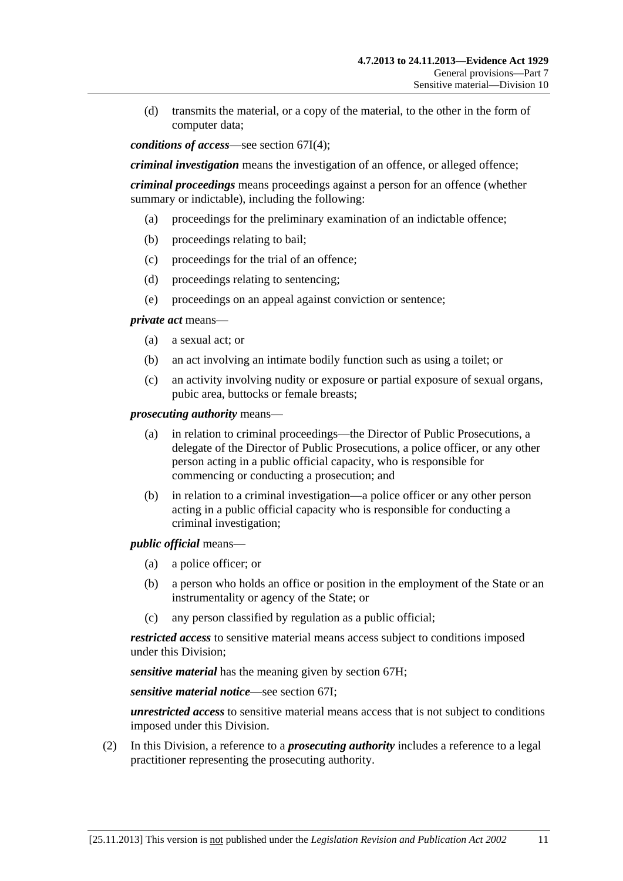(d) transmits the material, or a copy of the material, to the other in the form of computer data;

***conditions of access***—see section 67I(4);

***criminal investigation*** means the investigation of an offence, or alleged offence;

***criminal proceedings*** means proceedings against a person for an offence (whether summary or indictable), including the following:

(a) proceedings for the preliminary examination of an indictable offence;

(b) proceedings relating to bail;

(c) proceedings for the trial of an offence;

(d) proceedings relating to sentencing;

(e) proceedings on an appeal against conviction or sentence;

***private act*** means—

(a) a sexual act; or

(b) an act involving an intimate bodily function such as using a toilet; or

(c) an activity involving nudity or exposure or partial exposure of sexual organs, pubic area, buttocks or female breasts;

***prosecuting authority*** means—

(a) in relation to criminal proceedings—the Director of Public Prosecutions, a delegate of the Director of Public Prosecutions, a police officer, or any other person acting in a public official capacity, who is responsible for commencing or conducting a prosecution; and

(b) in relation to a criminal investigation—a police officer or any other person acting in a public official capacity who is responsible for conducting a criminal investigation;

***public official*** means—

(a) a police officer; or

(b) a person who holds an office or position in the employment of the State or an instrumentality or agency of the State; or

(c) any person classified by regulation as a public official;

***restricted access*** to sensitive material means access subject to conditions imposed under this Division;

***sensitive material*** has the meaning given by section 67H;

***sensitive material notice***—see section 67I;

***unrestricted access*** to sensitive material means access that is not subject to conditions imposed under this Division.

(2) In this Division, a reference to a ***prosecuting authority*** includes a reference to a legal practitioner representing the prosecuting authority.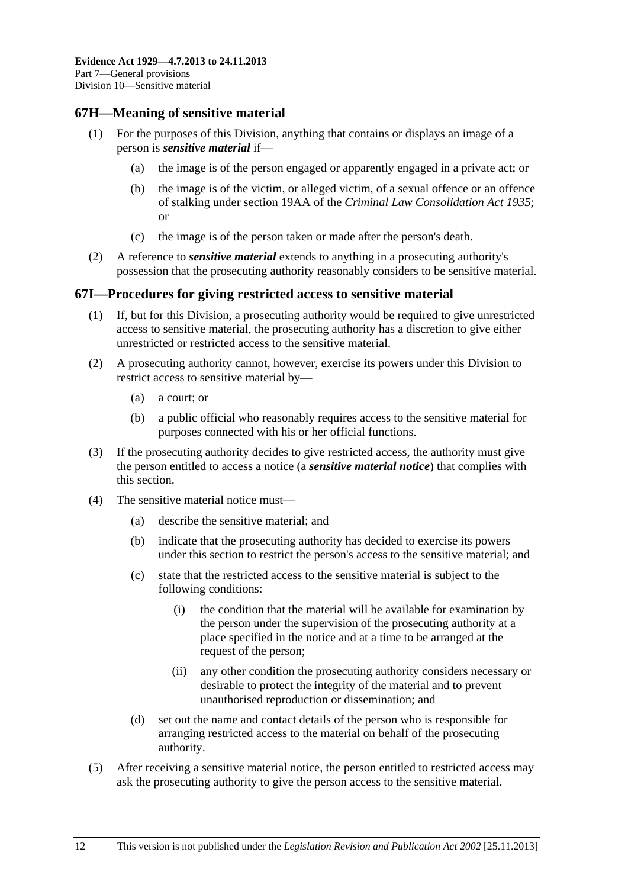## 67H—Meaning of sensitive material

(1) For the purposes of this Division, anything that contains or displays an image of a person is ***sensitive material*** if—

(a) the image is of the person engaged or apparently engaged in a private act; or

(b) the image is of the victim, or alleged victim, of a sexual offence or an offence of stalking under section 19AA of the *Criminal Law Consolidation Act 1935*; or

(c) the image is of the person taken or made after the person's death.

(2) A reference to ***sensitive material*** extends to anything in a prosecuting authority's possession that the prosecuting authority reasonably considers to be sensitive material.

## 67I—Procedures for giving restricted access to sensitive material

(1) If, but for this Division, a prosecuting authority would be required to give unrestricted access to sensitive material, the prosecuting authority has a discretion to give either unrestricted or restricted access to the sensitive material.

(2) A prosecuting authority cannot, however, exercise its powers under this Division to restrict access to sensitive material by—

(a) a court; or

(b) a public official who reasonably requires access to the sensitive material for purposes connected with his or her official functions.

(3) If the prosecuting authority decides to give restricted access, the authority must give the person entitled to access a notice (a ***sensitive material notice***) that complies with this section.

(4) The sensitive material notice must—

(a) describe the sensitive material; and

(b) indicate that the prosecuting authority has decided to exercise its powers under this section to restrict the person's access to the sensitive material; and

(c) state that the restricted access to the sensitive material is subject to the following conditions:

(i) the condition that the material will be available for examination by the person under the supervision of the prosecuting authority at a place specified in the notice and at a time to be arranged at the request of the person;

(ii) any other condition the prosecuting authority considers necessary or desirable to protect the integrity of the material and to prevent unauthorised reproduction or dissemination; and

(d) set out the name and contact details of the person who is responsible for arranging restricted access to the material on behalf of the prosecuting authority.

(5) After receiving a sensitive material notice, the person entitled to restricted access may ask the prosecuting authority to give the person access to the sensitive material.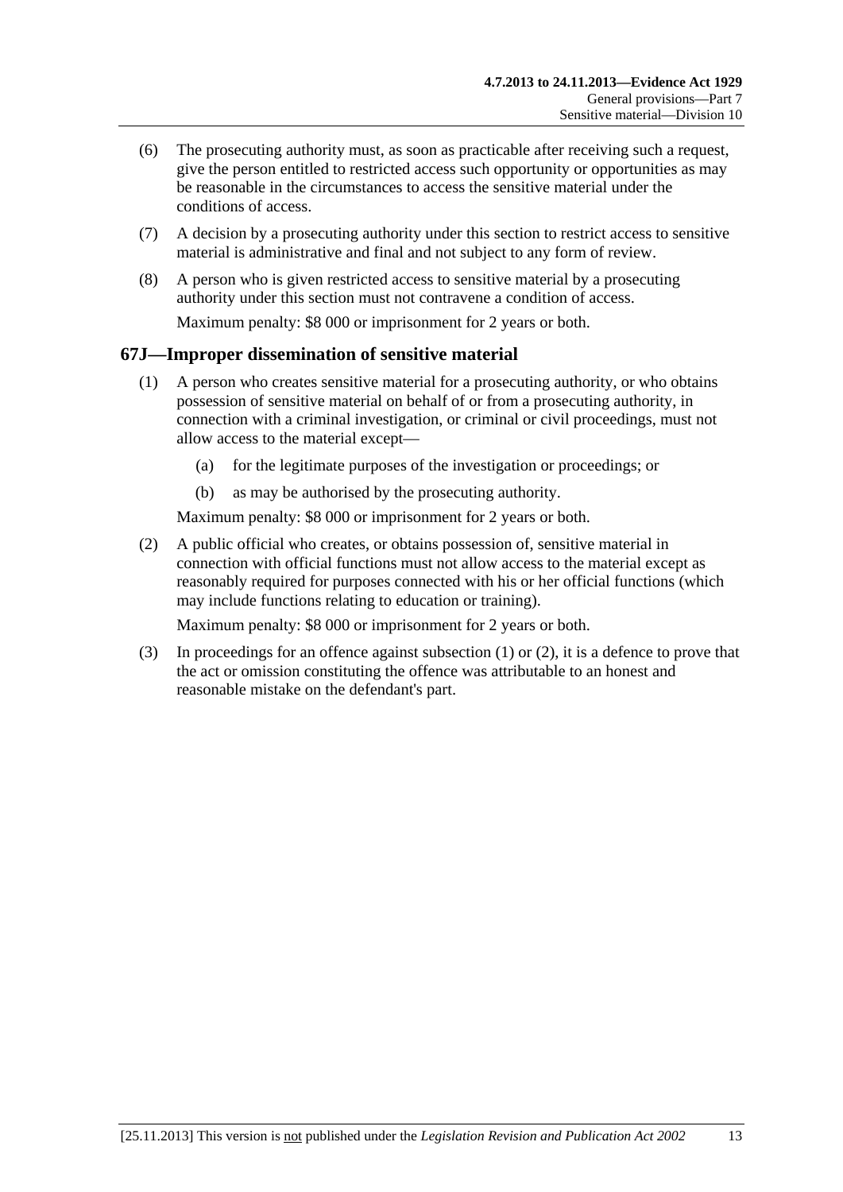(6) The prosecuting authority must, as soon as practicable after receiving such a request, give the person entitled to restricted access such opportunity or opportunities as may be reasonable in the circumstances to access the sensitive material under the conditions of access.

(7) A decision by a prosecuting authority under this section to restrict access to sensitive material is administrative and final and not subject to any form of review.

(8) A person who is given restricted access to sensitive material by a prosecuting authority under this section must not contravene a condition of access.

Maximum penalty: $8 000 or imprisonment for 2 years or both.

## 67J—Improper dissemination of sensitive material

(1) A person who creates sensitive material for a prosecuting authority, or who obtains possession of sensitive material on behalf of or from a prosecuting authority, in connection with a criminal investigation, or criminal or civil proceedings, must not allow access to the material except—

(a) for the legitimate purposes of the investigation or proceedings; or

(b) as may be authorised by the prosecuting authority.

Maximum penalty: $8 000 or imprisonment for 2 years or both.

(2) A public official who creates, or obtains possession of, sensitive material in connection with official functions must not allow access to the material except as reasonably required for purposes connected with his or her official functions (which may include functions relating to education or training).

Maximum penalty: $8 000 or imprisonment for 2 years or both.

(3) In proceedings for an offence against subsection (1) or (2), it is a defence to prove that the act or omission constituting the offence was attributable to an honest and reasonable mistake on the defendant's part.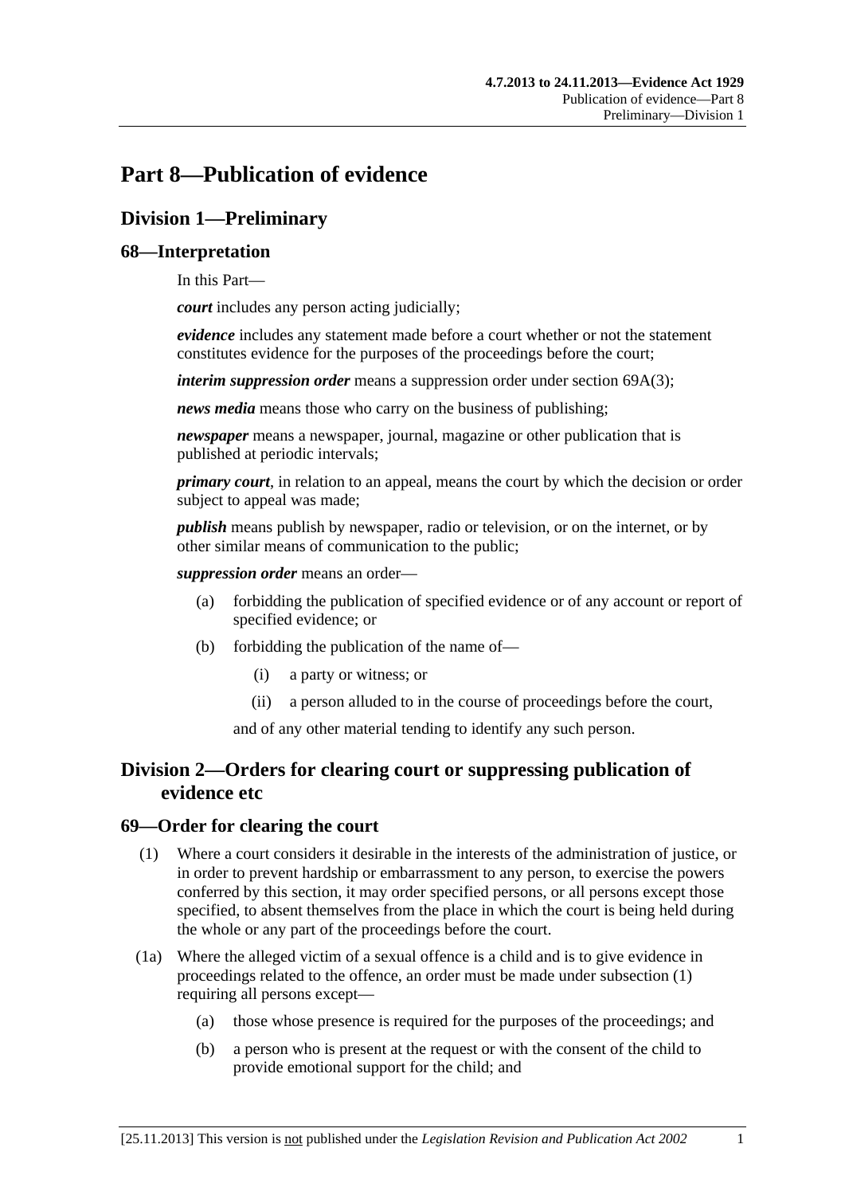# Part 8—Publication of evidence

## Division 1—Preliminary

### 68—Interpretation

In this Part—

***court*** includes any person acting judicially;

***evidence*** includes any statement made before a court whether or not the statement constitutes evidence for the purposes of the proceedings before the court;

***interim suppression order*** means a suppression order under section 69A(3);

***news media*** means those who carry on the business of publishing;

***newspaper*** means a newspaper, journal, magazine or other publication that is published at periodic intervals;

***primary court***, in relation to an appeal, means the court by which the decision or order subject to appeal was made;

***publish*** means publish by newspaper, radio or television, or on the internet, or by other similar means of communication to the public;

***suppression order*** means an order—

(a) forbidding the publication of specified evidence or of any account or report of specified evidence; or

(b) forbidding the publication of the name of—

(i) a party or witness; or

(ii) a person alluded to in the course of proceedings before the court,

and of any other material tending to identify any such person.

## Division 2—Orders for clearing court or suppressing publication of evidence etc

### 69—Order for clearing the court

(1) Where a court considers it desirable in the interests of the administration of justice, or in order to prevent hardship or embarrassment to any person, to exercise the powers conferred by this section, it may order specified persons, or all persons except those specified, to absent themselves from the place in which the court is being held during the whole or any part of the proceedings before the court.

(1a) Where the alleged victim of a sexual offence is a child and is to give evidence in proceedings related to the offence, an order must be made under subsection (1) requiring all persons except—

(a) those whose presence is required for the purposes of the proceedings; and

(b) a person who is present at the request or with the consent of the child to provide emotional support for the child; and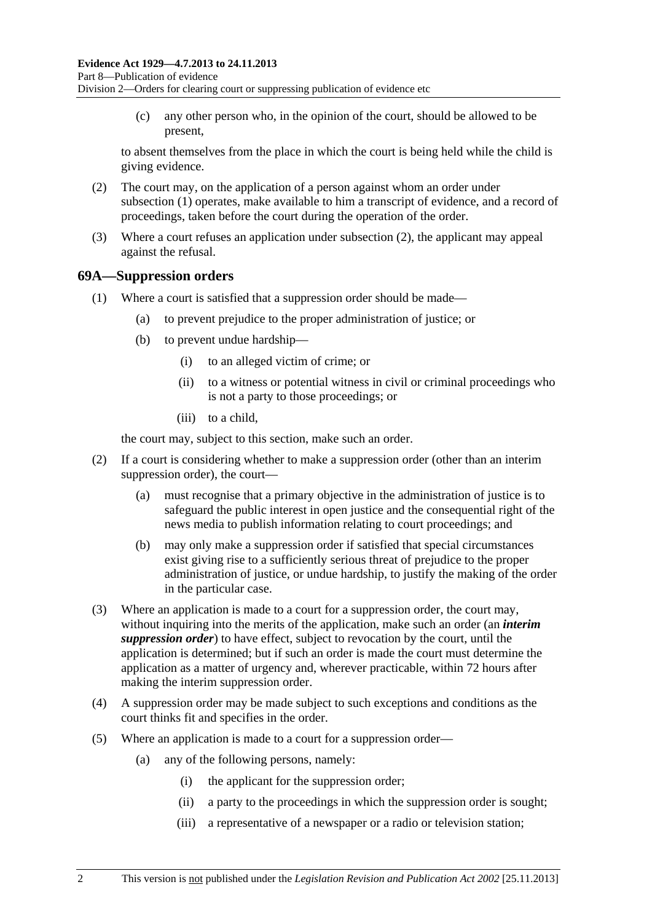(c) any other person who, in the opinion of the court, should be allowed to be present,

to absent themselves from the place in which the court is being held while the child is giving evidence.

(2) The court may, on the application of a person against whom an order under subsection (1) operates, make available to him a transcript of evidence, and a record of proceedings, taken before the court during the operation of the order.

(3) Where a court refuses an application under subsection (2), the applicant may appeal against the refusal.

## 69A—Suppression orders

(1) Where a court is satisfied that a suppression order should be made—

(a) to prevent prejudice to the proper administration of justice; or

(b) to prevent undue hardship—

(i) to an alleged victim of crime; or

(ii) to a witness or potential witness in civil or criminal proceedings who is not a party to those proceedings; or

(iii) to a child,

the court may, subject to this section, make such an order.

(2) If a court is considering whether to make a suppression order (other than an interim suppression order), the court—

(a) must recognise that a primary objective in the administration of justice is to safeguard the public interest in open justice and the consequential right of the news media to publish information relating to court proceedings; and

(b) may only make a suppression order if satisfied that special circumstances exist giving rise to a sufficiently serious threat of prejudice to the proper administration of justice, or undue hardship, to justify the making of the order in the particular case.

(3) Where an application is made to a court for a suppression order, the court may, without inquiring into the merits of the application, make such an order (an ***interim suppression order***) to have effect, subject to revocation by the court, until the application is determined; but if such an order is made the court must determine the application as a matter of urgency and, wherever practicable, within 72 hours after making the interim suppression order.

(4) A suppression order may be made subject to such exceptions and conditions as the court thinks fit and specifies in the order.

(5) Where an application is made to a court for a suppression order—

(a) any of the following persons, namely:

(i) the applicant for the suppression order;

(ii) a party to the proceedings in which the suppression order is sought;

(iii) a representative of a newspaper or a radio or television station;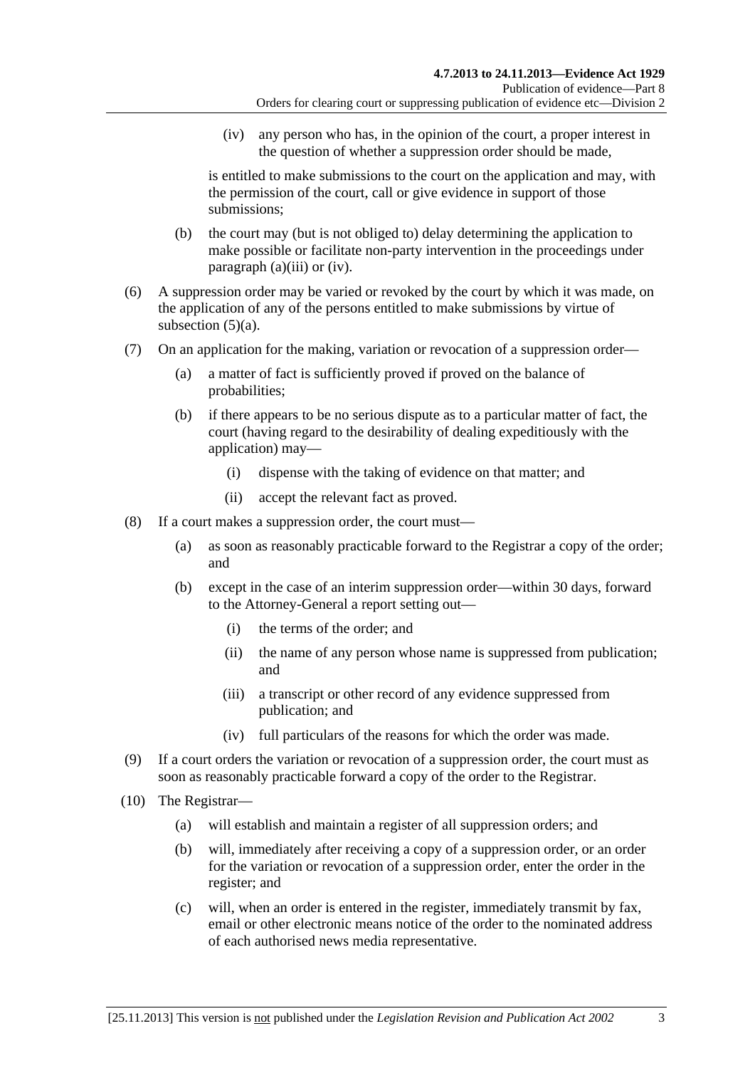(iv) any person who has, in the opinion of the court, a proper interest in the question of whether a suppression order should be made,

is entitled to make submissions to the court on the application and may, with the permission of the court, call or give evidence in support of those submissions;

(b) the court may (but is not obliged to) delay determining the application to make possible or facilitate non-party intervention in the proceedings under paragraph (a)(iii) or (iv).

(6) A suppression order may be varied or revoked by the court by which it was made, on the application of any of the persons entitled to make submissions by virtue of subsection (5)(a).

(7) On an application for the making, variation or revocation of a suppression order—

(a) a matter of fact is sufficiently proved if proved on the balance of probabilities;

(b) if there appears to be no serious dispute as to a particular matter of fact, the court (having regard to the desirability of dealing expeditiously with the application) may—

(i) dispense with the taking of evidence on that matter; and

(ii) accept the relevant fact as proved.

(8) If a court makes a suppression order, the court must—

(a) as soon as reasonably practicable forward to the Registrar a copy of the order; and

(b) except in the case of an interim suppression order—within 30 days, forward to the Attorney-General a report setting out—

(i) the terms of the order; and

(ii) the name of any person whose name is suppressed from publication; and

(iii) a transcript or other record of any evidence suppressed from publication; and

(iv) full particulars of the reasons for which the order was made.

(9) If a court orders the variation or revocation of a suppression order, the court must as soon as reasonably practicable forward a copy of the order to the Registrar.

(10) The Registrar—

(a) will establish and maintain a register of all suppression orders; and

(b) will, immediately after receiving a copy of a suppression order, or an order for the variation or revocation of a suppression order, enter the order in the register; and

(c) will, when an order is entered in the register, immediately transmit by fax, email or other electronic means notice of the order to the nominated address of each authorised news media representative.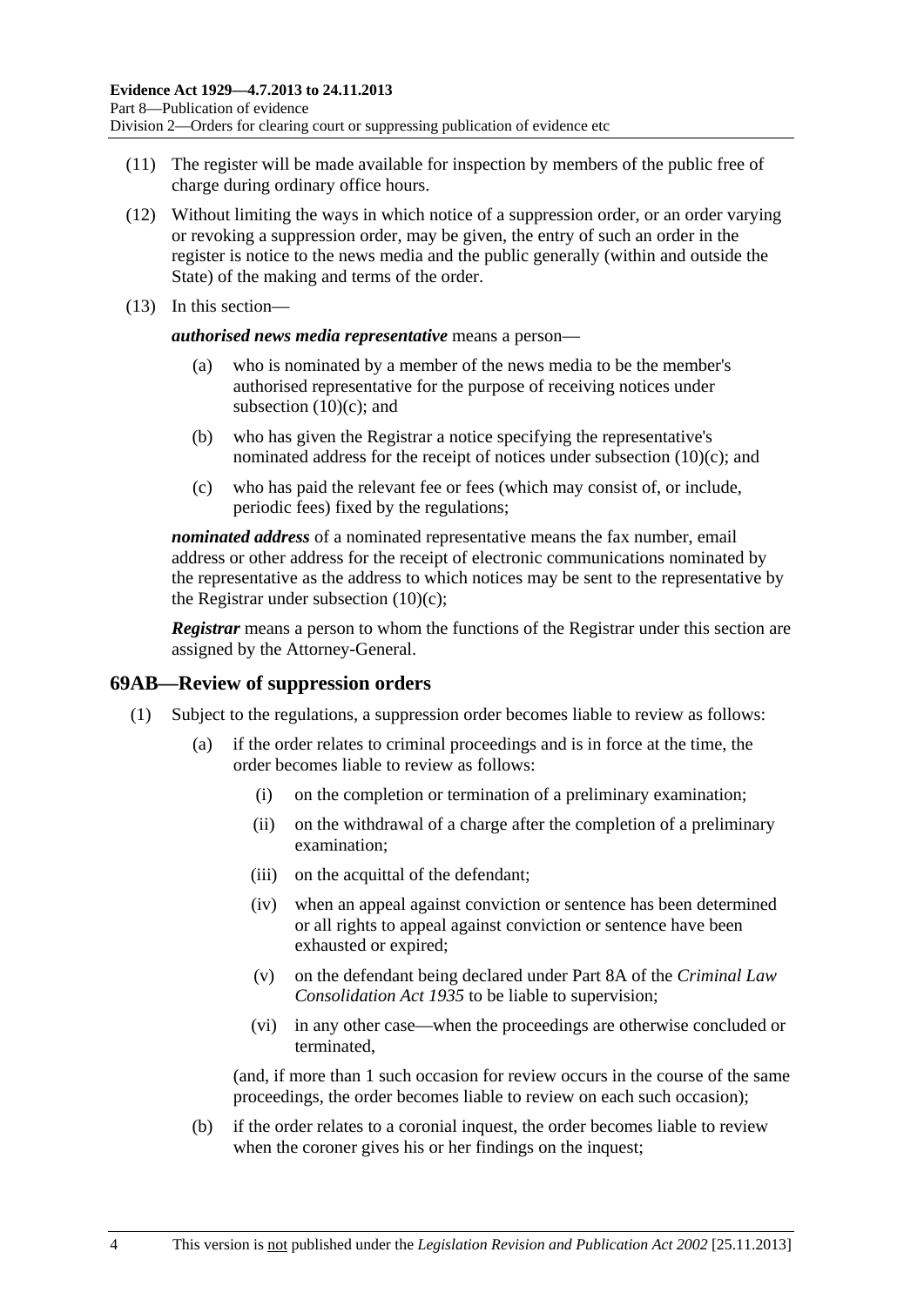(11) The register will be made available for inspection by members of the public free of charge during ordinary office hours.

(12) Without limiting the ways in which notice of a suppression order, or an order varying or revoking a suppression order, may be given, the entry of such an order in the register is notice to the news media and the public generally (within and outside the State) of the making and terms of the order.

(13) In this section—

***authorised news media representative*** means a person—

(a) who is nominated by a member of the news media to be the member's authorised representative for the purpose of receiving notices under subsection (10)(c); and

(b) who has given the Registrar a notice specifying the representative's nominated address for the receipt of notices under subsection (10)(c); and

(c) who has paid the relevant fee or fees (which may consist of, or include, periodic fees) fixed by the regulations;

***nominated address*** of a nominated representative means the fax number, email address or other address for the receipt of electronic communications nominated by the representative as the address to which notices may be sent to the representative by the Registrar under subsection (10)(c);

***Registrar*** means a person to whom the functions of the Registrar under this section are assigned by the Attorney-General.

## 69AB—Review of suppression orders

(1) Subject to the regulations, a suppression order becomes liable to review as follows:

(a) if the order relates to criminal proceedings and is in force at the time, the order becomes liable to review as follows:

(i) on the completion or termination of a preliminary examination;

(ii) on the withdrawal of a charge after the completion of a preliminary examination;

(iii) on the acquittal of the defendant;

(iv) when an appeal against conviction or sentence has been determined or all rights to appeal against conviction or sentence have been exhausted or expired;

(v) on the defendant being declared under Part 8A of the *Criminal Law Consolidation Act 1935* to be liable to supervision;

(vi) in any other case—when the proceedings are otherwise concluded or terminated,

(and, if more than 1 such occasion for review occurs in the course of the same proceedings, the order becomes liable to review on each such occasion);

(b) if the order relates to a coronial inquest, the order becomes liable to review when the coroner gives his or her findings on the inquest;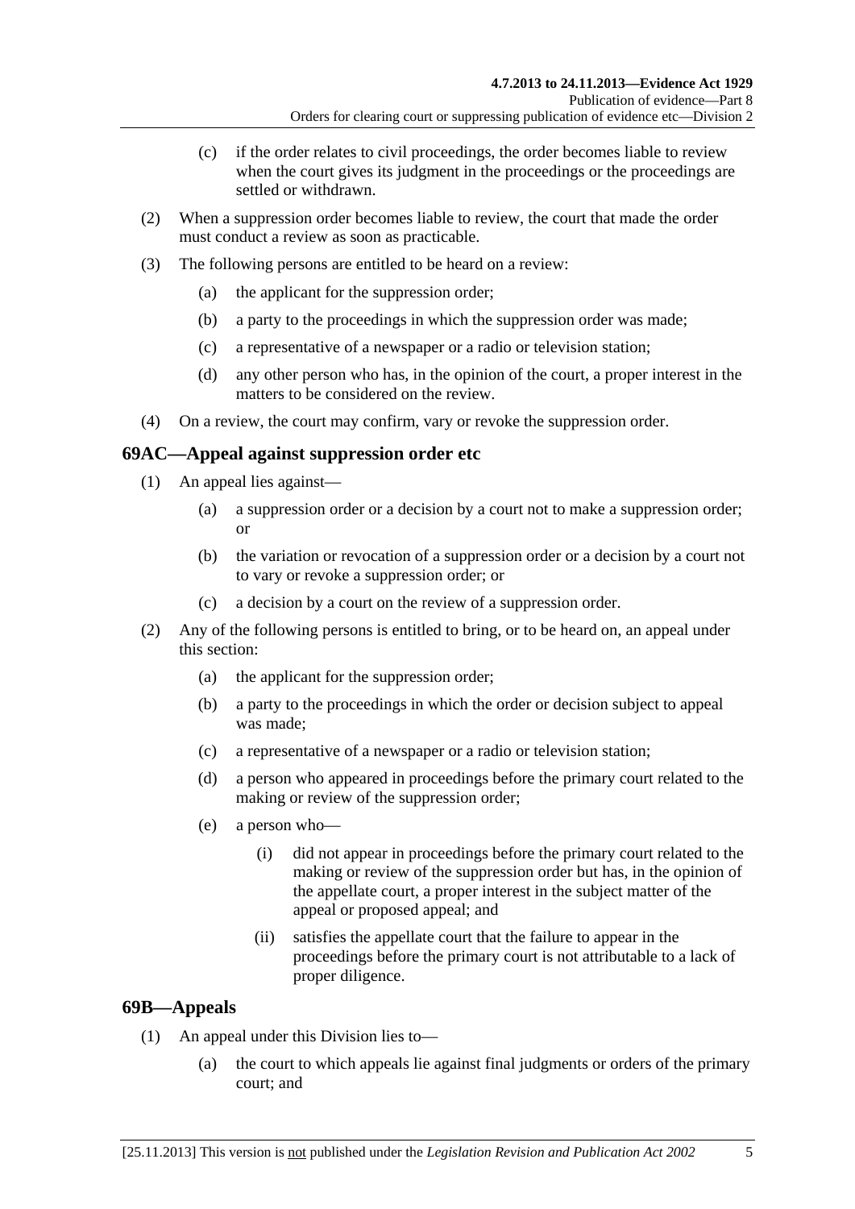(c) if the order relates to civil proceedings, the order becomes liable to review when the court gives its judgment in the proceedings or the proceedings are settled or withdrawn.

(2) When a suppression order becomes liable to review, the court that made the order must conduct a review as soon as practicable.

(3) The following persons are entitled to be heard on a review:

(a) the applicant for the suppression order;

(b) a party to the proceedings in which the suppression order was made;

(c) a representative of a newspaper or a radio or television station;

(d) any other person who has, in the opinion of the court, a proper interest in the matters to be considered on the review.

(4) On a review, the court may confirm, vary or revoke the suppression order.

## 69AC—Appeal against suppression order etc

(1) An appeal lies against—

(a) a suppression order or a decision by a court not to make a suppression order; or

(b) the variation or revocation of a suppression order or a decision by a court not to vary or revoke a suppression order; or

(c) a decision by a court on the review of a suppression order.

(2) Any of the following persons is entitled to bring, or to be heard on, an appeal under this section:

(a) the applicant for the suppression order;

(b) a party to the proceedings in which the order or decision subject to appeal was made;

(c) a representative of a newspaper or a radio or television station;

(d) a person who appeared in proceedings before the primary court related to the making or review of the suppression order;

(e) a person who—

(i) did not appear in proceedings before the primary court related to the making or review of the suppression order but has, in the opinion of the appellate court, a proper interest in the subject matter of the appeal or proposed appeal; and

(ii) satisfies the appellate court that the failure to appear in the proceedings before the primary court is not attributable to a lack of proper diligence.

## 69B—Appeals

(1) An appeal under this Division lies to—

(a) the court to which appeals lie against final judgments or orders of the primary court; and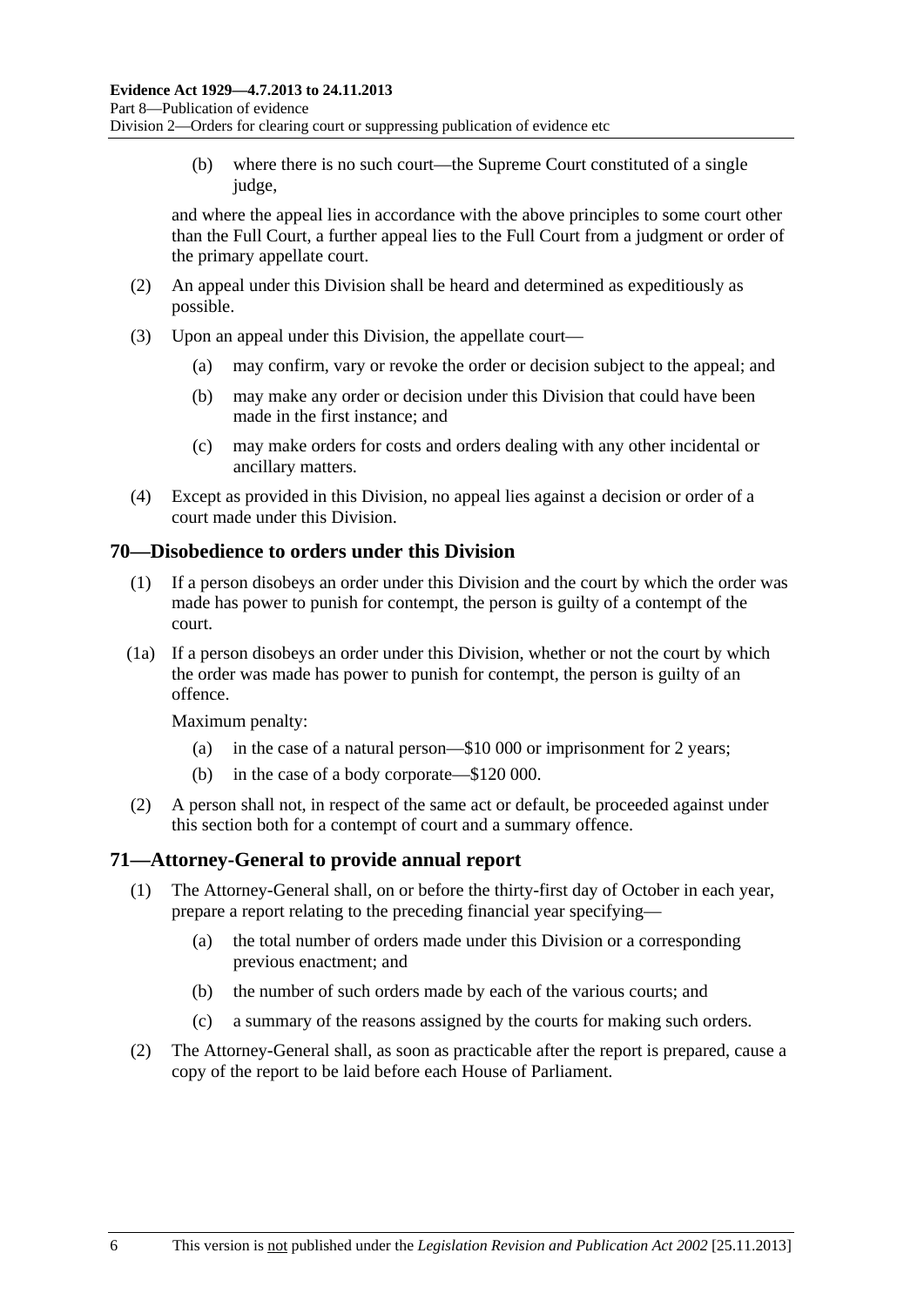(b) where there is no such court—the Supreme Court constituted of a single judge,

and where the appeal lies in accordance with the above principles to some court other than the Full Court, a further appeal lies to the Full Court from a judgment or order of the primary appellate court.

(2) An appeal under this Division shall be heard and determined as expeditiously as possible.

(3) Upon an appeal under this Division, the appellate court—

(a) may confirm, vary or revoke the order or decision subject to the appeal; and

(b) may make any order or decision under this Division that could have been made in the first instance; and

(c) may make orders for costs and orders dealing with any other incidental or ancillary matters.

(4) Except as provided in this Division, no appeal lies against a decision or order of a court made under this Division.

## 70—Disobedience to orders under this Division

(1) If a person disobeys an order under this Division and the court by which the order was made has power to punish for contempt, the person is guilty of a contempt of the court.

(1a) If a person disobeys an order under this Division, whether or not the court by which the order was made has power to punish for contempt, the person is guilty of an offence.

Maximum penalty:

(a) in the case of a natural person—$10 000 or imprisonment for 2 years;

(b) in the case of a body corporate—$120 000.

(2) A person shall not, in respect of the same act or default, be proceeded against under this section both for a contempt of court and a summary offence.

## 71—Attorney-General to provide annual report

(1) The Attorney-General shall, on or before the thirty-first day of October in each year, prepare a report relating to the preceding financial year specifying—

(a) the total number of orders made under this Division or a corresponding previous enactment; and

(b) the number of such orders made by each of the various courts; and

(c) a summary of the reasons assigned by the courts for making such orders.

(2) The Attorney-General shall, as soon as practicable after the report is prepared, cause a copy of the report to be laid before each House of Parliament.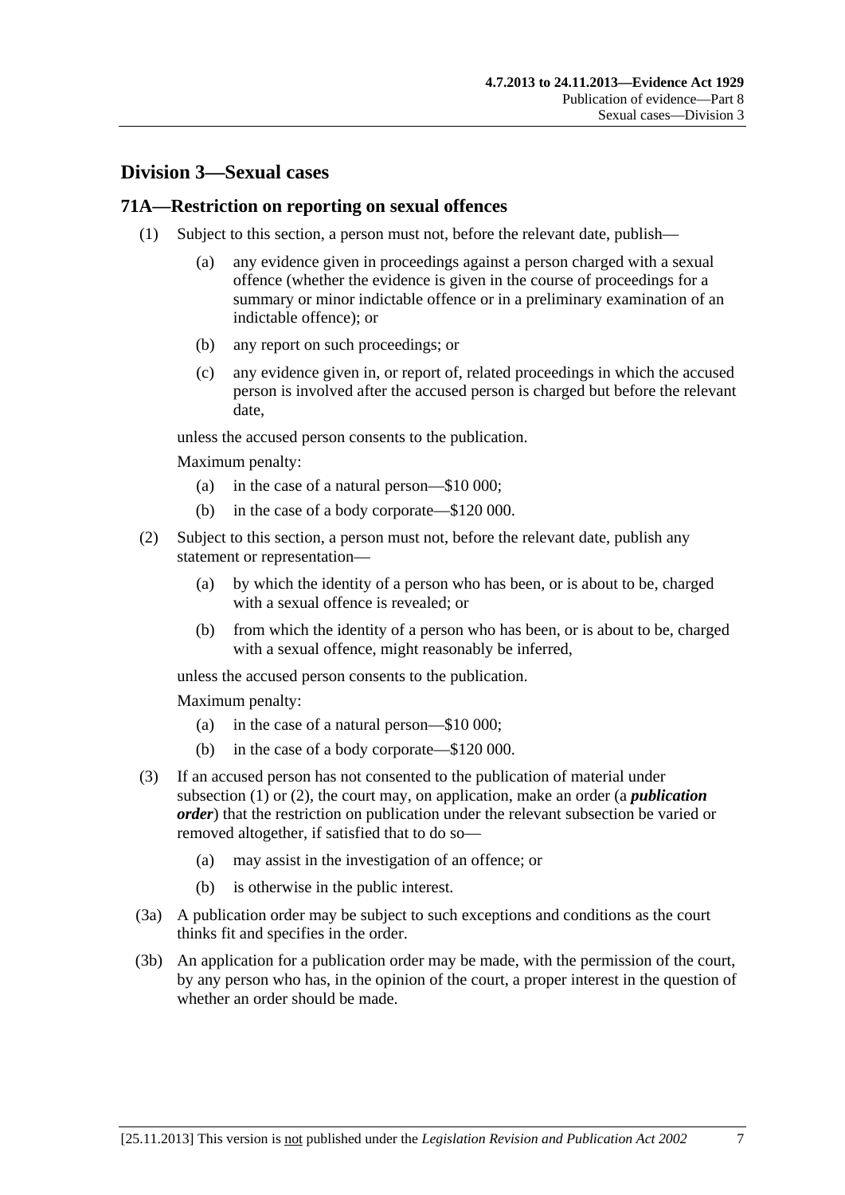## Division 3—Sexual cases

### 71A—Restriction on reporting on sexual offences

(1) Subject to this section, a person must not, before the relevant date, publish—

- (a) any evidence given in proceedings against a person charged with a sexual offence (whether the evidence is given in the course of proceedings for a summary or minor indictable offence or in a preliminary examination of an indictable offence); or
- (b) any report on such proceedings; or
- (c) any evidence given in, or report of, related proceedings in which the accused person is involved after the accused person is charged but before the relevant date,

unless the accused person consents to the publication.

Maximum penalty:

- (a) in the case of a natural person—$10 000;
- (b) in the case of a body corporate—$120 000.

(2) Subject to this section, a person must not, before the relevant date, publish any statement or representation—

- (a) by which the identity of a person who has been, or is about to be, charged with a sexual offence is revealed; or
- (b) from which the identity of a person who has been, or is about to be, charged with a sexual offence, might reasonably be inferred,

unless the accused person consents to the publication.

Maximum penalty:

- (a) in the case of a natural person—$10 000;
- (b) in the case of a body corporate—$120 000.

(3) If an accused person has not consented to the publication of material under subsection (1) or (2), the court may, on application, make an order (a ***publication order***) that the restriction on publication under the relevant subsection be varied or removed altogether, if satisfied that to do so—

- (a) may assist in the investigation of an offence; or
- (b) is otherwise in the public interest.

(3a) A publication order may be subject to such exceptions and conditions as the court thinks fit and specifies in the order.

(3b) An application for a publication order may be made, with the permission of the court, by any person who has, in the opinion of the court, a proper interest in the question of whether an order should be made.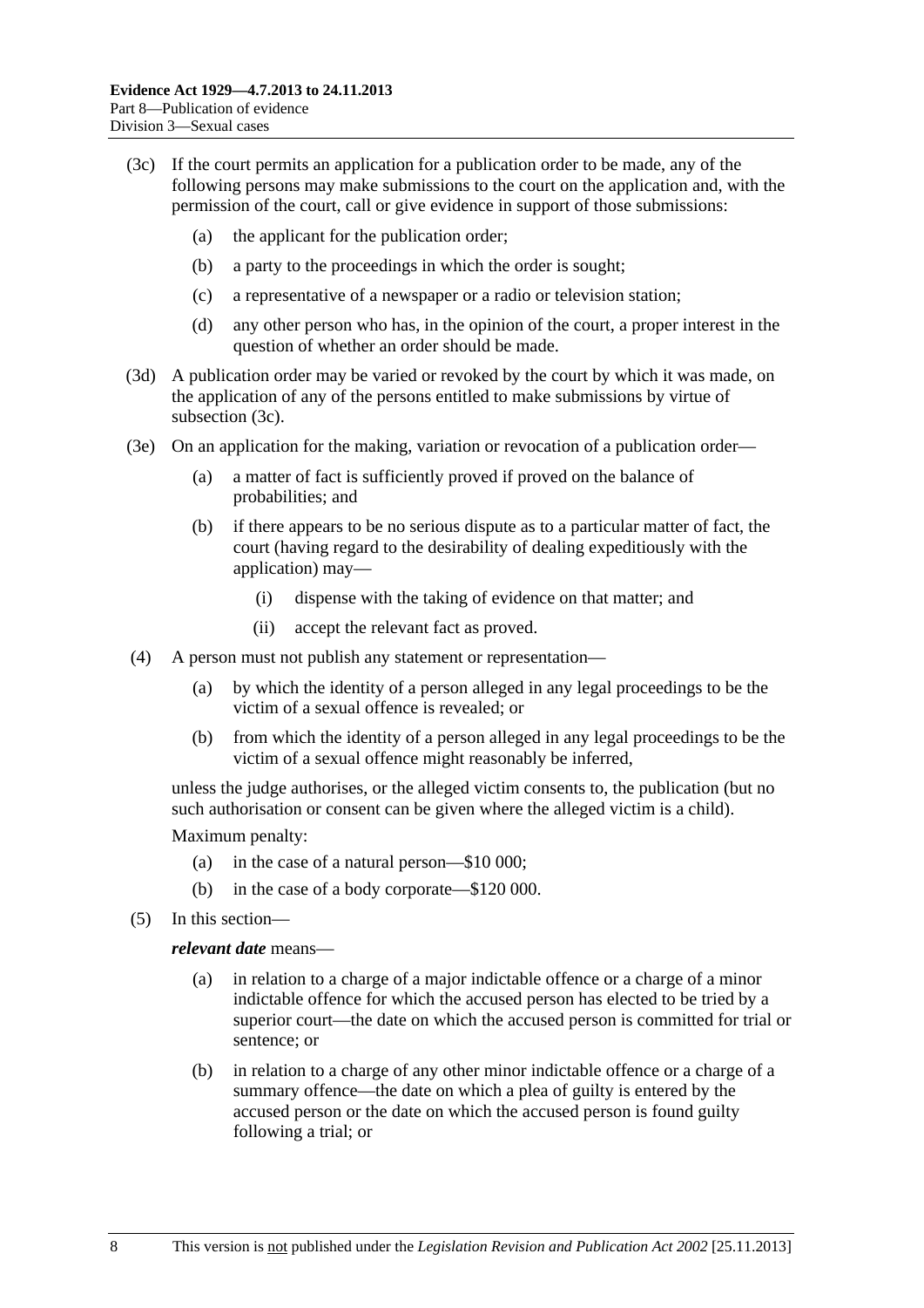(3c) If the court permits an application for a publication order to be made, any of the following persons may make submissions to the court on the application and, with the permission of the court, call or give evidence in support of those submissions:

(a) the applicant for the publication order;

(b) a party to the proceedings in which the order is sought;

(c) a representative of a newspaper or a radio or television station;

(d) any other person who has, in the opinion of the court, a proper interest in the question of whether an order should be made.

(3d) A publication order may be varied or revoked by the court by which it was made, on the application of any of the persons entitled to make submissions by virtue of subsection (3c).

(3e) On an application for the making, variation or revocation of a publication order—

(a) a matter of fact is sufficiently proved if proved on the balance of probabilities; and

(b) if there appears to be no serious dispute as to a particular matter of fact, the court (having regard to the desirability of dealing expeditiously with the application) may—

(i) dispense with the taking of evidence on that matter; and

(ii) accept the relevant fact as proved.

(4) A person must not publish any statement or representation—

(a) by which the identity of a person alleged in any legal proceedings to be the victim of a sexual offence is revealed; or

(b) from which the identity of a person alleged in any legal proceedings to be the victim of a sexual offence might reasonably be inferred,

unless the judge authorises, or the alleged victim consents to, the publication (but no such authorisation or consent can be given where the alleged victim is a child).

Maximum penalty:

(a) in the case of a natural person—$10 000;

(b) in the case of a body corporate—$120 000.

(5) In this section—

***relevant date*** means—

(a) in relation to a charge of a major indictable offence or a charge of a minor indictable offence for which the accused person has elected to be tried by a superior court—the date on which the accused person is committed for trial or sentence; or

(b) in relation to a charge of any other minor indictable offence or a charge of a summary offence—the date on which a plea of guilty is entered by the accused person or the date on which the accused person is found guilty following a trial; or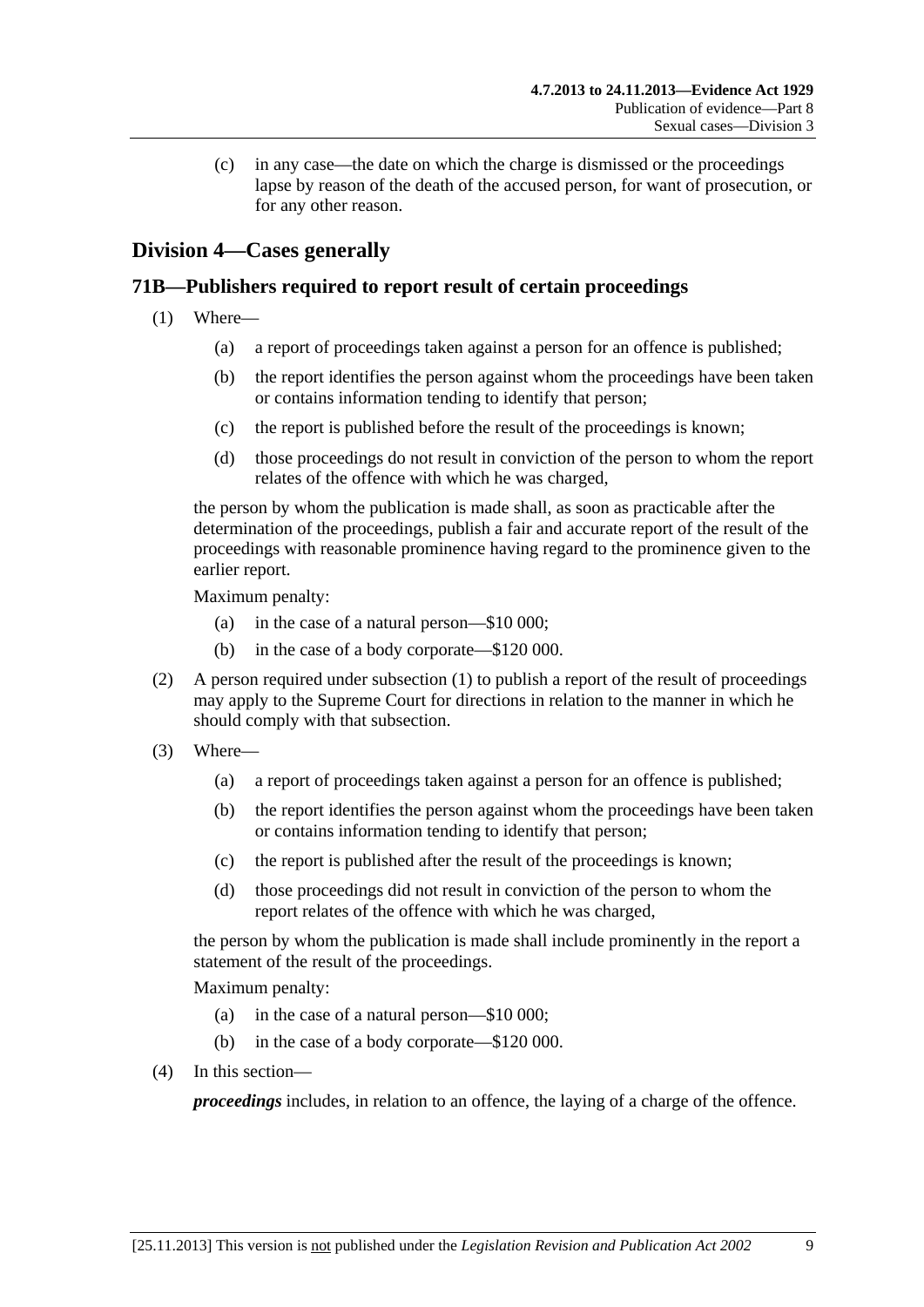(c) in any case—the date on which the charge is dismissed or the proceedings lapse by reason of the death of the accused person, for want of prosecution, or for any other reason.

## Division 4—Cases generally

### 71B—Publishers required to report result of certain proceedings

(1) Where—

(a) a report of proceedings taken against a person for an offence is published;

(b) the report identifies the person against whom the proceedings have been taken or contains information tending to identify that person;

(c) the report is published before the result of the proceedings is known;

(d) those proceedings do not result in conviction of the person to whom the report relates of the offence with which he was charged,

the person by whom the publication is made shall, as soon as practicable after the determination of the proceedings, publish a fair and accurate report of the result of the proceedings with reasonable prominence having regard to the prominence given to the earlier report.

Maximum penalty:

(a) in the case of a natural person—$10 000;

(b) in the case of a body corporate—$120 000.

(2) A person required under subsection (1) to publish a report of the result of proceedings may apply to the Supreme Court for directions in relation to the manner in which he should comply with that subsection.

(3) Where—

(a) a report of proceedings taken against a person for an offence is published;

(b) the report identifies the person against whom the proceedings have been taken or contains information tending to identify that person;

(c) the report is published after the result of the proceedings is known;

(d) those proceedings did not result in conviction of the person to whom the report relates of the offence with which he was charged,

the person by whom the publication is made shall include prominently in the report a statement of the result of the proceedings.

Maximum penalty:

(a) in the case of a natural person—$10 000;

(b) in the case of a body corporate—$120 000.

(4) In this section—

***proceedings*** includes, in relation to an offence, the laying of a charge of the offence.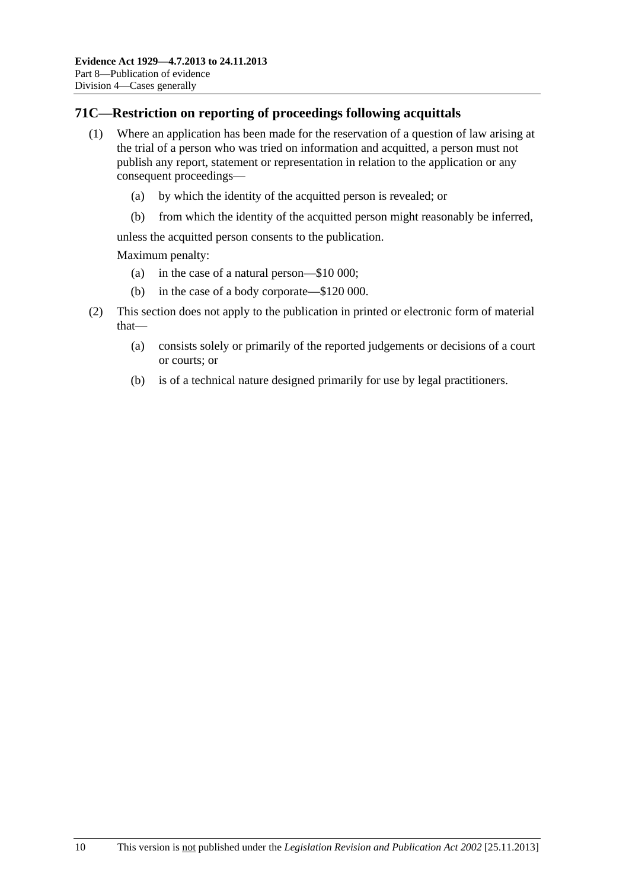## 71C—Restriction on reporting of proceedings following acquittals

(1) Where an application has been made for the reservation of a question of law arising at the trial of a person who was tried on information and acquitted, a person must not publish any report, statement or representation in relation to the application or any consequent proceedings—

(a) by which the identity of the acquitted person is revealed; or

(b) from which the identity of the acquitted person might reasonably be inferred,

unless the acquitted person consents to the publication.

Maximum penalty:

(a) in the case of a natural person—$10 000;

(b) in the case of a body corporate—$120 000.

(2) This section does not apply to the publication in printed or electronic form of material that—

(a) consists solely or primarily of the reported judgements or decisions of a court or courts; or

(b) is of a technical nature designed primarily for use by legal practitioners.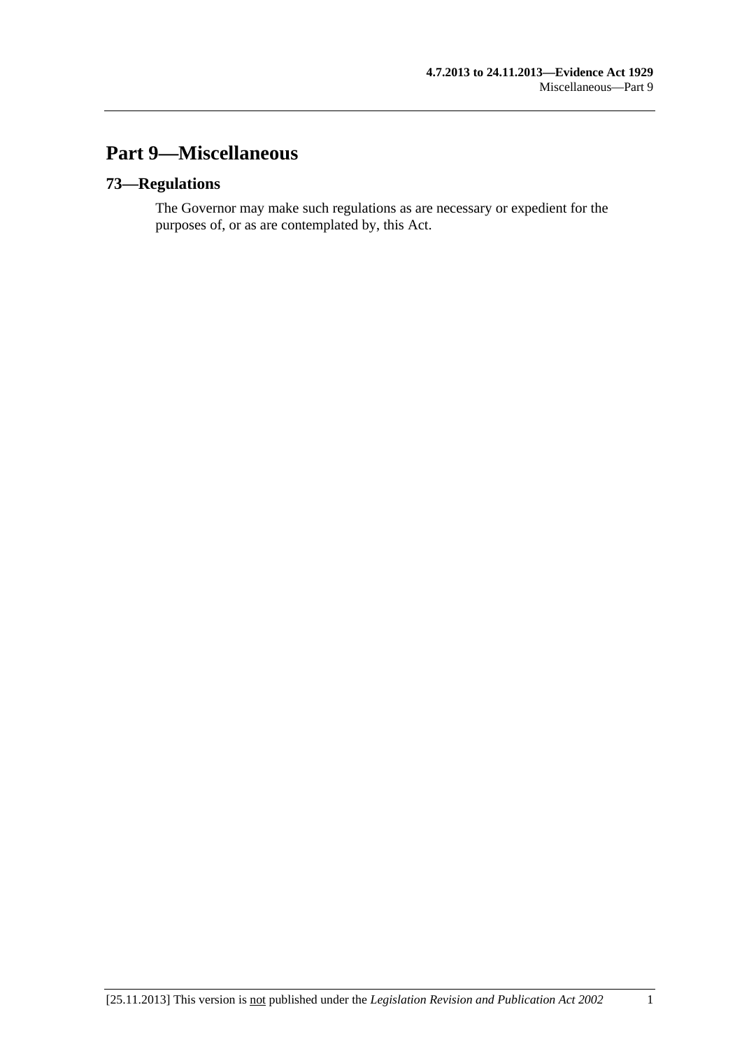# Part 9—Miscellaneous

## 73—Regulations

The Governor may make such regulations as are necessary or expedient for the purposes of, or as are contemplated by, this Act.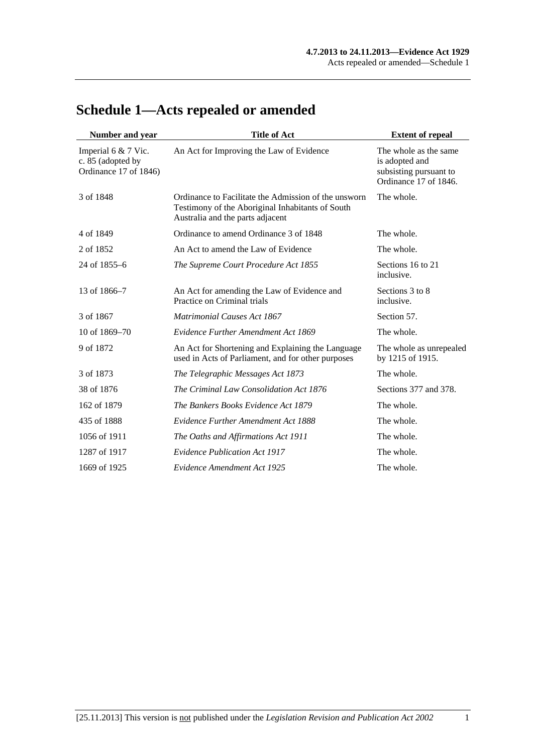# Schedule 1—Acts repealed or amended

| Number and year | Title of Act | Extent of repeal |
|---|---|---|
| Imperial 6 & 7 Vic. c. 85 (adopted by Ordinance 17 of 1846) | An Act for Improving the Law of Evidence | The whole as the same is adopted and subsisting pursuant to Ordinance 17 of 1846. |
| 3 of 1848 | Ordinance to Facilitate the Admission of the unsworn Testimony of the Aboriginal Inhabitants of South Australia and the parts adjacent | The whole. |
| 4 of 1849 | Ordinance to amend Ordinance 3 of 1848 | The whole. |
| 2 of 1852 | An Act to amend the Law of Evidence | The whole. |
| 24 of 1855–6 | *The Supreme Court Procedure Act 1855* | Sections 16 to 21 inclusive. |
| 13 of 1866–7 | An Act for amending the Law of Evidence and Practice on Criminal trials | Sections 3 to 8 inclusive. |
| 3 of 1867 | *Matrimonial Causes Act 1867* | Section 57. |
| 10 of 1869–70 | *Evidence Further Amendment Act 1869* | The whole. |
| 9 of 1872 | An Act for Shortening and Explaining the Language used in Acts of Parliament, and for other purposes | The whole as unrepealed by 1215 of 1915. |
| 3 of 1873 | *The Telegraphic Messages Act 1873* | The whole. |
| 38 of 1876 | *The Criminal Law Consolidation Act 1876* | Sections 377 and 378. |
| 162 of 1879 | *The Bankers Books Evidence Act 1879* | The whole. |
| 435 of 1888 | *Evidence Further Amendment Act 1888* | The whole. |
| 1056 of 1911 | *The Oaths and Affirmations Act 1911* | The whole. |
| 1287 of 1917 | *Evidence Publication Act 1917* | The whole. |
| 1669 of 1925 | *Evidence Amendment Act 1925* | The whole. |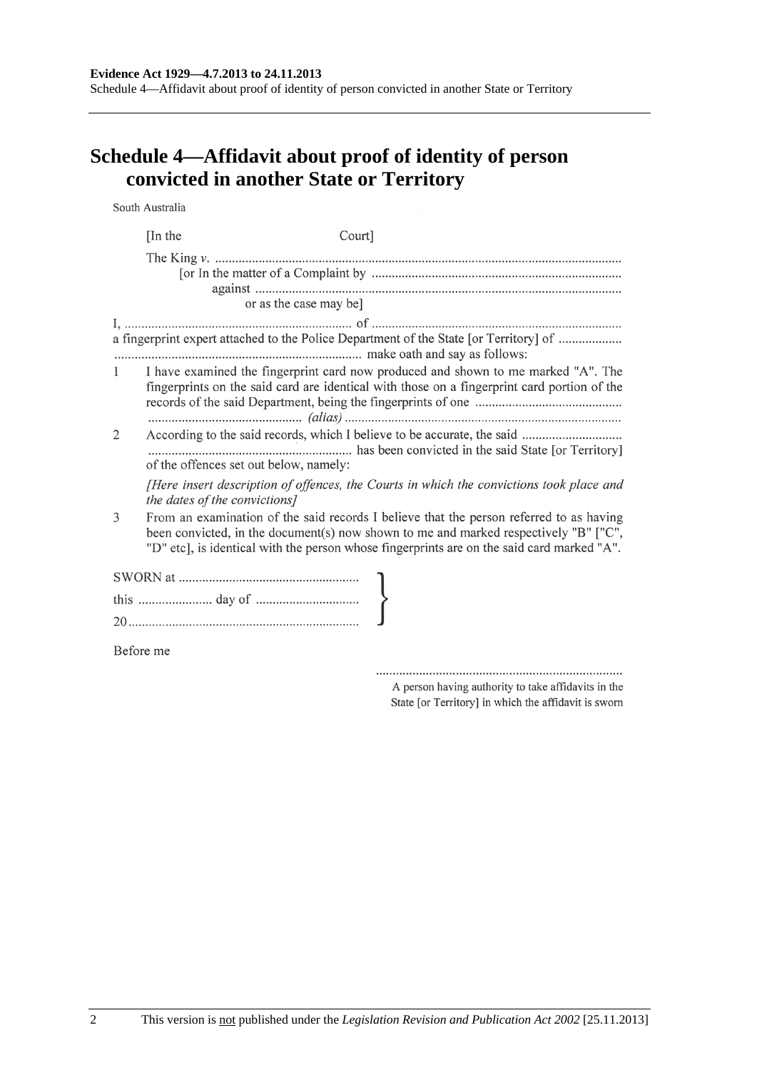# Schedule 4—Affidavit about proof of identity of person convicted in another State or Territory

South Australia

[In the                                   Court]

The King *v.* ..........................................................................................................................

[or In the matter of a Complaint by ..........................................................................

against ............................................................................................................

or as the case may be]

I, ..................................................................... of ..........................................................................
a fingerprint expert attached to the Police Department of the State [or Territory] of ...................
.......................................................................... make oath and say as follows:

1 I have examined the fingerprint card now produced and shown to me marked "A". The fingerprints on the said card are identical with those on a fingerprint card portion of the records of the said Department, being the fingerprints of one ...........................................
.............................................. *(alias)* ..................................................................................

2 According to the said records, which I believe to be accurate, the said ...............................
............................................................ has been convicted in the said State [or Territory] of the offences set out below, namely:

*[Here insert description of offences, the Courts in which the convictions took place and the dates of the convictions]*

3 From an examination of the said records I believe that the person referred to as having been convicted, in the document(s) now shown to me and marked respectively "B" ["C", "D" etc], is identical with the person whose fingerprints are on the said card marked "A".

SWORN at .....................................................
this ...................... day of ..............................
20....................................................................

Before me

.........................................................................
A person having authority to take affidavits in the State [or Territory] in which the affidavit is sworn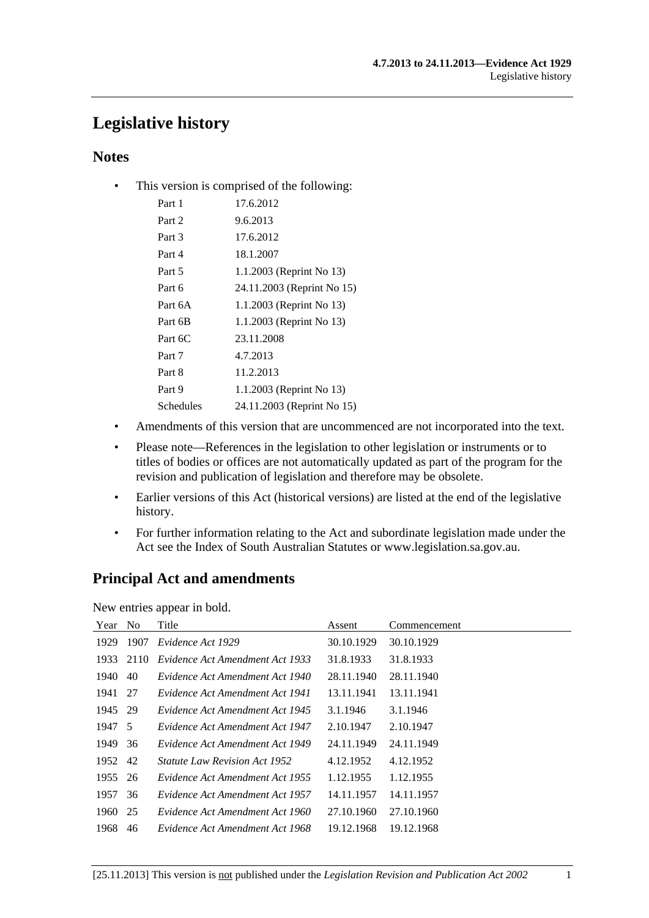# Legislative history

## Notes

- This version is comprised of the following:

| | |
|---|---|
| Part 1 | 17.6.2012 |
| Part 2 | 9.6.2013 |
| Part 3 | 17.6.2012 |
| Part 4 | 18.1.2007 |
| Part 5 | 1.1.2003 (Reprint No 13) |
| Part 6 | 24.11.2003 (Reprint No 15) |
| Part 6A | 1.1.2003 (Reprint No 13) |
| Part 6B | 1.1.2003 (Reprint No 13) |
| Part 6C | 23.11.2008 |
| Part 7 | 4.7.2013 |
| Part 8 | 11.2.2013 |
| Part 9 | 1.1.2003 (Reprint No 13) |
| Schedules | 24.11.2003 (Reprint No 15) |

- Amendments of this version that are uncommenced are not incorporated into the text.
- Please note—References in the legislation to other legislation or instruments or to titles of bodies or offices are not automatically updated as part of the program for the revision and publication of legislation and therefore may be obsolete.
- Earlier versions of this Act (historical versions) are listed at the end of the legislative history.
- For further information relating to the Act and subordinate legislation made under the Act see the Index of South Australian Statutes or www.legislation.sa.gov.au.

## Principal Act and amendments

New entries appear in bold.

| Year | No | Title | Assent | Commencement |
|---|---|---|---|---|
| 1929 | 1907 | *Evidence Act 1929* | 30.10.1929 | 30.10.1929 |
| 1933 | 2110 | *Evidence Act Amendment Act 1933* | 31.8.1933 | 31.8.1933 |
| 1940 | 40 | *Evidence Act Amendment Act 1940* | 28.11.1940 | 28.11.1940 |
| 1941 | 27 | *Evidence Act Amendment Act 1941* | 13.11.1941 | 13.11.1941 |
| 1945 | 29 | *Evidence Act Amendment Act 1945* | 3.1.1946 | 3.1.1946 |
| 1947 | 5 | *Evidence Act Amendment Act 1947* | 2.10.1947 | 2.10.1947 |
| 1949 | 36 | *Evidence Act Amendment Act 1949* | 24.11.1949 | 24.11.1949 |
| 1952 | 42 | *Statute Law Revision Act 1952* | 4.12.1952 | 4.12.1952 |
| 1955 | 26 | *Evidence Act Amendment Act 1955* | 1.12.1955 | 1.12.1955 |
| 1957 | 36 | *Evidence Act Amendment Act 1957* | 14.11.1957 | 14.11.1957 |
| 1960 | 25 | *Evidence Act Amendment Act 1960* | 27.10.1960 | 27.10.1960 |
| 1968 | 46 | *Evidence Act Amendment Act 1968* | 19.12.1968 | 19.12.1968 |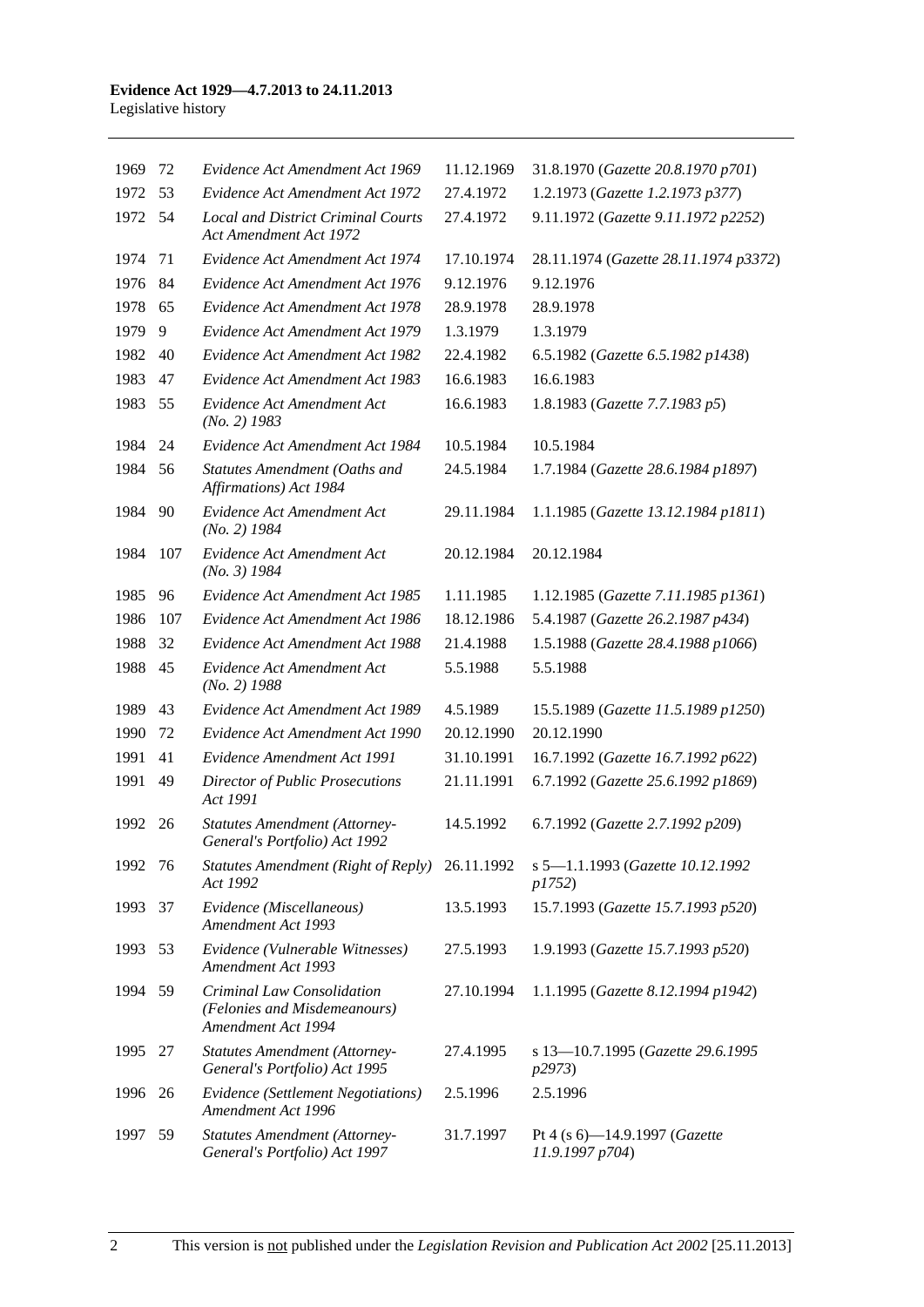| | | | | |
|---|---|---|---|---|
| 1969 | 72 | *Evidence Act Amendment Act 1969* | 11.12.1969 | 31.8.1970 (*Gazette 20.8.1970 p701*) |
| 1972 | 53 | *Evidence Act Amendment Act 1972* | 27.4.1972 | 1.2.1973 (*Gazette 1.2.1973 p377*) |
| 1972 | 54 | *Local and District Criminal Courts Act Amendment Act 1972* | 27.4.1972 | 9.11.1972 (*Gazette 9.11.1972 p2252*) |
| 1974 | 71 | *Evidence Act Amendment Act 1974* | 17.10.1974 | 28.11.1974 (*Gazette 28.11.1974 p3372*) |
| 1976 | 84 | *Evidence Act Amendment Act 1976* | 9.12.1976 | 9.12.1976 |
| 1978 | 65 | *Evidence Act Amendment Act 1978* | 28.9.1978 | 28.9.1978 |
| 1979 | 9 | *Evidence Act Amendment Act 1979* | 1.3.1979 | 1.3.1979 |
| 1982 | 40 | *Evidence Act Amendment Act 1982* | 22.4.1982 | 6.5.1982 (*Gazette 6.5.1982 p1438*) |
| 1983 | 47 | *Evidence Act Amendment Act 1983* | 16.6.1983 | 16.6.1983 |
| 1983 | 55 | *Evidence Act Amendment Act (No. 2) 1983* | 16.6.1983 | 1.8.1983 (*Gazette 7.7.1983 p5*) |
| 1984 | 24 | *Evidence Act Amendment Act 1984* | 10.5.1984 | 10.5.1984 |
| 1984 | 56 | *Statutes Amendment (Oaths and Affirmations) Act 1984* | 24.5.1984 | 1.7.1984 (*Gazette 28.6.1984 p1897*) |
| 1984 | 90 | *Evidence Act Amendment Act (No. 2) 1984* | 29.11.1984 | 1.1.1985 (*Gazette 13.12.1984 p1811*) |
| 1984 | 107 | *Evidence Act Amendment Act (No. 3) 1984* | 20.12.1984 | 20.12.1984 |
| 1985 | 96 | *Evidence Act Amendment Act 1985* | 1.11.1985 | 1.12.1985 (*Gazette 7.11.1985 p1361*) |
| 1986 | 107 | *Evidence Act Amendment Act 1986* | 18.12.1986 | 5.4.1987 (*Gazette 26.2.1987 p434*) |
| 1988 | 32 | *Evidence Act Amendment Act 1988* | 21.4.1988 | 1.5.1988 (*Gazette 28.4.1988 p1066*) |
| 1988 | 45 | *Evidence Act Amendment Act (No. 2) 1988* | 5.5.1988 | 5.5.1988 |
| 1989 | 43 | *Evidence Act Amendment Act 1989* | 4.5.1989 | 15.5.1989 (*Gazette 11.5.1989 p1250*) |
| 1990 | 72 | *Evidence Act Amendment Act 1990* | 20.12.1990 | 20.12.1990 |
| 1991 | 41 | *Evidence Amendment Act 1991* | 31.10.1991 | 16.7.1992 (*Gazette 16.7.1992 p622*) |
| 1991 | 49 | *Director of Public Prosecutions Act 1991* | 21.11.1991 | 6.7.1992 (*Gazette 25.6.1992 p1869*) |
| 1992 | 26 | *Statutes Amendment (Attorney-General's Portfolio) Act 1992* | 14.5.1992 | 6.7.1992 (*Gazette 2.7.1992 p209*) |
| 1992 | 76 | *Statutes Amendment (Right of Reply) Act 1992* | 26.11.1992 | s 5—1.1.1993 (*Gazette 10.12.1992 p1752*) |
| 1993 | 37 | *Evidence (Miscellaneous) Amendment Act 1993* | 13.5.1993 | 15.7.1993 (*Gazette 15.7.1993 p520*) |
| 1993 | 53 | *Evidence (Vulnerable Witnesses) Amendment Act 1993* | 27.5.1993 | 1.9.1993 (*Gazette 15.7.1993 p520*) |
| 1994 | 59 | *Criminal Law Consolidation (Felonies and Misdemeanours) Amendment Act 1994* | 27.10.1994 | 1.1.1995 (*Gazette 8.12.1994 p1942*) |
| 1995 | 27 | *Statutes Amendment (Attorney-General's Portfolio) Act 1995* | 27.4.1995 | s 13—10.7.1995 (*Gazette 29.6.1995 p2973*) |
| 1996 | 26 | *Evidence (Settlement Negotiations) Amendment Act 1996* | 2.5.1996 | 2.5.1996 |
| 1997 | 59 | *Statutes Amendment (Attorney-General's Portfolio) Act 1997* | 31.7.1997 | Pt 4 (s 6)—14.9.1997 (*Gazette 11.9.1997 p704*) |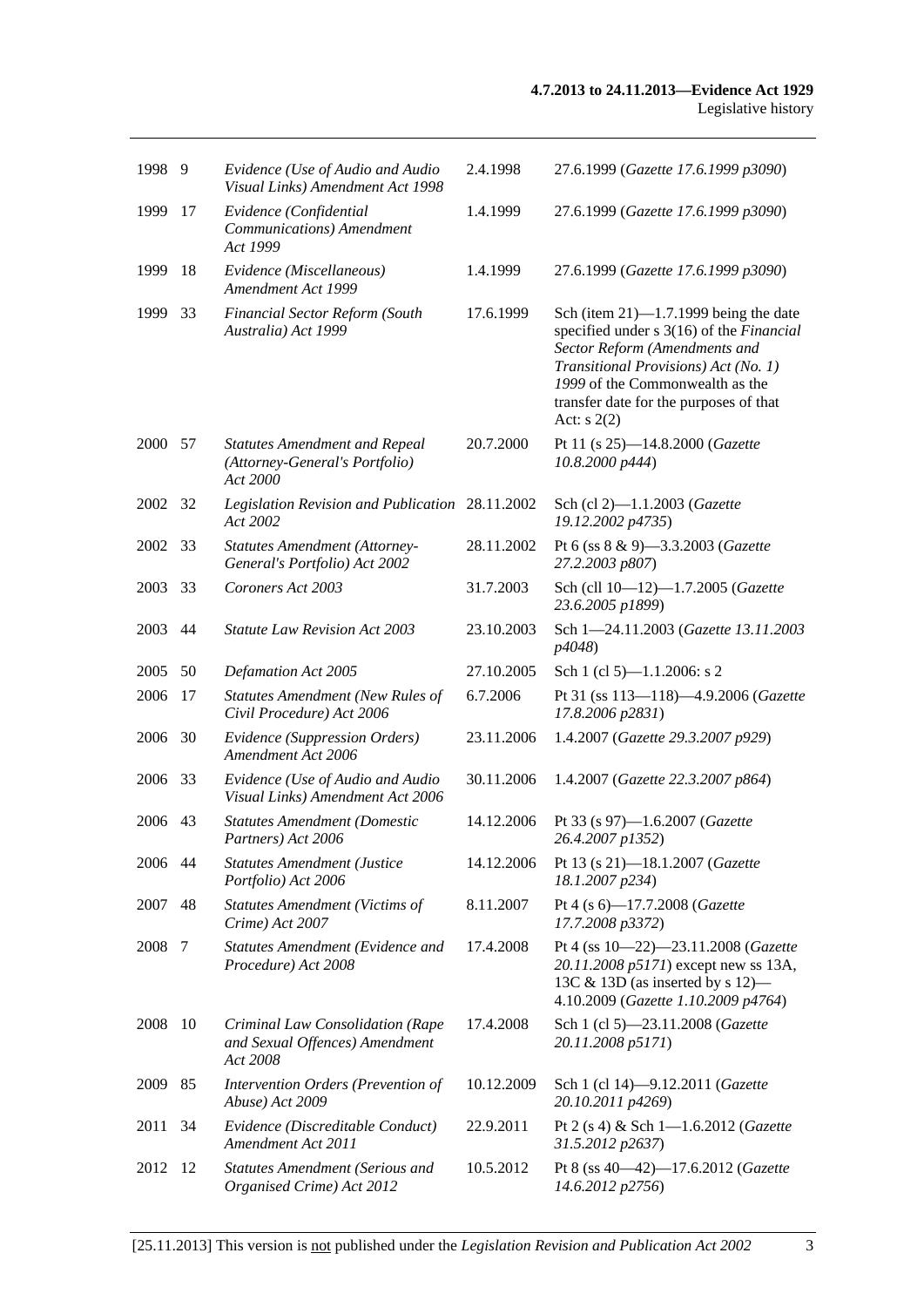| | | | | |
|---|---|---|---|---|
| 1998 | 9 | *Evidence (Use of Audio and Audio Visual Links) Amendment Act 1998* | 2.4.1998 | 27.6.1999 (*Gazette 17.6.1999 p3090*) |
| 1999 | 17 | *Evidence (Confidential Communications) Amendment Act 1999* | 1.4.1999 | 27.6.1999 (*Gazette 17.6.1999 p3090*) |
| 1999 | 18 | *Evidence (Miscellaneous) Amendment Act 1999* | 1.4.1999 | 27.6.1999 (*Gazette 17.6.1999 p3090*) |
| 1999 | 33 | *Financial Sector Reform (South Australia) Act 1999* | 17.6.1999 | Sch (item 21)—1.7.1999 being the date specified under s 3(16) of the *Financial Sector Reform (Amendments and Transitional Provisions) Act (No. 1) 1999* of the Commonwealth as the transfer date for the purposes of that Act: s 2(2) |
| 2000 | 57 | *Statutes Amendment and Repeal (Attorney-General's Portfolio) Act 2000* | 20.7.2000 | Pt 11 (s 25)—14.8.2000 (*Gazette 10.8.2000 p444*) |
| 2002 | 32 | *Legislation Revision and Publication Act 2002* | 28.11.2002 | Sch (cl 2)—1.1.2003 (*Gazette 19.12.2002 p4735*) |
| 2002 | 33 | *Statutes Amendment (Attorney-General's Portfolio) Act 2002* | 28.11.2002 | Pt 6 (ss 8 & 9)—3.3.2003 (*Gazette 27.2.2003 p807*) |
| 2003 | 33 | *Coroners Act 2003* | 31.7.2003 | Sch (cll 10—12)—1.7.2005 (*Gazette 23.6.2005 p1899*) |
| 2003 | 44 | *Statute Law Revision Act 2003* | 23.10.2003 | Sch 1—24.11.2003 (*Gazette 13.11.2003 p4048*) |
| 2005 | 50 | *Defamation Act 2005* | 27.10.2005 | Sch 1 (cl 5)—1.1.2006: s 2 |
| 2006 | 17 | *Statutes Amendment (New Rules of Civil Procedure) Act 2006* | 6.7.2006 | Pt 31 (ss 113—118)—4.9.2006 (*Gazette 17.8.2006 p2831*) |
| 2006 | 30 | *Evidence (Suppression Orders) Amendment Act 2006* | 23.11.2006 | 1.4.2007 (*Gazette 29.3.2007 p929*) |
| 2006 | 33 | *Evidence (Use of Audio and Audio Visual Links) Amendment Act 2006* | 30.11.2006 | 1.4.2007 (*Gazette 22.3.2007 p864*) |
| 2006 | 43 | *Statutes Amendment (Domestic Partners) Act 2006* | 14.12.2006 | Pt 33 (s 97)—1.6.2007 (*Gazette 26.4.2007 p1352*) |
| 2006 | 44 | *Statutes Amendment (Justice Portfolio) Act 2006* | 14.12.2006 | Pt 13 (s 21)—18.1.2007 (*Gazette 18.1.2007 p234*) |
| 2007 | 48 | *Statutes Amendment (Victims of Crime) Act 2007* | 8.11.2007 | Pt 4 (s 6)—17.7.2008 (*Gazette 17.7.2008 p3372*) |
| 2008 | 7 | *Statutes Amendment (Evidence and Procedure) Act 2008* | 17.4.2008 | Pt 4 (ss 10—22)—23.11.2008 (*Gazette 20.11.2008 p5171*) except new ss 13A, 13C & 13D (as inserted by s 12)—4.10.2009 (*Gazette 1.10.2009 p4764*) |
| 2008 | 10 | *Criminal Law Consolidation (Rape and Sexual Offences) Amendment Act 2008* | 17.4.2008 | Sch 1 (cl 5)—23.11.2008 (*Gazette 20.11.2008 p5171*) |
| 2009 | 85 | *Intervention Orders (Prevention of Abuse) Act 2009* | 10.12.2009 | Sch 1 (cl 14)—9.12.2011 (*Gazette 20.10.2011 p4269*) |
| 2011 | 34 | *Evidence (Discreditable Conduct) Amendment Act 2011* | 22.9.2011 | Pt 2 (s 4) & Sch 1—1.6.2012 (*Gazette 31.5.2012 p2637*) |
| 2012 | 12 | *Statutes Amendment (Serious and Organised Crime) Act 2012* | 10.5.2012 | Pt 8 (ss 40—42)—17.6.2012 (*Gazette 14.6.2012 p2756*) |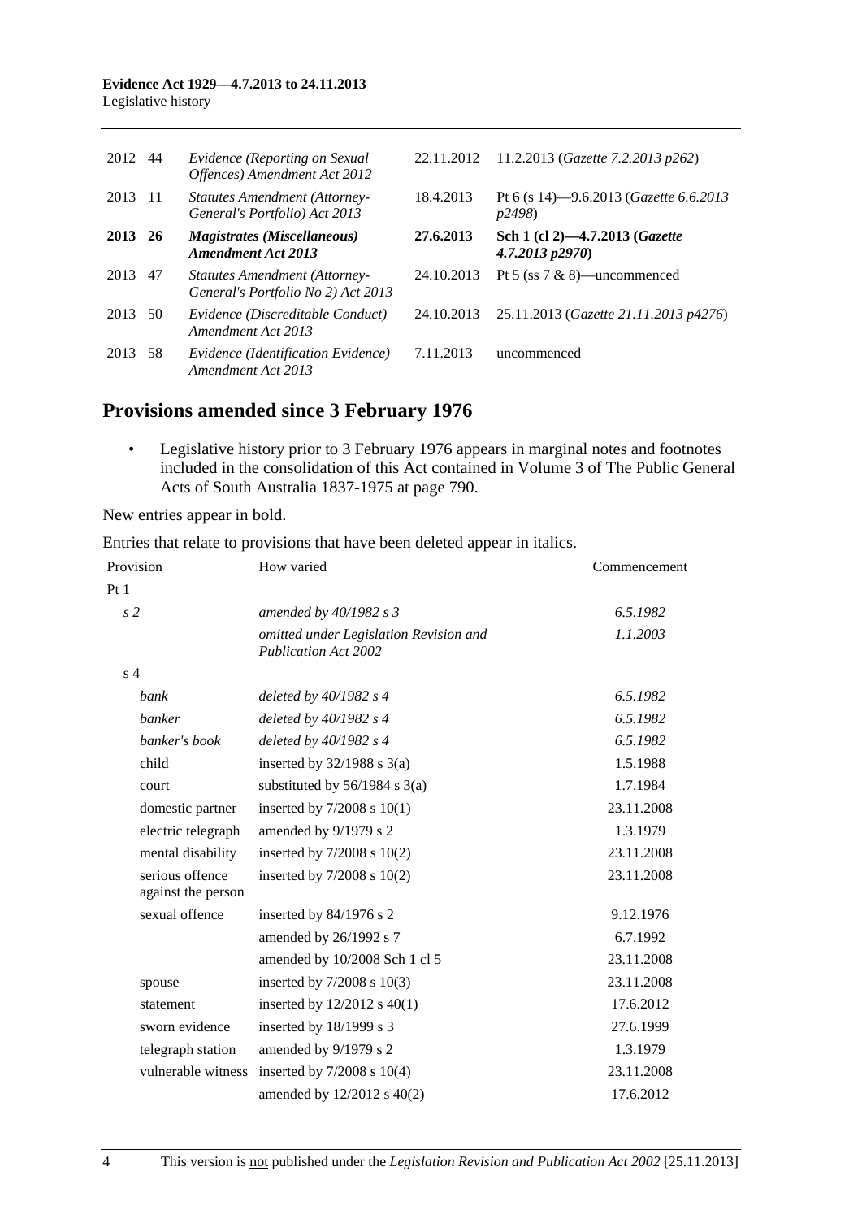| | | | | |
|---|---|---|---|---|
| 2012 | 44 | *Evidence (Reporting on Sexual Offences) Amendment Act 2012* | 22.11.2012 | 11.2.2013 (*Gazette 7.2.2013 p262*) |
| 2013 | 11 | *Statutes Amendment (Attorney-General's Portfolio) Act 2013* | 18.4.2013 | Pt 6 (s 14)—9.6.2013 (*Gazette 6.6.2013 p2498*) |
| **2013** | **26** | ***Magistrates (Miscellaneous) Amendment Act 2013*** | **27.6.2013** | **Sch 1 (cl 2)—4.7.2013 (*Gazette 4.7.2013 p2970*)** |
| 2013 | 47 | *Statutes Amendment (Attorney-General's Portfolio No 2) Act 2013* | 24.10.2013 | Pt 5 (ss 7 & 8)—uncommenced |
| 2013 | 50 | *Evidence (Discreditable Conduct) Amendment Act 2013* | 24.10.2013 | 25.11.2013 (*Gazette 21.11.2013 p4276*) |
| 2013 | 58 | *Evidence (Identification Evidence) Amendment Act 2013* | 7.11.2013 | uncommenced |

## Provisions amended since 3 February 1976

- Legislative history prior to 3 February 1976 appears in marginal notes and footnotes included in the consolidation of this Act contained in Volume 3 of The Public General Acts of South Australia 1837-1975 at page 790.

New entries appear in bold.

Entries that relate to provisions that have been deleted appear in italics.

| Provision | How varied | Commencement |
|---|---|---|
| Pt 1 | | |
| *s 2* | *amended by 40/1982 s 3* | *6.5.1982* |
| | *omitted under Legislation Revision and Publication Act 2002* | *1.1.2003* |
| s 4 | | |
| *bank* | *deleted by 40/1982 s 4* | *6.5.1982* |
| *banker* | *deleted by 40/1982 s 4* | *6.5.1982* |
| *banker's book* | *deleted by 40/1982 s 4* | *6.5.1982* |
| child | inserted by 32/1988 s 3(a) | 1.5.1988 |
| court | substituted by 56/1984 s 3(a) | 1.7.1984 |
| domestic partner | inserted by 7/2008 s 10(1) | 23.11.2008 |
| electric telegraph | amended by 9/1979 s 2 | 1.3.1979 |
| mental disability | inserted by 7/2008 s 10(2) | 23.11.2008 |
| serious offence against the person | inserted by 7/2008 s 10(2) | 23.11.2008 |
| sexual offence | inserted by 84/1976 s 2 | 9.12.1976 |
| | amended by 26/1992 s 7 | 6.7.1992 |
| | amended by 10/2008 Sch 1 cl 5 | 23.11.2008 |
| spouse | inserted by 7/2008 s 10(3) | 23.11.2008 |
| statement | inserted by 12/2012 s 40(1) | 17.6.2012 |
| sworn evidence | inserted by 18/1999 s 3 | 27.6.1999 |
| telegraph station | amended by 9/1979 s 2 | 1.3.1979 |
| vulnerable witness | inserted by 7/2008 s 10(4) | 23.11.2008 |
| | amended by 12/2012 s 40(2) | 17.6.2012 |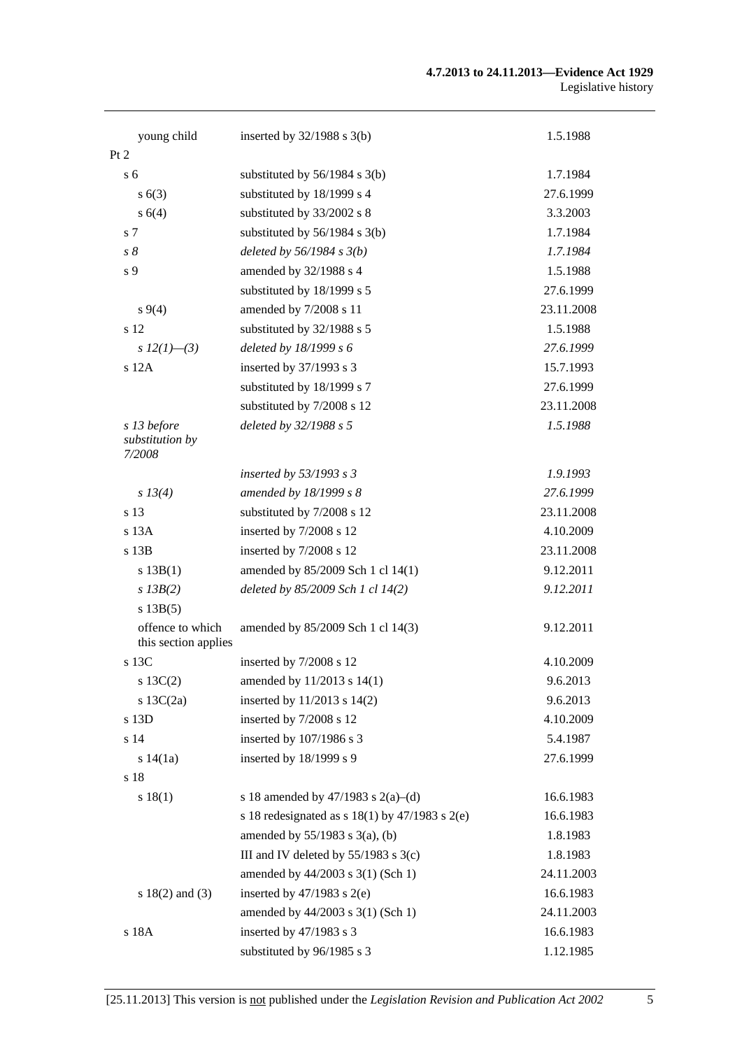| | | |
|---|---|---|
| young child | inserted by 32/1988 s 3(b) | 1.5.1988 |
| Pt 2 | | |
| s 6 | substituted by 56/1984 s 3(b) | 1.7.1984 |
| s 6(3) | substituted by 18/1999 s 4 | 27.6.1999 |
| s 6(4) | substituted by 33/2002 s 8 | 3.3.2003 |
| s 7 | substituted by 56/1984 s 3(b) | 1.7.1984 |
| *s 8* | *deleted by 56/1984 s 3(b)* | *1.7.1984* |
| s 9 | amended by 32/1988 s 4 | 1.5.1988 |
| | substituted by 18/1999 s 5 | 27.6.1999 |
| s 9(4) | amended by 7/2008 s 11 | 23.11.2008 |
| s 12 | substituted by 32/1988 s 5 | 1.5.1988 |
| *s 12(1)—(3)* | *deleted by 18/1999 s 6* | *27.6.1999* |
| s 12A | inserted by 37/1993 s 3 | 15.7.1993 |
| | substituted by 18/1999 s 7 | 27.6.1999 |
| | substituted by 7/2008 s 12 | 23.11.2008 |
| *s 13 before substitution by 7/2008* | *deleted by 32/1988 s 5* | *1.5.1988* |
| | *inserted by 53/1993 s 3* | *1.9.1993* |
| *s 13(4)* | *amended by 18/1999 s 8* | *27.6.1999* |
| s 13 | substituted by 7/2008 s 12 | 23.11.2008 |
| s 13A | inserted by 7/2008 s 12 | 4.10.2009 |
| s 13B | inserted by 7/2008 s 12 | 23.11.2008 |
| s 13B(1) | amended by 85/2009 Sch 1 cl 14(1) | 9.12.2011 |
| *s 13B(2)* | *deleted by 85/2009 Sch 1 cl 14(2)* | *9.12.2011* |
| s 13B(5) | | |
| offence to which this section applies | amended by 85/2009 Sch 1 cl 14(3) | 9.12.2011 |
| s 13C | inserted by 7/2008 s 12 | 4.10.2009 |
| s 13C(2) | amended by 11/2013 s 14(1) | 9.6.2013 |
| s 13C(2a) | inserted by 11/2013 s 14(2) | 9.6.2013 |
| s 13D | inserted by 7/2008 s 12 | 4.10.2009 |
| s 14 | inserted by 107/1986 s 3 | 5.4.1987 |
| s 14(1a) | inserted by 18/1999 s 9 | 27.6.1999 |
| s 18 | | |
| s 18(1) | s 18 amended by 47/1983 s 2(a)–(d) | 16.6.1983 |
| | s 18 redesignated as s 18(1) by 47/1983 s 2(e) | 16.6.1983 |
| | amended by 55/1983 s 3(a), (b) | 1.8.1983 |
| | III and IV deleted by 55/1983 s 3(c) | 1.8.1983 |
| | amended by 44/2003 s 3(1) (Sch 1) | 24.11.2003 |
| s 18(2) and (3) | inserted by 47/1983 s 2(e) | 16.6.1983 |
| | amended by 44/2003 s 3(1) (Sch 1) | 24.11.2003 |
| s 18A | inserted by 47/1983 s 3 | 16.6.1983 |
| | substituted by 96/1985 s 3 | 1.12.1985 |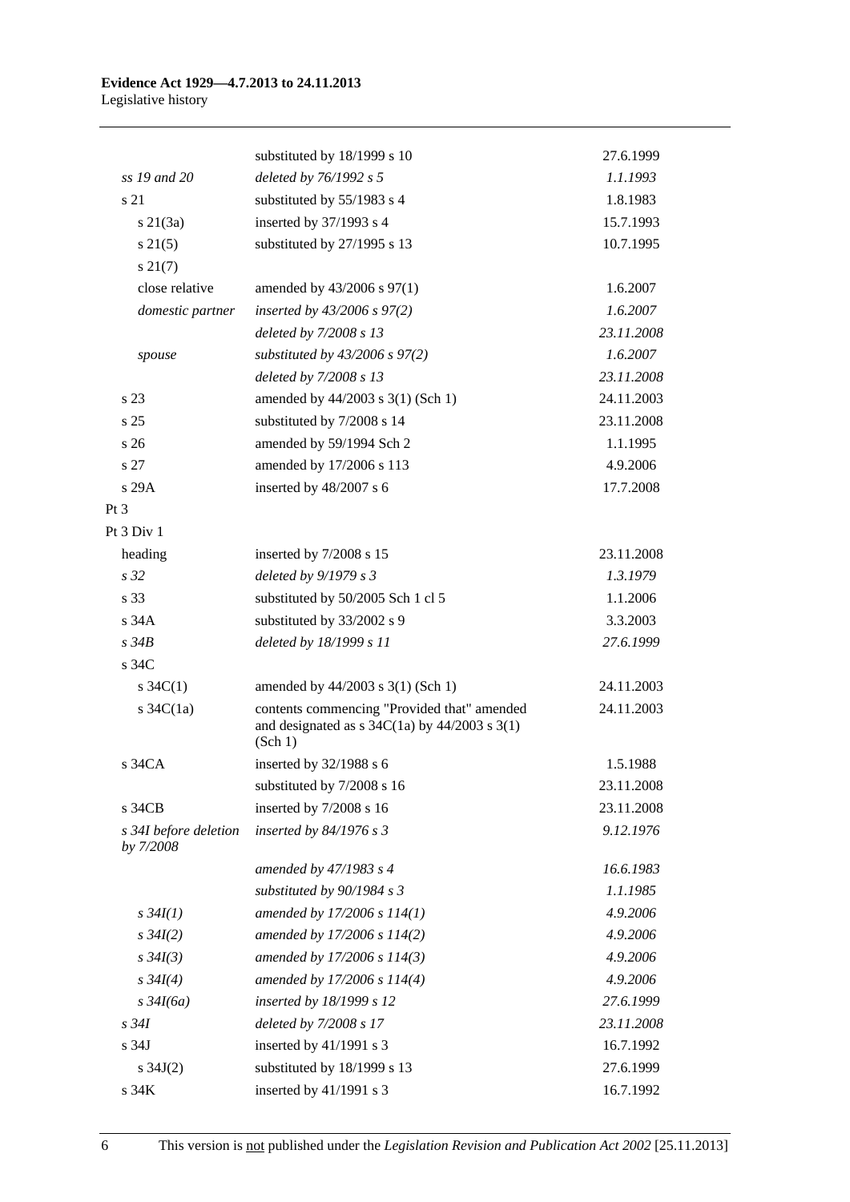| | | |
|---|---|---|
| | substituted by 18/1999 s 10 | 27.6.1999 |
| *ss 19 and 20* | *deleted by 76/1992 s 5* | *1.1.1993* |
| s 21 | substituted by 55/1983 s 4 | 1.8.1983 |
| s 21(3a) | inserted by 37/1993 s 4 | 15.7.1993 |
| s 21(5) | substituted by 27/1995 s 13 | 10.7.1995 |
| s 21(7) | | |
| close relative | amended by 43/2006 s 97(1) | 1.6.2007 |
| *domestic partner* | *inserted by 43/2006 s 97(2)* | *1.6.2007* |
| | *deleted by 7/2008 s 13* | *23.11.2008* |
| *spouse* | *substituted by 43/2006 s 97(2)* | *1.6.2007* |
| | *deleted by 7/2008 s 13* | *23.11.2008* |
| s 23 | amended by 44/2003 s 3(1) (Sch 1) | 24.11.2003 |
| s 25 | substituted by 7/2008 s 14 | 23.11.2008 |
| s 26 | amended by 59/1994 Sch 2 | 1.1.1995 |
| s 27 | amended by 17/2006 s 113 | 4.9.2006 |
| s 29A | inserted by 48/2007 s 6 | 17.7.2008 |
| Pt 3 | | |
| Pt 3 Div 1 | | |
| heading | inserted by 7/2008 s 15 | 23.11.2008 |
| *s 32* | *deleted by 9/1979 s 3* | *1.3.1979* |
| s 33 | substituted by 50/2005 Sch 1 cl 5 | 1.1.2006 |
| s 34A | substituted by 33/2002 s 9 | 3.3.2003 |
| *s 34B* | *deleted by 18/1999 s 11* | *27.6.1999* |
| s 34C | | |
| s 34C(1) | amended by 44/2003 s 3(1) (Sch 1) | 24.11.2003 |
| s 34C(1a) | contents commencing "Provided that" amended and designated as s 34C(1a) by 44/2003 s 3(1) (Sch 1) | 24.11.2003 |
| s 34CA | inserted by 32/1988 s 6 | 1.5.1988 |
| | substituted by 7/2008 s 16 | 23.11.2008 |
| s 34CB | inserted by 7/2008 s 16 | 23.11.2008 |
| *s 34I before deletion by 7/2008* | *inserted by 84/1976 s 3* | *9.12.1976* |
| | *amended by 47/1983 s 4* | *16.6.1983* |
| | *substituted by 90/1984 s 3* | *1.1.1985* |
| *s 34I(1)* | *amended by 17/2006 s 114(1)* | *4.9.2006* |
| *s 34I(2)* | *amended by 17/2006 s 114(2)* | *4.9.2006* |
| *s 34I(3)* | *amended by 17/2006 s 114(3)* | *4.9.2006* |
| *s 34I(4)* | *amended by 17/2006 s 114(4)* | *4.9.2006* |
| *s 34I(6a)* | *inserted by 18/1999 s 12* | *27.6.1999* |
| *s 34I* | *deleted by 7/2008 s 17* | *23.11.2008* |
| s 34J | inserted by 41/1991 s 3 | 16.7.1992 |
| s 34J(2) | substituted by 18/1999 s 13 | 27.6.1999 |
| s 34K | inserted by 41/1991 s 3 | 16.7.1992 |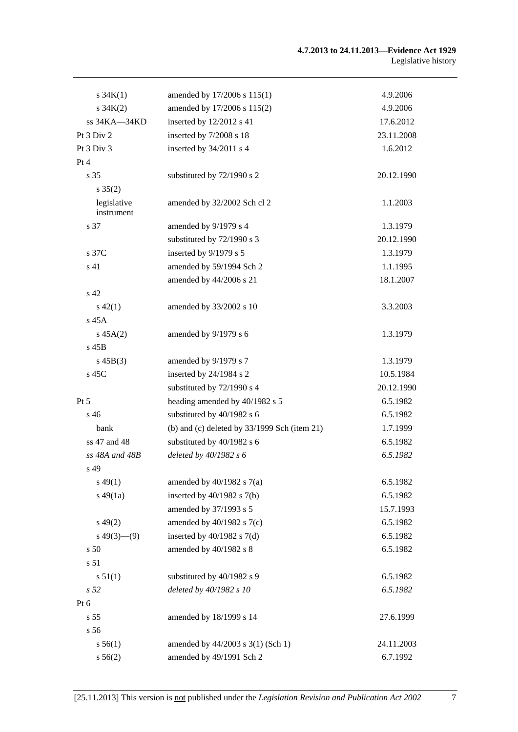| | | |
|---|---|---|
| s 34K(1) | amended by 17/2006 s 115(1) | 4.9.2006 |
| s 34K(2) | amended by 17/2006 s 115(2) | 4.9.2006 |
| ss 34KA—34KD | inserted by 12/2012 s 41 | 17.6.2012 |
| Pt 3 Div 2 | inserted by 7/2008 s 18 | 23.11.2008 |
| Pt 3 Div 3 | inserted by 34/2011 s 4 | 1.6.2012 |
| Pt 4 | | |
| s 35 | substituted by 72/1990 s 2 | 20.12.1990 |
| s 35(2) | | |
| legislative instrument | amended by 32/2002 Sch cl 2 | 1.1.2003 |
| s 37 | amended by 9/1979 s 4 | 1.3.1979 |
| | substituted by 72/1990 s 3 | 20.12.1990 |
| s 37C | inserted by 9/1979 s 5 | 1.3.1979 |
| s 41 | amended by 59/1994 Sch 2 | 1.1.1995 |
| | amended by 44/2006 s 21 | 18.1.2007 |
| s 42 | | |
| s 42(1) | amended by 33/2002 s 10 | 3.3.2003 |
| s 45A | | |
| s 45A(2) | amended by 9/1979 s 6 | 1.3.1979 |
| s 45B | | |
| s 45B(3) | amended by 9/1979 s 7 | 1.3.1979 |
| s 45C | inserted by 24/1984 s 2 | 10.5.1984 |
| | substituted by 72/1990 s 4 | 20.12.1990 |
| Pt 5 | heading amended by 40/1982 s 5 | 6.5.1982 |
| s 46 | substituted by 40/1982 s 6 | 6.5.1982 |
| bank | (b) and (c) deleted by 33/1999 Sch (item 21) | 1.7.1999 |
| ss 47 and 48 | substituted by 40/1982 s 6 | 6.5.1982 |
| *ss 48A and 48B* | *deleted by 40/1982 s 6* | *6.5.1982* |
| s 49 | | |
| s 49(1) | amended by 40/1982 s 7(a) | 6.5.1982 |
| s 49(1a) | inserted by 40/1982 s 7(b) | 6.5.1982 |
| | amended by 37/1993 s 5 | 15.7.1993 |
| s 49(2) | amended by 40/1982 s 7(c) | 6.5.1982 |
| s 49(3)—(9) | inserted by 40/1982 s 7(d) | 6.5.1982 |
| s 50 | amended by 40/1982 s 8 | 6.5.1982 |
| s 51 | | |
| s 51(1) | substituted by 40/1982 s 9 | 6.5.1982 |
| *s 52* | *deleted by 40/1982 s 10* | *6.5.1982* |
| Pt 6 | | |
| s 55 | amended by 18/1999 s 14 | 27.6.1999 |
| s 56 | | |
| s 56(1) | amended by 44/2003 s 3(1) (Sch 1) | 24.11.2003 |
| s 56(2) | amended by 49/1991 Sch 2 | 6.7.1992 |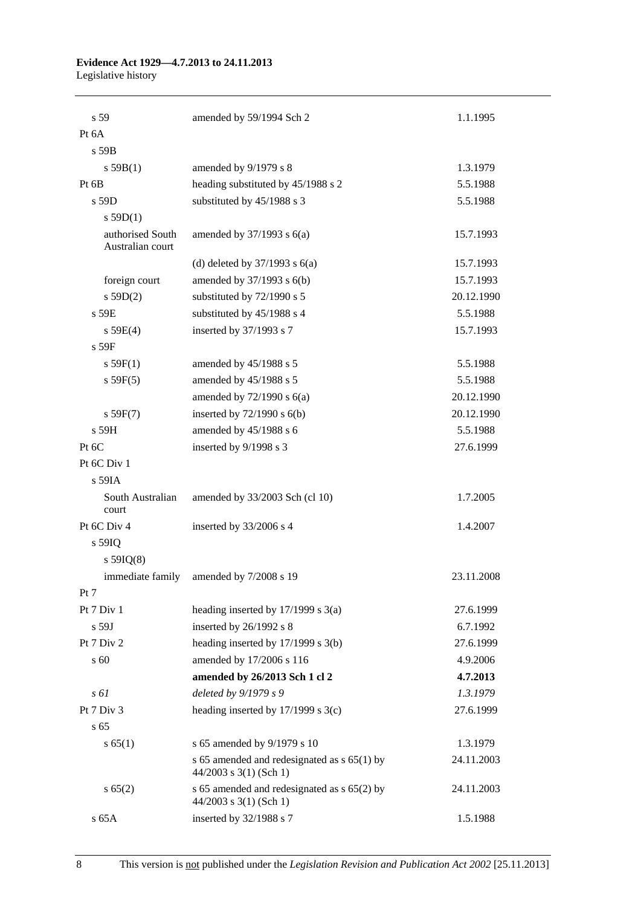| | | |
|---|---|---|
| s 59 | amended by 59/1994 Sch 2 | 1.1.1995 |
| Pt 6A | | |
| s 59B | | |
| s 59B(1) | amended by 9/1979 s 8 | 1.3.1979 |
| Pt 6B | heading substituted by 45/1988 s 2 | 5.5.1988 |
| s 59D | substituted by 45/1988 s 3 | 5.5.1988 |
| s 59D(1) | | |
| authorised South Australian court | amended by 37/1993 s 6(a) | 15.7.1993 |
| | (d) deleted by 37/1993 s 6(a) | 15.7.1993 |
| foreign court | amended by 37/1993 s 6(b) | 15.7.1993 |
| s 59D(2) | substituted by 72/1990 s 5 | 20.12.1990 |
| s 59E | substituted by 45/1988 s 4 | 5.5.1988 |
| s 59E(4) | inserted by 37/1993 s 7 | 15.7.1993 |
| s 59F | | |
| s 59F(1) | amended by 45/1988 s 5 | 5.5.1988 |
| s 59F(5) | amended by 45/1988 s 5 | 5.5.1988 |
| | amended by 72/1990 s 6(a) | 20.12.1990 |
| s 59F(7) | inserted by 72/1990 s 6(b) | 20.12.1990 |
| s 59H | amended by 45/1988 s 6 | 5.5.1988 |
| Pt 6C | inserted by 9/1998 s 3 | 27.6.1999 |
| Pt 6C Div 1 | | |
| s 59IA | | |
| South Australian court | amended by 33/2003 Sch (cl 10) | 1.7.2005 |
| Pt 6C Div 4 | inserted by 33/2006 s 4 | 1.4.2007 |
| s 59IQ | | |
| s 59IQ(8) | | |
| immediate family | amended by 7/2008 s 19 | 23.11.2008 |
| Pt 7 | | |
| Pt 7 Div 1 | heading inserted by 17/1999 s 3(a) | 27.6.1999 |
| s 59J | inserted by 26/1992 s 8 | 6.7.1992 |
| Pt 7 Div 2 | heading inserted by 17/1999 s 3(b) | 27.6.1999 |
| s 60 | amended by 17/2006 s 116 | 4.9.2006 |
| | **amended by 26/2013 Sch 1 cl 2** | **4.7.2013** |
| *s 61* | *deleted by 9/1979 s 9* | *1.3.1979* |
| Pt 7 Div 3 | heading inserted by 17/1999 s 3(c) | 27.6.1999 |
| s 65 | | |
| s 65(1) | s 65 amended by 9/1979 s 10 | 1.3.1979 |
| | s 65 amended and redesignated as s 65(1) by 44/2003 s 3(1) (Sch 1) | 24.11.2003 |
| s 65(2) | s 65 amended and redesignated as s 65(2) by 44/2003 s 3(1) (Sch 1) | 24.11.2003 |
| s 65A | inserted by 32/1988 s 7 | 1.5.1988 |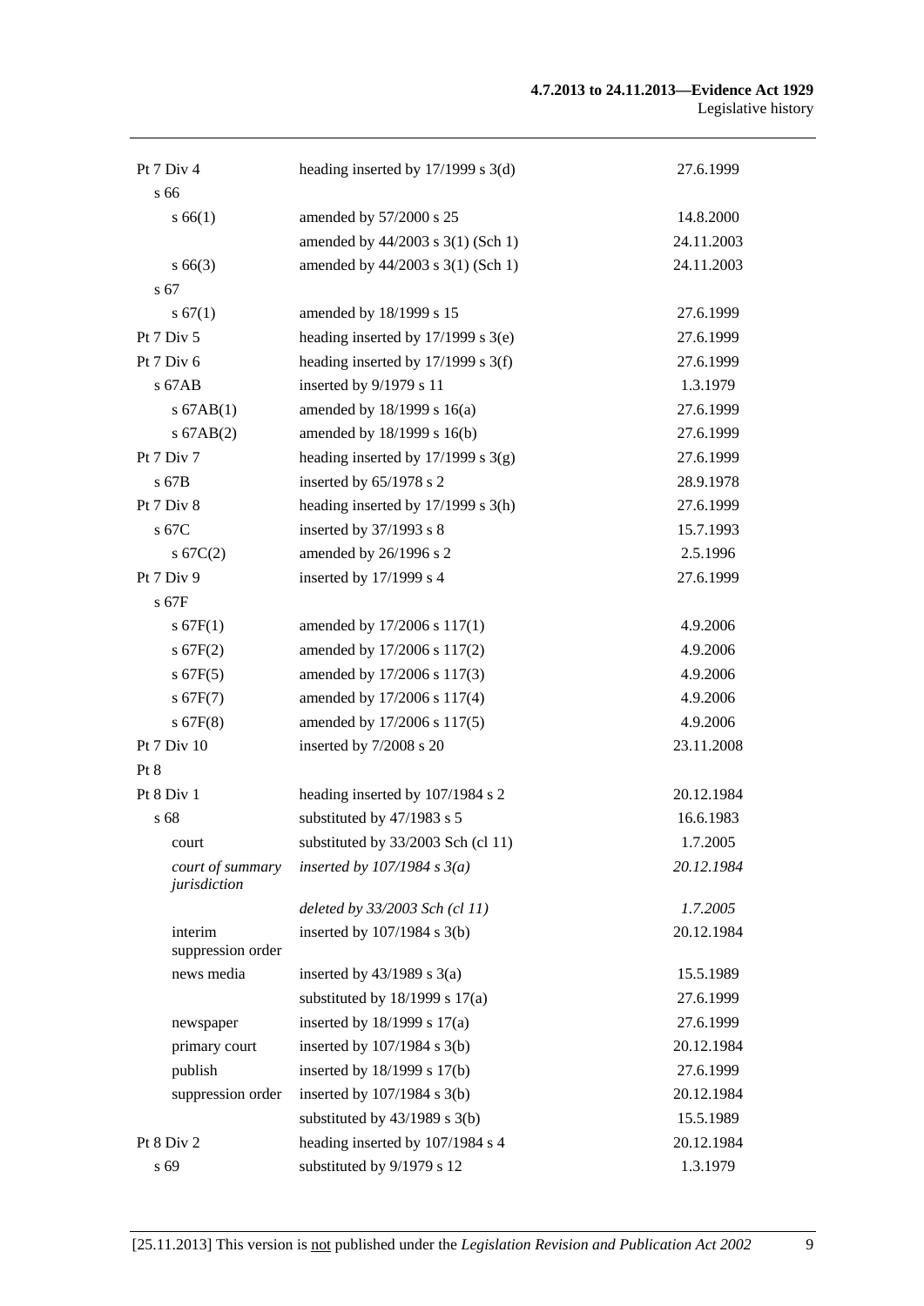| | | |
|---|---|---|
| Pt 7 Div 4 | heading inserted by 17/1999 s 3(d) | 27.6.1999 |
| s 66 | | |
| s 66(1) | amended by 57/2000 s 25 | 14.8.2000 |
| | amended by 44/2003 s 3(1) (Sch 1) | 24.11.2003 |
| s 66(3) | amended by 44/2003 s 3(1) (Sch 1) | 24.11.2003 |
| s 67 | | |
| s 67(1) | amended by 18/1999 s 15 | 27.6.1999 |
| Pt 7 Div 5 | heading inserted by 17/1999 s 3(e) | 27.6.1999 |
| Pt 7 Div 6 | heading inserted by 17/1999 s 3(f) | 27.6.1999 |
| s 67AB | inserted by 9/1979 s 11 | 1.3.1979 |
| s 67AB(1) | amended by 18/1999 s 16(a) | 27.6.1999 |
| s 67AB(2) | amended by 18/1999 s 16(b) | 27.6.1999 |
| Pt 7 Div 7 | heading inserted by 17/1999 s 3(g) | 27.6.1999 |
| s 67B | inserted by 65/1978 s 2 | 28.9.1978 |
| Pt 7 Div 8 | heading inserted by 17/1999 s 3(h) | 27.6.1999 |
| s 67C | inserted by 37/1993 s 8 | 15.7.1993 |
| s 67C(2) | amended by 26/1996 s 2 | 2.5.1996 |
| Pt 7 Div 9 | inserted by 17/1999 s 4 | 27.6.1999 |
| s 67F | | |
| s 67F(1) | amended by 17/2006 s 117(1) | 4.9.2006 |
| s 67F(2) | amended by 17/2006 s 117(2) | 4.9.2006 |
| s 67F(5) | amended by 17/2006 s 117(3) | 4.9.2006 |
| s 67F(7) | amended by 17/2006 s 117(4) | 4.9.2006 |
| s 67F(8) | amended by 17/2006 s 117(5) | 4.9.2006 |
| Pt 7 Div 10 | inserted by 7/2008 s 20 | 23.11.2008 |
| Pt 8 | | |
| Pt 8 Div 1 | heading inserted by 107/1984 s 2 | 20.12.1984 |
| s 68 | substituted by 47/1983 s 5 | 16.6.1983 |
| court | substituted by 33/2003 Sch (cl 11) | 1.7.2005 |
| *court of summary jurisdiction* | *inserted by 107/1984 s 3(a)* | *20.12.1984* |
| | *deleted by 33/2003 Sch (cl 11)* | *1.7.2005* |
| interim suppression order | inserted by 107/1984 s 3(b) | 20.12.1984 |
| news media | inserted by 43/1989 s 3(a) | 15.5.1989 |
| | substituted by 18/1999 s 17(a) | 27.6.1999 |
| newspaper | inserted by 18/1999 s 17(a) | 27.6.1999 |
| primary court | inserted by 107/1984 s 3(b) | 20.12.1984 |
| publish | inserted by 18/1999 s 17(b) | 27.6.1999 |
| suppression order | inserted by 107/1984 s 3(b) | 20.12.1984 |
| | substituted by 43/1989 s 3(b) | 15.5.1989 |
| Pt 8 Div 2 | heading inserted by 107/1984 s 4 | 20.12.1984 |
| s 69 | substituted by 9/1979 s 12 | 1.3.1979 |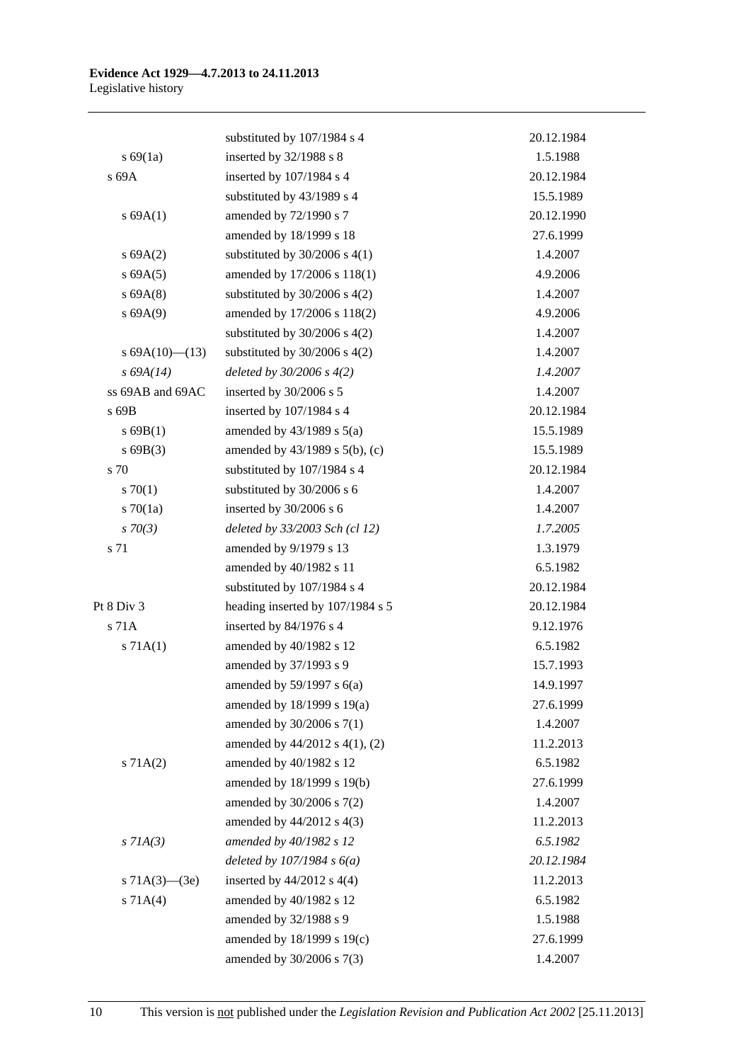| | | |
|---|---|---|
| | substituted by 107/1984 s 4 | 20.12.1984 |
| s 69(1a) | inserted by 32/1988 s 8 | 1.5.1988 |
| s 69A | inserted by 107/1984 s 4 | 20.12.1984 |
| | substituted by 43/1989 s 4 | 15.5.1989 |
| s 69A(1) | amended by 72/1990 s 7 | 20.12.1990 |
| | amended by 18/1999 s 18 | 27.6.1999 |
| s 69A(2) | substituted by 30/2006 s 4(1) | 1.4.2007 |
| s 69A(5) | amended by 17/2006 s 118(1) | 4.9.2006 |
| s 69A(8) | substituted by 30/2006 s 4(2) | 1.4.2007 |
| s 69A(9) | amended by 17/2006 s 118(2) | 4.9.2006 |
| | substituted by 30/2006 s 4(2) | 1.4.2007 |
| s 69A(10)—(13) | substituted by 30/2006 s 4(2) | 1.4.2007 |
| *s 69A(14)* | *deleted by 30/2006 s 4(2)* | *1.4.2007* |
| ss 69AB and 69AC | inserted by 30/2006 s 5 | 1.4.2007 |
| s 69B | inserted by 107/1984 s 4 | 20.12.1984 |
| s 69B(1) | amended by 43/1989 s 5(a) | 15.5.1989 |
| s 69B(3) | amended by 43/1989 s 5(b), (c) | 15.5.1989 |
| s 70 | substituted by 107/1984 s 4 | 20.12.1984 |
| s 70(1) | substituted by 30/2006 s 6 | 1.4.2007 |
| s 70(1a) | inserted by 30/2006 s 6 | 1.4.2007 |
| *s 70(3)* | *deleted by 33/2003 Sch (cl 12)* | *1.7.2005* |
| s 71 | amended by 9/1979 s 13 | 1.3.1979 |
| | amended by 40/1982 s 11 | 6.5.1982 |
| | substituted by 107/1984 s 4 | 20.12.1984 |
| Pt 8 Div 3 | heading inserted by 107/1984 s 5 | 20.12.1984 |
| s 71A | inserted by 84/1976 s 4 | 9.12.1976 |
| s 71A(1) | amended by 40/1982 s 12 | 6.5.1982 |
| | amended by 37/1993 s 9 | 15.7.1993 |
| | amended by 59/1997 s 6(a) | 14.9.1997 |
| | amended by 18/1999 s 19(a) | 27.6.1999 |
| | amended by 30/2006 s 7(1) | 1.4.2007 |
| | amended by 44/2012 s 4(1), (2) | 11.2.2013 |
| s 71A(2) | amended by 40/1982 s 12 | 6.5.1982 |
| | amended by 18/1999 s 19(b) | 27.6.1999 |
| | amended by 30/2006 s 7(2) | 1.4.2007 |
| | amended by 44/2012 s 4(3) | 11.2.2013 |
| *s 71A(3)* | *amended by 40/1982 s 12* | *6.5.1982* |
| | *deleted by 107/1984 s 6(a)* | *20.12.1984* |
| s 71A(3)—(3e) | inserted by 44/2012 s 4(4) | 11.2.2013 |
| s 71A(4) | amended by 40/1982 s 12 | 6.5.1982 |
| | amended by 32/1988 s 9 | 1.5.1988 |
| | amended by 18/1999 s 19(c) | 27.6.1999 |
| | amended by 30/2006 s 7(3) | 1.4.2007 |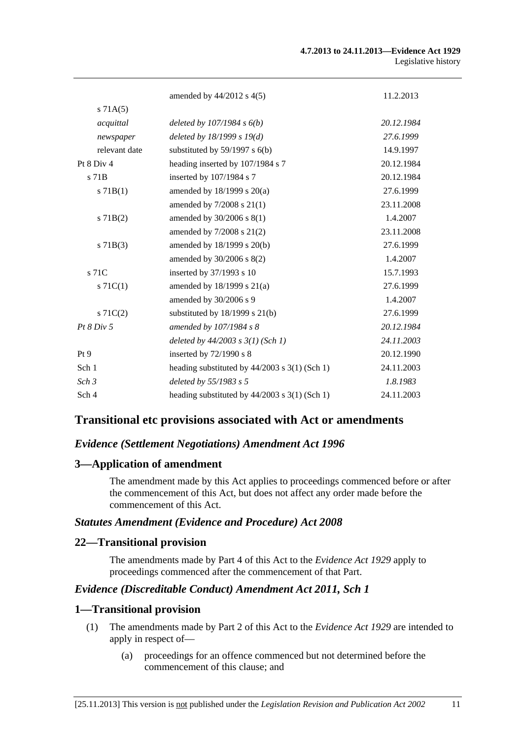| | | |
|---|---|---|
| | amended by 44/2012 s 4(5) | 11.2.2013 |
| s 71A(5) | | |
| *acquittal* | *deleted by 107/1984 s 6(b)* | *20.12.1984* |
| *newspaper* | *deleted by 18/1999 s 19(d)* | *27.6.1999* |
| relevant date | substituted by 59/1997 s 6(b) | 14.9.1997 |
| Pt 8 Div 4 | heading inserted by 107/1984 s 7 | 20.12.1984 |
| s 71B | inserted by 107/1984 s 7 | 20.12.1984 |
| s 71B(1) | amended by 18/1999 s 20(a) | 27.6.1999 |
| | amended by 7/2008 s 21(1) | 23.11.2008 |
| s 71B(2) | amended by 30/2006 s 8(1) | 1.4.2007 |
| | amended by 7/2008 s 21(2) | 23.11.2008 |
| s 71B(3) | amended by 18/1999 s 20(b) | 27.6.1999 |
| | amended by 30/2006 s 8(2) | 1.4.2007 |
| s 71C | inserted by 37/1993 s 10 | 15.7.1993 |
| s 71C(1) | amended by 18/1999 s 21(a) | 27.6.1999 |
| | amended by 30/2006 s 9 | 1.4.2007 |
| s 71C(2) | substituted by 18/1999 s 21(b) | 27.6.1999 |
| *Pt 8 Div 5* | *amended by 107/1984 s 8* | *20.12.1984* |
| | *deleted by 44/2003 s 3(1) (Sch 1)* | *24.11.2003* |
| Pt 9 | inserted by 72/1990 s 8 | 20.12.1990 |
| Sch 1 | heading substituted by 44/2003 s 3(1) (Sch 1) | 24.11.2003 |
| *Sch 3* | *deleted by 55/1983 s 5* | *1.8.1983* |
| Sch 4 | heading substituted by 44/2003 s 3(1) (Sch 1) | 24.11.2003 |

## Transitional etc provisions associated with Act or amendments

### *Evidence (Settlement Negotiations) Amendment Act 1996*

### 3—Application of amendment

The amendment made by this Act applies to proceedings commenced before or after the commencement of this Act, but does not affect any order made before the commencement of this Act.

### *Statutes Amendment (Evidence and Procedure) Act 2008*

### 22—Transitional provision

The amendments made by Part 4 of this Act to the *Evidence Act 1929* apply to proceedings commenced after the commencement of that Part.

### *Evidence (Discreditable Conduct) Amendment Act 2011, Sch 1*

### 1—Transitional provision

(1) The amendments made by Part 2 of this Act to the *Evidence Act 1929* are intended to apply in respect of—

(a) proceedings for an offence commenced but not determined before the commencement of this clause; and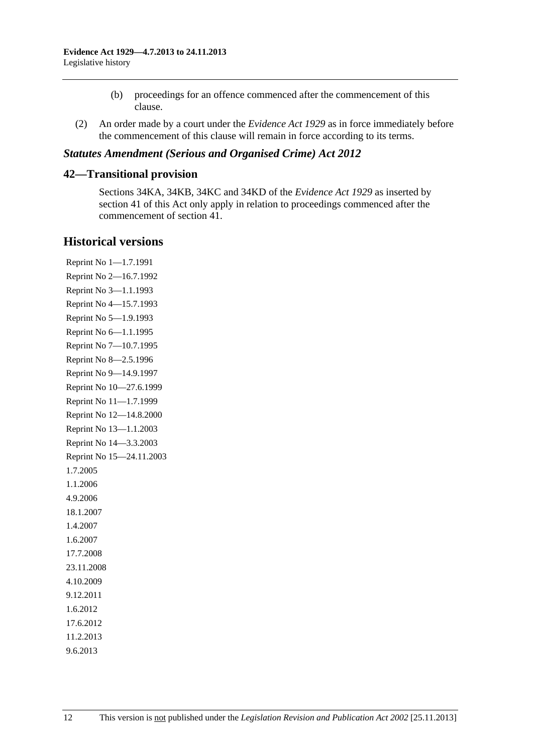(b) proceedings for an offence commenced after the commencement of this clause.

(2) An order made by a court under the *Evidence Act 1929* as in force immediately before the commencement of this clause will remain in force according to its terms.

### *Statutes Amendment (Serious and Organised Crime) Act 2012*

### 42—Transitional provision

Sections 34KA, 34KB, 34KC and 34KD of the *Evidence Act 1929* as inserted by section 41 of this Act only apply in relation to proceedings commenced after the commencement of section 41.

## Historical versions

Reprint No 1—1.7.1991
Reprint No 2—16.7.1992
Reprint No 3—1.1.1993
Reprint No 4—15.7.1993
Reprint No 5—1.9.1993
Reprint No 6—1.1.1995
Reprint No 7—10.7.1995
Reprint No 8—2.5.1996
Reprint No 9—14.9.1997
Reprint No 10—27.6.1999
Reprint No 11—1.7.1999
Reprint No 12—14.8.2000
Reprint No 13—1.1.2003
Reprint No 14—3.3.2003
Reprint No 15—24.11.2003
1.7.2005
1.1.2006
4.9.2006
18.1.2007
1.4.2007
1.6.2007
17.7.2008
23.11.2008
4.10.2009
9.12.2011
1.6.2012
17.6.2012
11.2.2013
9.6.2013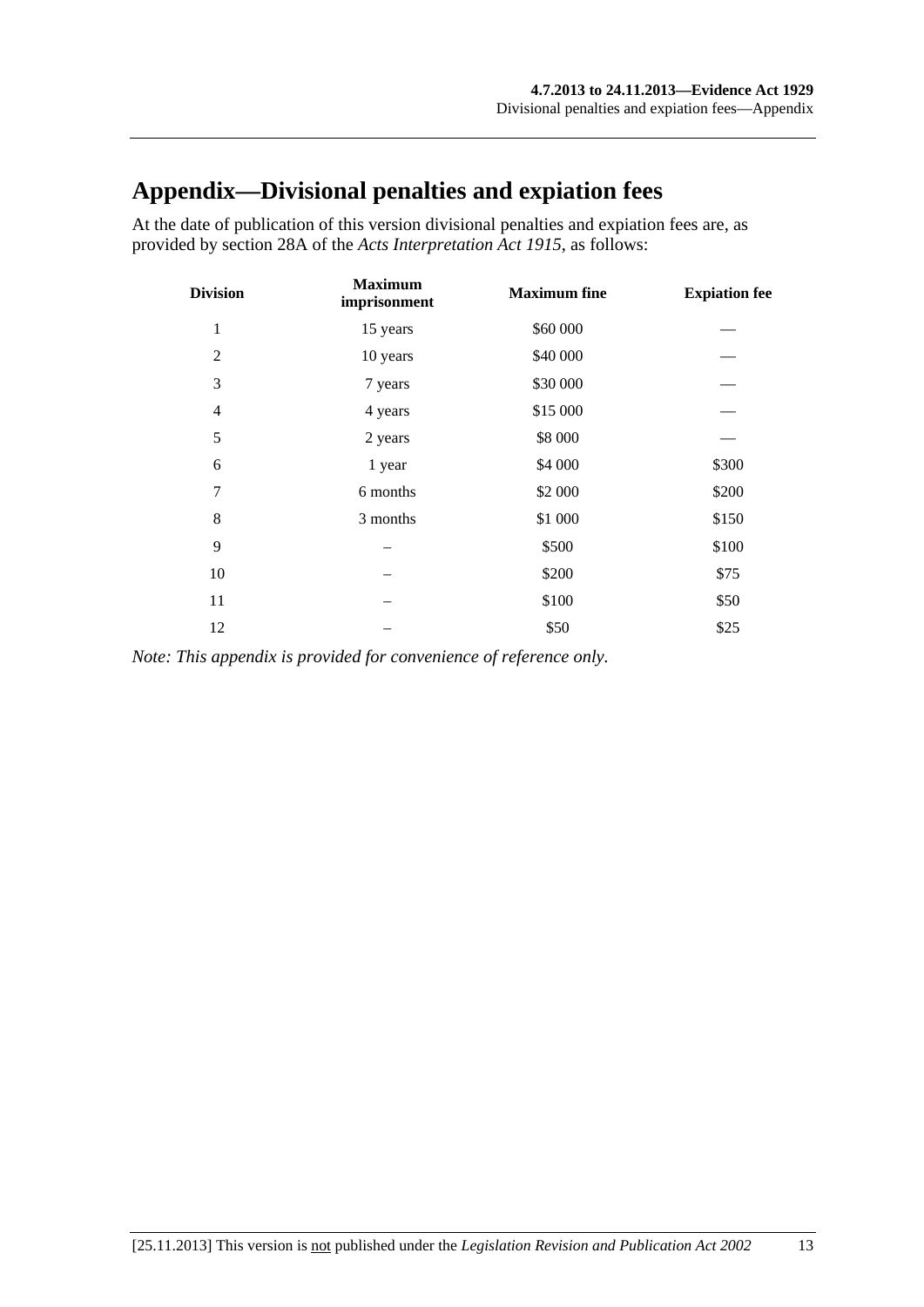# Appendix—Divisional penalties and expiation fees

At the date of publication of this version divisional penalties and expiation fees are, as provided by section 28A of the *Acts Interpretation Act 1915*, as follows:

| Division | Maximum imprisonment | Maximum fine | Expiation fee |
|---|---|---|---|
| 1 | 15 years | $60 000 | — |
| 2 | 10 years | $40 000 | — |
| 3 | 7 years | $30 000 | — |
| 4 | 4 years | $15 000 | — |
| 5 | 2 years | $8 000 | — |
| 6 | 1 year | $4 000 | $300 |
| 7 | 6 months | $2 000 | $200 |
| 8 | 3 months | $1 000 | $150 |
| 9 | – | $500 | $100 |
| 10 | – | $200 | $75 |
| 11 | – | $100 | $50 |
| 12 | – | $50 | $25 |

*Note: This appendix is provided for convenience of reference only.*